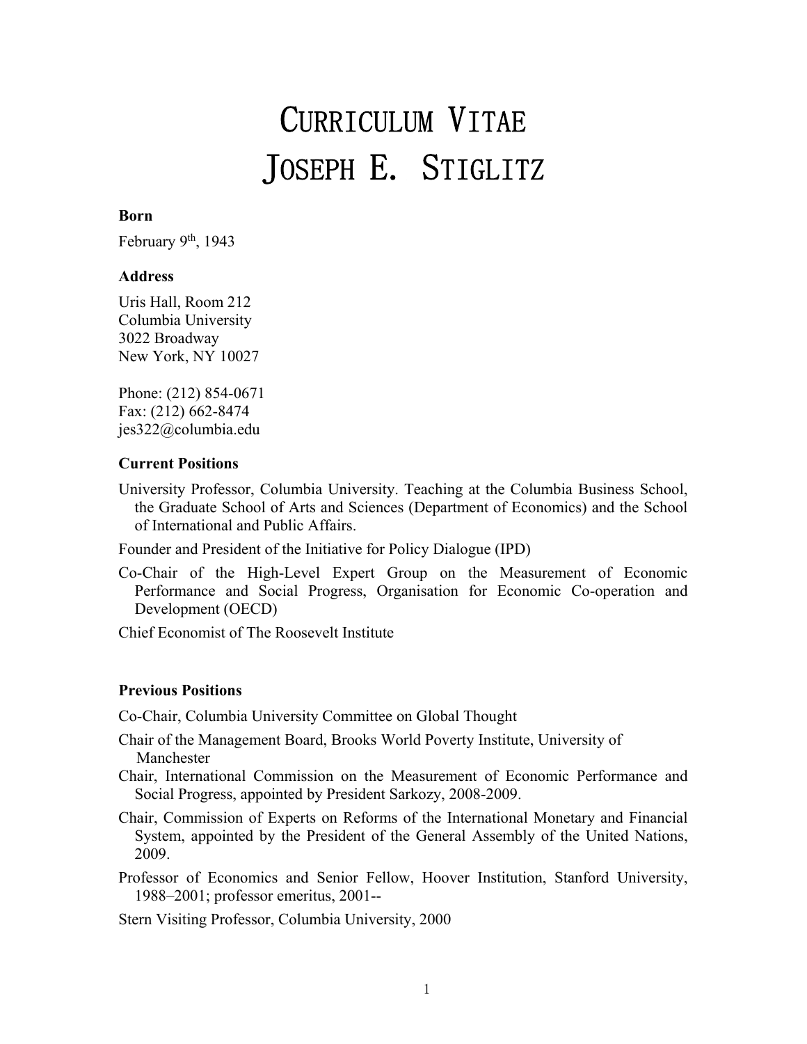# CURRICULUM VITAE
# JOSEPH E. STIGLITZ

**Born**

February 9th, 1943

**Address**

Uris Hall, Room 212
Columbia University
3022 Broadway
New York, NY 10027

Phone: (212) 854-0671
Fax: (212) 662-8474
jes322@columbia.edu

**Current Positions**

University Professor, Columbia University. Teaching at the Columbia Business School, the Graduate School of Arts and Sciences (Department of Economics) and the School of International and Public Affairs.

Founder and President of the Initiative for Policy Dialogue (IPD)

Co-Chair of the High-Level Expert Group on the Measurement of Economic Performance and Social Progress, Organisation for Economic Co-operation and Development (OECD)

Chief Economist of The Roosevelt Institute

**Previous Positions**

Co-Chair, Columbia University Committee on Global Thought

Chair of the Management Board, Brooks World Poverty Institute, University of Manchester

Chair, International Commission on the Measurement of Economic Performance and Social Progress, appointed by President Sarkozy, 2008-2009.

Chair, Commission of Experts on Reforms of the International Monetary and Financial System, appointed by the President of the General Assembly of the United Nations, 2009.

Professor of Economics and Senior Fellow, Hoover Institution, Stanford University, 1988–2001; professor emeritus, 2001--

Stern Visiting Professor, Columbia University, 2000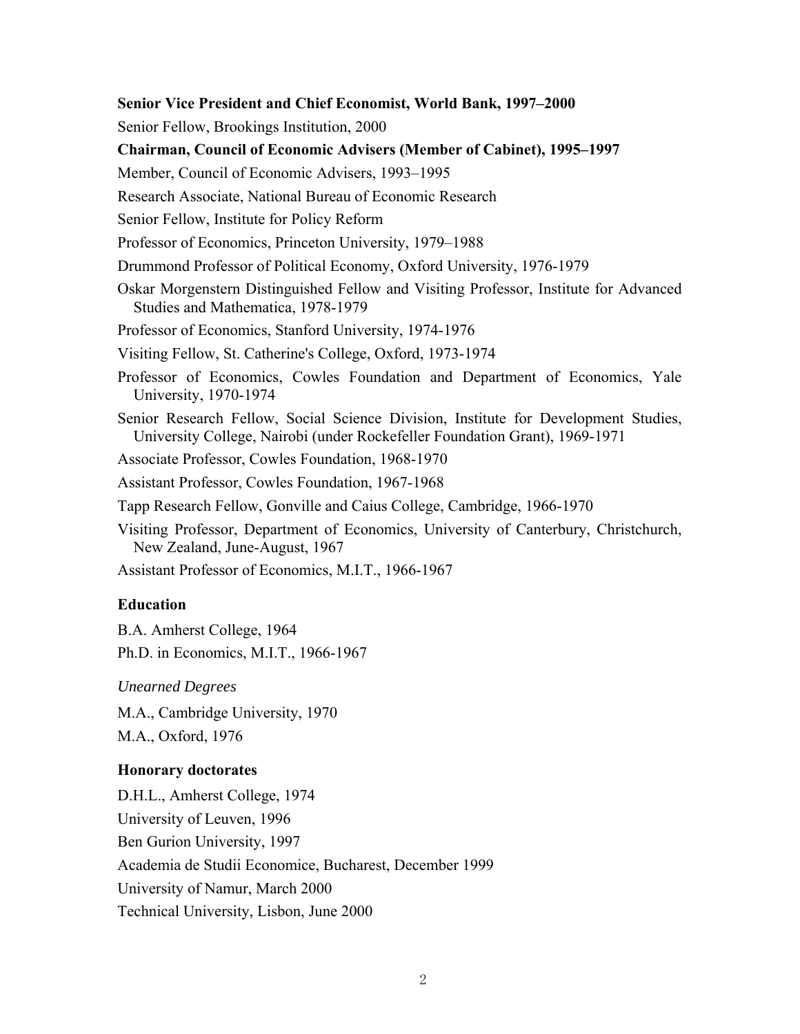**Senior Vice President and Chief Economist, World Bank, 1997–2000**

Senior Fellow, Brookings Institution, 2000

**Chairman, Council of Economic Advisers (Member of Cabinet), 1995–1997**

Member, Council of Economic Advisers, 1993–1995

Research Associate, National Bureau of Economic Research

Senior Fellow, Institute for Policy Reform

Professor of Economics, Princeton University, 1979–1988

Drummond Professor of Political Economy, Oxford University, 1976-1979

Oskar Morgenstern Distinguished Fellow and Visiting Professor, Institute for Advanced Studies and Mathematica, 1978-1979

Professor of Economics, Stanford University, 1974-1976

Visiting Fellow, St. Catherine's College, Oxford, 1973-1974

Professor of Economics, Cowles Foundation and Department of Economics, Yale University, 1970-1974

Senior Research Fellow, Social Science Division, Institute for Development Studies, University College, Nairobi (under Rockefeller Foundation Grant), 1969-1971

Associate Professor, Cowles Foundation, 1968-1970

Assistant Professor, Cowles Foundation, 1967-1968

Tapp Research Fellow, Gonville and Caius College, Cambridge, 1966-1970

Visiting Professor, Department of Economics, University of Canterbury, Christchurch, New Zealand, June-August, 1967

Assistant Professor of Economics, M.I.T., 1966-1967

## Education

B.A. Amherst College, 1964

Ph.D. in Economics, M.I.T., 1966-1967

*Unearned Degrees*

M.A., Cambridge University, 1970

M.A., Oxford, 1976

## Honorary doctorates

D.H.L., Amherst College, 1974

University of Leuven, 1996

Ben Gurion University, 1997

Academia de Studii Economice, Bucharest, December 1999

University of Namur, March 2000

Technical University, Lisbon, June 2000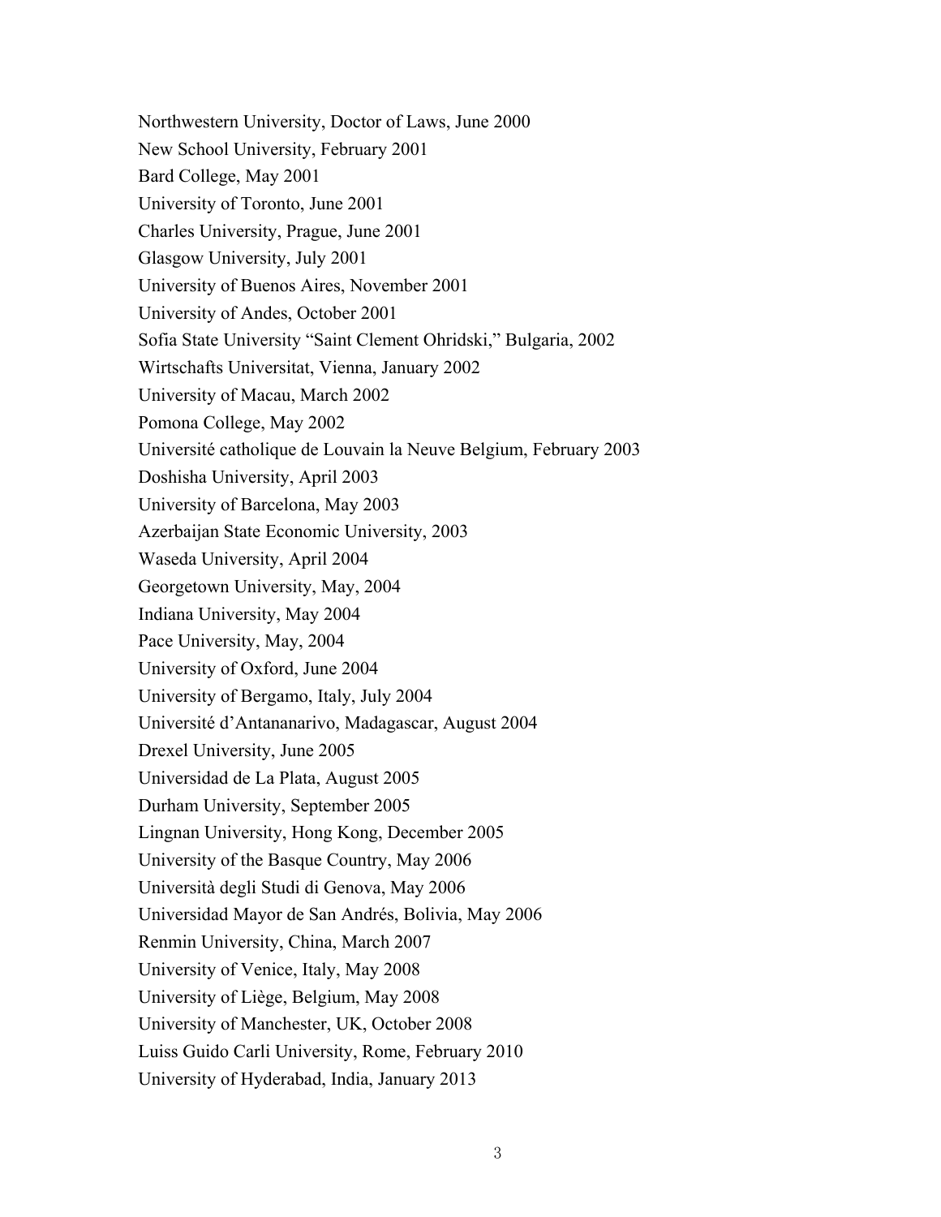Northwestern University, Doctor of Laws, June 2000

New School University, February 2001

Bard College, May 2001

University of Toronto, June 2001

Charles University, Prague, June 2001

Glasgow University, July 2001

University of Buenos Aires, November 2001

University of Andes, October 2001

Sofia State University "Saint Clement Ohridski," Bulgaria, 2002

Wirtschafts Universitat, Vienna, January 2002

University of Macau, March 2002

Pomona College, May 2002

Université catholique de Louvain la Neuve Belgium, February 2003

Doshisha University, April 2003

University of Barcelona, May 2003

Azerbaijan State Economic University, 2003

Waseda University, April 2004

Georgetown University, May, 2004

Indiana University, May 2004

Pace University, May, 2004

University of Oxford, June 2004

University of Bergamo, Italy, July 2004

Université d'Antananarivo, Madagascar, August 2004

Drexel University, June 2005

Universidad de La Plata, August 2005

Durham University, September 2005

Lingnan University, Hong Kong, December 2005

University of the Basque Country, May 2006

Università degli Studi di Genova, May 2006

Universidad Mayor de San Andrés, Bolivia, May 2006

Renmin University, China, March 2007

University of Venice, Italy, May 2008

University of Liège, Belgium, May 2008

University of Manchester, UK, October 2008

Luiss Guido Carli University, Rome, February 2010

University of Hyderabad, India, January 2013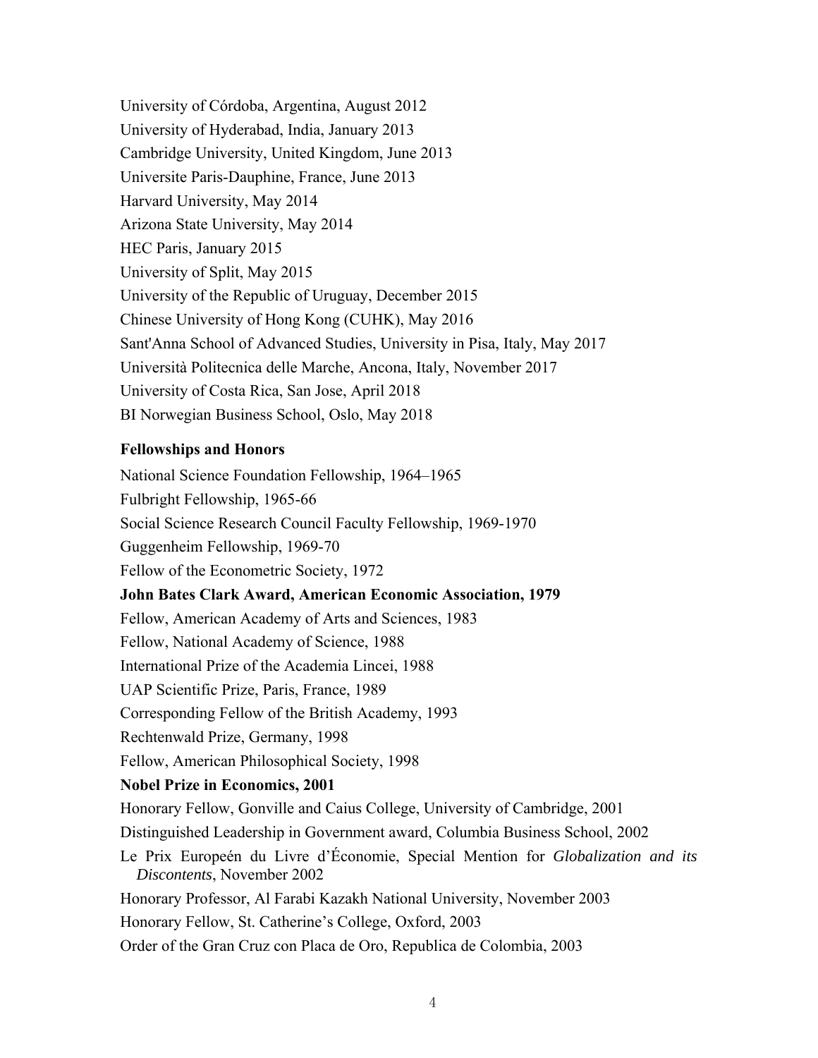University of Córdoba, Argentina, August 2012

University of Hyderabad, India, January 2013

Cambridge University, United Kingdom, June 2013

Universite Paris-Dauphine, France, June 2013

Harvard University, May 2014

Arizona State University, May 2014

HEC Paris, January 2015

University of Split, May 2015

University of the Republic of Uruguay, December 2015

Chinese University of Hong Kong (CUHK), May 2016

Sant'Anna School of Advanced Studies, University in Pisa, Italy, May 2017

Università Politecnica delle Marche, Ancona, Italy, November 2017

University of Costa Rica, San Jose, April 2018

BI Norwegian Business School, Oslo, May 2018

**Fellowships and Honors**

National Science Foundation Fellowship, 1964–1965

Fulbright Fellowship, 1965-66

Social Science Research Council Faculty Fellowship, 1969-1970

Guggenheim Fellowship, 1969-70

Fellow of the Econometric Society, 1972

**John Bates Clark Award, American Economic Association, 1979**

Fellow, American Academy of Arts and Sciences, 1983

Fellow, National Academy of Science, 1988

International Prize of the Academia Lincei, 1988

UAP Scientific Prize, Paris, France, 1989

Corresponding Fellow of the British Academy, 1993

Rechtenwald Prize, Germany, 1998

Fellow, American Philosophical Society, 1998

**Nobel Prize in Economics, 2001**

Honorary Fellow, Gonville and Caius College, University of Cambridge, 2001

Distinguished Leadership in Government award, Columbia Business School, 2002

Le Prix Europeén du Livre d'Économie, Special Mention for *Globalization and its Discontents*, November 2002

Honorary Professor, Al Farabi Kazakh National University, November 2003

Honorary Fellow, St. Catherine's College, Oxford, 2003

Order of the Gran Cruz con Placa de Oro, Republica de Colombia, 2003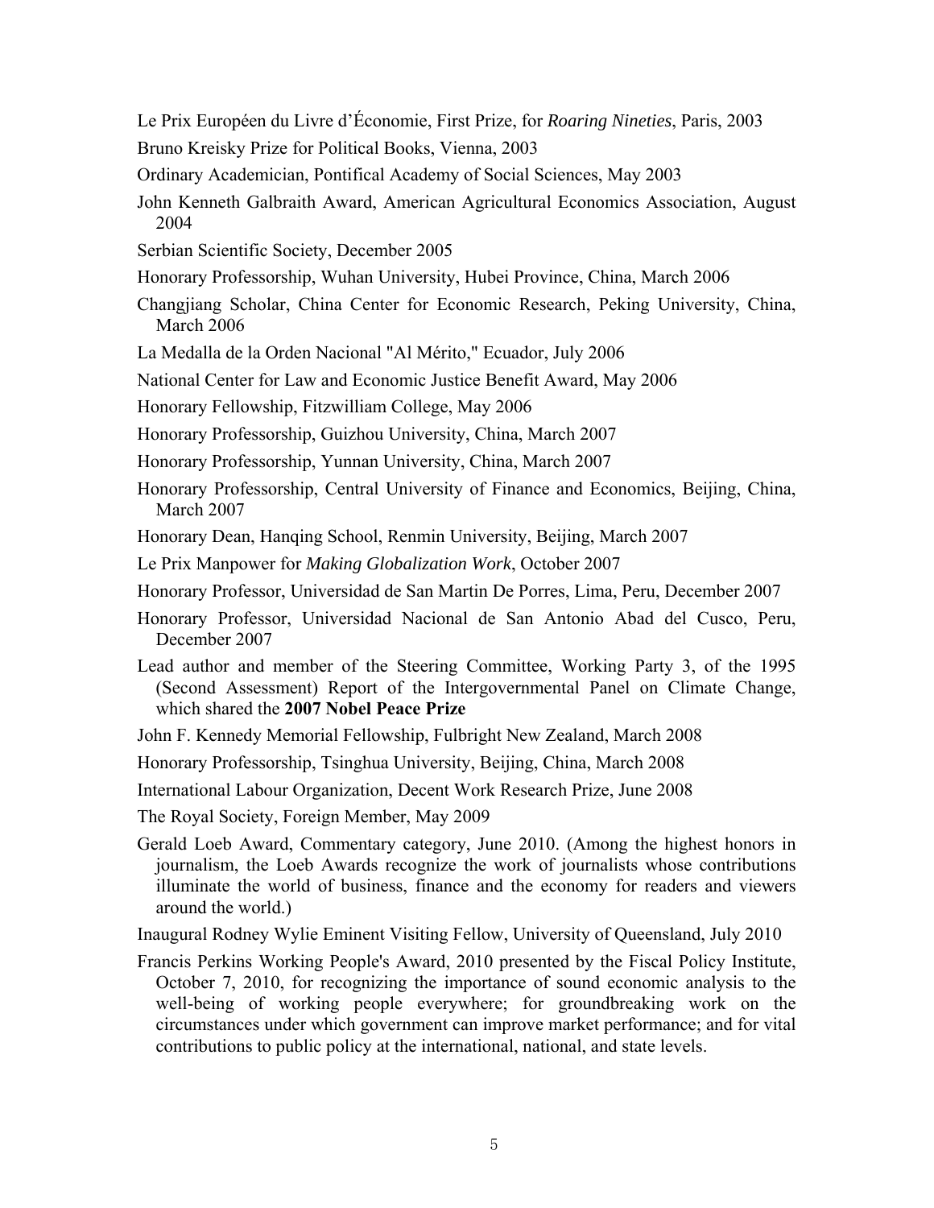Le Prix Européen du Livre d'Économie, First Prize, for *Roaring Nineties*, Paris, 2003

Bruno Kreisky Prize for Political Books, Vienna, 2003

Ordinary Academician, Pontifical Academy of Social Sciences, May 2003

John Kenneth Galbraith Award, American Agricultural Economics Association, August 2004

Serbian Scientific Society, December 2005

Honorary Professorship, Wuhan University, Hubei Province, China, March 2006

Changjiang Scholar, China Center for Economic Research, Peking University, China, March 2006

La Medalla de la Orden Nacional "Al Mérito," Ecuador, July 2006

National Center for Law and Economic Justice Benefit Award, May 2006

Honorary Fellowship, Fitzwilliam College, May 2006

Honorary Professorship, Guizhou University, China, March 2007

Honorary Professorship, Yunnan University, China, March 2007

Honorary Professorship, Central University of Finance and Economics, Beijing, China, March 2007

Honorary Dean, Hanqing School, Renmin University, Beijing, March 2007

Le Prix Manpower for *Making Globalization Work*, October 2007

Honorary Professor, Universidad de San Martin De Porres, Lima, Peru, December 2007

Honorary Professor, Universidad Nacional de San Antonio Abad del Cusco, Peru, December 2007

Lead author and member of the Steering Committee, Working Party 3, of the 1995 (Second Assessment) Report of the Intergovernmental Panel on Climate Change, which shared the **2007 Nobel Peace Prize**

John F. Kennedy Memorial Fellowship, Fulbright New Zealand, March 2008

Honorary Professorship, Tsinghua University, Beijing, China, March 2008

International Labour Organization, Decent Work Research Prize, June 2008

The Royal Society, Foreign Member, May 2009

Gerald Loeb Award, Commentary category, June 2010. (Among the highest honors in journalism, the Loeb Awards recognize the work of journalists whose contributions illuminate the world of business, finance and the economy for readers and viewers around the world.)

Inaugural Rodney Wylie Eminent Visiting Fellow, University of Queensland, July 2010

Francis Perkins Working People's Award, 2010 presented by the Fiscal Policy Institute, October 7, 2010, for recognizing the importance of sound economic analysis to the well-being of working people everywhere; for groundbreaking work on the circumstances under which government can improve market performance; and for vital contributions to public policy at the international, national, and state levels.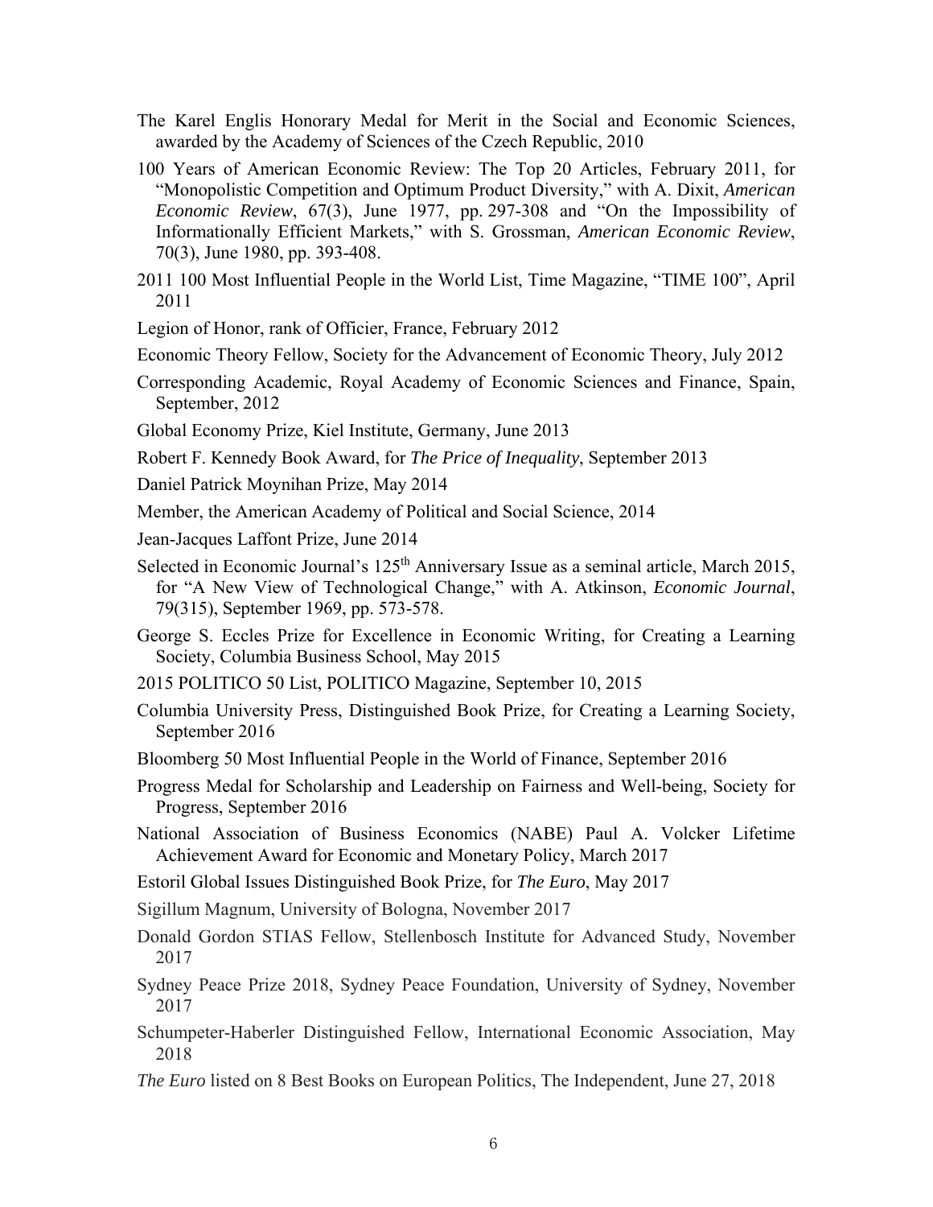The Karel Englis Honorary Medal for Merit in the Social and Economic Sciences, awarded by the Academy of Sciences of the Czech Republic, 2010

100 Years of American Economic Review: The Top 20 Articles, February 2011, for "Monopolistic Competition and Optimum Product Diversity," with A. Dixit, *American Economic Review*, 67(3), June 1977, pp. 297-308 and "On the Impossibility of Informationally Efficient Markets," with S. Grossman, *American Economic Review*, 70(3), June 1980, pp. 393-408.

2011 100 Most Influential People in the World List, Time Magazine, "TIME 100", April 2011

Legion of Honor, rank of Officier, France, February 2012

Economic Theory Fellow, Society for the Advancement of Economic Theory, July 2012

Corresponding Academic, Royal Academy of Economic Sciences and Finance, Spain, September, 2012

Global Economy Prize, Kiel Institute, Germany, June 2013

Robert F. Kennedy Book Award, for *The Price of Inequality*, September 2013

Daniel Patrick Moynihan Prize, May 2014

Member, the American Academy of Political and Social Science, 2014

Jean-Jacques Laffont Prize, June 2014

Selected in Economic Journal's 125th Anniversary Issue as a seminal article, March 2015, for "A New View of Technological Change," with A. Atkinson, *Economic Journal*, 79(315), September 1969, pp. 573-578.

George S. Eccles Prize for Excellence in Economic Writing, for Creating a Learning Society, Columbia Business School, May 2015

2015 POLITICO 50 List, POLITICO Magazine, September 10, 2015

Columbia University Press, Distinguished Book Prize, for Creating a Learning Society, September 2016

Bloomberg 50 Most Influential People in the World of Finance, September 2016

Progress Medal for Scholarship and Leadership on Fairness and Well-being, Society for Progress, September 2016

National Association of Business Economics (NABE) Paul A. Volcker Lifetime Achievement Award for Economic and Monetary Policy, March 2017

Estoril Global Issues Distinguished Book Prize, for *The Euro*, May 2017

Sigillum Magnum, University of Bologna, November 2017

Donald Gordon STIAS Fellow, Stellenbosch Institute for Advanced Study, November 2017

Sydney Peace Prize 2018, Sydney Peace Foundation, University of Sydney, November 2017

Schumpeter-Haberler Distinguished Fellow, International Economic Association, May 2018

*The Euro* listed on 8 Best Books on European Politics, The Independent, June 27, 2018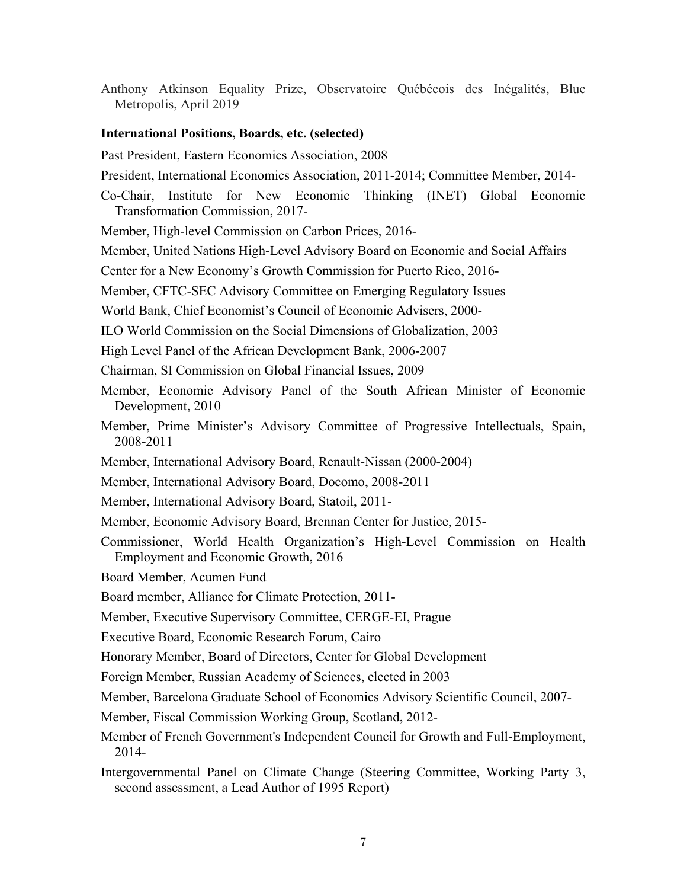Anthony Atkinson Equality Prize, Observatoire Québécois des Inégalités, Blue Metropolis, April 2019

**International Positions, Boards, etc. (selected)**

Past President, Eastern Economics Association, 2008

President, International Economics Association, 2011-2014; Committee Member, 2014-

Co-Chair, Institute for New Economic Thinking (INET) Global Economic Transformation Commission, 2017-

Member, High-level Commission on Carbon Prices, 2016-

Member, United Nations High-Level Advisory Board on Economic and Social Affairs

Center for a New Economy's Growth Commission for Puerto Rico, 2016-

Member, CFTC-SEC Advisory Committee on Emerging Regulatory Issues

World Bank, Chief Economist's Council of Economic Advisers, 2000-

ILO World Commission on the Social Dimensions of Globalization, 2003

High Level Panel of the African Development Bank, 2006-2007

Chairman, SI Commission on Global Financial Issues, 2009

Member, Economic Advisory Panel of the South African Minister of Economic Development, 2010

Member, Prime Minister's Advisory Committee of Progressive Intellectuals, Spain, 2008-2011

Member, International Advisory Board, Renault-Nissan (2000-2004)

Member, International Advisory Board, Docomo, 2008-2011

Member, International Advisory Board, Statoil, 2011-

Member, Economic Advisory Board, Brennan Center for Justice, 2015-

Commissioner, World Health Organization's High-Level Commission on Health Employment and Economic Growth, 2016

Board Member, Acumen Fund

Board member, Alliance for Climate Protection, 2011-

Member, Executive Supervisory Committee, CERGE-EI, Prague

Executive Board, Economic Research Forum, Cairo

Honorary Member, Board of Directors, Center for Global Development

Foreign Member, Russian Academy of Sciences, elected in 2003

Member, Barcelona Graduate School of Economics Advisory Scientific Council, 2007-

Member, Fiscal Commission Working Group, Scotland, 2012-

Member of French Government's Independent Council for Growth and Full-Employment, 2014-

Intergovernmental Panel on Climate Change (Steering Committee, Working Party 3, second assessment, a Lead Author of 1995 Report)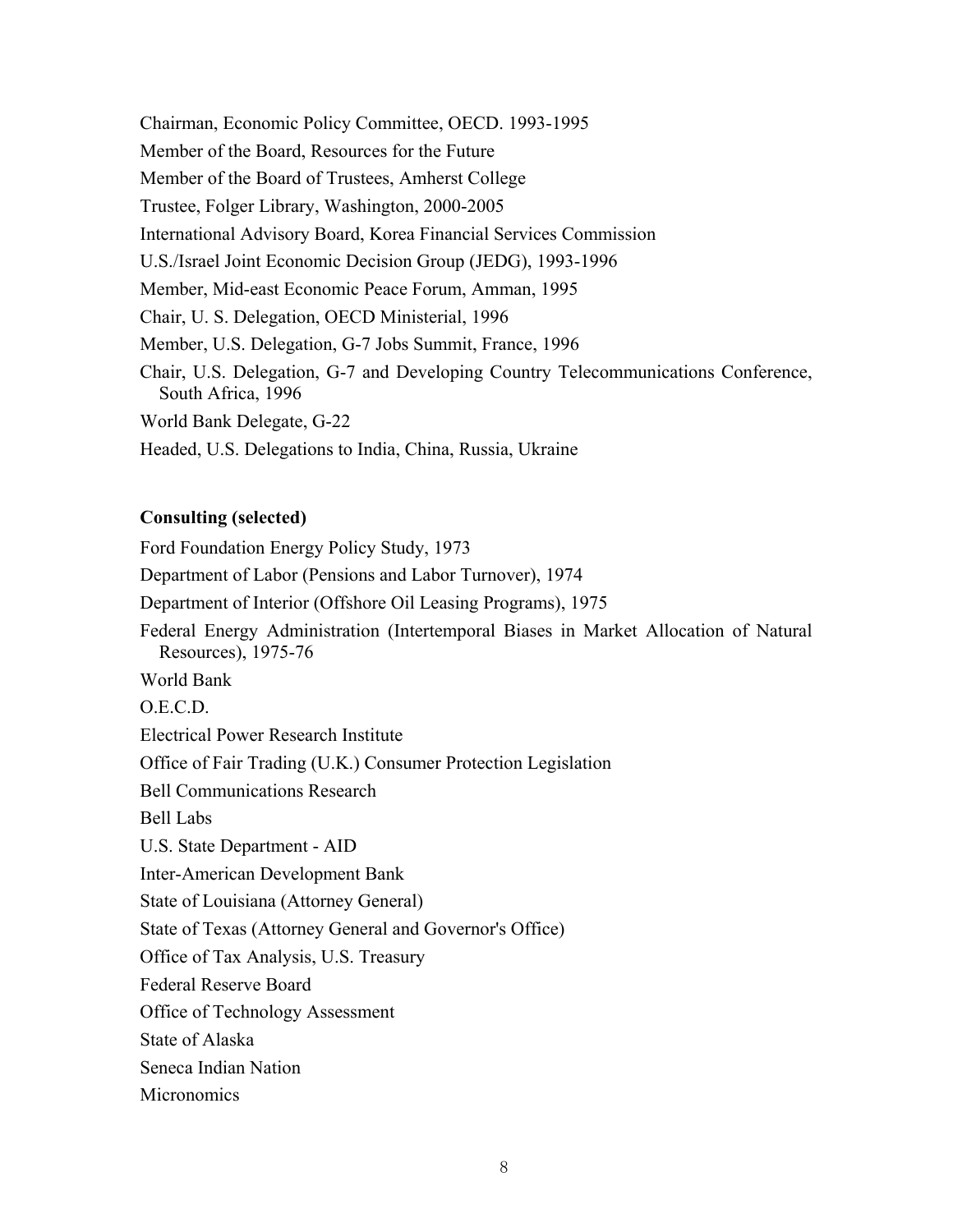Chairman, Economic Policy Committee, OECD. 1993-1995

Member of the Board, Resources for the Future

Member of the Board of Trustees, Amherst College

Trustee, Folger Library, Washington, 2000-2005

International Advisory Board, Korea Financial Services Commission

U.S./Israel Joint Economic Decision Group (JEDG), 1993-1996

Member, Mid-east Economic Peace Forum, Amman, 1995

Chair, U. S. Delegation, OECD Ministerial, 1996

Member, U.S. Delegation, G-7 Jobs Summit, France, 1996

Chair, U.S. Delegation, G-7 and Developing Country Telecommunications Conference, South Africa, 1996

World Bank Delegate, G-22

Headed, U.S. Delegations to India, China, Russia, Ukraine

**Consulting (selected)**

Ford Foundation Energy Policy Study, 1973

Department of Labor (Pensions and Labor Turnover), 1974

Department of Interior (Offshore Oil Leasing Programs), 1975

Federal Energy Administration (Intertemporal Biases in Market Allocation of Natural Resources), 1975-76

World Bank

O.E.C.D.

Electrical Power Research Institute

Office of Fair Trading (U.K.) Consumer Protection Legislation

Bell Communications Research

Bell Labs

U.S. State Department - AID

Inter-American Development Bank

State of Louisiana (Attorney General)

State of Texas (Attorney General and Governor's Office)

Office of Tax Analysis, U.S. Treasury

Federal Reserve Board

Office of Technology Assessment

State of Alaska

Seneca Indian Nation

Micronomics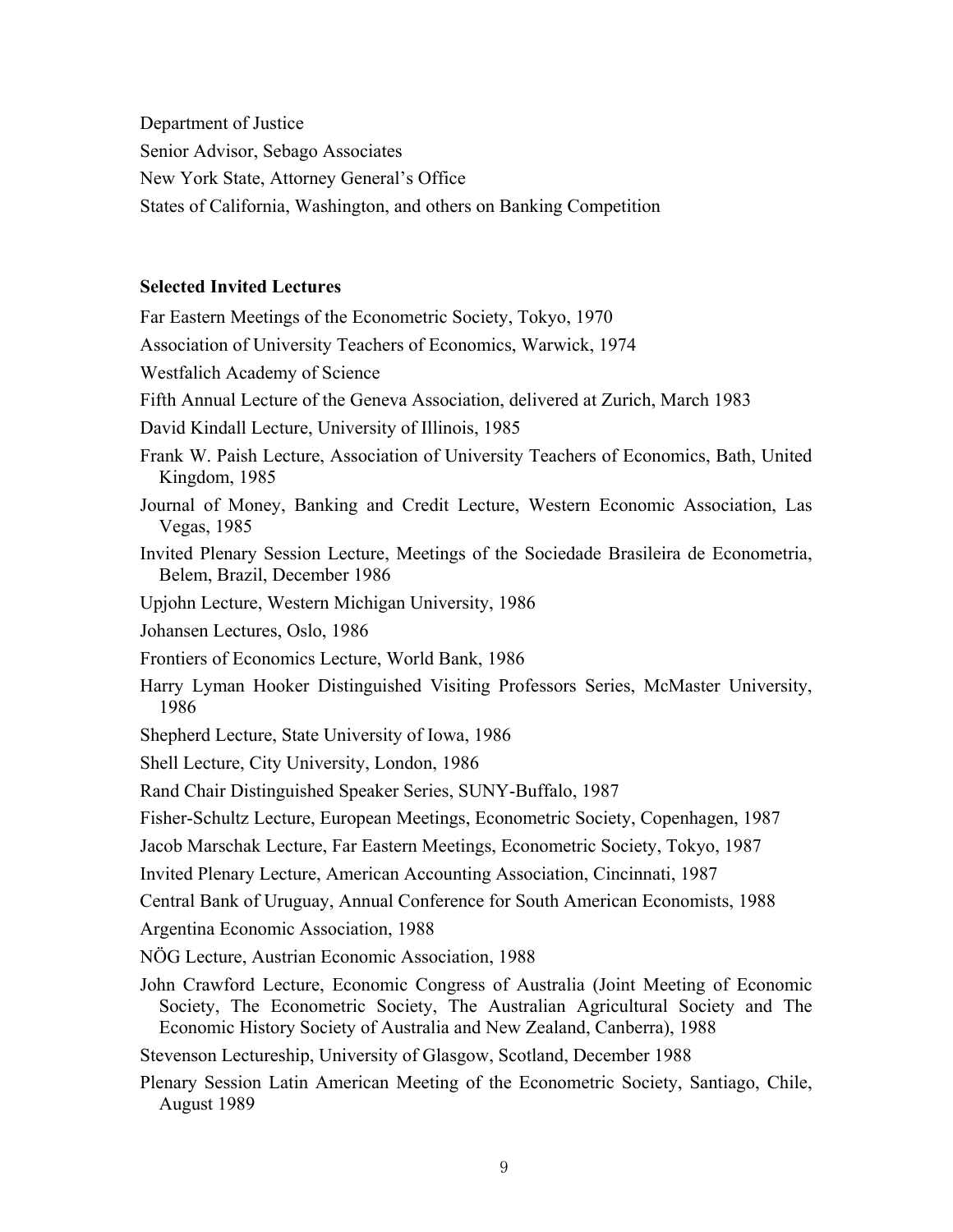Department of Justice

Senior Advisor, Sebago Associates

New York State, Attorney General's Office

States of California, Washington, and others on Banking Competition

**Selected Invited Lectures**

Far Eastern Meetings of the Econometric Society, Tokyo, 1970

Association of University Teachers of Economics, Warwick, 1974

Westfalich Academy of Science

Fifth Annual Lecture of the Geneva Association, delivered at Zurich, March 1983

David Kindall Lecture, University of Illinois, 1985

Frank W. Paish Lecture, Association of University Teachers of Economics, Bath, United Kingdom, 1985

Journal of Money, Banking and Credit Lecture, Western Economic Association, Las Vegas, 1985

Invited Plenary Session Lecture, Meetings of the Sociedade Brasileira de Econometria, Belem, Brazil, December 1986

Upjohn Lecture, Western Michigan University, 1986

Johansen Lectures, Oslo, 1986

Frontiers of Economics Lecture, World Bank, 1986

Harry Lyman Hooker Distinguished Visiting Professors Series, McMaster University, 1986

Shepherd Lecture, State University of Iowa, 1986

Shell Lecture, City University, London, 1986

Rand Chair Distinguished Speaker Series, SUNY-Buffalo, 1987

Fisher-Schultz Lecture, European Meetings, Econometric Society, Copenhagen, 1987

Jacob Marschak Lecture, Far Eastern Meetings, Econometric Society, Tokyo, 1987

Invited Plenary Lecture, American Accounting Association, Cincinnati, 1987

Central Bank of Uruguay, Annual Conference for South American Economists, 1988

Argentina Economic Association, 1988

NÖG Lecture, Austrian Economic Association, 1988

John Crawford Lecture, Economic Congress of Australia (Joint Meeting of Economic Society, The Econometric Society, The Australian Agricultural Society and The Economic History Society of Australia and New Zealand, Canberra), 1988

Stevenson Lectureship, University of Glasgow, Scotland, December 1988

Plenary Session Latin American Meeting of the Econometric Society, Santiago, Chile, August 1989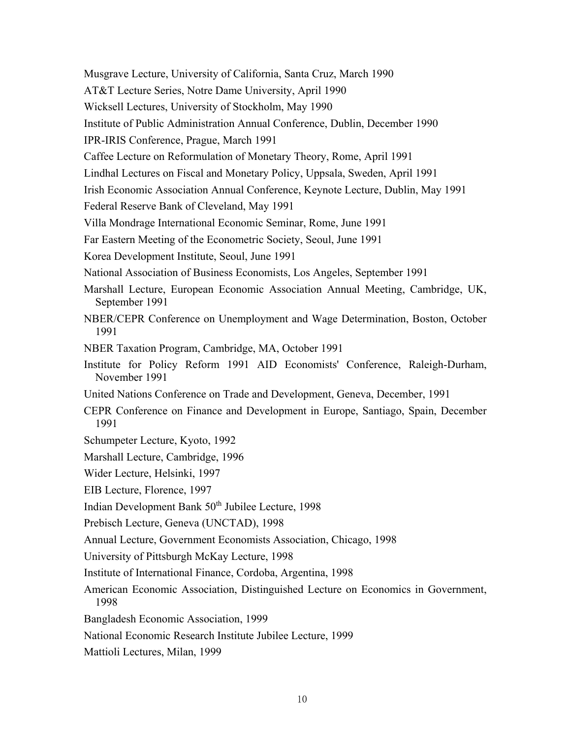Musgrave Lecture, University of California, Santa Cruz, March 1990

AT&T Lecture Series, Notre Dame University, April 1990

Wicksell Lectures, University of Stockholm, May 1990

Institute of Public Administration Annual Conference, Dublin, December 1990

IPR-IRIS Conference, Prague, March 1991

Caffee Lecture on Reformulation of Monetary Theory, Rome, April 1991

Lindhal Lectures on Fiscal and Monetary Policy, Uppsala, Sweden, April 1991

Irish Economic Association Annual Conference, Keynote Lecture, Dublin, May 1991

Federal Reserve Bank of Cleveland, May 1991

Villa Mondrage International Economic Seminar, Rome, June 1991

Far Eastern Meeting of the Econometric Society, Seoul, June 1991

Korea Development Institute, Seoul, June 1991

National Association of Business Economists, Los Angeles, September 1991

Marshall Lecture, European Economic Association Annual Meeting, Cambridge, UK, September 1991

NBER/CEPR Conference on Unemployment and Wage Determination, Boston, October 1991

NBER Taxation Program, Cambridge, MA, October 1991

Institute for Policy Reform 1991 AID Economists' Conference, Raleigh-Durham, November 1991

United Nations Conference on Trade and Development, Geneva, December, 1991

CEPR Conference on Finance and Development in Europe, Santiago, Spain, December 1991

Schumpeter Lecture, Kyoto, 1992

Marshall Lecture, Cambridge, 1996

Wider Lecture, Helsinki, 1997

EIB Lecture, Florence, 1997

Indian Development Bank 50th Jubilee Lecture, 1998

Prebisch Lecture, Geneva (UNCTAD), 1998

Annual Lecture, Government Economists Association, Chicago, 1998

University of Pittsburgh McKay Lecture, 1998

Institute of International Finance, Cordoba, Argentina, 1998

American Economic Association, Distinguished Lecture on Economics in Government, 1998

Bangladesh Economic Association, 1999

National Economic Research Institute Jubilee Lecture, 1999

Mattioli Lectures, Milan, 1999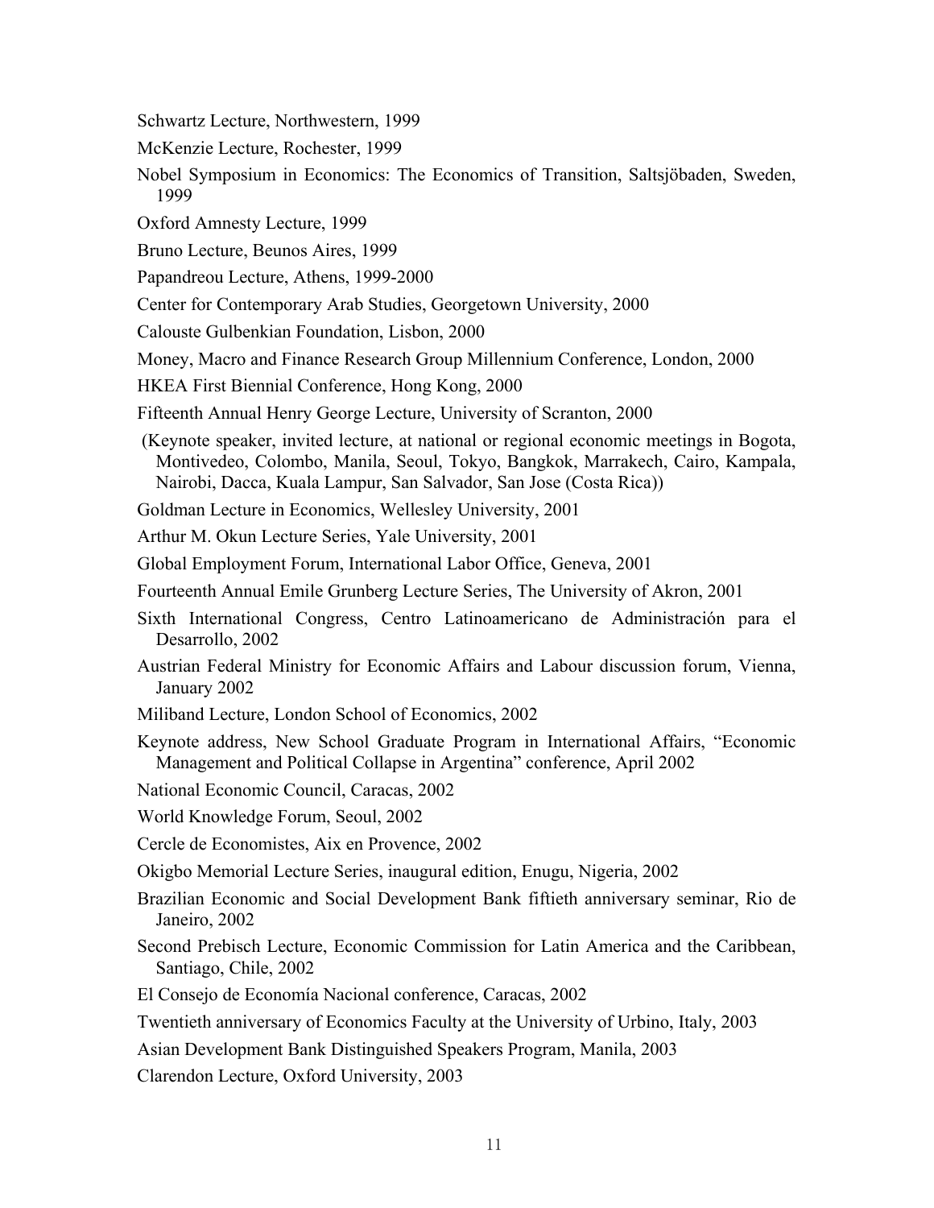Schwartz Lecture, Northwestern, 1999

McKenzie Lecture, Rochester, 1999

Nobel Symposium in Economics: The Economics of Transition, Saltsjöbaden, Sweden, 1999

Oxford Amnesty Lecture, 1999

Bruno Lecture, Beunos Aires, 1999

Papandreou Lecture, Athens, 1999-2000

Center for Contemporary Arab Studies, Georgetown University, 2000

Calouste Gulbenkian Foundation, Lisbon, 2000

Money, Macro and Finance Research Group Millennium Conference, London, 2000

HKEA First Biennial Conference, Hong Kong, 2000

Fifteenth Annual Henry George Lecture, University of Scranton, 2000

(Keynote speaker, invited lecture, at national or regional economic meetings in Bogota, Montivedeo, Colombo, Manila, Seoul, Tokyo, Bangkok, Marrakech, Cairo, Kampala, Nairobi, Dacca, Kuala Lampur, San Salvador, San Jose (Costa Rica))

Goldman Lecture in Economics, Wellesley University, 2001

Arthur M. Okun Lecture Series, Yale University, 2001

Global Employment Forum, International Labor Office, Geneva, 2001

Fourteenth Annual Emile Grunberg Lecture Series, The University of Akron, 2001

Sixth International Congress, Centro Latinoamericano de Administración para el Desarrollo, 2002

Austrian Federal Ministry for Economic Affairs and Labour discussion forum, Vienna, January 2002

Miliband Lecture, London School of Economics, 2002

Keynote address, New School Graduate Program in International Affairs, "Economic Management and Political Collapse in Argentina" conference, April 2002

National Economic Council, Caracas, 2002

World Knowledge Forum, Seoul, 2002

Cercle de Economistes, Aix en Provence, 2002

Okigbo Memorial Lecture Series, inaugural edition, Enugu, Nigeria, 2002

Brazilian Economic and Social Development Bank fiftieth anniversary seminar, Rio de Janeiro, 2002

Second Prebisch Lecture, Economic Commission for Latin America and the Caribbean, Santiago, Chile, 2002

El Consejo de Economía Nacional conference, Caracas, 2002

Twentieth anniversary of Economics Faculty at the University of Urbino, Italy, 2003

Asian Development Bank Distinguished Speakers Program, Manila, 2003

Clarendon Lecture, Oxford University, 2003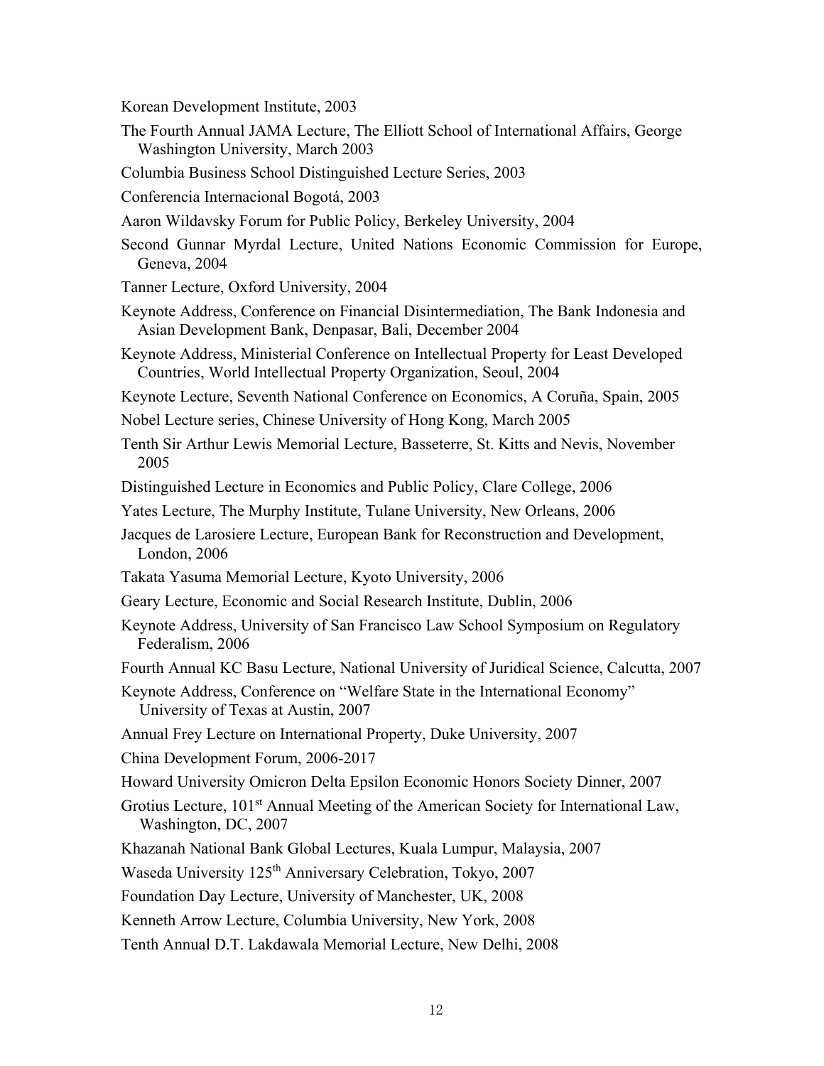Korean Development Institute, 2003

The Fourth Annual JAMA Lecture, The Elliott School of International Affairs, George Washington University, March 2003

Columbia Business School Distinguished Lecture Series, 2003

Conferencia Internacional Bogotá, 2003

Aaron Wildavsky Forum for Public Policy, Berkeley University, 2004

Second Gunnar Myrdal Lecture, United Nations Economic Commission for Europe, Geneva, 2004

Tanner Lecture, Oxford University, 2004

Keynote Address, Conference on Financial Disintermediation, The Bank Indonesia and Asian Development Bank, Denpasar, Bali, December 2004

Keynote Address, Ministerial Conference on Intellectual Property for Least Developed Countries, World Intellectual Property Organization, Seoul, 2004

Keynote Lecture, Seventh National Conference on Economics, A Coruña, Spain, 2005

Nobel Lecture series, Chinese University of Hong Kong, March 2005

Tenth Sir Arthur Lewis Memorial Lecture, Basseterre, St. Kitts and Nevis, November 2005

Distinguished Lecture in Economics and Public Policy, Clare College, 2006

Yates Lecture, The Murphy Institute, Tulane University, New Orleans, 2006

Jacques de Larosiere Lecture, European Bank for Reconstruction and Development, London, 2006

Takata Yasuma Memorial Lecture, Kyoto University, 2006

Geary Lecture, Economic and Social Research Institute, Dublin, 2006

Keynote Address, University of San Francisco Law School Symposium on Regulatory Federalism, 2006

Fourth Annual KC Basu Lecture, National University of Juridical Science, Calcutta, 2007

Keynote Address, Conference on "Welfare State in the International Economy" University of Texas at Austin, 2007

Annual Frey Lecture on International Property, Duke University, 2007

China Development Forum, 2006-2017

Howard University Omicron Delta Epsilon Economic Honors Society Dinner, 2007

Grotius Lecture, 101st Annual Meeting of the American Society for International Law, Washington, DC, 2007

Khazanah National Bank Global Lectures, Kuala Lumpur, Malaysia, 2007

Waseda University 125th Anniversary Celebration, Tokyo, 2007

Foundation Day Lecture, University of Manchester, UK, 2008

Kenneth Arrow Lecture, Columbia University, New York, 2008

Tenth Annual D.T. Lakdawala Memorial Lecture, New Delhi, 2008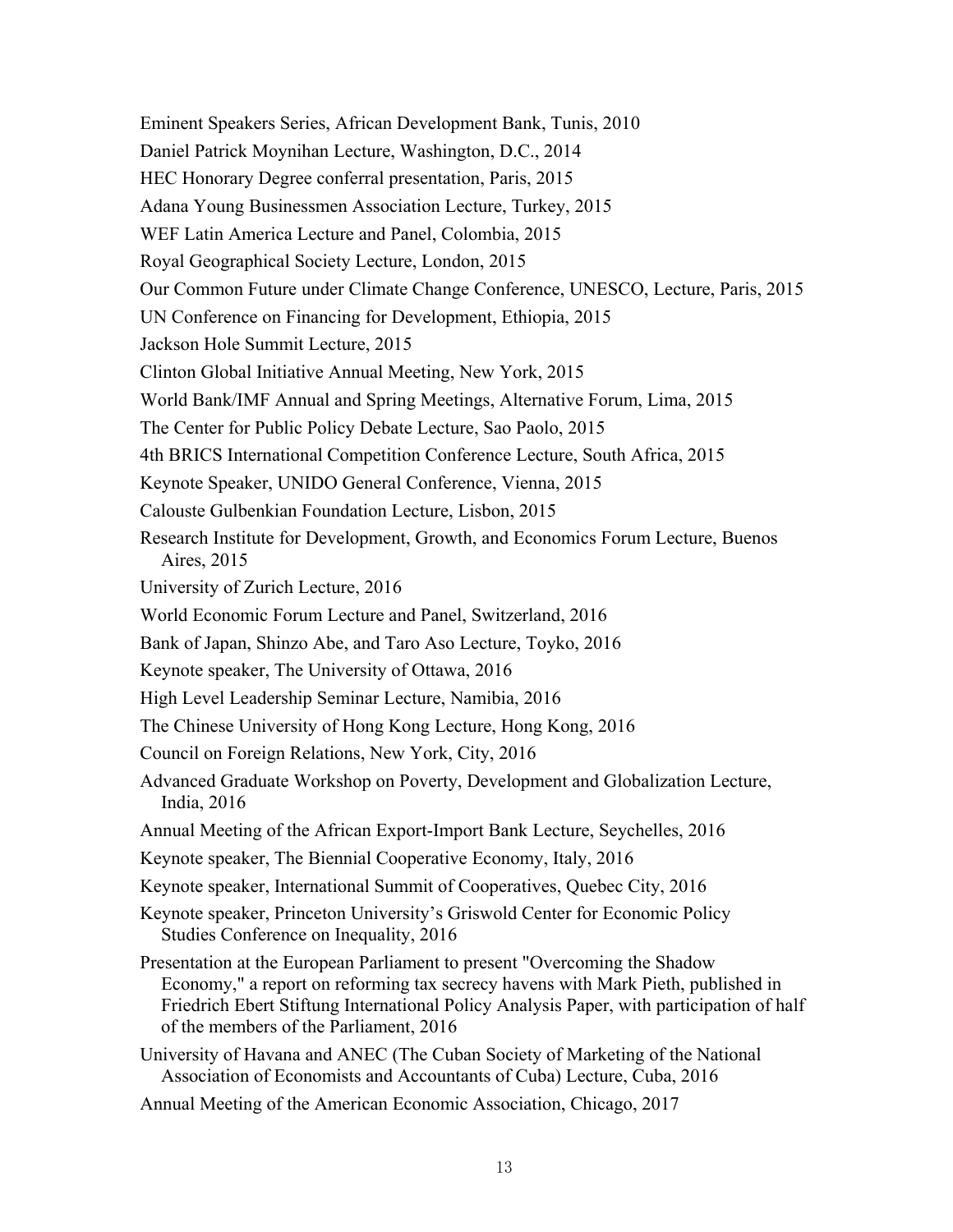Eminent Speakers Series, African Development Bank, Tunis, 2010

Daniel Patrick Moynihan Lecture, Washington, D.C., 2014

HEC Honorary Degree conferral presentation, Paris, 2015

Adana Young Businessmen Association Lecture, Turkey, 2015

WEF Latin America Lecture and Panel, Colombia, 2015

Royal Geographical Society Lecture, London, 2015

Our Common Future under Climate Change Conference, UNESCO, Lecture, Paris, 2015

UN Conference on Financing for Development, Ethiopia, 2015

Jackson Hole Summit Lecture, 2015

Clinton Global Initiative Annual Meeting, New York, 2015

World Bank/IMF Annual and Spring Meetings, Alternative Forum, Lima, 2015

The Center for Public Policy Debate Lecture, Sao Paolo, 2015

4th BRICS International Competition Conference Lecture, South Africa, 2015

Keynote Speaker, UNIDO General Conference, Vienna, 2015

Calouste Gulbenkian Foundation Lecture, Lisbon, 2015

Research Institute for Development, Growth, and Economics Forum Lecture, Buenos Aires, 2015

University of Zurich Lecture, 2016

World Economic Forum Lecture and Panel, Switzerland, 2016

Bank of Japan, Shinzo Abe, and Taro Aso Lecture, Toyko, 2016

Keynote speaker, The University of Ottawa, 2016

High Level Leadership Seminar Lecture, Namibia, 2016

The Chinese University of Hong Kong Lecture, Hong Kong, 2016

Council on Foreign Relations, New York, City, 2016

Advanced Graduate Workshop on Poverty, Development and Globalization Lecture, India, 2016

Annual Meeting of the African Export-Import Bank Lecture, Seychelles, 2016

Keynote speaker, The Biennial Cooperative Economy, Italy, 2016

Keynote speaker, International Summit of Cooperatives, Quebec City, 2016

Keynote speaker, Princeton University's Griswold Center for Economic Policy Studies Conference on Inequality, 2016

Presentation at the European Parliament to present "Overcoming the Shadow Economy," a report on reforming tax secrecy havens with Mark Pieth, published in Friedrich Ebert Stiftung International Policy Analysis Paper, with participation of half of the members of the Parliament, 2016

University of Havana and ANEC (The Cuban Society of Marketing of the National Association of Economists and Accountants of Cuba) Lecture, Cuba, 2016

Annual Meeting of the American Economic Association, Chicago, 2017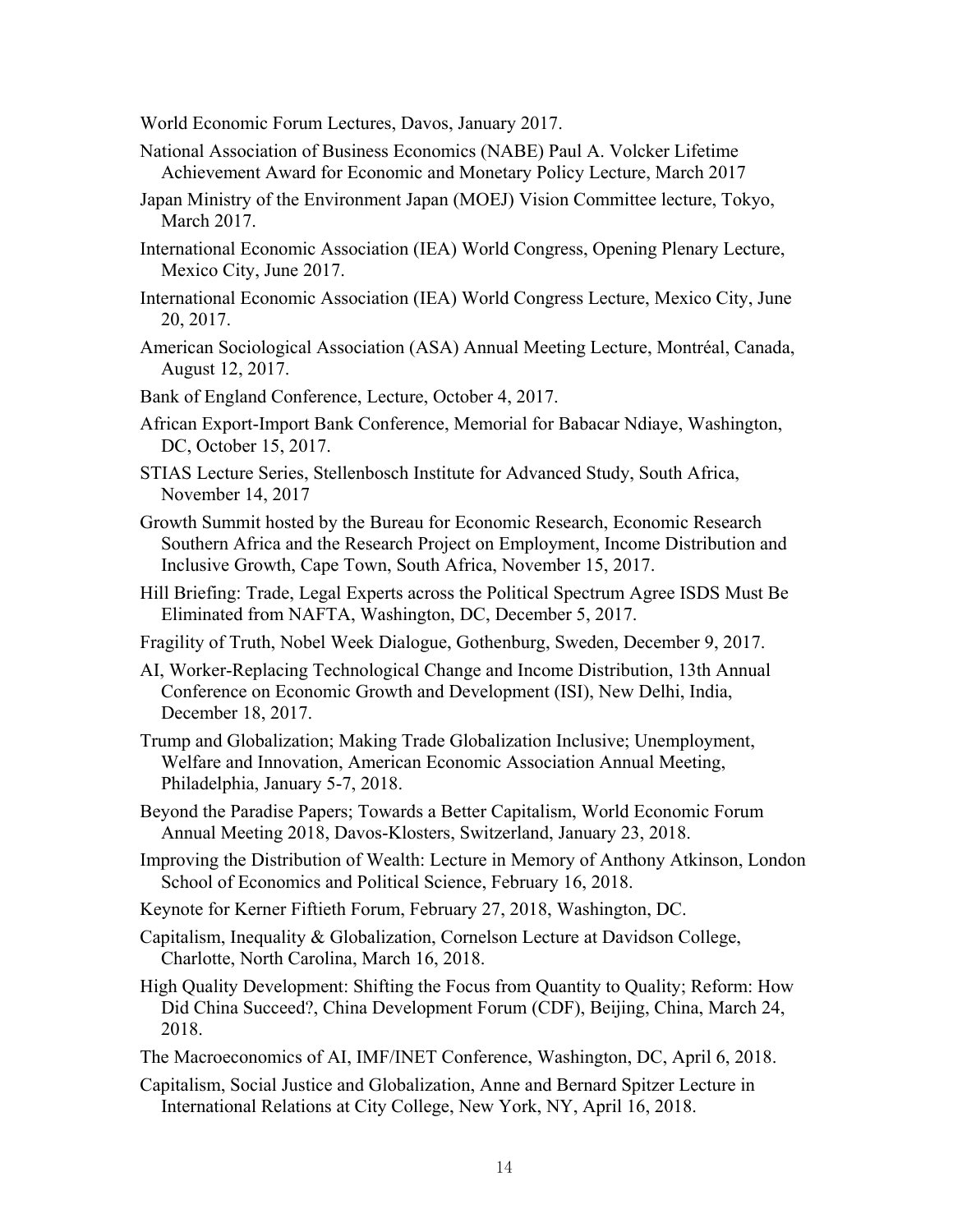World Economic Forum Lectures, Davos, January 2017.

National Association of Business Economics (NABE) Paul A. Volcker Lifetime Achievement Award for Economic and Monetary Policy Lecture, March 2017

Japan Ministry of the Environment Japan (MOEJ) Vision Committee lecture, Tokyo, March 2017.

International Economic Association (IEA) World Congress, Opening Plenary Lecture, Mexico City, June 2017.

International Economic Association (IEA) World Congress Lecture, Mexico City, June 20, 2017.

American Sociological Association (ASA) Annual Meeting Lecture, Montréal, Canada, August 12, 2017.

Bank of England Conference, Lecture, October 4, 2017.

African Export-Import Bank Conference, Memorial for Babacar Ndiaye, Washington, DC, October 15, 2017.

STIAS Lecture Series, Stellenbosch Institute for Advanced Study, South Africa, November 14, 2017

Growth Summit hosted by the Bureau for Economic Research, Economic Research Southern Africa and the Research Project on Employment, Income Distribution and Inclusive Growth, Cape Town, South Africa, November 15, 2017.

Hill Briefing: Trade, Legal Experts across the Political Spectrum Agree ISDS Must Be Eliminated from NAFTA, Washington, DC, December 5, 2017.

Fragility of Truth, Nobel Week Dialogue, Gothenburg, Sweden, December 9, 2017.

AI, Worker-Replacing Technological Change and Income Distribution, 13th Annual Conference on Economic Growth and Development (ISI), New Delhi, India, December 18, 2017.

Trump and Globalization; Making Trade Globalization Inclusive; Unemployment, Welfare and Innovation, American Economic Association Annual Meeting, Philadelphia, January 5-7, 2018.

Beyond the Paradise Papers; Towards a Better Capitalism, World Economic Forum Annual Meeting 2018, Davos-Klosters, Switzerland, January 23, 2018.

Improving the Distribution of Wealth: Lecture in Memory of Anthony Atkinson, London School of Economics and Political Science, February 16, 2018.

Keynote for Kerner Fiftieth Forum, February 27, 2018, Washington, DC.

Capitalism, Inequality & Globalization, Cornelson Lecture at Davidson College, Charlotte, North Carolina, March 16, 2018.

High Quality Development: Shifting the Focus from Quantity to Quality; Reform: How Did China Succeed?, China Development Forum (CDF), Beijing, China, March 24, 2018.

The Macroeconomics of AI, IMF/INET Conference, Washington, DC, April 6, 2018.

Capitalism, Social Justice and Globalization, Anne and Bernard Spitzer Lecture in International Relations at City College, New York, NY, April 16, 2018.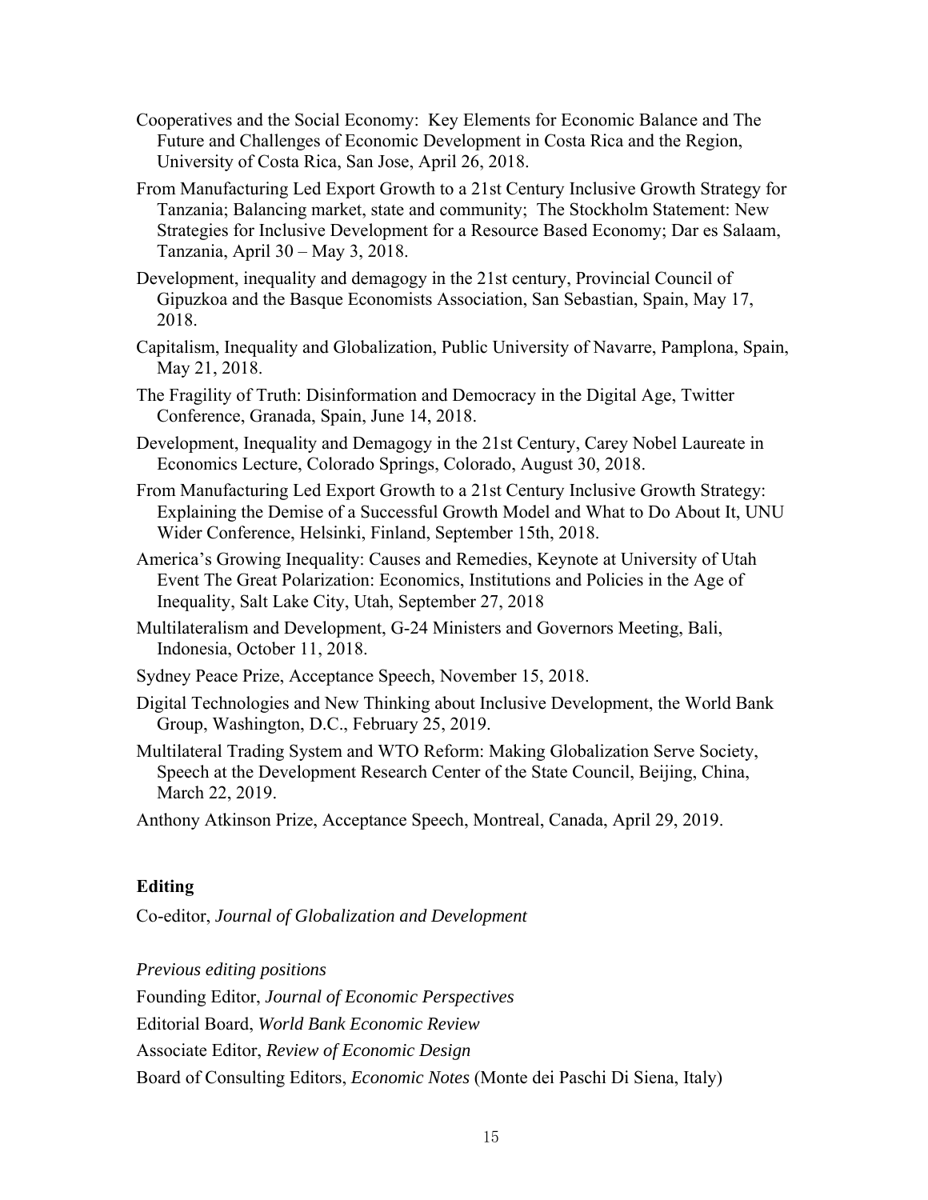Cooperatives and the Social Economy:  Key Elements for Economic Balance and The Future and Challenges of Economic Development in Costa Rica and the Region, University of Costa Rica, San Jose, April 26, 2018.

From Manufacturing Led Export Growth to a 21st Century Inclusive Growth Strategy for Tanzania; Balancing market, state and community;  The Stockholm Statement: New Strategies for Inclusive Development for a Resource Based Economy; Dar es Salaam, Tanzania, April 30 – May 3, 2018.

Development, inequality and demagogy in the 21st century, Provincial Council of Gipuzkoa and the Basque Economists Association, San Sebastian, Spain, May 17, 2018.

Capitalism, Inequality and Globalization, Public University of Navarre, Pamplona, Spain, May 21, 2018.

The Fragility of Truth: Disinformation and Democracy in the Digital Age, Twitter Conference, Granada, Spain, June 14, 2018.

Development, Inequality and Demagogy in the 21st Century, Carey Nobel Laureate in Economics Lecture, Colorado Springs, Colorado, August 30, 2018.

From Manufacturing Led Export Growth to a 21st Century Inclusive Growth Strategy: Explaining the Demise of a Successful Growth Model and What to Do About It, UNU Wider Conference, Helsinki, Finland, September 15th, 2018.

America's Growing Inequality: Causes and Remedies, Keynote at University of Utah Event The Great Polarization: Economics, Institutions and Policies in the Age of Inequality, Salt Lake City, Utah, September 27, 2018

Multilateralism and Development, G-24 Ministers and Governors Meeting, Bali, Indonesia, October 11, 2018.

Sydney Peace Prize, Acceptance Speech, November 15, 2018.

Digital Technologies and New Thinking about Inclusive Development, the World Bank Group, Washington, D.C., February 25, 2019.

Multilateral Trading System and WTO Reform: Making Globalization Serve Society, Speech at the Development Research Center of the State Council, Beijing, China, March 22, 2019.

Anthony Atkinson Prize, Acceptance Speech, Montreal, Canada, April 29, 2019.

## Editing

Co-editor, *Journal of Globalization and Development*

*Previous editing positions*

Founding Editor, *Journal of Economic Perspectives*

Editorial Board, *World Bank Economic Review*

Associate Editor, *Review of Economic Design*

Board of Consulting Editors, *Economic Notes* (Monte dei Paschi Di Siena, Italy)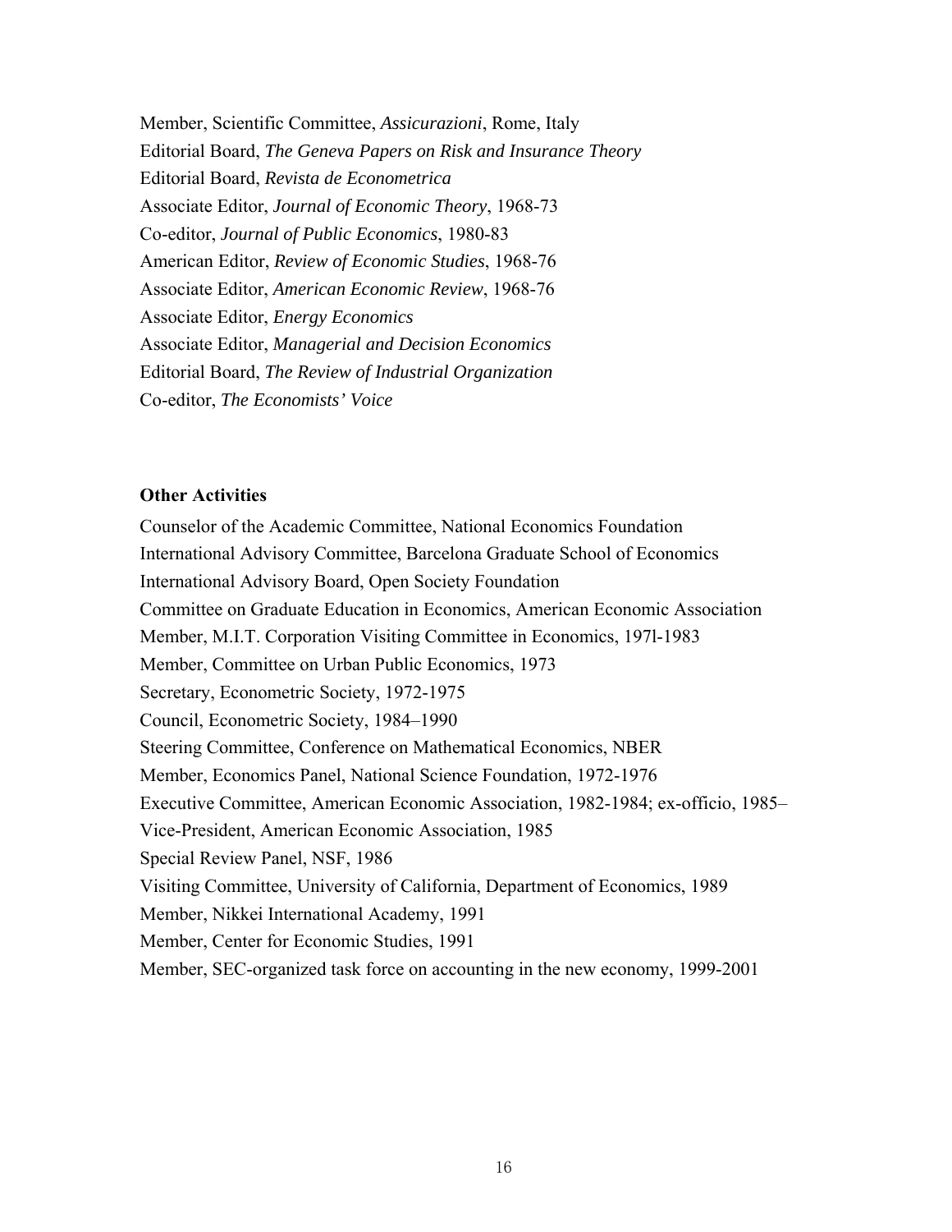Member, Scientific Committee, *Assicurazioni*, Rome, Italy
Editorial Board, *The Geneva Papers on Risk and Insurance Theory*
Editorial Board, *Revista de Econometrica*
Associate Editor, *Journal of Economic Theory*, 1968-73
Co-editor, *Journal of Public Economics*, 1980-83
American Editor, *Review of Economic Studies*, 1968-76
Associate Editor, *American Economic Review*, 1968-76
Associate Editor, *Energy Economics*
Associate Editor, *Managerial and Decision Economics*
Editorial Board, *The Review of Industrial Organization*
Co-editor, *The Economists' Voice*

**Other Activities**

Counselor of the Academic Committee, National Economics Foundation
International Advisory Committee, Barcelona Graduate School of Economics
International Advisory Board, Open Society Foundation
Committee on Graduate Education in Economics, American Economic Association
Member, M.I.T. Corporation Visiting Committee in Economics, 197l-1983
Member, Committee on Urban Public Economics, 1973
Secretary, Econometric Society, 1972-1975
Council, Econometric Society, 1984–1990
Steering Committee, Conference on Mathematical Economics, NBER
Member, Economics Panel, National Science Foundation, 1972-1976
Executive Committee, American Economic Association, 1982-1984; ex-officio, 1985–
Vice-President, American Economic Association, 1985
Special Review Panel, NSF, 1986
Visiting Committee, University of California, Department of Economics, 1989
Member, Nikkei International Academy, 1991
Member, Center for Economic Studies, 1991
Member, SEC-organized task force on accounting in the new economy, 1999-2001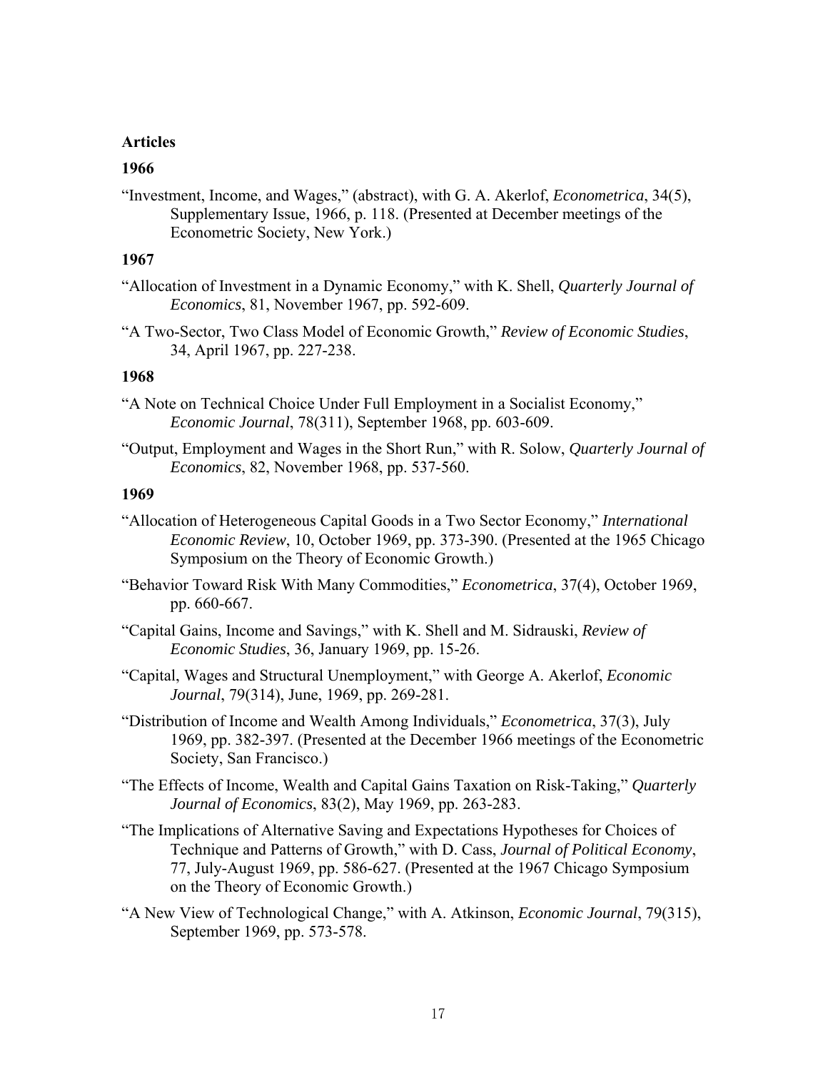**Articles**

**1966**

"Investment, Income, and Wages," (abstract), with G. A. Akerlof, *Econometrica*, 34(5), Supplementary Issue, 1966, p. 118. (Presented at December meetings of the Econometric Society, New York.)

**1967**

"Allocation of Investment in a Dynamic Economy," with K. Shell, *Quarterly Journal of Economics*, 81, November 1967, pp. 592-609.

"A Two-Sector, Two Class Model of Economic Growth," *Review of Economic Studies*, 34, April 1967, pp. 227-238.

**1968**

"A Note on Technical Choice Under Full Employment in a Socialist Economy," *Economic Journal*, 78(311), September 1968, pp. 603-609.

"Output, Employment and Wages in the Short Run," with R. Solow, *Quarterly Journal of Economics*, 82, November 1968, pp. 537-560.

**1969**

"Allocation of Heterogeneous Capital Goods in a Two Sector Economy," *International Economic Review*, 10, October 1969, pp. 373-390. (Presented at the 1965 Chicago Symposium on the Theory of Economic Growth.)

"Behavior Toward Risk With Many Commodities," *Econometrica*, 37(4), October 1969, pp. 660-667.

"Capital Gains, Income and Savings," with K. Shell and M. Sidrauski, *Review of Economic Studies*, 36, January 1969, pp. 15-26.

"Capital, Wages and Structural Unemployment," with George A. Akerlof, *Economic Journal*, 79(314), June, 1969, pp. 269-281.

"Distribution of Income and Wealth Among Individuals," *Econometrica*, 37(3), July 1969, pp. 382-397. (Presented at the December 1966 meetings of the Econometric Society, San Francisco.)

"The Effects of Income, Wealth and Capital Gains Taxation on Risk-Taking," *Quarterly Journal of Economics*, 83(2), May 1969, pp. 263-283.

"The Implications of Alternative Saving and Expectations Hypotheses for Choices of Technique and Patterns of Growth," with D. Cass, *Journal of Political Economy*, 77, July-August 1969, pp. 586-627. (Presented at the 1967 Chicago Symposium on the Theory of Economic Growth.)

"A New View of Technological Change," with A. Atkinson, *Economic Journal*, 79(315), September 1969, pp. 573-578.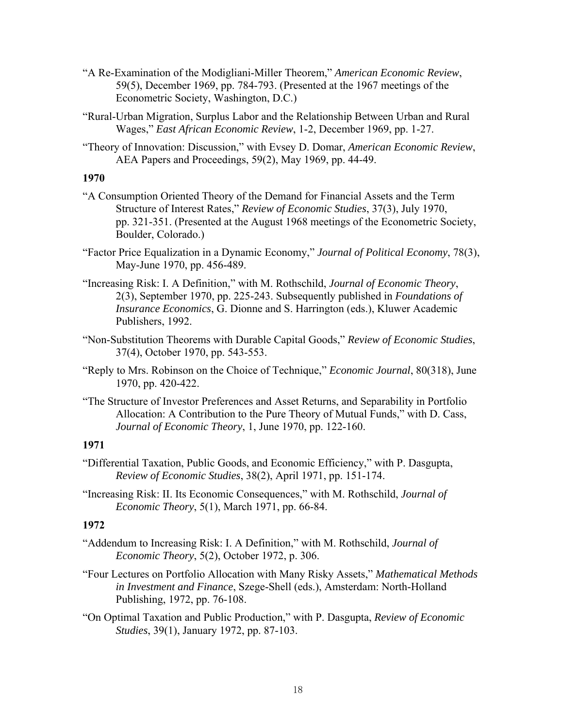"A Re-Examination of the Modigliani-Miller Theorem," *American Economic Review*, 59(5), December 1969, pp. 784-793. (Presented at the 1967 meetings of the Econometric Society, Washington, D.C.)

"Rural-Urban Migration, Surplus Labor and the Relationship Between Urban and Rural Wages," *East African Economic Review*, 1-2, December 1969, pp. 1-27.

"Theory of Innovation: Discussion," with Evsey D. Domar, *American Economic Review*, AEA Papers and Proceedings, 59(2), May 1969, pp. 44-49.

**1970**

"A Consumption Oriented Theory of the Demand for Financial Assets and the Term Structure of Interest Rates," *Review of Economic Studies*, 37(3), July 1970, pp. 321-351. (Presented at the August 1968 meetings of the Econometric Society, Boulder, Colorado.)

"Factor Price Equalization in a Dynamic Economy," *Journal of Political Economy*, 78(3), May-June 1970, pp. 456-489.

"Increasing Risk: I. A Definition," with M. Rothschild, *Journal of Economic Theory*, 2(3), September 1970, pp. 225-243. Subsequently published in *Foundations of Insurance Economics*, G. Dionne and S. Harrington (eds.), Kluwer Academic Publishers, 1992.

"Non-Substitution Theorems with Durable Capital Goods," *Review of Economic Studies*, 37(4), October 1970, pp. 543-553.

"Reply to Mrs. Robinson on the Choice of Technique," *Economic Journal*, 80(318), June 1970, pp. 420-422.

"The Structure of Investor Preferences and Asset Returns, and Separability in Portfolio Allocation: A Contribution to the Pure Theory of Mutual Funds," with D. Cass, *Journal of Economic Theory*, 1, June 1970, pp. 122-160.

**1971**

"Differential Taxation, Public Goods, and Economic Efficiency," with P. Dasgupta, *Review of Economic Studies*, 38(2), April 1971, pp. 151-174.

"Increasing Risk: II. Its Economic Consequences," with M. Rothschild, *Journal of Economic Theory*, 5(1), March 1971, pp. 66-84.

**1972**

"Addendum to Increasing Risk: I. A Definition," with M. Rothschild, *Journal of Economic Theory*, 5(2), October 1972, p. 306.

"Four Lectures on Portfolio Allocation with Many Risky Assets," *Mathematical Methods in Investment and Finance*, Szege-Shell (eds.), Amsterdam: North-Holland Publishing, 1972, pp. 76-108.

"On Optimal Taxation and Public Production," with P. Dasgupta, *Review of Economic Studies*, 39(1), January 1972, pp. 87-103.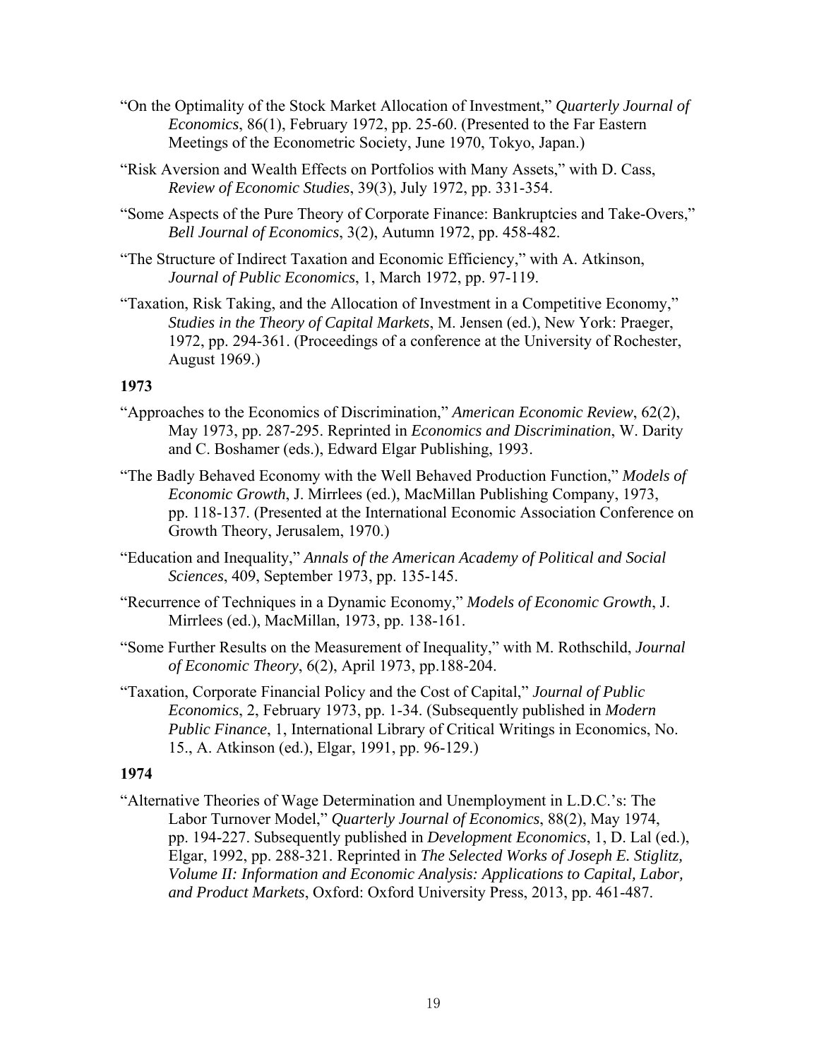"On the Optimality of the Stock Market Allocation of Investment," *Quarterly Journal of Economics*, 86(1), February 1972, pp. 25-60. (Presented to the Far Eastern Meetings of the Econometric Society, June 1970, Tokyo, Japan.)

"Risk Aversion and Wealth Effects on Portfolios with Many Assets," with D. Cass, *Review of Economic Studies*, 39(3), July 1972, pp. 331-354.

"Some Aspects of the Pure Theory of Corporate Finance: Bankruptcies and Take-Overs," *Bell Journal of Economics*, 3(2), Autumn 1972, pp. 458-482.

"The Structure of Indirect Taxation and Economic Efficiency," with A. Atkinson, *Journal of Public Economics*, 1, March 1972, pp. 97-119.

"Taxation, Risk Taking, and the Allocation of Investment in a Competitive Economy," *Studies in the Theory of Capital Markets*, M. Jensen (ed.), New York: Praeger, 1972, pp. 294-361. (Proceedings of a conference at the University of Rochester, August 1969.)

**1973**

"Approaches to the Economics of Discrimination," *American Economic Review*, 62(2), May 1973, pp. 287-295. Reprinted in *Economics and Discrimination*, W. Darity and C. Boshamer (eds.), Edward Elgar Publishing, 1993.

"The Badly Behaved Economy with the Well Behaved Production Function," *Models of Economic Growth*, J. Mirrlees (ed.), MacMillan Publishing Company, 1973, pp. 118-137. (Presented at the International Economic Association Conference on Growth Theory, Jerusalem, 1970.)

"Education and Inequality," *Annals of the American Academy of Political and Social Sciences*, 409, September 1973, pp. 135-145.

"Recurrence of Techniques in a Dynamic Economy," *Models of Economic Growth*, J. Mirrlees (ed.), MacMillan, 1973, pp. 138-161.

"Some Further Results on the Measurement of Inequality," with M. Rothschild, *Journal of Economic Theory*, 6(2), April 1973, pp.188-204.

"Taxation, Corporate Financial Policy and the Cost of Capital," *Journal of Public Economics*, 2, February 1973, pp. 1-34. (Subsequently published in *Modern Public Finance*, 1, International Library of Critical Writings in Economics, No. 15., A. Atkinson (ed.), Elgar, 1991, pp. 96-129.)

**1974**

"Alternative Theories of Wage Determination and Unemployment in L.D.C.'s: The Labor Turnover Model," *Quarterly Journal of Economics*, 88(2), May 1974, pp. 194-227. Subsequently published in *Development Economics*, 1, D. Lal (ed.), Elgar, 1992, pp. 288-321. Reprinted in *The Selected Works of Joseph E. Stiglitz, Volume II: Information and Economic Analysis: Applications to Capital, Labor, and Product Markets*, Oxford: Oxford University Press, 2013, pp. 461-487.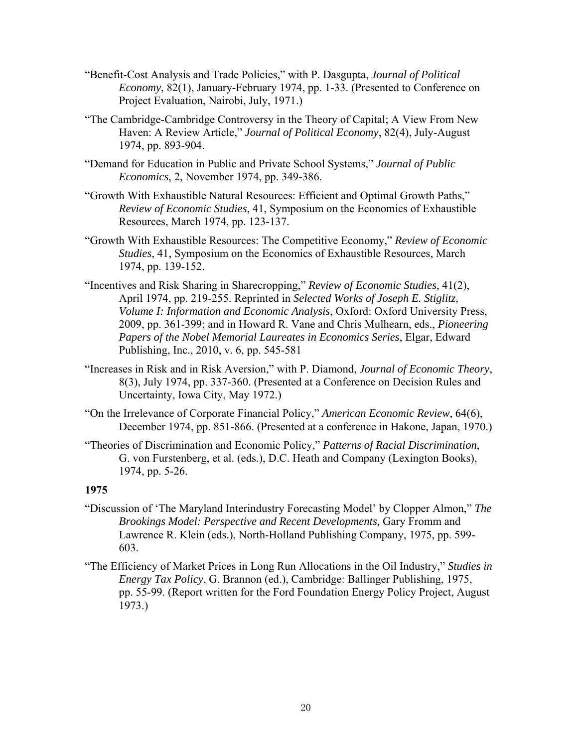"Benefit-Cost Analysis and Trade Policies," with P. Dasgupta, *Journal of Political Economy*, 82(1), January-February 1974, pp. 1-33. (Presented to Conference on Project Evaluation, Nairobi, July, 1971.)

"The Cambridge-Cambridge Controversy in the Theory of Capital; A View From New Haven: A Review Article," *Journal of Political Economy*, 82(4), July-August 1974, pp. 893-904.

"Demand for Education in Public and Private School Systems," *Journal of Public Economics*, 2, November 1974, pp. 349-386.

"Growth With Exhaustible Natural Resources: Efficient and Optimal Growth Paths," *Review of Economic Studies*, 41, Symposium on the Economics of Exhaustible Resources, March 1974, pp. 123-137.

"Growth With Exhaustible Resources: The Competitive Economy," *Review of Economic Studies*, 41, Symposium on the Economics of Exhaustible Resources, March 1974, pp. 139-152.

"Incentives and Risk Sharing in Sharecropping," *Review of Economic Studies*, 41(2), April 1974, pp. 219-255. Reprinted in *Selected Works of Joseph E. Stiglitz, Volume I: Information and Economic Analysis*, Oxford: Oxford University Press, 2009, pp. 361-399; and in Howard R. Vane and Chris Mulhearn, eds., *Pioneering Papers of the Nobel Memorial Laureates in Economics Series*, Elgar, Edward Publishing, Inc., 2010, v. 6, pp. 545-581

"Increases in Risk and in Risk Aversion," with P. Diamond, *Journal of Economic Theory*, 8(3), July 1974, pp. 337-360. (Presented at a Conference on Decision Rules and Uncertainty, Iowa City, May 1972.)

"On the Irrelevance of Corporate Financial Policy," *American Economic Review*, 64(6), December 1974, pp. 851-866. (Presented at a conference in Hakone, Japan, 1970.)

"Theories of Discrimination and Economic Policy," *Patterns of Racial Discrimination*, G. von Furstenberg, et al. (eds.), D.C. Heath and Company (Lexington Books), 1974, pp. 5-26.

**1975**

"Discussion of 'The Maryland Interindustry Forecasting Model' by Clopper Almon," *The Brookings Model: Perspective and Recent Developments,* Gary Fromm and Lawrence R. Klein (eds.), North-Holland Publishing Company, 1975, pp. 599-603.

"The Efficiency of Market Prices in Long Run Allocations in the Oil Industry," *Studies in Energy Tax Policy*, G. Brannon (ed.), Cambridge: Ballinger Publishing, 1975, pp. 55-99. (Report written for the Ford Foundation Energy Policy Project, August 1973.)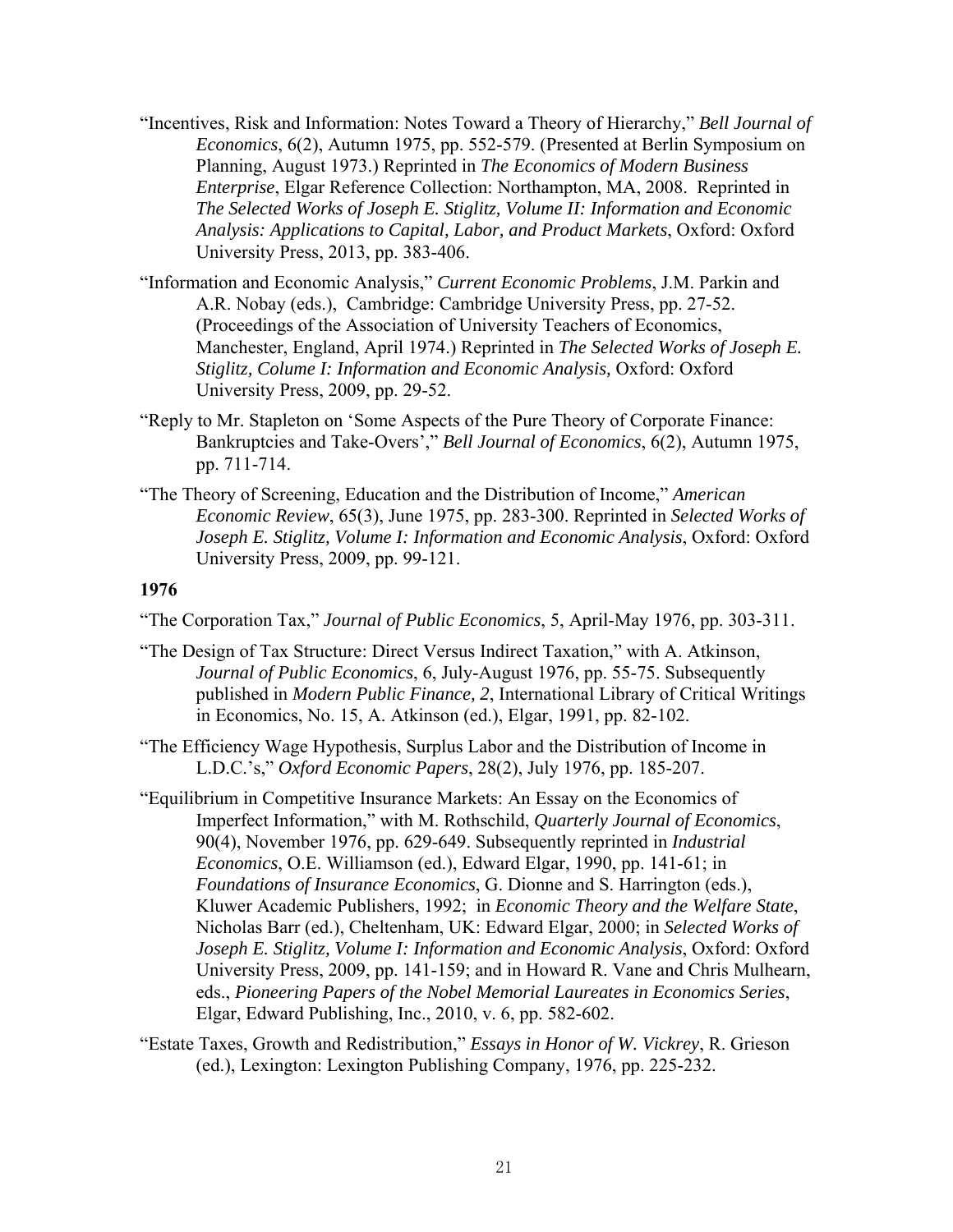"Incentives, Risk and Information: Notes Toward a Theory of Hierarchy," *Bell Journal of Economics*, 6(2), Autumn 1975, pp. 552-579. (Presented at Berlin Symposium on Planning, August 1973.) Reprinted in *The Economics of Modern Business Enterprise*, Elgar Reference Collection: Northampton, MA, 2008. Reprinted in *The Selected Works of Joseph E. Stiglitz, Volume II: Information and Economic Analysis: Applications to Capital, Labor, and Product Markets*, Oxford: Oxford University Press, 2013, pp. 383-406.

"Information and Economic Analysis," *Current Economic Problems*, J.M. Parkin and A.R. Nobay (eds.), Cambridge: Cambridge University Press, pp. 27-52. (Proceedings of the Association of University Teachers of Economics, Manchester, England, April 1974.) Reprinted in *The Selected Works of Joseph E. Stiglitz, Colume I: Information and Economic Analysis,* Oxford: Oxford University Press, 2009, pp. 29-52.

"Reply to Mr. Stapleton on 'Some Aspects of the Pure Theory of Corporate Finance: Bankruptcies and Take-Overs'," *Bell Journal of Economics*, 6(2), Autumn 1975, pp. 711-714.

"The Theory of Screening, Education and the Distribution of Income," *American Economic Review*, 65(3), June 1975, pp. 283-300. Reprinted in *Selected Works of Joseph E. Stiglitz, Volume I: Information and Economic Analysis*, Oxford: Oxford University Press, 2009, pp. 99-121.

**1976**

"The Corporation Tax," *Journal of Public Economics*, 5, April-May 1976, pp. 303-311.

"The Design of Tax Structure: Direct Versus Indirect Taxation," with A. Atkinson, *Journal of Public Economics*, 6, July-August 1976, pp. 55-75. Subsequently published in *Modern Public Finance, 2*, International Library of Critical Writings in Economics, No. 15, A. Atkinson (ed.), Elgar, 1991, pp. 82-102.

"The Efficiency Wage Hypothesis, Surplus Labor and the Distribution of Income in L.D.C.'s," *Oxford Economic Papers*, 28(2), July 1976, pp. 185-207.

"Equilibrium in Competitive Insurance Markets: An Essay on the Economics of Imperfect Information," with M. Rothschild, *Quarterly Journal of Economics*, 90(4), November 1976, pp. 629-649. Subsequently reprinted in *Industrial Economics*, O.E. Williamson (ed.), Edward Elgar, 1990, pp. 141-61; in *Foundations of Insurance Economics*, G. Dionne and S. Harrington (eds.), Kluwer Academic Publishers, 1992; in *Economic Theory and the Welfare State*, Nicholas Barr (ed.), Cheltenham, UK: Edward Elgar, 2000; in *Selected Works of Joseph E. Stiglitz, Volume I: Information and Economic Analysis*, Oxford: Oxford University Press, 2009, pp. 141-159; and in Howard R. Vane and Chris Mulhearn, eds., *Pioneering Papers of the Nobel Memorial Laureates in Economics Series*, Elgar, Edward Publishing, Inc., 2010, v. 6, pp. 582-602.

"Estate Taxes, Growth and Redistribution," *Essays in Honor of W. Vickrey*, R. Grieson (ed.), Lexington: Lexington Publishing Company, 1976, pp. 225-232.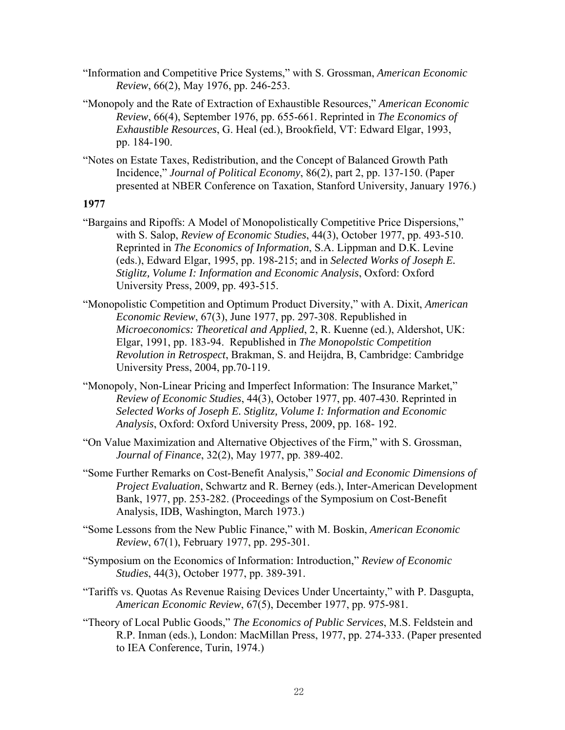"Information and Competitive Price Systems," with S. Grossman, *American Economic Review*, 66(2), May 1976, pp. 246-253.

"Monopoly and the Rate of Extraction of Exhaustible Resources," *American Economic Review*, 66(4), September 1976, pp. 655-661. Reprinted in *The Economics of Exhaustible Resources*, G. Heal (ed.), Brookfield, VT: Edward Elgar, 1993, pp. 184-190.

"Notes on Estate Taxes, Redistribution, and the Concept of Balanced Growth Path Incidence," *Journal of Political Economy*, 86(2), part 2, pp. 137-150. (Paper presented at NBER Conference on Taxation, Stanford University, January 1976.)

**1977**

"Bargains and Ripoffs: A Model of Monopolistically Competitive Price Dispersions," with S. Salop, *Review of Economic Studies*, 44(3), October 1977, pp. 493-510. Reprinted in *The Economics of Information*, S.A. Lippman and D.K. Levine (eds.), Edward Elgar, 1995, pp. 198-215; and in *Selected Works of Joseph E. Stiglitz, Volume I: Information and Economic Analysis*, Oxford: Oxford University Press, 2009, pp. 493-515.

"Monopolistic Competition and Optimum Product Diversity," with A. Dixit, *American Economic Review*, 67(3), June 1977, pp. 297-308. Republished in *Microeconomics: Theoretical and Applied*, 2, R. Kuenne (ed.), Aldershot, UK: Elgar, 1991, pp. 183-94. Republished in *The Monopolstic Competition Revolution in Retrospect*, Brakman, S. and Heijdra, B, Cambridge: Cambridge University Press, 2004, pp.70-119.

"Monopoly, Non-Linear Pricing and Imperfect Information: The Insurance Market," *Review of Economic Studies*, 44(3), October 1977, pp. 407-430. Reprinted in *Selected Works of Joseph E. Stiglitz, Volume I: Information and Economic Analysis*, Oxford: Oxford University Press, 2009, pp. 168- 192.

"On Value Maximization and Alternative Objectives of the Firm," with S. Grossman, *Journal of Finance*, 32(2), May 1977, pp. 389-402.

"Some Further Remarks on Cost-Benefit Analysis," *Social and Economic Dimensions of Project Evaluation*, Schwartz and R. Berney (eds.), Inter-American Development Bank, 1977, pp. 253-282. (Proceedings of the Symposium on Cost-Benefit Analysis, IDB, Washington, March 1973.)

"Some Lessons from the New Public Finance," with M. Boskin, *American Economic Review*, 67(1), February 1977, pp. 295-301.

"Symposium on the Economics of Information: Introduction," *Review of Economic Studies*, 44(3), October 1977, pp. 389-391.

"Tariffs vs. Quotas As Revenue Raising Devices Under Uncertainty," with P. Dasgupta, *American Economic Review*, 67(5), December 1977, pp. 975-981.

"Theory of Local Public Goods," *The Economics of Public Services*, M.S. Feldstein and R.P. Inman (eds.), London: MacMillan Press, 1977, pp. 274-333. (Paper presented to IEA Conference, Turin, 1974.)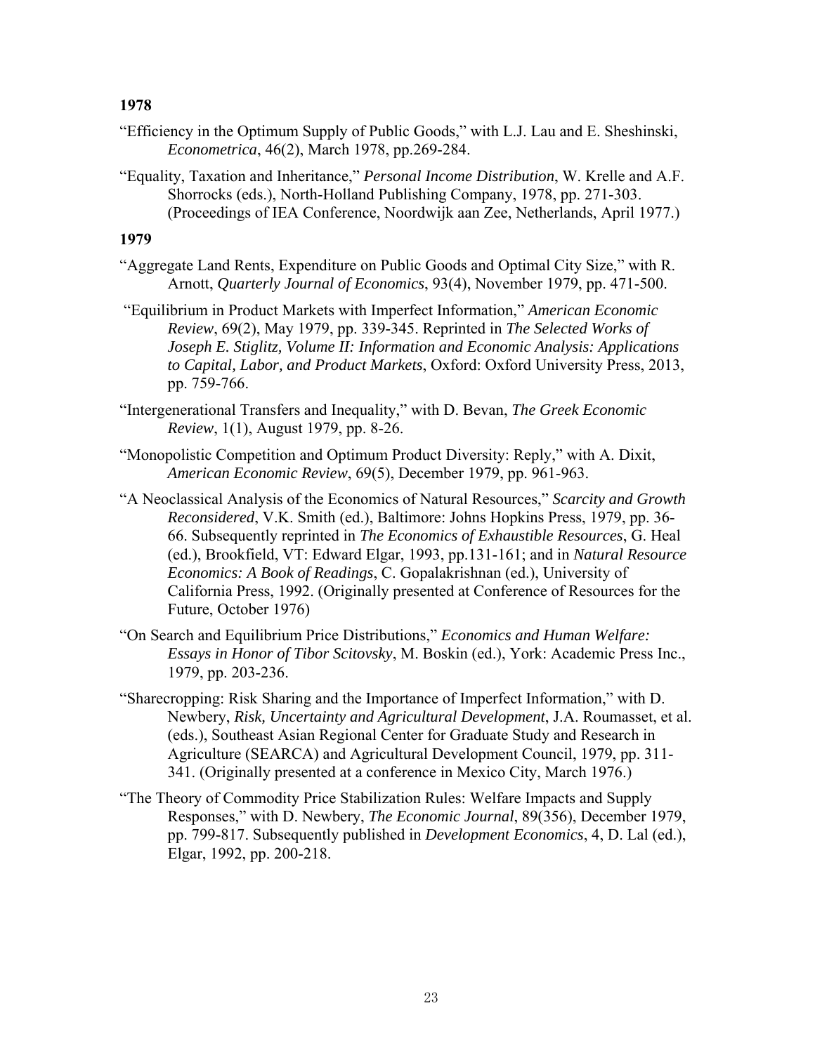**1978**

"Efficiency in the Optimum Supply of Public Goods," with L.J. Lau and E. Sheshinski, *Econometrica*, 46(2), March 1978, pp.269-284.

"Equality, Taxation and Inheritance," *Personal Income Distribution*, W. Krelle and A.F. Shorrocks (eds.), North-Holland Publishing Company, 1978, pp. 271-303. (Proceedings of IEA Conference, Noordwijk aan Zee, Netherlands, April 1977.)

**1979**

"Aggregate Land Rents, Expenditure on Public Goods and Optimal City Size," with R. Arnott, *Quarterly Journal of Economics*, 93(4), November 1979, pp. 471-500.

"Equilibrium in Product Markets with Imperfect Information," *American Economic Review*, 69(2), May 1979, pp. 339-345. Reprinted in *The Selected Works of Joseph E. Stiglitz, Volume II: Information and Economic Analysis: Applications to Capital, Labor, and Product Markets*, Oxford: Oxford University Press, 2013, pp. 759-766.

"Intergenerational Transfers and Inequality," with D. Bevan, *The Greek Economic Review*, 1(1), August 1979, pp. 8-26.

"Monopolistic Competition and Optimum Product Diversity: Reply," with A. Dixit, *American Economic Review*, 69(5), December 1979, pp. 961-963.

"A Neoclassical Analysis of the Economics of Natural Resources," *Scarcity and Growth Reconsidered*, V.K. Smith (ed.), Baltimore: Johns Hopkins Press, 1979, pp. 36-66. Subsequently reprinted in *The Economics of Exhaustible Resources*, G. Heal (ed.), Brookfield, VT: Edward Elgar, 1993, pp.131-161; and in *Natural Resource Economics: A Book of Readings*, C. Gopalakrishnan (ed.), University of California Press, 1992. (Originally presented at Conference of Resources for the Future, October 1976)

"On Search and Equilibrium Price Distributions," *Economics and Human Welfare: Essays in Honor of Tibor Scitovsky*, M. Boskin (ed.), York: Academic Press Inc., 1979, pp. 203-236.

"Sharecropping: Risk Sharing and the Importance of Imperfect Information," with D. Newbery, *Risk, Uncertainty and Agricultural Development*, J.A. Roumasset, et al. (eds.), Southeast Asian Regional Center for Graduate Study and Research in Agriculture (SEARCA) and Agricultural Development Council, 1979, pp. 311-341. (Originally presented at a conference in Mexico City, March 1976.)

"The Theory of Commodity Price Stabilization Rules: Welfare Impacts and Supply Responses," with D. Newbery, *The Economic Journal*, 89(356), December 1979, pp. 799-817. Subsequently published in *Development Economics*, 4, D. Lal (ed.), Elgar, 1992, pp. 200-218.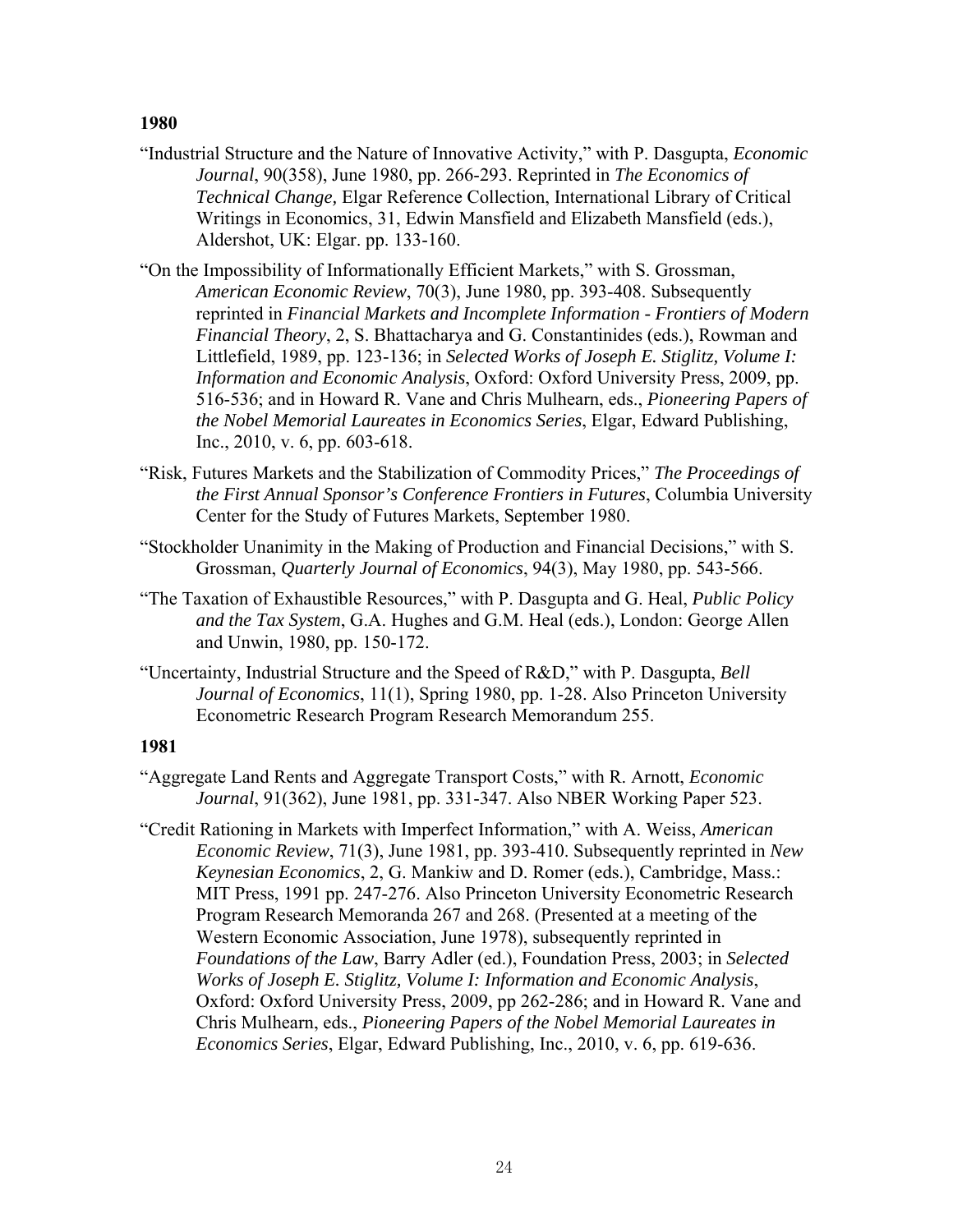**1980**

"Industrial Structure and the Nature of Innovative Activity," with P. Dasgupta, *Economic Journal*, 90(358), June 1980, pp. 266-293. Reprinted in *The Economics of Technical Change,* Elgar Reference Collection, International Library of Critical Writings in Economics, 31, Edwin Mansfield and Elizabeth Mansfield (eds.), Aldershot, UK: Elgar. pp. 133-160.

"On the Impossibility of Informationally Efficient Markets," with S. Grossman, *American Economic Review*, 70(3), June 1980, pp. 393-408. Subsequently reprinted in *Financial Markets and Incomplete Information - Frontiers of Modern Financial Theory*, 2, S. Bhattacharya and G. Constantinides (eds.), Rowman and Littlefield, 1989, pp. 123-136; in *Selected Works of Joseph E. Stiglitz, Volume I: Information and Economic Analysis*, Oxford: Oxford University Press, 2009, pp. 516-536; and in Howard R. Vane and Chris Mulhearn, eds., *Pioneering Papers of the Nobel Memorial Laureates in Economics Series*, Elgar, Edward Publishing, Inc., 2010, v. 6, pp. 603-618.

"Risk, Futures Markets and the Stabilization of Commodity Prices," *The Proceedings of the First Annual Sponsor's Conference Frontiers in Futures*, Columbia University Center for the Study of Futures Markets, September 1980.

"Stockholder Unanimity in the Making of Production and Financial Decisions," with S. Grossman, *Quarterly Journal of Economics*, 94(3), May 1980, pp. 543-566.

"The Taxation of Exhaustible Resources," with P. Dasgupta and G. Heal, *Public Policy and the Tax System*, G.A. Hughes and G.M. Heal (eds.), London: George Allen and Unwin, 1980, pp. 150-172.

"Uncertainty, Industrial Structure and the Speed of R&D," with P. Dasgupta, *Bell Journal of Economics*, 11(1), Spring 1980, pp. 1-28. Also Princeton University Econometric Research Program Research Memorandum 255.

**1981**

"Aggregate Land Rents and Aggregate Transport Costs," with R. Arnott, *Economic Journal*, 91(362), June 1981, pp. 331-347. Also NBER Working Paper 523.

"Credit Rationing in Markets with Imperfect Information," with A. Weiss, *American Economic Review*, 71(3), June 1981, pp. 393-410. Subsequently reprinted in *New Keynesian Economics*, 2, G. Mankiw and D. Romer (eds.), Cambridge, Mass.: MIT Press, 1991 pp. 247-276. Also Princeton University Econometric Research Program Research Memoranda 267 and 268. (Presented at a meeting of the Western Economic Association, June 1978), subsequently reprinted in *Foundations of the Law*, Barry Adler (ed.), Foundation Press, 2003; in *Selected Works of Joseph E. Stiglitz, Volume I: Information and Economic Analysis*, Oxford: Oxford University Press, 2009, pp 262-286; and in Howard R. Vane and Chris Mulhearn, eds., *Pioneering Papers of the Nobel Memorial Laureates in Economics Series*, Elgar, Edward Publishing, Inc., 2010, v. 6, pp. 619-636.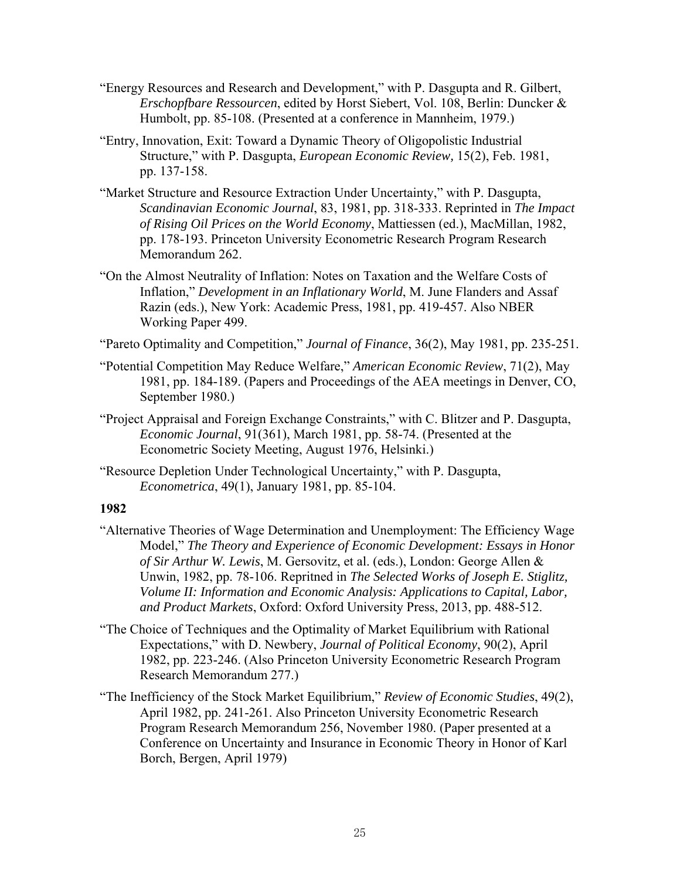"Energy Resources and Research and Development," with P. Dasgupta and R. Gilbert, *Erschopfbare Ressourcen*, edited by Horst Siebert, Vol. 108, Berlin: Duncker & Humbolt, pp. 85-108. (Presented at a conference in Mannheim, 1979.)

"Entry, Innovation, Exit: Toward a Dynamic Theory of Oligopolistic Industrial Structure," with P. Dasgupta, *European Economic Review,* 15(2), Feb. 1981, pp. 137-158.

"Market Structure and Resource Extraction Under Uncertainty," with P. Dasgupta, *Scandinavian Economic Journal*, 83, 1981, pp. 318-333. Reprinted in *The Impact of Rising Oil Prices on the World Economy*, Mattiessen (ed.), MacMillan, 1982, pp. 178-193. Princeton University Econometric Research Program Research Memorandum 262.

"On the Almost Neutrality of Inflation: Notes on Taxation and the Welfare Costs of Inflation," *Development in an Inflationary World*, M. June Flanders and Assaf Razin (eds.), New York: Academic Press, 1981, pp. 419-457. Also NBER Working Paper 499.

"Pareto Optimality and Competition," *Journal of Finance*, 36(2), May 1981, pp. 235-251.

"Potential Competition May Reduce Welfare," *American Economic Review*, 71(2), May 1981, pp. 184-189. (Papers and Proceedings of the AEA meetings in Denver, CO, September 1980.)

"Project Appraisal and Foreign Exchange Constraints," with C. Blitzer and P. Dasgupta, *Economic Journal*, 91(361), March 1981, pp. 58-74. (Presented at the Econometric Society Meeting, August 1976, Helsinki.)

"Resource Depletion Under Technological Uncertainty," with P. Dasgupta, *Econometrica*, 49(1), January 1981, pp. 85-104.

**1982**

"Alternative Theories of Wage Determination and Unemployment: The Efficiency Wage Model," *The Theory and Experience of Economic Development: Essays in Honor of Sir Arthur W. Lewis*, M. Gersovitz, et al. (eds.), London: George Allen & Unwin, 1982, pp. 78-106. Repritned in *The Selected Works of Joseph E. Stiglitz, Volume II: Information and Economic Analysis: Applications to Capital, Labor, and Product Markets*, Oxford: Oxford University Press, 2013, pp. 488-512.

"The Choice of Techniques and the Optimality of Market Equilibrium with Rational Expectations," with D. Newbery, *Journal of Political Economy*, 90(2), April 1982, pp. 223-246. (Also Princeton University Econometric Research Program Research Memorandum 277.)

"The Inefficiency of the Stock Market Equilibrium," *Review of Economic Studies*, 49(2), April 1982, pp. 241-261. Also Princeton University Econometric Research Program Research Memorandum 256, November 1980. (Paper presented at a Conference on Uncertainty and Insurance in Economic Theory in Honor of Karl Borch, Bergen, April 1979)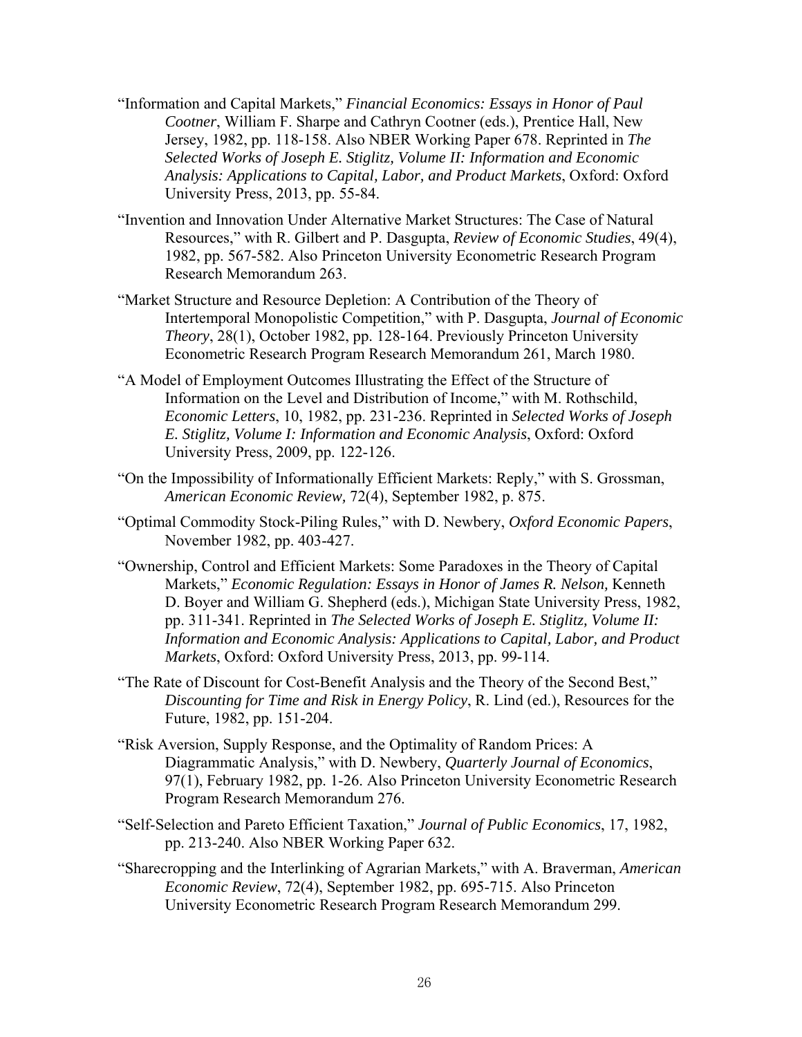"Information and Capital Markets," *Financial Economics: Essays in Honor of Paul Cootner*, William F. Sharpe and Cathryn Cootner (eds.), Prentice Hall, New Jersey, 1982, pp. 118-158. Also NBER Working Paper 678. Reprinted in *The Selected Works of Joseph E. Stiglitz, Volume II: Information and Economic Analysis: Applications to Capital, Labor, and Product Markets*, Oxford: Oxford University Press, 2013, pp. 55-84.

"Invention and Innovation Under Alternative Market Structures: The Case of Natural Resources," with R. Gilbert and P. Dasgupta, *Review of Economic Studies*, 49(4), 1982, pp. 567-582. Also Princeton University Econometric Research Program Research Memorandum 263.

"Market Structure and Resource Depletion: A Contribution of the Theory of Intertemporal Monopolistic Competition," with P. Dasgupta, *Journal of Economic Theory*, 28(1), October 1982, pp. 128-164. Previously Princeton University Econometric Research Program Research Memorandum 261, March 1980.

"A Model of Employment Outcomes Illustrating the Effect of the Structure of Information on the Level and Distribution of Income," with M. Rothschild, *Economic Letters*, 10, 1982, pp. 231-236. Reprinted in *Selected Works of Joseph E. Stiglitz, Volume I: Information and Economic Analysis*, Oxford: Oxford University Press, 2009, pp. 122-126.

"On the Impossibility of Informationally Efficient Markets: Reply," with S. Grossman, *American Economic Review,* 72(4), September 1982, p. 875.

"Optimal Commodity Stock-Piling Rules," with D. Newbery, *Oxford Economic Papers*, November 1982, pp. 403-427.

"Ownership, Control and Efficient Markets: Some Paradoxes in the Theory of Capital Markets," *Economic Regulation: Essays in Honor of James R. Nelson,* Kenneth D. Boyer and William G. Shepherd (eds.), Michigan State University Press, 1982, pp. 311-341. Reprinted in *The Selected Works of Joseph E. Stiglitz, Volume II: Information and Economic Analysis: Applications to Capital, Labor, and Product Markets*, Oxford: Oxford University Press, 2013, pp. 99-114.

"The Rate of Discount for Cost-Benefit Analysis and the Theory of the Second Best," *Discounting for Time and Risk in Energy Policy*, R. Lind (ed.), Resources for the Future, 1982, pp. 151-204.

"Risk Aversion, Supply Response, and the Optimality of Random Prices: A Diagrammatic Analysis," with D. Newbery, *Quarterly Journal of Economics*, 97(1), February 1982, pp. 1-26. Also Princeton University Econometric Research Program Research Memorandum 276.

"Self-Selection and Pareto Efficient Taxation," *Journal of Public Economics*, 17, 1982, pp. 213-240. Also NBER Working Paper 632.

"Sharecropping and the Interlinking of Agrarian Markets," with A. Braverman, *American Economic Review*, 72(4), September 1982, pp. 695-715. Also Princeton University Econometric Research Program Research Memorandum 299.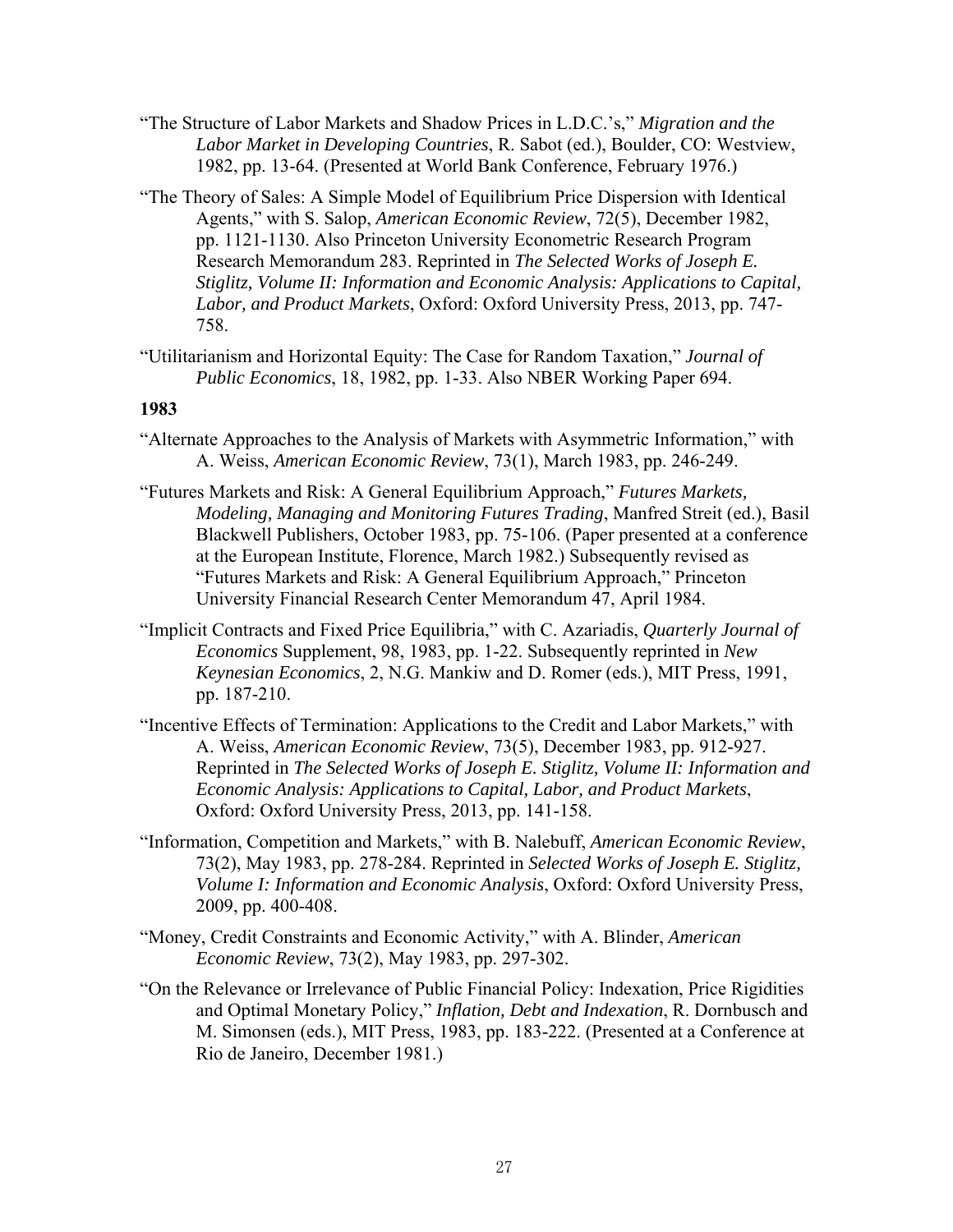"The Structure of Labor Markets and Shadow Prices in L.D.C.'s," *Migration and the Labor Market in Developing Countries*, R. Sabot (ed.), Boulder, CO: Westview, 1982, pp. 13-64. (Presented at World Bank Conference, February 1976.)

"The Theory of Sales: A Simple Model of Equilibrium Price Dispersion with Identical Agents," with S. Salop, *American Economic Review*, 72(5), December 1982, pp. 1121-1130. Also Princeton University Econometric Research Program Research Memorandum 283. Reprinted in *The Selected Works of Joseph E. Stiglitz, Volume II: Information and Economic Analysis: Applications to Capital, Labor, and Product Markets*, Oxford: Oxford University Press, 2013, pp. 747-758.

"Utilitarianism and Horizontal Equity: The Case for Random Taxation," *Journal of Public Economics*, 18, 1982, pp. 1-33. Also NBER Working Paper 694.

**1983**

"Alternate Approaches to the Analysis of Markets with Asymmetric Information," with A. Weiss, *American Economic Review*, 73(1), March 1983, pp. 246-249.

"Futures Markets and Risk: A General Equilibrium Approach," *Futures Markets, Modeling, Managing and Monitoring Futures Trading*, Manfred Streit (ed.), Basil Blackwell Publishers, October 1983, pp. 75-106. (Paper presented at a conference at the European Institute, Florence, March 1982.) Subsequently revised as "Futures Markets and Risk: A General Equilibrium Approach," Princeton University Financial Research Center Memorandum 47, April 1984.

"Implicit Contracts and Fixed Price Equilibria," with C. Azariadis, *Quarterly Journal of Economics* Supplement, 98, 1983, pp. 1-22. Subsequently reprinted in *New Keynesian Economics*, 2, N.G. Mankiw and D. Romer (eds.), MIT Press, 1991, pp. 187-210.

"Incentive Effects of Termination: Applications to the Credit and Labor Markets," with A. Weiss, *American Economic Review*, 73(5), December 1983, pp. 912-927. Reprinted in *The Selected Works of Joseph E. Stiglitz, Volume II: Information and Economic Analysis: Applications to Capital, Labor, and Product Markets*, Oxford: Oxford University Press, 2013, pp. 141-158.

"Information, Competition and Markets," with B. Nalebuff, *American Economic Review*, 73(2), May 1983, pp. 278-284. Reprinted in *Selected Works of Joseph E. Stiglitz, Volume I: Information and Economic Analysis*, Oxford: Oxford University Press, 2009, pp. 400-408.

"Money, Credit Constraints and Economic Activity," with A. Blinder, *American Economic Review*, 73(2), May 1983, pp. 297-302.

"On the Relevance or Irrelevance of Public Financial Policy: Indexation, Price Rigidities and Optimal Monetary Policy," *Inflation, Debt and Indexation*, R. Dornbusch and M. Simonsen (eds.), MIT Press, 1983, pp. 183-222. (Presented at a Conference at Rio de Janeiro, December 1981.)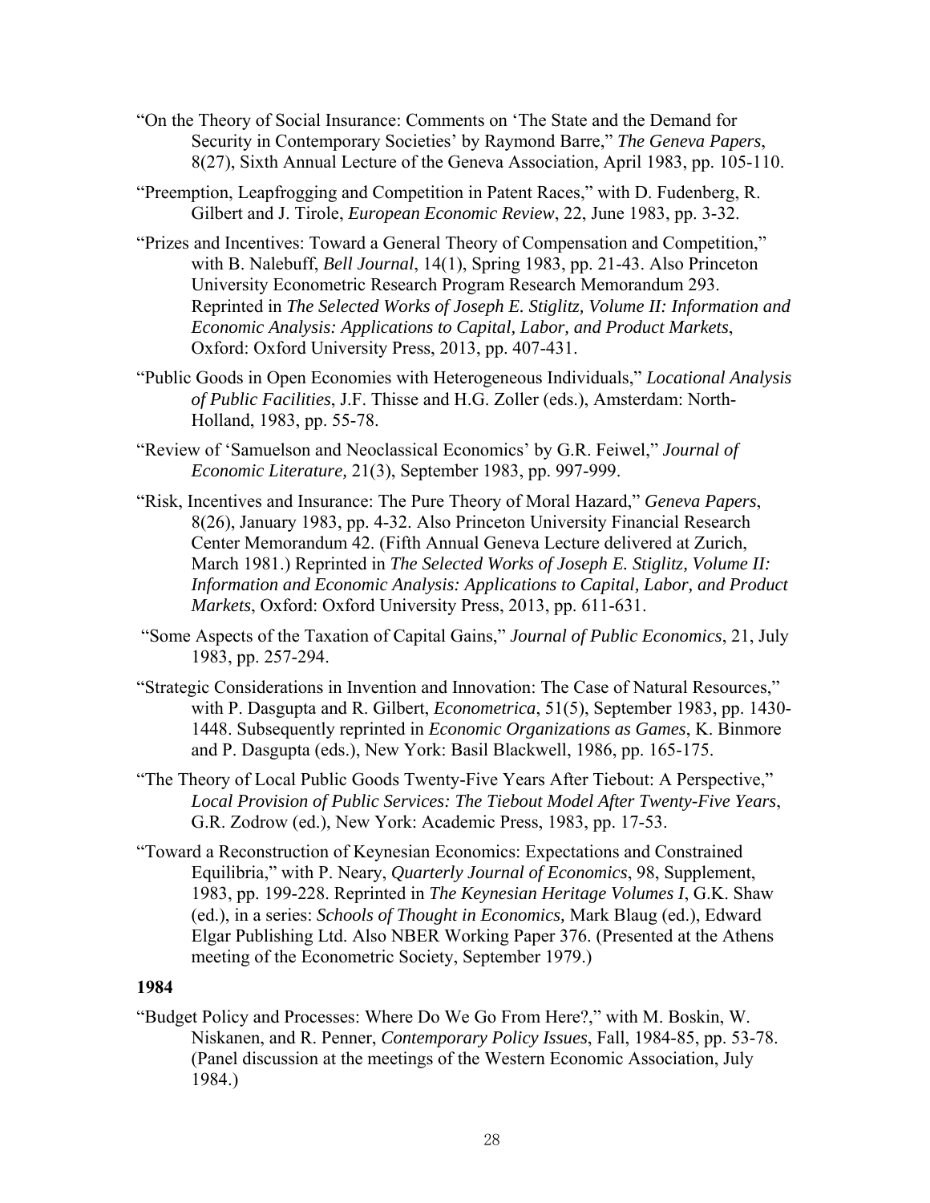"On the Theory of Social Insurance: Comments on 'The State and the Demand for Security in Contemporary Societies' by Raymond Barre," *The Geneva Papers*, 8(27), Sixth Annual Lecture of the Geneva Association, April 1983, pp. 105-110.

"Preemption, Leapfrogging and Competition in Patent Races," with D. Fudenberg, R. Gilbert and J. Tirole, *European Economic Review*, 22, June 1983, pp. 3-32.

"Prizes and Incentives: Toward a General Theory of Compensation and Competition," with B. Nalebuff, *Bell Journal*, 14(1), Spring 1983, pp. 21-43. Also Princeton University Econometric Research Program Research Memorandum 293. Reprinted in *The Selected Works of Joseph E. Stiglitz, Volume II: Information and Economic Analysis: Applications to Capital, Labor, and Product Markets*, Oxford: Oxford University Press, 2013, pp. 407-431.

"Public Goods in Open Economies with Heterogeneous Individuals," *Locational Analysis of Public Facilities*, J.F. Thisse and H.G. Zoller (eds.), Amsterdam: North-Holland, 1983, pp. 55-78.

"Review of 'Samuelson and Neoclassical Economics' by G.R. Feiwel," *Journal of Economic Literature,* 21(3), September 1983, pp. 997-999.

"Risk, Incentives and Insurance: The Pure Theory of Moral Hazard," *Geneva Papers*, 8(26), January 1983, pp. 4-32. Also Princeton University Financial Research Center Memorandum 42. (Fifth Annual Geneva Lecture delivered at Zurich, March 1981.) Reprinted in *The Selected Works of Joseph E. Stiglitz, Volume II: Information and Economic Analysis: Applications to Capital, Labor, and Product Markets*, Oxford: Oxford University Press, 2013, pp. 611-631.

"Some Aspects of the Taxation of Capital Gains," *Journal of Public Economics*, 21, July 1983, pp. 257-294.

"Strategic Considerations in Invention and Innovation: The Case of Natural Resources," with P. Dasgupta and R. Gilbert, *Econometrica*, 51(5), September 1983, pp. 1430-1448. Subsequently reprinted in *Economic Organizations as Games*, K. Binmore and P. Dasgupta (eds.), New York: Basil Blackwell, 1986, pp. 165-175.

"The Theory of Local Public Goods Twenty-Five Years After Tiebout: A Perspective," *Local Provision of Public Services: The Tiebout Model After Twenty-Five Years*, G.R. Zodrow (ed.), New York: Academic Press, 1983, pp. 17-53.

"Toward a Reconstruction of Keynesian Economics: Expectations and Constrained Equilibria," with P. Neary, *Quarterly Journal of Economics*, 98, Supplement, 1983, pp. 199-228. Reprinted in *The Keynesian Heritage Volumes I*, G.K. Shaw (ed.), in a series: *Schools of Thought in Economics,* Mark Blaug (ed.), Edward Elgar Publishing Ltd. Also NBER Working Paper 376. (Presented at the Athens meeting of the Econometric Society, September 1979.)

**1984**

"Budget Policy and Processes: Where Do We Go From Here?," with M. Boskin, W. Niskanen, and R. Penner, *Contemporary Policy Issues*, Fall, 1984-85, pp. 53-78. (Panel discussion at the meetings of the Western Economic Association, July 1984.)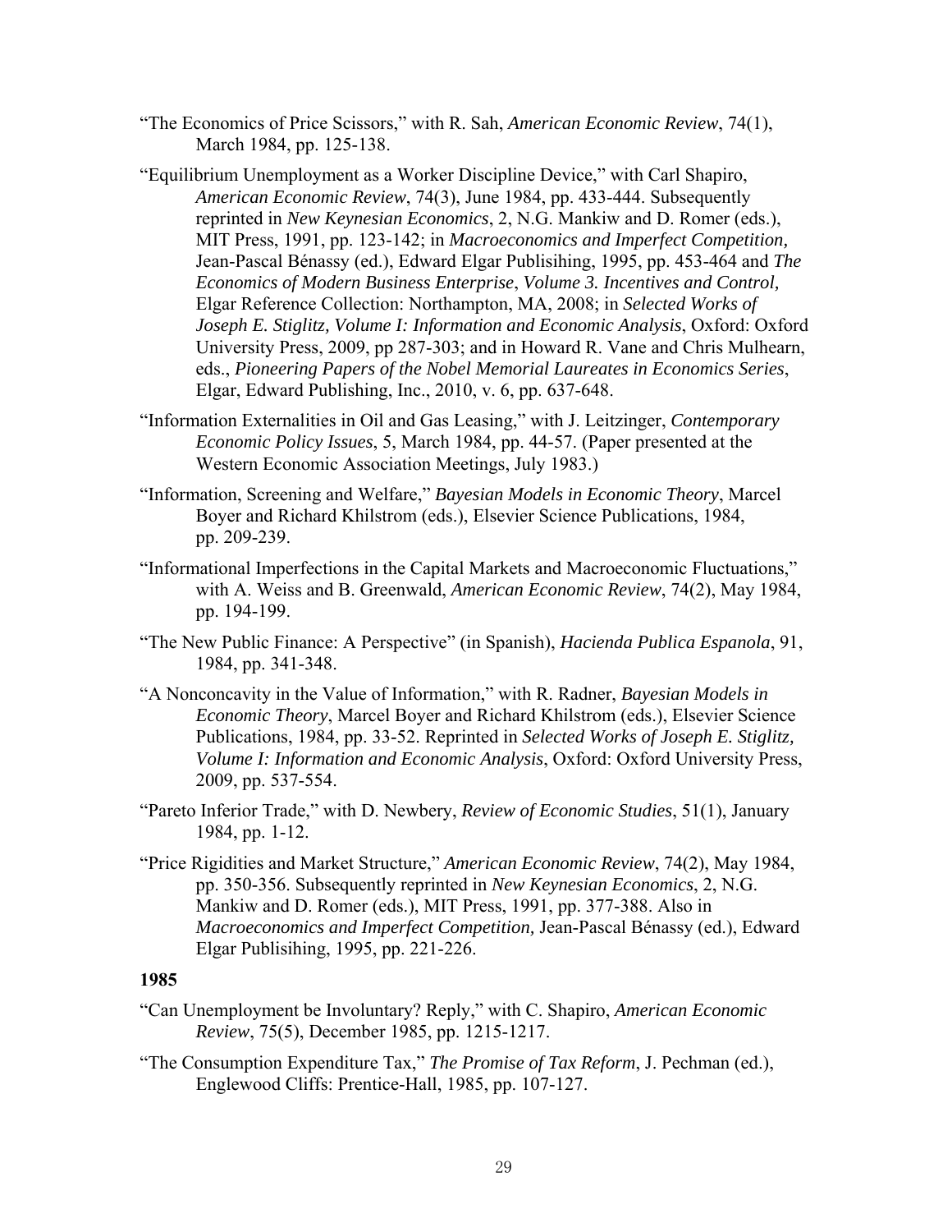"The Economics of Price Scissors," with R. Sah, *American Economic Review*, 74(1), March 1984, pp. 125-138.

"Equilibrium Unemployment as a Worker Discipline Device," with Carl Shapiro, *American Economic Review*, 74(3), June 1984, pp. 433-444. Subsequently reprinted in *New Keynesian Economics*, 2, N.G. Mankiw and D. Romer (eds.), MIT Press, 1991, pp. 123-142; in *Macroeconomics and Imperfect Competition,* Jean-Pascal Bénassy (ed.), Edward Elgar Publisihing, 1995, pp. 453-464 and *The Economics of Modern Business Enterprise*, *Volume 3. Incentives and Control,* Elgar Reference Collection: Northampton, MA, 2008; in *Selected Works of Joseph E. Stiglitz, Volume I: Information and Economic Analysis*, Oxford: Oxford University Press, 2009, pp 287-303; and in Howard R. Vane and Chris Mulhearn, eds., *Pioneering Papers of the Nobel Memorial Laureates in Economics Series*, Elgar, Edward Publishing, Inc., 2010, v. 6, pp. 637-648.

"Information Externalities in Oil and Gas Leasing," with J. Leitzinger, *Contemporary Economic Policy Issues*, 5, March 1984, pp. 44-57. (Paper presented at the Western Economic Association Meetings, July 1983.)

"Information, Screening and Welfare," *Bayesian Models in Economic Theory*, Marcel Boyer and Richard Khilstrom (eds.), Elsevier Science Publications, 1984, pp. 209-239.

"Informational Imperfections in the Capital Markets and Macroeconomic Fluctuations," with A. Weiss and B. Greenwald, *American Economic Review*, 74(2), May 1984, pp. 194-199.

"The New Public Finance: A Perspective" (in Spanish), *Hacienda Publica Espanola*, 91, 1984, pp. 341-348.

"A Nonconcavity in the Value of Information," with R. Radner, *Bayesian Models in Economic Theory*, Marcel Boyer and Richard Khilstrom (eds.), Elsevier Science Publications, 1984, pp. 33-52. Reprinted in *Selected Works of Joseph E. Stiglitz, Volume I: Information and Economic Analysis*, Oxford: Oxford University Press, 2009, pp. 537-554.

"Pareto Inferior Trade," with D. Newbery, *Review of Economic Studies*, 51(1), January 1984, pp. 1-12.

"Price Rigidities and Market Structure," *American Economic Review*, 74(2), May 1984, pp. 350-356. Subsequently reprinted in *New Keynesian Economics*, 2, N.G. Mankiw and D. Romer (eds.), MIT Press, 1991, pp. 377-388. Also in *Macroeconomics and Imperfect Competition,* Jean-Pascal Bénassy (ed.), Edward Elgar Publisihing, 1995, pp. 221-226.

**1985**

"Can Unemployment be Involuntary? Reply," with C. Shapiro, *American Economic Review*, 75(5), December 1985, pp. 1215-1217.

"The Consumption Expenditure Tax," *The Promise of Tax Reform*, J. Pechman (ed.), Englewood Cliffs: Prentice-Hall, 1985, pp. 107-127.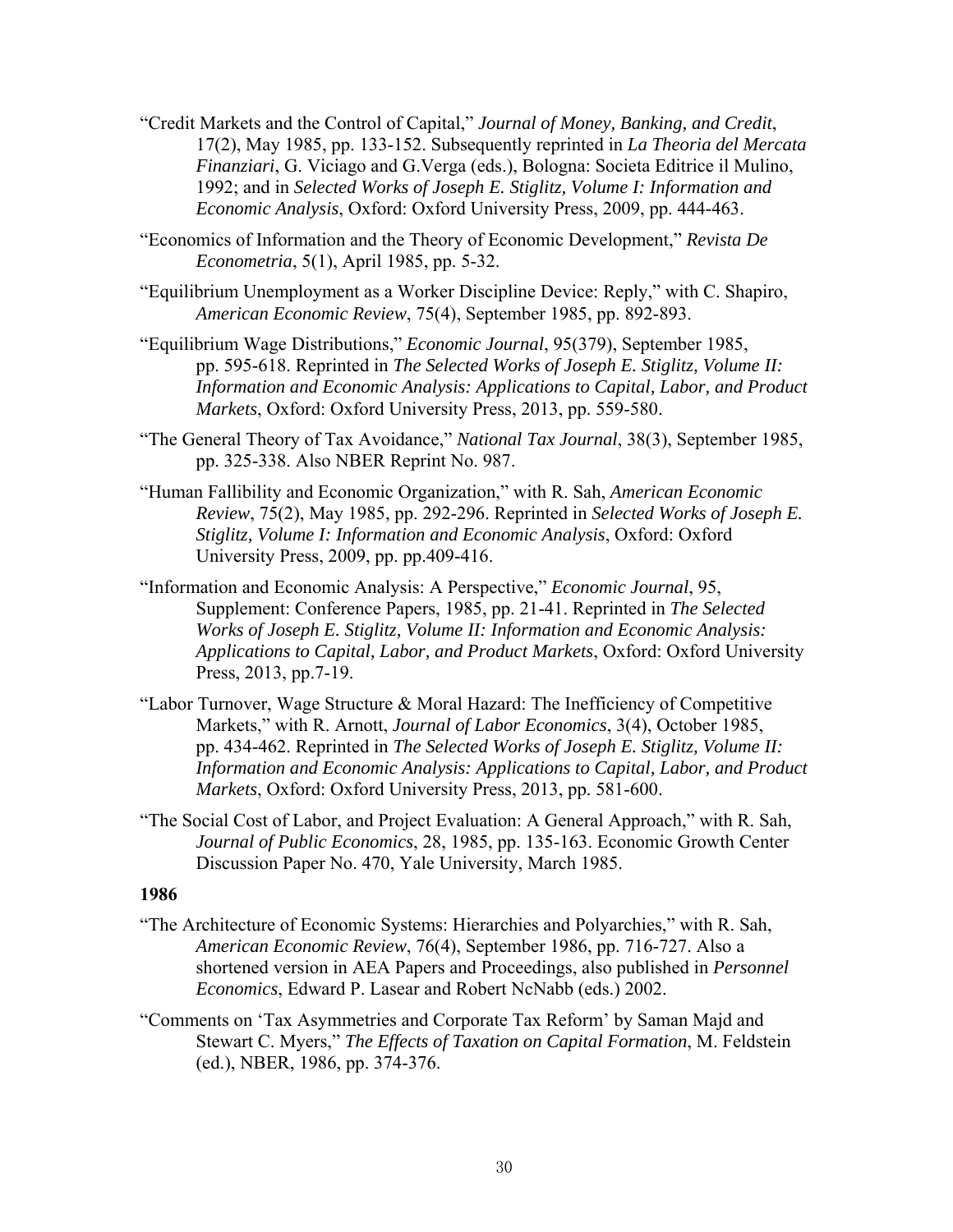"Credit Markets and the Control of Capital," *Journal of Money, Banking, and Credit*, 17(2), May 1985, pp. 133-152. Subsequently reprinted in *La Theoria del Mercata Finanziari*, G. Viciago and G.Verga (eds.), Bologna: Societa Editrice il Mulino, 1992; and in *Selected Works of Joseph E. Stiglitz, Volume I: Information and Economic Analysis*, Oxford: Oxford University Press, 2009, pp. 444-463.

"Economics of Information and the Theory of Economic Development," *Revista De Econometria*, 5(1), April 1985, pp. 5-32.

"Equilibrium Unemployment as a Worker Discipline Device: Reply," with C. Shapiro, *American Economic Review*, 75(4), September 1985, pp. 892-893.

"Equilibrium Wage Distributions," *Economic Journal*, 95(379), September 1985, pp. 595-618. Reprinted in *The Selected Works of Joseph E. Stiglitz, Volume II: Information and Economic Analysis: Applications to Capital, Labor, and Product Markets*, Oxford: Oxford University Press, 2013, pp. 559-580.

"The General Theory of Tax Avoidance," *National Tax Journal*, 38(3), September 1985, pp. 325-338. Also NBER Reprint No. 987.

"Human Fallibility and Economic Organization," with R. Sah, *American Economic Review*, 75(2), May 1985, pp. 292-296. Reprinted in *Selected Works of Joseph E. Stiglitz, Volume I: Information and Economic Analysis*, Oxford: Oxford University Press, 2009, pp. pp.409-416.

"Information and Economic Analysis: A Perspective," *Economic Journal*, 95, Supplement: Conference Papers, 1985, pp. 21-41. Reprinted in *The Selected Works of Joseph E. Stiglitz, Volume II: Information and Economic Analysis: Applications to Capital, Labor, and Product Markets*, Oxford: Oxford University Press, 2013, pp.7-19.

"Labor Turnover, Wage Structure & Moral Hazard: The Inefficiency of Competitive Markets," with R. Arnott, *Journal of Labor Economics*, 3(4), October 1985, pp. 434-462. Reprinted in *The Selected Works of Joseph E. Stiglitz, Volume II: Information and Economic Analysis: Applications to Capital, Labor, and Product Markets*, Oxford: Oxford University Press, 2013, pp. 581-600.

"The Social Cost of Labor, and Project Evaluation: A General Approach," with R. Sah, *Journal of Public Economics*, 28, 1985, pp. 135-163. Economic Growth Center Discussion Paper No. 470, Yale University, March 1985.

**1986**

"The Architecture of Economic Systems: Hierarchies and Polyarchies," with R. Sah, *American Economic Review*, 76(4), September 1986, pp. 716-727. Also a shortened version in AEA Papers and Proceedings, also published in *Personnel Economics*, Edward P. Lasear and Robert NcNabb (eds.) 2002.

"Comments on 'Tax Asymmetries and Corporate Tax Reform' by Saman Majd and Stewart C. Myers," *The Effects of Taxation on Capital Formation*, M. Feldstein (ed.), NBER, 1986, pp. 374-376.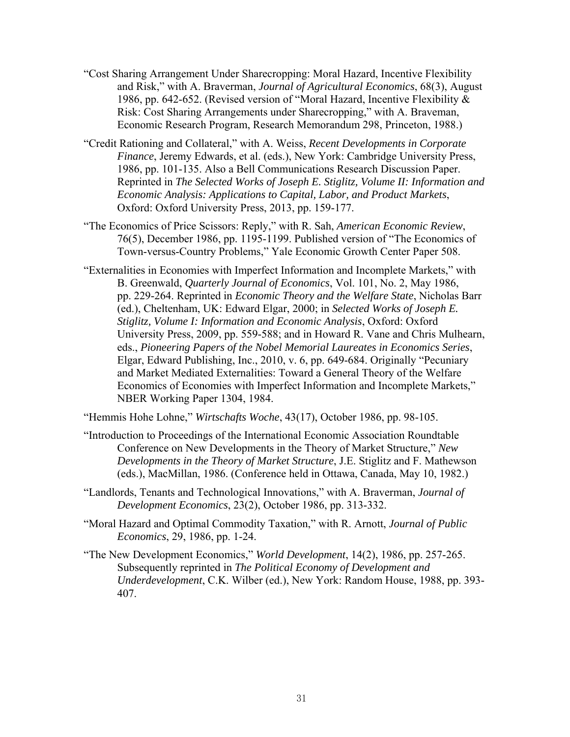"Cost Sharing Arrangement Under Sharecropping: Moral Hazard, Incentive Flexibility and Risk," with A. Braverman, *Journal of Agricultural Economics*, 68(3), August 1986, pp. 642-652. (Revised version of "Moral Hazard, Incentive Flexibility & Risk: Cost Sharing Arrangements under Sharecropping," with A. Braveman, Economic Research Program, Research Memorandum 298, Princeton, 1988.)

"Credit Rationing and Collateral," with A. Weiss, *Recent Developments in Corporate Finance*, Jeremy Edwards, et al. (eds.), New York: Cambridge University Press, 1986, pp. 101-135. Also a Bell Communications Research Discussion Paper. Reprinted in *The Selected Works of Joseph E. Stiglitz, Volume II: Information and Economic Analysis: Applications to Capital, Labor, and Product Markets*, Oxford: Oxford University Press, 2013, pp. 159-177.

"The Economics of Price Scissors: Reply," with R. Sah, *American Economic Review*, 76(5), December 1986, pp. 1195-1199. Published version of "The Economics of Town-versus-Country Problems," Yale Economic Growth Center Paper 508.

"Externalities in Economies with Imperfect Information and Incomplete Markets," with B. Greenwald, *Quarterly Journal of Economics*, Vol. 101, No. 2, May 1986, pp. 229-264. Reprinted in *Economic Theory and the Welfare State*, Nicholas Barr (ed.), Cheltenham, UK: Edward Elgar, 2000; in *Selected Works of Joseph E. Stiglitz, Volume I: Information and Economic Analysis*, Oxford: Oxford University Press, 2009, pp. 559-588; and in Howard R. Vane and Chris Mulhearn, eds., *Pioneering Papers of the Nobel Memorial Laureates in Economics Series*, Elgar, Edward Publishing, Inc., 2010, v. 6, pp. 649-684. Originally "Pecuniary and Market Mediated Externalities: Toward a General Theory of the Welfare Economics of Economies with Imperfect Information and Incomplete Markets," NBER Working Paper 1304, 1984.

"Hemmis Hohe Lohne," *Wirtschafts Woche*, 43(17), October 1986, pp. 98-105.

"Introduction to Proceedings of the International Economic Association Roundtable Conference on New Developments in the Theory of Market Structure," *New Developments in the Theory of Market Structure*, J.E. Stiglitz and F. Mathewson (eds.), MacMillan, 1986. (Conference held in Ottawa, Canada, May 10, 1982.)

"Landlords, Tenants and Technological Innovations," with A. Braverman, *Journal of Development Economics*, 23(2), October 1986, pp. 313-332.

"Moral Hazard and Optimal Commodity Taxation," with R. Arnott, *Journal of Public Economics*, 29, 1986, pp. 1-24.

"The New Development Economics," *World Development*, 14(2), 1986, pp. 257-265. Subsequently reprinted in *The Political Economy of Development and Underdevelopment*, C.K. Wilber (ed.), New York: Random House, 1988, pp. 393-407.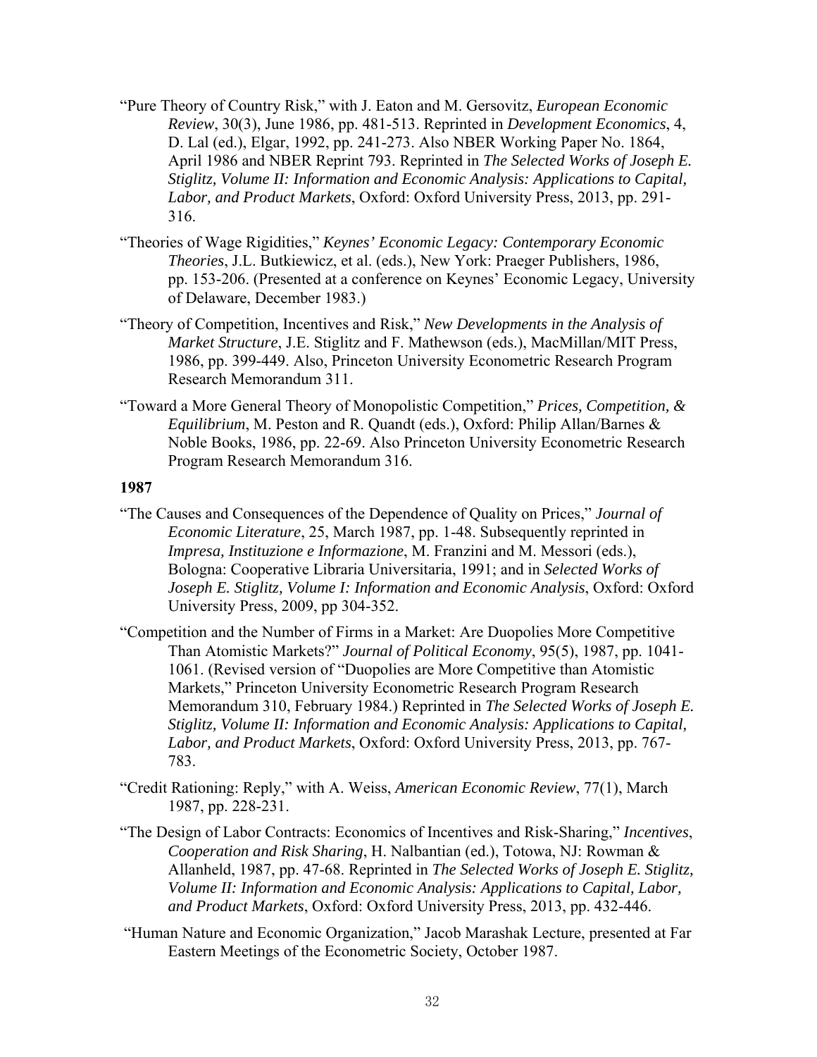"Pure Theory of Country Risk," with J. Eaton and M. Gersovitz, *European Economic Review*, 30(3), June 1986, pp. 481-513. Reprinted in *Development Economics*, 4, D. Lal (ed.), Elgar, 1992, pp. 241-273. Also NBER Working Paper No. 1864, April 1986 and NBER Reprint 793. Reprinted in *The Selected Works of Joseph E. Stiglitz, Volume II: Information and Economic Analysis: Applications to Capital, Labor, and Product Markets*, Oxford: Oxford University Press, 2013, pp. 291-316.

"Theories of Wage Rigidities," *Keynes' Economic Legacy: Contemporary Economic Theories*, J.L. Butkiewicz, et al. (eds.), New York: Praeger Publishers, 1986, pp. 153-206. (Presented at a conference on Keynes' Economic Legacy, University of Delaware, December 1983.)

"Theory of Competition, Incentives and Risk," *New Developments in the Analysis of Market Structure*, J.E. Stiglitz and F. Mathewson (eds.), MacMillan/MIT Press, 1986, pp. 399-449. Also, Princeton University Econometric Research Program Research Memorandum 311.

"Toward a More General Theory of Monopolistic Competition," *Prices, Competition, & Equilibrium*, M. Peston and R. Quandt (eds.), Oxford: Philip Allan/Barnes & Noble Books, 1986, pp. 22-69. Also Princeton University Econometric Research Program Research Memorandum 316.

**1987**

"The Causes and Consequences of the Dependence of Quality on Prices," *Journal of Economic Literature*, 25, March 1987, pp. 1-48. Subsequently reprinted in *Impresa, Instituzione e Informazione*, M. Franzini and M. Messori (eds.), Bologna: Cooperative Libraria Universitaria, 1991; and in *Selected Works of Joseph E. Stiglitz, Volume I: Information and Economic Analysis*, Oxford: Oxford University Press, 2009, pp 304-352.

"Competition and the Number of Firms in a Market: Are Duopolies More Competitive Than Atomistic Markets?" *Journal of Political Economy*, 95(5), 1987, pp. 1041-1061. (Revised version of "Duopolies are More Competitive than Atomistic Markets," Princeton University Econometric Research Program Research Memorandum 310, February 1984.) Reprinted in *The Selected Works of Joseph E. Stiglitz, Volume II: Information and Economic Analysis: Applications to Capital, Labor, and Product Markets*, Oxford: Oxford University Press, 2013, pp. 767-783.

"Credit Rationing: Reply," with A. Weiss, *American Economic Review*, 77(1), March 1987, pp. 228-231.

"The Design of Labor Contracts: Economics of Incentives and Risk-Sharing," *Incentives, Cooperation and Risk Sharing*, H. Nalbantian (ed.), Totowa, NJ: Rowman & Allanheld, 1987, pp. 47-68. Reprinted in *The Selected Works of Joseph E. Stiglitz, Volume II: Information and Economic Analysis: Applications to Capital, Labor, and Product Markets*, Oxford: Oxford University Press, 2013, pp. 432-446.

"Human Nature and Economic Organization," Jacob Marashak Lecture, presented at Far Eastern Meetings of the Econometric Society, October 1987.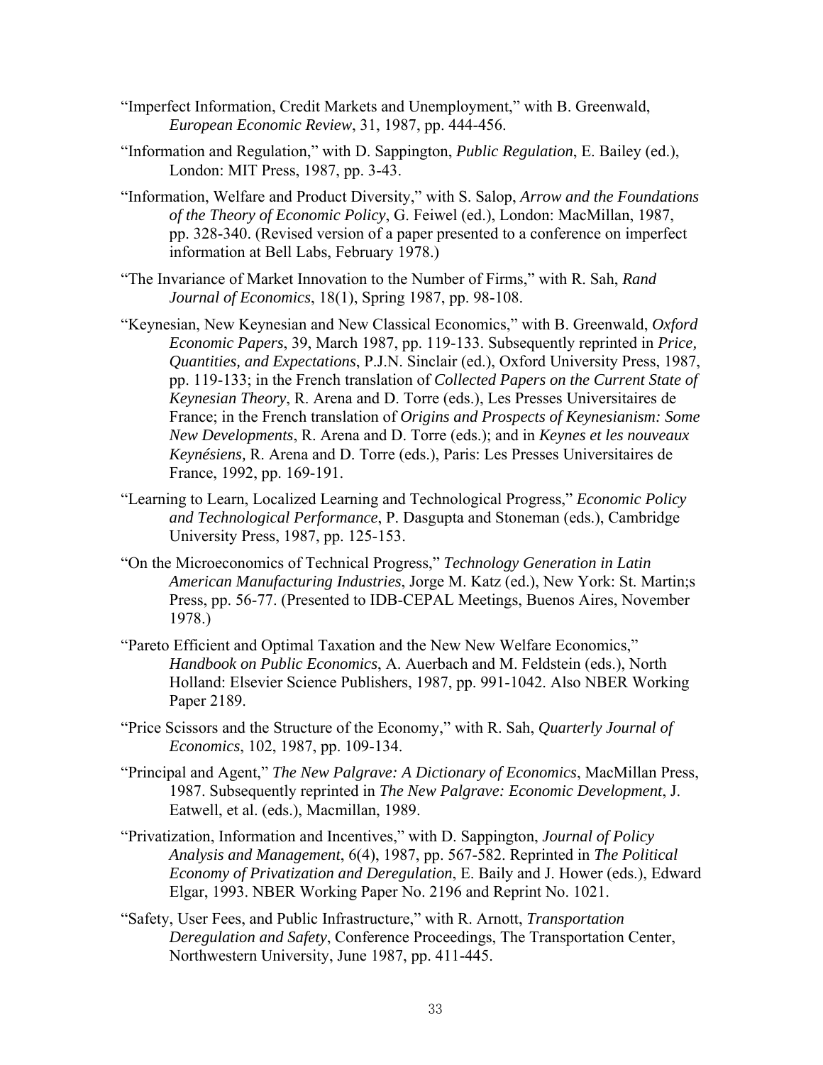"Imperfect Information, Credit Markets and Unemployment," with B. Greenwald, *European Economic Review*, 31, 1987, pp. 444-456.

"Information and Regulation," with D. Sappington, *Public Regulation*, E. Bailey (ed.), London: MIT Press, 1987, pp. 3-43.

"Information, Welfare and Product Diversity," with S. Salop, *Arrow and the Foundations of the Theory of Economic Policy*, G. Feiwel (ed.), London: MacMillan, 1987, pp. 328-340. (Revised version of a paper presented to a conference on imperfect information at Bell Labs, February 1978.)

"The Invariance of Market Innovation to the Number of Firms," with R. Sah, *Rand Journal of Economics*, 18(1), Spring 1987, pp. 98-108.

"Keynesian, New Keynesian and New Classical Economics," with B. Greenwald, *Oxford Economic Papers*, 39, March 1987, pp. 119-133. Subsequently reprinted in *Price, Quantities, and Expectations*, P.J.N. Sinclair (ed.), Oxford University Press, 1987, pp. 119-133; in the French translation of *Collected Papers on the Current State of Keynesian Theory*, R. Arena and D. Torre (eds.), Les Presses Universitaires de France; in the French translation of *Origins and Prospects of Keynesianism: Some New Developments*, R. Arena and D. Torre (eds.); and in *Keynes et les nouveaux Keynésiens,* R. Arena and D. Torre (eds.), Paris: Les Presses Universitaires de France, 1992, pp. 169-191.

"Learning to Learn, Localized Learning and Technological Progress," *Economic Policy and Technological Performance*, P. Dasgupta and Stoneman (eds.), Cambridge University Press, 1987, pp. 125-153.

"On the Microeconomics of Technical Progress," *Technology Generation in Latin American Manufacturing Industries*, Jorge M. Katz (ed.), New York: St. Martin;s Press, pp. 56-77. (Presented to IDB-CEPAL Meetings, Buenos Aires, November 1978.)

"Pareto Efficient and Optimal Taxation and the New New Welfare Economics," *Handbook on Public Economics*, A. Auerbach and M. Feldstein (eds.), North Holland: Elsevier Science Publishers, 1987, pp. 991-1042. Also NBER Working Paper 2189.

"Price Scissors and the Structure of the Economy," with R. Sah, *Quarterly Journal of Economics*, 102, 1987, pp. 109-134.

"Principal and Agent," *The New Palgrave: A Dictionary of Economics*, MacMillan Press, 1987. Subsequently reprinted in *The New Palgrave: Economic Development*, J. Eatwell, et al. (eds.), Macmillan, 1989.

"Privatization, Information and Incentives," with D. Sappington, *Journal of Policy Analysis and Management*, 6(4), 1987, pp. 567-582. Reprinted in *The Political Economy of Privatization and Deregulation*, E. Baily and J. Hower (eds.), Edward Elgar, 1993. NBER Working Paper No. 2196 and Reprint No. 1021.

"Safety, User Fees, and Public Infrastructure," with R. Arnott, *Transportation Deregulation and Safety*, Conference Proceedings, The Transportation Center, Northwestern University, June 1987, pp. 411-445.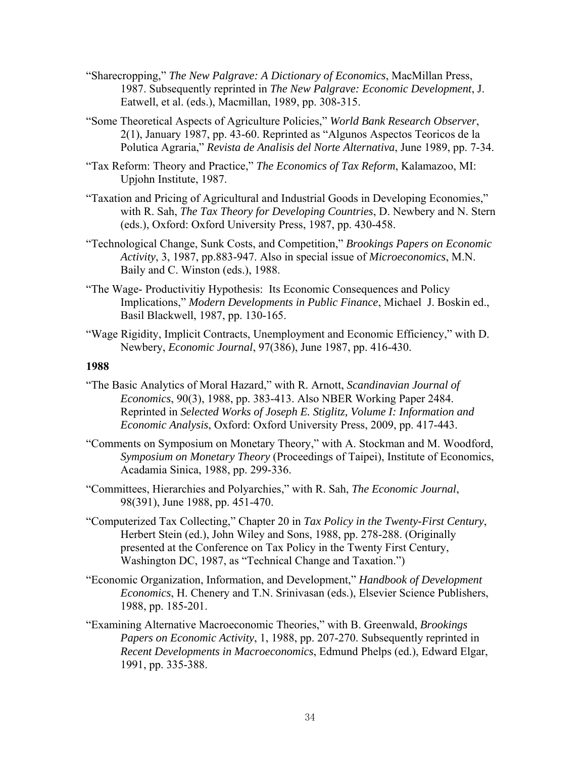"Sharecropping," *The New Palgrave: A Dictionary of Economics*, MacMillan Press, 1987. Subsequently reprinted in *The New Palgrave: Economic Development*, J. Eatwell, et al. (eds.), Macmillan, 1989, pp. 308-315.

"Some Theoretical Aspects of Agriculture Policies," *World Bank Research Observer*, 2(1), January 1987, pp. 43-60. Reprinted as "Algunos Aspectos Teoricos de la Polutica Agraria," *Revista de Analisis del Norte Alternativa*, June 1989, pp. 7-34.

"Tax Reform: Theory and Practice," *The Economics of Tax Reform*, Kalamazoo, MI: Upjohn Institute, 1987.

"Taxation and Pricing of Agricultural and Industrial Goods in Developing Economies," with R. Sah, *The Tax Theory for Developing Countries*, D. Newbery and N. Stern (eds.), Oxford: Oxford University Press, 1987, pp. 430-458.

"Technological Change, Sunk Costs, and Competition," *Brookings Papers on Economic Activity*, 3, 1987, pp.883-947. Also in special issue of *Microeconomics*, M.N. Baily and C. Winston (eds.), 1988.

"The Wage- Productivitiy Hypothesis: Its Economic Consequences and Policy Implications," *Modern Developments in Public Finance*, Michael J. Boskin ed., Basil Blackwell, 1987, pp. 130-165.

"Wage Rigidity, Implicit Contracts, Unemployment and Economic Efficiency," with D. Newbery, *Economic Journal*, 97(386), June 1987, pp. 416-430.

**1988**

"The Basic Analytics of Moral Hazard," with R. Arnott, *Scandinavian Journal of Economics*, 90(3), 1988, pp. 383-413. Also NBER Working Paper 2484. Reprinted in *Selected Works of Joseph E. Stiglitz, Volume I: Information and Economic Analysis*, Oxford: Oxford University Press, 2009, pp. 417-443.

"Comments on Symposium on Monetary Theory," with A. Stockman and M. Woodford, *Symposium on Monetary Theory* (Proceedings of Taipei), Institute of Economics, Acadamia Sinica, 1988, pp. 299-336.

"Committees, Hierarchies and Polyarchies," with R. Sah, *The Economic Journal*, 98(391), June 1988, pp. 451-470.

"Computerized Tax Collecting," Chapter 20 in *Tax Policy in the Twenty-First Century*, Herbert Stein (ed.), John Wiley and Sons, 1988, pp. 278-288. (Originally presented at the Conference on Tax Policy in the Twenty First Century, Washington DC, 1987, as "Technical Change and Taxation.")

"Economic Organization, Information, and Development," *Handbook of Development Economics*, H. Chenery and T.N. Srinivasan (eds.), Elsevier Science Publishers, 1988, pp. 185-201.

"Examining Alternative Macroeconomic Theories," with B. Greenwald, *Brookings Papers on Economic Activity*, 1, 1988, pp. 207-270. Subsequently reprinted in *Recent Developments in Macroeconomics*, Edmund Phelps (ed.), Edward Elgar, 1991, pp. 335-388.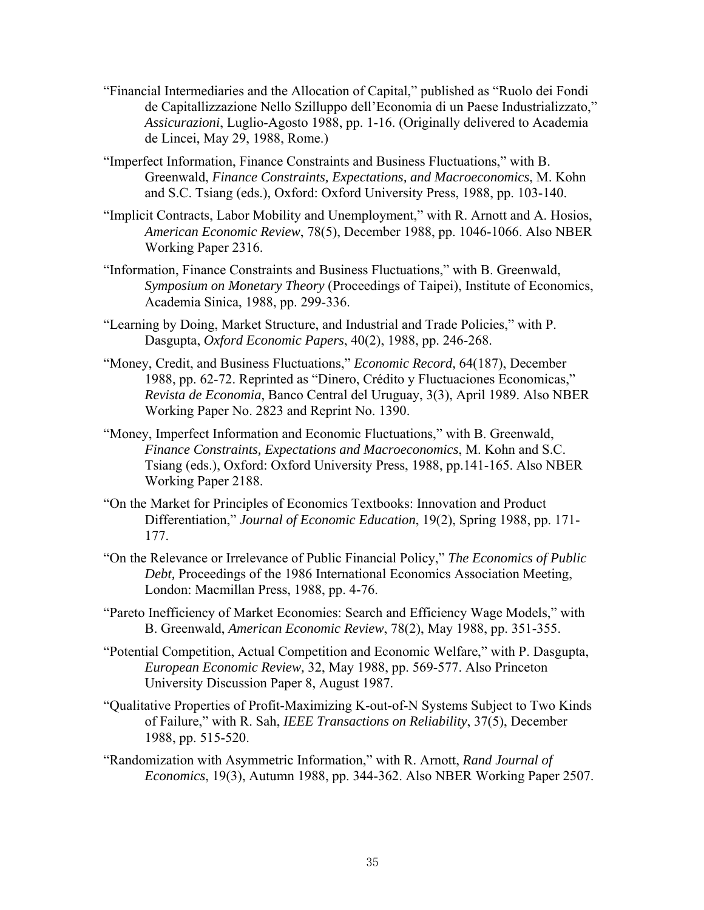"Financial Intermediaries and the Allocation of Capital," published as "Ruolo dei Fondi de Capitallizzazione Nello Szilluppo dell'Economia di un Paese Industrializzato," *Assicurazioni*, Luglio-Agosto 1988, pp. 1-16. (Originally delivered to Academia de Lincei, May 29, 1988, Rome.)

"Imperfect Information, Finance Constraints and Business Fluctuations," with B. Greenwald, *Finance Constraints, Expectations, and Macroeconomics*, M. Kohn and S.C. Tsiang (eds.), Oxford: Oxford University Press, 1988, pp. 103-140.

"Implicit Contracts, Labor Mobility and Unemployment," with R. Arnott and A. Hosios, *American Economic Review*, 78(5), December 1988, pp. 1046-1066. Also NBER Working Paper 2316.

"Information, Finance Constraints and Business Fluctuations," with B. Greenwald, *Symposium on Monetary Theory* (Proceedings of Taipei), Institute of Economics, Academia Sinica, 1988, pp. 299-336.

"Learning by Doing, Market Structure, and Industrial and Trade Policies," with P. Dasgupta, *Oxford Economic Papers*, 40(2), 1988, pp. 246-268.

"Money, Credit, and Business Fluctuations," *Economic Record,* 64(187), December 1988, pp. 62-72. Reprinted as "Dinero, Crédito y Fluctuaciones Economicas," *Revista de Economia*, Banco Central del Uruguay, 3(3), April 1989. Also NBER Working Paper No. 2823 and Reprint No. 1390.

"Money, Imperfect Information and Economic Fluctuations," with B. Greenwald, *Finance Constraints, Expectations and Macroeconomics*, M. Kohn and S.C. Tsiang (eds.), Oxford: Oxford University Press, 1988, pp.141-165. Also NBER Working Paper 2188.

"On the Market for Principles of Economics Textbooks: Innovation and Product Differentiation," *Journal of Economic Education*, 19(2), Spring 1988, pp. 171-177.

"On the Relevance or Irrelevance of Public Financial Policy," *The Economics of Public Debt,* Proceedings of the 1986 International Economics Association Meeting, London: Macmillan Press, 1988, pp. 4-76.

"Pareto Inefficiency of Market Economies: Search and Efficiency Wage Models," with B. Greenwald, *American Economic Review*, 78(2), May 1988, pp. 351-355.

"Potential Competition, Actual Competition and Economic Welfare," with P. Dasgupta, *European Economic Review,* 32, May 1988, pp. 569-577. Also Princeton University Discussion Paper 8, August 1987.

"Qualitative Properties of Profit-Maximizing K-out-of-N Systems Subject to Two Kinds of Failure," with R. Sah, *IEEE Transactions on Reliability*, 37(5), December 1988, pp. 515-520.

"Randomization with Asymmetric Information," with R. Arnott, *Rand Journal of Economics*, 19(3), Autumn 1988, pp. 344-362. Also NBER Working Paper 2507.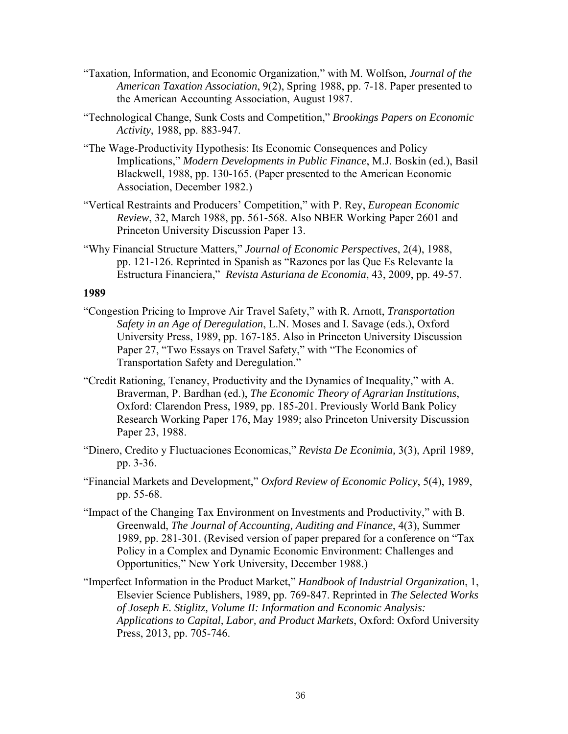"Taxation, Information, and Economic Organization," with M. Wolfson, *Journal of the American Taxation Association*, 9(2), Spring 1988, pp. 7-18. Paper presented to the American Accounting Association, August 1987.

"Technological Change, Sunk Costs and Competition," *Brookings Papers on Economic Activity*, 1988, pp. 883-947.

"The Wage-Productivity Hypothesis: Its Economic Consequences and Policy Implications," *Modern Developments in Public Finance*, M.J. Boskin (ed.), Basil Blackwell, 1988, pp. 130-165. (Paper presented to the American Economic Association, December 1982.)

"Vertical Restraints and Producers' Competition," with P. Rey, *European Economic Review*, 32, March 1988, pp. 561-568. Also NBER Working Paper 2601 and Princeton University Discussion Paper 13.

"Why Financial Structure Matters," *Journal of Economic Perspectives*, 2(4), 1988, pp. 121-126. Reprinted in Spanish as "Razones por las Que Es Relevante la Estructura Financiera," *Revista Asturiana de Economia*, 43, 2009, pp. 49-57.

**1989**

"Congestion Pricing to Improve Air Travel Safety," with R. Arnott, *Transportation Safety in an Age of Deregulation*, L.N. Moses and I. Savage (eds.), Oxford University Press, 1989, pp. 167-185. Also in Princeton University Discussion Paper 27, "Two Essays on Travel Safety," with "The Economics of Transportation Safety and Deregulation."

"Credit Rationing, Tenancy, Productivity and the Dynamics of Inequality," with A. Braverman, P. Bardhan (ed.), *The Economic Theory of Agrarian Institutions*, Oxford: Clarendon Press, 1989, pp. 185-201. Previously World Bank Policy Research Working Paper 176, May 1989; also Princeton University Discussion Paper 23, 1988.

"Dinero, Credito y Fluctuaciones Economicas," *Revista De Econimia,* 3(3), April 1989, pp. 3-36.

"Financial Markets and Development," *Oxford Review of Economic Policy*, 5(4), 1989, pp. 55-68.

"Impact of the Changing Tax Environment on Investments and Productivity," with B. Greenwald, *The Journal of Accounting, Auditing and Finance*, 4(3), Summer 1989, pp. 281-301. (Revised version of paper prepared for a conference on "Tax Policy in a Complex and Dynamic Economic Environment: Challenges and Opportunities," New York University, December 1988.)

"Imperfect Information in the Product Market," *Handbook of Industrial Organization*, 1, Elsevier Science Publishers, 1989, pp. 769-847. Reprinted in *The Selected Works of Joseph E. Stiglitz, Volume II: Information and Economic Analysis: Applications to Capital, Labor, and Product Markets*, Oxford: Oxford University Press, 2013, pp. 705-746.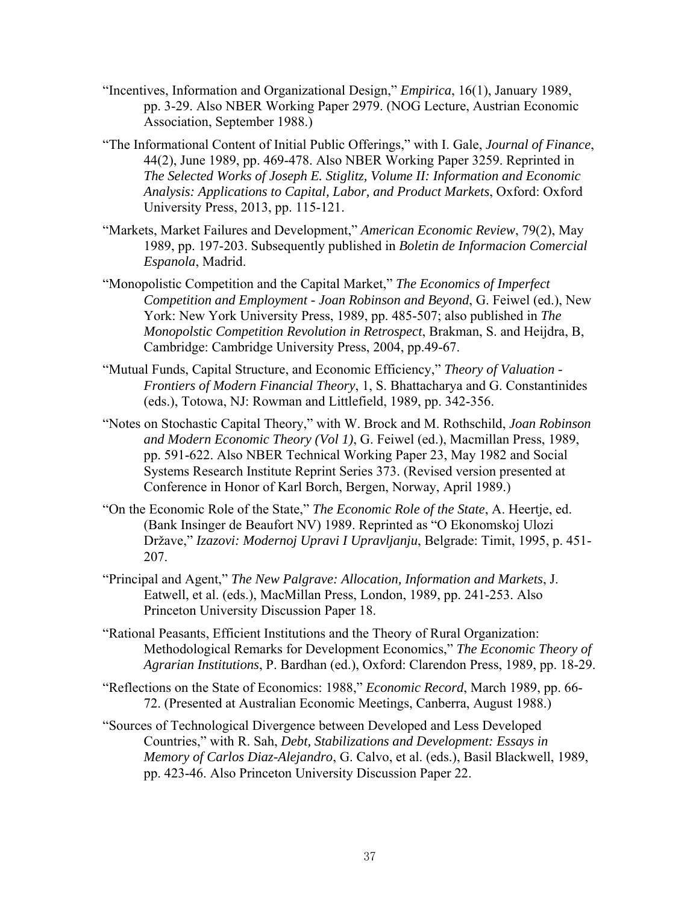"Incentives, Information and Organizational Design," *Empirica*, 16(1), January 1989, pp. 3-29. Also NBER Working Paper 2979. (NOG Lecture, Austrian Economic Association, September 1988.)

"The Informational Content of Initial Public Offerings," with I. Gale, *Journal of Finance*, 44(2), June 1989, pp. 469-478. Also NBER Working Paper 3259. Reprinted in *The Selected Works of Joseph E. Stiglitz, Volume II: Information and Economic Analysis: Applications to Capital, Labor, and Product Markets*, Oxford: Oxford University Press, 2013, pp. 115-121.

"Markets, Market Failures and Development," *American Economic Review*, 79(2), May 1989, pp. 197-203. Subsequently published in *Boletin de Informacion Comercial Espanola*, Madrid.

"Monopolistic Competition and the Capital Market," *The Economics of Imperfect Competition and Employment - Joan Robinson and Beyond*, G. Feiwel (ed.), New York: New York University Press, 1989, pp. 485-507; also published in *The Monopolstic Competition Revolution in Retrospect*, Brakman, S. and Heijdra, B, Cambridge: Cambridge University Press, 2004, pp.49-67.

"Mutual Funds, Capital Structure, and Economic Efficiency," *Theory of Valuation - Frontiers of Modern Financial Theory*, 1, S. Bhattacharya and G. Constantinides (eds.), Totowa, NJ: Rowman and Littlefield, 1989, pp. 342-356.

"Notes on Stochastic Capital Theory," with W. Brock and M. Rothschild, *Joan Robinson and Modern Economic Theory (Vol 1)*, G. Feiwel (ed.), Macmillan Press, 1989, pp. 591-622. Also NBER Technical Working Paper 23, May 1982 and Social Systems Research Institute Reprint Series 373. (Revised version presented at Conference in Honor of Karl Borch, Bergen, Norway, April 1989.)

"On the Economic Role of the State," *The Economic Role of the State*, A. Heertje, ed. (Bank Insinger de Beaufort NV) 1989. Reprinted as "O Ekonomskoj Ulozi Države," *Izazovi: Modernoj Upravi I Upravljanju*, Belgrade: Timit, 1995, p. 451-207.

"Principal and Agent," *The New Palgrave: Allocation, Information and Markets*, J. Eatwell, et al. (eds.), MacMillan Press, London, 1989, pp. 241-253. Also Princeton University Discussion Paper 18.

"Rational Peasants, Efficient Institutions and the Theory of Rural Organization: Methodological Remarks for Development Economics," *The Economic Theory of Agrarian Institutions*, P. Bardhan (ed.), Oxford: Clarendon Press, 1989, pp. 18-29.

"Reflections on the State of Economics: 1988," *Economic Record*, March 1989, pp. 66-72. (Presented at Australian Economic Meetings, Canberra, August 1988.)

"Sources of Technological Divergence between Developed and Less Developed Countries," with R. Sah, *Debt, Stabilizations and Development: Essays in Memory of Carlos Diaz-Alejandro*, G. Calvo, et al. (eds.), Basil Blackwell, 1989, pp. 423-46. Also Princeton University Discussion Paper 22.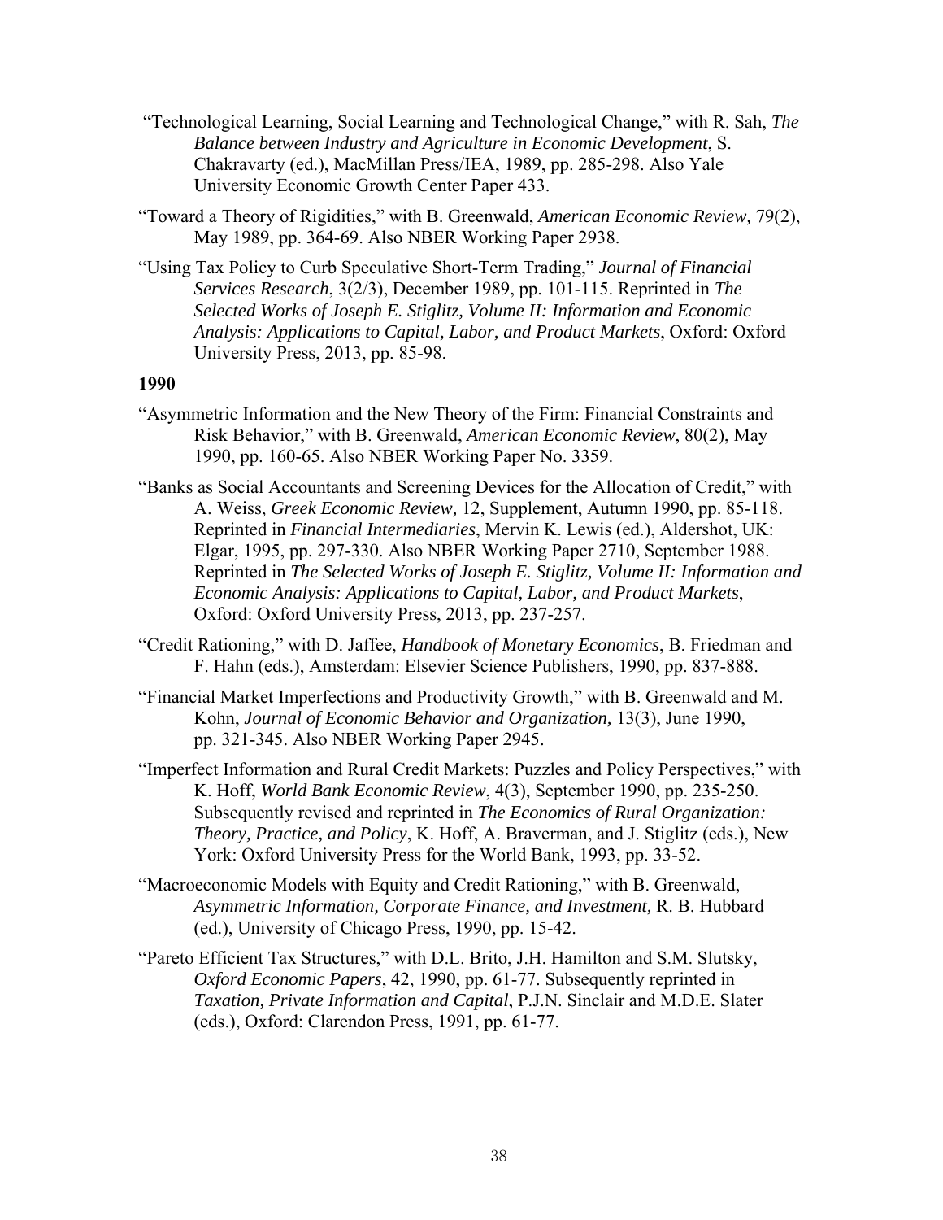"Technological Learning, Social Learning and Technological Change," with R. Sah, *The Balance between Industry and Agriculture in Economic Development*, S. Chakravarty (ed.), MacMillan Press/IEA, 1989, pp. 285-298. Also Yale University Economic Growth Center Paper 433.

"Toward a Theory of Rigidities," with B. Greenwald, *American Economic Review,* 79(2), May 1989, pp. 364-69. Also NBER Working Paper 2938.

"Using Tax Policy to Curb Speculative Short-Term Trading," *Journal of Financial Services Research*, 3(2/3), December 1989, pp. 101-115. Reprinted in *The Selected Works of Joseph E. Stiglitz, Volume II: Information and Economic Analysis: Applications to Capital, Labor, and Product Markets*, Oxford: Oxford University Press, 2013, pp. 85-98.

**1990**

"Asymmetric Information and the New Theory of the Firm: Financial Constraints and Risk Behavior," with B. Greenwald, *American Economic Review*, 80(2), May 1990, pp. 160-65. Also NBER Working Paper No. 3359.

"Banks as Social Accountants and Screening Devices for the Allocation of Credit," with A. Weiss, *Greek Economic Review,* 12, Supplement, Autumn 1990, pp. 85-118. Reprinted in *Financial Intermediaries*, Mervin K. Lewis (ed.), Aldershot, UK: Elgar, 1995, pp. 297-330. Also NBER Working Paper 2710, September 1988. Reprinted in *The Selected Works of Joseph E. Stiglitz, Volume II: Information and Economic Analysis: Applications to Capital, Labor, and Product Markets*, Oxford: Oxford University Press, 2013, pp. 237-257.

"Credit Rationing," with D. Jaffee, *Handbook of Monetary Economics*, B. Friedman and F. Hahn (eds.), Amsterdam: Elsevier Science Publishers, 1990, pp. 837-888.

"Financial Market Imperfections and Productivity Growth," with B. Greenwald and M. Kohn, *Journal of Economic Behavior and Organization,* 13(3), June 1990, pp. 321-345. Also NBER Working Paper 2945.

"Imperfect Information and Rural Credit Markets: Puzzles and Policy Perspectives," with K. Hoff, *World Bank Economic Review*, 4(3), September 1990, pp. 235-250. Subsequently revised and reprinted in *The Economics of Rural Organization: Theory, Practice, and Policy*, K. Hoff, A. Braverman, and J. Stiglitz (eds.), New York: Oxford University Press for the World Bank, 1993, pp. 33-52.

"Macroeconomic Models with Equity and Credit Rationing," with B. Greenwald, *Asymmetric Information, Corporate Finance, and Investment,* R. B. Hubbard (ed.), University of Chicago Press, 1990, pp. 15-42.

"Pareto Efficient Tax Structures," with D.L. Brito, J.H. Hamilton and S.M. Slutsky, *Oxford Economic Papers*, 42, 1990, pp. 61-77. Subsequently reprinted in *Taxation, Private Information and Capital*, P.J.N. Sinclair and M.D.E. Slater (eds.), Oxford: Clarendon Press, 1991, pp. 61-77.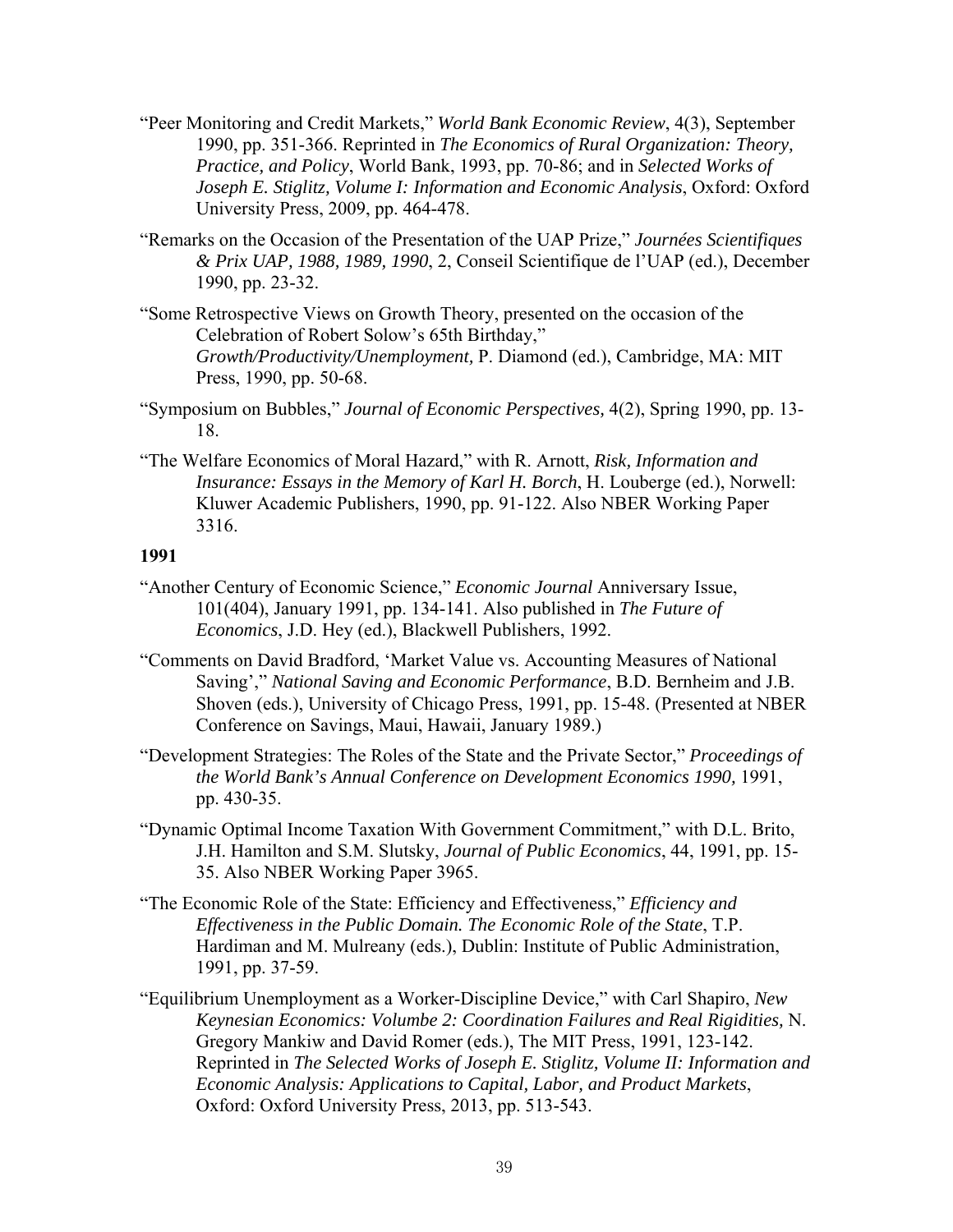"Peer Monitoring and Credit Markets," *World Bank Economic Review*, 4(3), September 1990, pp. 351-366. Reprinted in *The Economics of Rural Organization: Theory, Practice, and Policy*, World Bank, 1993, pp. 70-86; and in *Selected Works of Joseph E. Stiglitz, Volume I: Information and Economic Analysis*, Oxford: Oxford University Press, 2009, pp. 464-478.

"Remarks on the Occasion of the Presentation of the UAP Prize," *Journées Scientifiques & Prix UAP, 1988, 1989, 1990*, 2, Conseil Scientifique de l'UAP (ed.), December 1990, pp. 23-32.

"Some Retrospective Views on Growth Theory, presented on the occasion of the Celebration of Robert Solow's 65th Birthday," *Growth/Productivity/Unemployment,* P. Diamond (ed.), Cambridge, MA: MIT Press, 1990, pp. 50-68.

"Symposium on Bubbles," *Journal of Economic Perspectives,* 4(2), Spring 1990, pp. 13-18.

"The Welfare Economics of Moral Hazard," with R. Arnott, *Risk, Information and Insurance: Essays in the Memory of Karl H. Borch*, H. Louberge (ed.), Norwell: Kluwer Academic Publishers, 1990, pp. 91-122. Also NBER Working Paper 3316.

**1991**

"Another Century of Economic Science," *Economic Journal* Anniversary Issue, 101(404), January 1991, pp. 134-141. Also published in *The Future of Economics*, J.D. Hey (ed.), Blackwell Publishers, 1992.

"Comments on David Bradford, 'Market Value vs. Accounting Measures of National Saving'," *National Saving and Economic Performance*, B.D. Bernheim and J.B. Shoven (eds.), University of Chicago Press, 1991, pp. 15-48. (Presented at NBER Conference on Savings, Maui, Hawaii, January 1989.)

"Development Strategies: The Roles of the State and the Private Sector," *Proceedings of the World Bank's Annual Conference on Development Economics 1990,* 1991, pp. 430-35.

"Dynamic Optimal Income Taxation With Government Commitment," with D.L. Brito, J.H. Hamilton and S.M. Slutsky, *Journal of Public Economics*, 44, 1991, pp. 15-35. Also NBER Working Paper 3965.

"The Economic Role of the State: Efficiency and Effectiveness," *Efficiency and Effectiveness in the Public Domain. The Economic Role of the State*, T.P. Hardiman and M. Mulreany (eds.), Dublin: Institute of Public Administration, 1991, pp. 37-59.

"Equilibrium Unemployment as a Worker-Discipline Device," with Carl Shapiro, *New Keynesian Economics: Volumbe 2: Coordination Failures and Real Rigidities,* N. Gregory Mankiw and David Romer (eds.), The MIT Press, 1991, 123-142. Reprinted in *The Selected Works of Joseph E. Stiglitz, Volume II: Information and Economic Analysis: Applications to Capital, Labor, and Product Markets*, Oxford: Oxford University Press, 2013, pp. 513-543.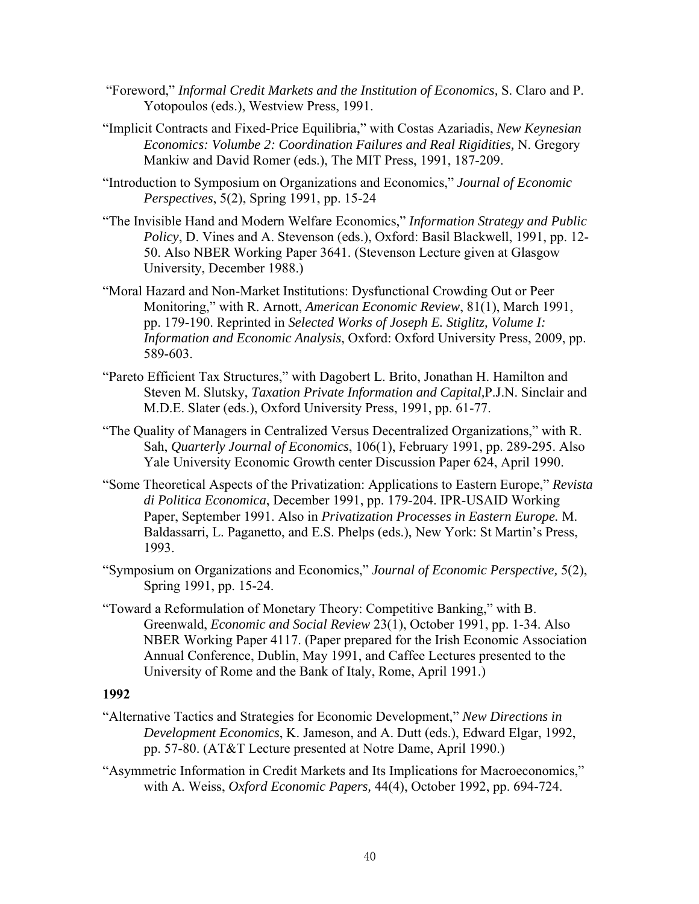"Foreword," *Informal Credit Markets and the Institution of Economics,* S. Claro and P. Yotopoulos (eds.), Westview Press, 1991.

"Implicit Contracts and Fixed-Price Equilibria," with Costas Azariadis, *New Keynesian Economics: Volumbe 2: Coordination Failures and Real Rigidities,* N. Gregory Mankiw and David Romer (eds.), The MIT Press, 1991, 187-209.

"Introduction to Symposium on Organizations and Economics," *Journal of Economic Perspectives*, 5(2), Spring 1991, pp. 15-24

"The Invisible Hand and Modern Welfare Economics," *Information Strategy and Public Policy*, D. Vines and A. Stevenson (eds.), Oxford: Basil Blackwell, 1991, pp. 12-50. Also NBER Working Paper 3641. (Stevenson Lecture given at Glasgow University, December 1988.)

"Moral Hazard and Non-Market Institutions: Dysfunctional Crowding Out or Peer Monitoring," with R. Arnott, *American Economic Review*, 81(1), March 1991, pp. 179-190. Reprinted in *Selected Works of Joseph E. Stiglitz, Volume I: Information and Economic Analysis*, Oxford: Oxford University Press, 2009, pp. 589-603.

"Pareto Efficient Tax Structures," with Dagobert L. Brito, Jonathan H. Hamilton and Steven M. Slutsky, *Taxation Private Information and Capital,*P.J.N. Sinclair and M.D.E. Slater (eds.), Oxford University Press, 1991, pp. 61-77.

"The Quality of Managers in Centralized Versus Decentralized Organizations," with R. Sah, *Quarterly Journal of Economics*, 106(1), February 1991, pp. 289-295. Also Yale University Economic Growth center Discussion Paper 624, April 1990.

"Some Theoretical Aspects of the Privatization: Applications to Eastern Europe," *Revista di Politica Economica*, December 1991, pp. 179-204. IPR-USAID Working Paper, September 1991. Also in *Privatization Processes in Eastern Europe.* M. Baldassarri, L. Paganetto, and E.S. Phelps (eds.), New York: St Martin's Press, 1993.

"Symposium on Organizations and Economics," *Journal of Economic Perspective,* 5(2), Spring 1991, pp. 15-24.

"Toward a Reformulation of Monetary Theory: Competitive Banking," with B. Greenwald, *Economic and Social Review* 23(1), October 1991, pp. 1-34. Also NBER Working Paper 4117. (Paper prepared for the Irish Economic Association Annual Conference, Dublin, May 1991, and Caffee Lectures presented to the University of Rome and the Bank of Italy, Rome, April 1991.)

**1992**

"Alternative Tactics and Strategies for Economic Development," *New Directions in Development Economics*, K. Jameson, and A. Dutt (eds.), Edward Elgar, 1992, pp. 57-80. (AT&T Lecture presented at Notre Dame, April 1990.)

"Asymmetric Information in Credit Markets and Its Implications for Macroeconomics," with A. Weiss, *Oxford Economic Papers,* 44(4), October 1992, pp. 694-724.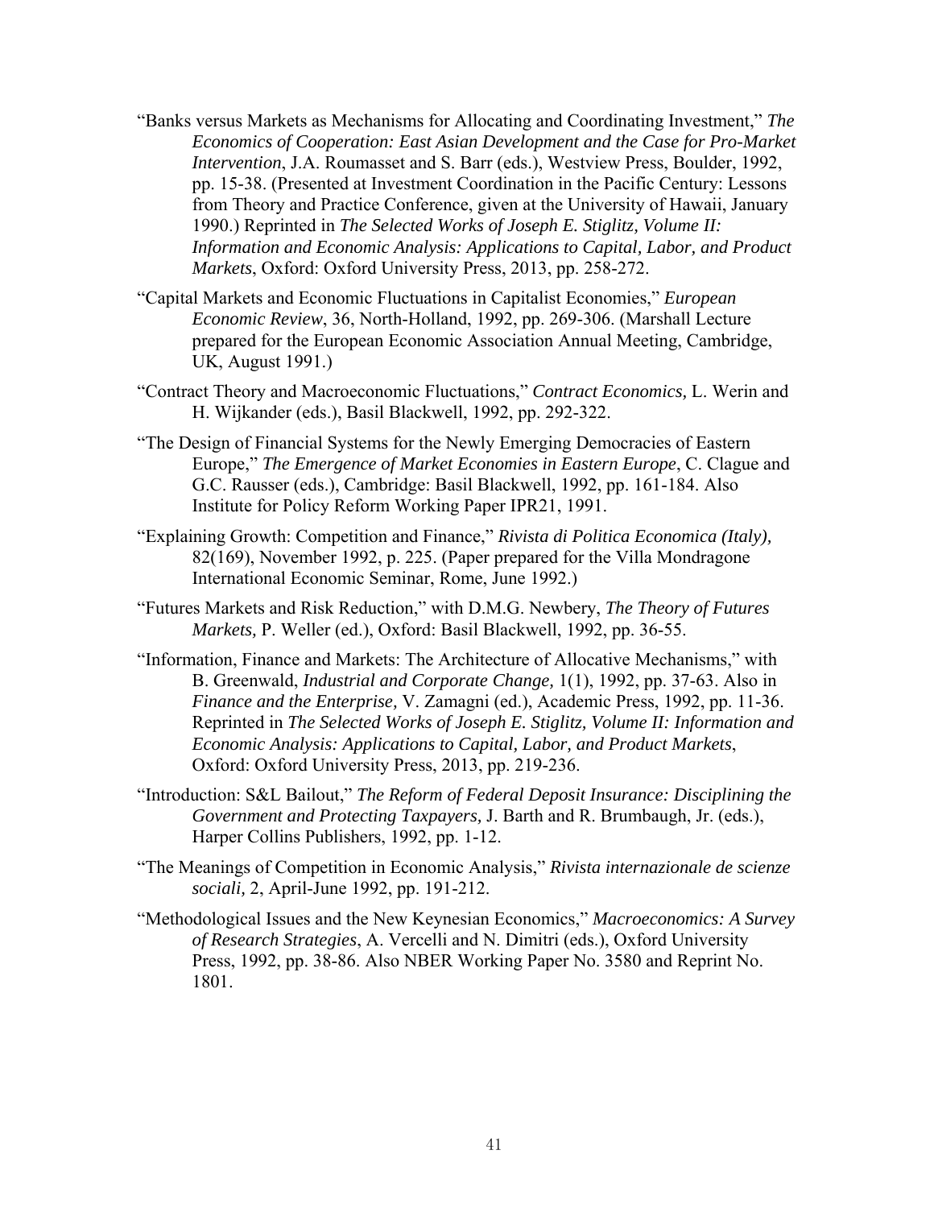"Banks versus Markets as Mechanisms for Allocating and Coordinating Investment," *The Economics of Cooperation: East Asian Development and the Case for Pro-Market Intervention*, J.A. Roumasset and S. Barr (eds.), Westview Press, Boulder, 1992, pp. 15-38. (Presented at Investment Coordination in the Pacific Century: Lessons from Theory and Practice Conference, given at the University of Hawaii, January 1990.) Reprinted in *The Selected Works of Joseph E. Stiglitz, Volume II: Information and Economic Analysis: Applications to Capital, Labor, and Product Markets*, Oxford: Oxford University Press, 2013, pp. 258-272.

"Capital Markets and Economic Fluctuations in Capitalist Economies," *European Economic Review*, 36, North-Holland, 1992, pp. 269-306. (Marshall Lecture prepared for the European Economic Association Annual Meeting, Cambridge, UK, August 1991.)

"Contract Theory and Macroeconomic Fluctuations," *Contract Economics,* L. Werin and H. Wijkander (eds.), Basil Blackwell, 1992, pp. 292-322.

"The Design of Financial Systems for the Newly Emerging Democracies of Eastern Europe," *The Emergence of Market Economies in Eastern Europe*, C. Clague and G.C. Rausser (eds.), Cambridge: Basil Blackwell, 1992, pp. 161-184. Also Institute for Policy Reform Working Paper IPR21, 1991.

"Explaining Growth: Competition and Finance," *Rivista di Politica Economica (Italy),* 82(169), November 1992, p. 225. (Paper prepared for the Villa Mondragone International Economic Seminar, Rome, June 1992.)

"Futures Markets and Risk Reduction," with D.M.G. Newbery, *The Theory of Futures Markets,* P. Weller (ed.), Oxford: Basil Blackwell, 1992, pp. 36-55.

"Information, Finance and Markets: The Architecture of Allocative Mechanisms," with B. Greenwald, *Industrial and Corporate Change,* 1(1), 1992, pp. 37-63. Also in *Finance and the Enterprise,* V. Zamagni (ed.), Academic Press, 1992, pp. 11-36. Reprinted in *The Selected Works of Joseph E. Stiglitz, Volume II: Information and Economic Analysis: Applications to Capital, Labor, and Product Markets*, Oxford: Oxford University Press, 2013, pp. 219-236.

"Introduction: S&L Bailout," *The Reform of Federal Deposit Insurance: Disciplining the Government and Protecting Taxpayers,* J. Barth and R. Brumbaugh, Jr. (eds.), Harper Collins Publishers, 1992, pp. 1-12.

"The Meanings of Competition in Economic Analysis," *Rivista internazionale de scienze sociali,* 2, April-June 1992, pp. 191-212.

"Methodological Issues and the New Keynesian Economics," *Macroeconomics: A Survey of Research Strategies*, A. Vercelli and N. Dimitri (eds.), Oxford University Press, 1992, pp. 38-86. Also NBER Working Paper No. 3580 and Reprint No. 1801.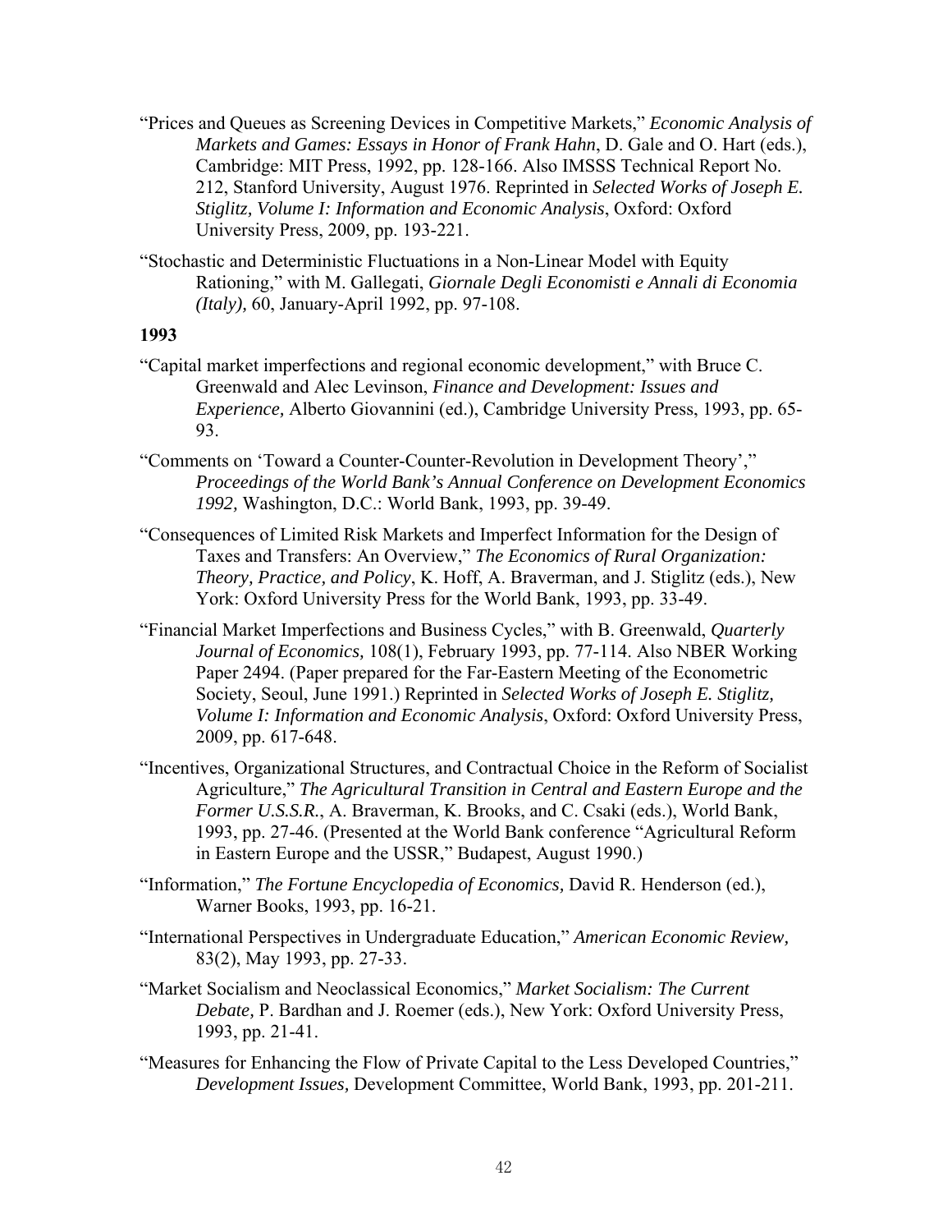"Prices and Queues as Screening Devices in Competitive Markets," *Economic Analysis of Markets and Games: Essays in Honor of Frank Hahn*, D. Gale and O. Hart (eds.), Cambridge: MIT Press, 1992, pp. 128-166. Also IMSSS Technical Report No. 212, Stanford University, August 1976. Reprinted in *Selected Works of Joseph E. Stiglitz, Volume I: Information and Economic Analysis*, Oxford: Oxford University Press, 2009, pp. 193-221.

"Stochastic and Deterministic Fluctuations in a Non-Linear Model with Equity Rationing," with M. Gallegati, *Giornale Degli Economisti e Annali di Economia (Italy),* 60, January-April 1992, pp. 97-108.

**1993**

"Capital market imperfections and regional economic development," with Bruce C. Greenwald and Alec Levinson, *Finance and Development: Issues and Experience,* Alberto Giovannini (ed.), Cambridge University Press, 1993, pp. 65-93.

"Comments on 'Toward a Counter-Counter-Revolution in Development Theory'," *Proceedings of the World Bank's Annual Conference on Development Economics 1992,* Washington, D.C.: World Bank, 1993, pp. 39-49.

"Consequences of Limited Risk Markets and Imperfect Information for the Design of Taxes and Transfers: An Overview," *The Economics of Rural Organization: Theory, Practice, and Policy*, K. Hoff, A. Braverman, and J. Stiglitz (eds.), New York: Oxford University Press for the World Bank, 1993, pp. 33-49.

"Financial Market Imperfections and Business Cycles," with B. Greenwald, *Quarterly Journal of Economics,* 108(1), February 1993, pp. 77-114. Also NBER Working Paper 2494. (Paper prepared for the Far-Eastern Meeting of the Econometric Society, Seoul, June 1991.) Reprinted in *Selected Works of Joseph E. Stiglitz, Volume I: Information and Economic Analysis*, Oxford: Oxford University Press, 2009, pp. 617-648.

"Incentives, Organizational Structures, and Contractual Choice in the Reform of Socialist Agriculture," *The Agricultural Transition in Central and Eastern Europe and the Former U.S.S.R.*, A. Braverman, K. Brooks, and C. Csaki (eds.), World Bank, 1993, pp. 27-46. (Presented at the World Bank conference "Agricultural Reform in Eastern Europe and the USSR," Budapest, August 1990.)

"Information," *The Fortune Encyclopedia of Economics,* David R. Henderson (ed.), Warner Books, 1993, pp. 16-21.

"International Perspectives in Undergraduate Education," *American Economic Review,* 83(2), May 1993, pp. 27-33.

"Market Socialism and Neoclassical Economics," *Market Socialism: The Current Debate,* P. Bardhan and J. Roemer (eds.), New York: Oxford University Press, 1993, pp. 21-41.

"Measures for Enhancing the Flow of Private Capital to the Less Developed Countries," *Development Issues,* Development Committee, World Bank, 1993, pp. 201-211.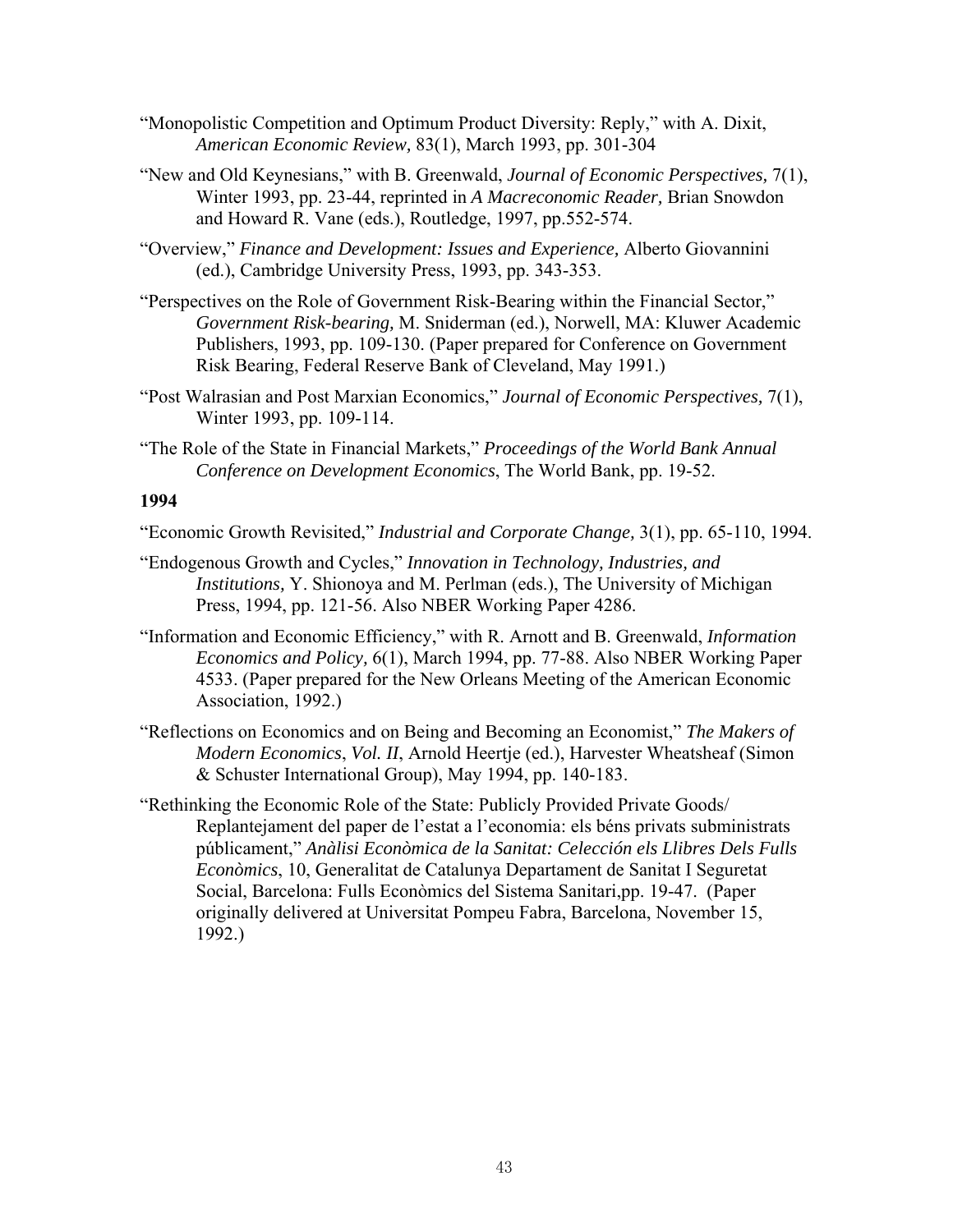"Monopolistic Competition and Optimum Product Diversity: Reply," with A. Dixit, *American Economic Review,* 83(1), March 1993, pp. 301-304

"New and Old Keynesians," with B. Greenwald, *Journal of Economic Perspectives,* 7(1), Winter 1993, pp. 23-44, reprinted in *A Macreconomic Reader,* Brian Snowdon and Howard R. Vane (eds.), Routledge, 1997, pp.552-574.

"Overview," *Finance and Development: Issues and Experience,* Alberto Giovannini (ed.), Cambridge University Press, 1993, pp. 343-353.

"Perspectives on the Role of Government Risk-Bearing within the Financial Sector," *Government Risk-bearing,* M. Sniderman (ed.), Norwell, MA: Kluwer Academic Publishers, 1993, pp. 109-130. (Paper prepared for Conference on Government Risk Bearing, Federal Reserve Bank of Cleveland, May 1991.)

"Post Walrasian and Post Marxian Economics," *Journal of Economic Perspectives,* 7(1), Winter 1993, pp. 109-114.

"The Role of the State in Financial Markets," *Proceedings of the World Bank Annual Conference on Development Economics*, The World Bank, pp. 19-52.

**1994**

"Economic Growth Revisited," *Industrial and Corporate Change,* 3(1), pp. 65-110, 1994.

"Endogenous Growth and Cycles," *Innovation in Technology, Industries, and Institutions,* Y. Shionoya and M. Perlman (eds.), The University of Michigan Press, 1994, pp. 121-56. Also NBER Working Paper 4286.

"Information and Economic Efficiency," with R. Arnott and B. Greenwald, *Information Economics and Policy,* 6(1), March 1994, pp. 77-88. Also NBER Working Paper 4533. (Paper prepared for the New Orleans Meeting of the American Economic Association, 1992.)

"Reflections on Economics and on Being and Becoming an Economist," *The Makers of Modern Economics*, *Vol. II*, Arnold Heertje (ed.), Harvester Wheatsheaf (Simon & Schuster International Group), May 1994, pp. 140-183.

"Rethinking the Economic Role of the State: Publicly Provided Private Goods/ Replantejament del paper de l'estat a l'economia: els béns privats subministrats públicament," *Anàlisi Econòmica de la Sanitat: Celección els Llibres Dels Fulls Econòmics*, 10, Generalitat de Catalunya Departament de Sanitat I Seguretat Social, Barcelona: Fulls Econòmics del Sistema Sanitari,pp. 19-47. (Paper originally delivered at Universitat Pompeu Fabra, Barcelona, November 15, 1992.)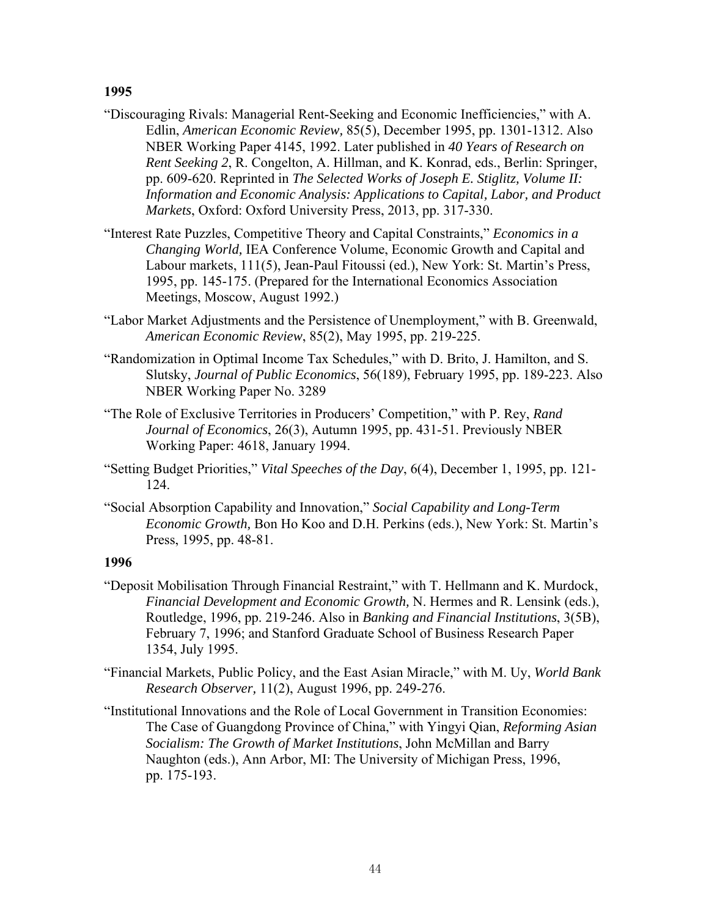**1995**

"Discouraging Rivals: Managerial Rent-Seeking and Economic Inefficiencies," with A. Edlin, *American Economic Review,* 85(5), December 1995, pp. 1301-1312. Also NBER Working Paper 4145, 1992. Later published in *40 Years of Research on Rent Seeking 2*, R. Congelton, A. Hillman, and K. Konrad, eds., Berlin: Springer, pp. 609-620. Reprinted in *The Selected Works of Joseph E. Stiglitz, Volume II: Information and Economic Analysis: Applications to Capital, Labor, and Product Markets*, Oxford: Oxford University Press, 2013, pp. 317-330.

"Interest Rate Puzzles, Competitive Theory and Capital Constraints," *Economics in a Changing World,* IEA Conference Volume, Economic Growth and Capital and Labour markets, 111(5), Jean-Paul Fitoussi (ed.), New York: St. Martin's Press, 1995, pp. 145-175. (Prepared for the International Economics Association Meetings, Moscow, August 1992.)

"Labor Market Adjustments and the Persistence of Unemployment," with B. Greenwald, *American Economic Review*, 85(2), May 1995, pp. 219-225.

"Randomization in Optimal Income Tax Schedules," with D. Brito, J. Hamilton, and S. Slutsky, *Journal of Public Economics*, 56(189), February 1995, pp. 189-223. Also NBER Working Paper No. 3289

"The Role of Exclusive Territories in Producers' Competition," with P. Rey, *Rand Journal of Economics*, 26(3), Autumn 1995, pp. 431-51. Previously NBER Working Paper: 4618, January 1994.

"Setting Budget Priorities," *Vital Speeches of the Day*, 6(4), December 1, 1995, pp. 121-124.

"Social Absorption Capability and Innovation," *Social Capability and Long-Term Economic Growth,* Bon Ho Koo and D.H. Perkins (eds.), New York: St. Martin's Press, 1995, pp. 48-81.

**1996**

"Deposit Mobilisation Through Financial Restraint," with T. Hellmann and K. Murdock, *Financial Development and Economic Growth,* N. Hermes and R. Lensink (eds.), Routledge, 1996, pp. 219-246. Also in *Banking and Financial Institutions*, 3(5B), February 7, 1996; and Stanford Graduate School of Business Research Paper 1354, July 1995.

"Financial Markets, Public Policy, and the East Asian Miracle," with M. Uy, *World Bank Research Observer,* 11(2), August 1996, pp. 249-276.

"Institutional Innovations and the Role of Local Government in Transition Economies: The Case of Guangdong Province of China," with Yingyi Qian, *Reforming Asian Socialism: The Growth of Market Institutions*, John McMillan and Barry Naughton (eds.), Ann Arbor, MI: The University of Michigan Press, 1996, pp. 175-193.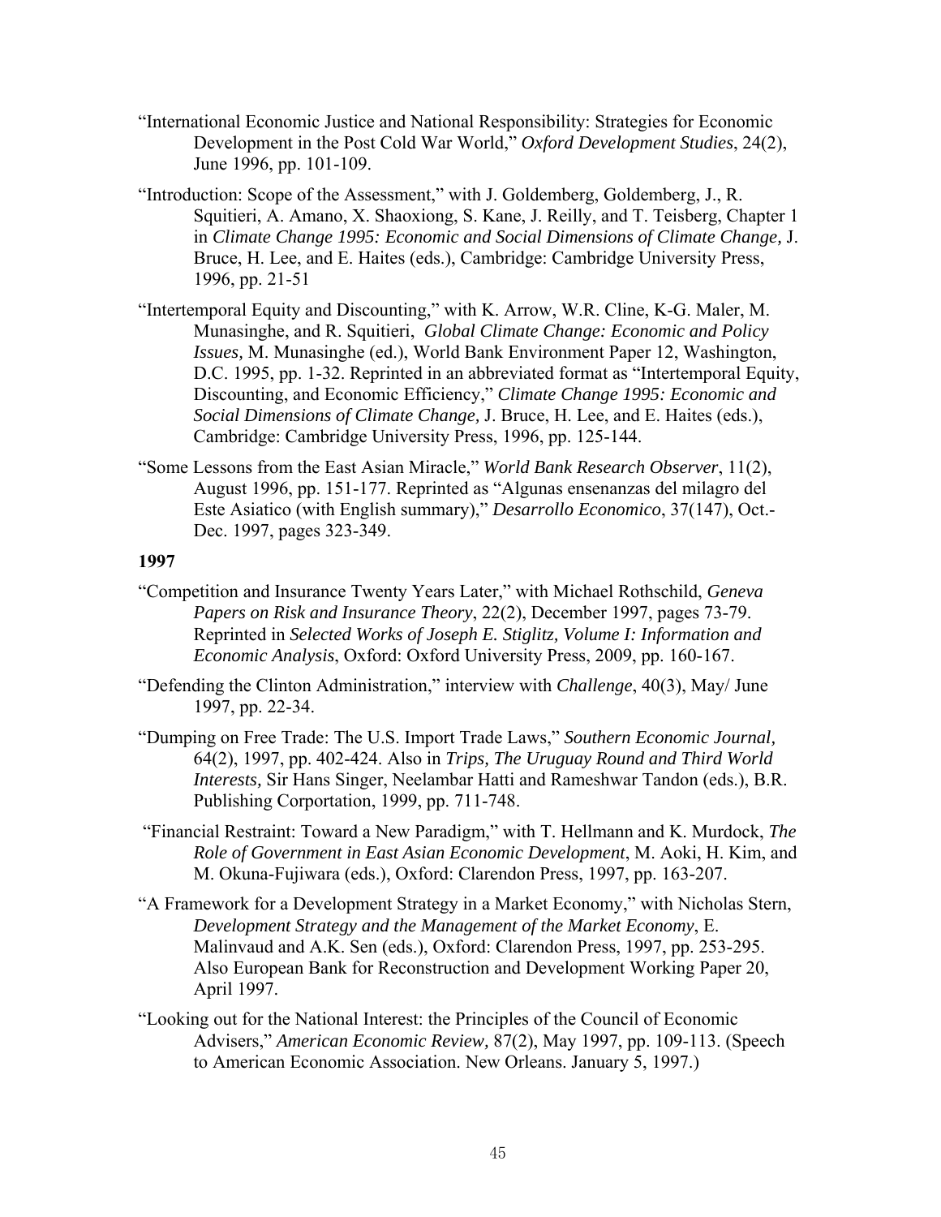"International Economic Justice and National Responsibility: Strategies for Economic Development in the Post Cold War World," *Oxford Development Studies*, 24(2), June 1996, pp. 101-109.

"Introduction: Scope of the Assessment," with J. Goldemberg, Goldemberg, J., R. Squitieri, A. Amano, X. Shaoxiong, S. Kane, J. Reilly, and T. Teisberg, Chapter 1 in *Climate Change 1995: Economic and Social Dimensions of Climate Change,* J. Bruce, H. Lee, and E. Haites (eds.), Cambridge: Cambridge University Press, 1996, pp. 21-51

"Intertemporal Equity and Discounting," with K. Arrow, W.R. Cline, K-G. Maler, M. Munasinghe, and R. Squitieri, *Global Climate Change: Economic and Policy Issues,* M. Munasinghe (ed.), World Bank Environment Paper 12, Washington, D.C. 1995, pp. 1-32. Reprinted in an abbreviated format as "Intertemporal Equity, Discounting, and Economic Efficiency," *Climate Change 1995: Economic and Social Dimensions of Climate Change,* J. Bruce, H. Lee, and E. Haites (eds.), Cambridge: Cambridge University Press, 1996, pp. 125-144.

"Some Lessons from the East Asian Miracle," *World Bank Research Observer*, 11(2), August 1996, pp. 151-177. Reprinted as "Algunas ensenanzas del milagro del Este Asiatico (with English summary)," *Desarrollo Economico*, 37(147), Oct.-Dec. 1997, pages 323-349.

**1997**

"Competition and Insurance Twenty Years Later," with Michael Rothschild, *Geneva Papers on Risk and Insurance Theory*, 22(2), December 1997, pages 73-79. Reprinted in *Selected Works of Joseph E. Stiglitz, Volume I: Information and Economic Analysis*, Oxford: Oxford University Press, 2009, pp. 160-167.

"Defending the Clinton Administration," interview with *Challenge*, 40(3), May/ June 1997, pp. 22-34.

"Dumping on Free Trade: The U.S. Import Trade Laws," *Southern Economic Journal,* 64(2), 1997, pp. 402-424. Also in *Trips, The Uruguay Round and Third World Interests,* Sir Hans Singer, Neelambar Hatti and Rameshwar Tandon (eds.), B.R. Publishing Corportation, 1999, pp. 711-748.

"Financial Restraint: Toward a New Paradigm," with T. Hellmann and K. Murdock, *The Role of Government in East Asian Economic Development*, M. Aoki, H. Kim, and M. Okuna-Fujiwara (eds.), Oxford: Clarendon Press, 1997, pp. 163-207.

"A Framework for a Development Strategy in a Market Economy," with Nicholas Stern, *Development Strategy and the Management of the Market Economy*, E. Malinvaud and A.K. Sen (eds.), Oxford: Clarendon Press, 1997, pp. 253-295. Also European Bank for Reconstruction and Development Working Paper 20, April 1997.

"Looking out for the National Interest: the Principles of the Council of Economic Advisers," *American Economic Review,* 87(2), May 1997, pp. 109-113. (Speech to American Economic Association. New Orleans. January 5, 1997.)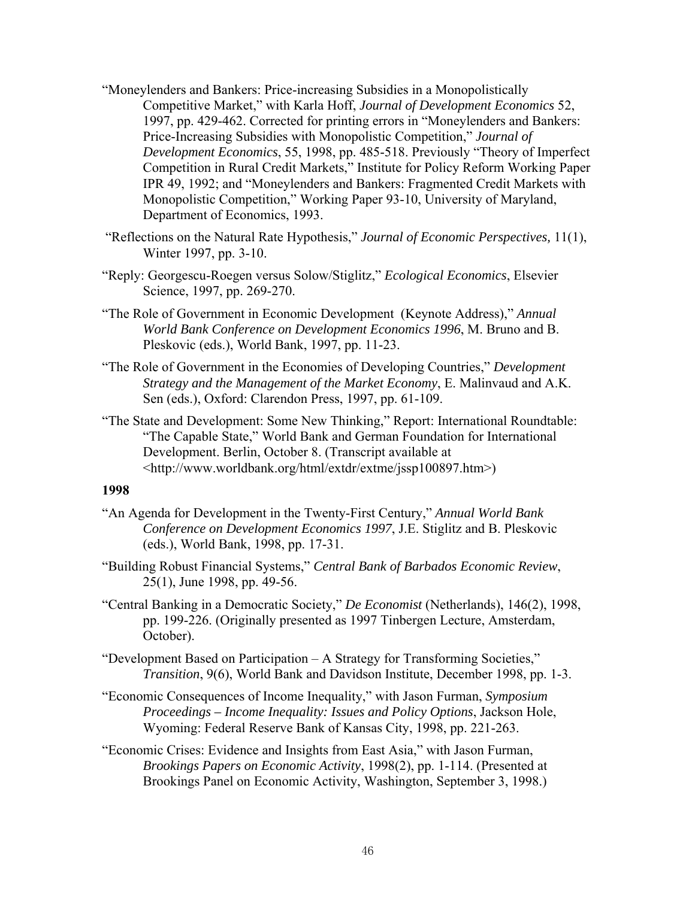"Moneylenders and Bankers: Price-increasing Subsidies in a Monopolistically Competitive Market," with Karla Hoff, *Journal of Development Economics* 52, 1997, pp. 429-462. Corrected for printing errors in "Moneylenders and Bankers: Price-Increasing Subsidies with Monopolistic Competition," *Journal of Development Economics*, 55, 1998, pp. 485-518. Previously "Theory of Imperfect Competition in Rural Credit Markets," Institute for Policy Reform Working Paper IPR 49, 1992; and "Moneylenders and Bankers: Fragmented Credit Markets with Monopolistic Competition," Working Paper 93-10, University of Maryland, Department of Economics, 1993.

"Reflections on the Natural Rate Hypothesis," *Journal of Economic Perspectives,* 11(1), Winter 1997, pp. 3-10.

"Reply: Georgescu-Roegen versus Solow/Stiglitz," *Ecological Economics*, Elsevier Science, 1997, pp. 269-270.

"The Role of Government in Economic Development (Keynote Address)," *Annual World Bank Conference on Development Economics 1996*, M. Bruno and B. Pleskovic (eds.), World Bank, 1997, pp. 11-23.

"The Role of Government in the Economies of Developing Countries," *Development Strategy and the Management of the Market Economy*, E. Malinvaud and A.K. Sen (eds.), Oxford: Clarendon Press, 1997, pp. 61-109.

"The State and Development: Some New Thinking," Report: International Roundtable: "The Capable State," World Bank and German Foundation for International Development. Berlin, October 8. (Transcript available at <http://www.worldbank.org/html/extdr/extme/jssp100897.htm>)

**1998**

"An Agenda for Development in the Twenty-First Century," *Annual World Bank Conference on Development Economics 1997*, J.E. Stiglitz and B. Pleskovic (eds.), World Bank, 1998, pp. 17-31.

"Building Robust Financial Systems," *Central Bank of Barbados Economic Review*, 25(1), June 1998, pp. 49-56.

"Central Banking in a Democratic Society," *De Economist* (Netherlands), 146(2), 1998, pp. 199-226. (Originally presented as 1997 Tinbergen Lecture, Amsterdam, October).

"Development Based on Participation – A Strategy for Transforming Societies," *Transition*, 9(6), World Bank and Davidson Institute, December 1998, pp. 1-3.

"Economic Consequences of Income Inequality," with Jason Furman, *Symposium Proceedings – Income Inequality: Issues and Policy Options*, Jackson Hole, Wyoming: Federal Reserve Bank of Kansas City, 1998, pp. 221-263.

"Economic Crises: Evidence and Insights from East Asia," with Jason Furman, *Brookings Papers on Economic Activity*, 1998(2), pp. 1-114. (Presented at Brookings Panel on Economic Activity, Washington, September 3, 1998.)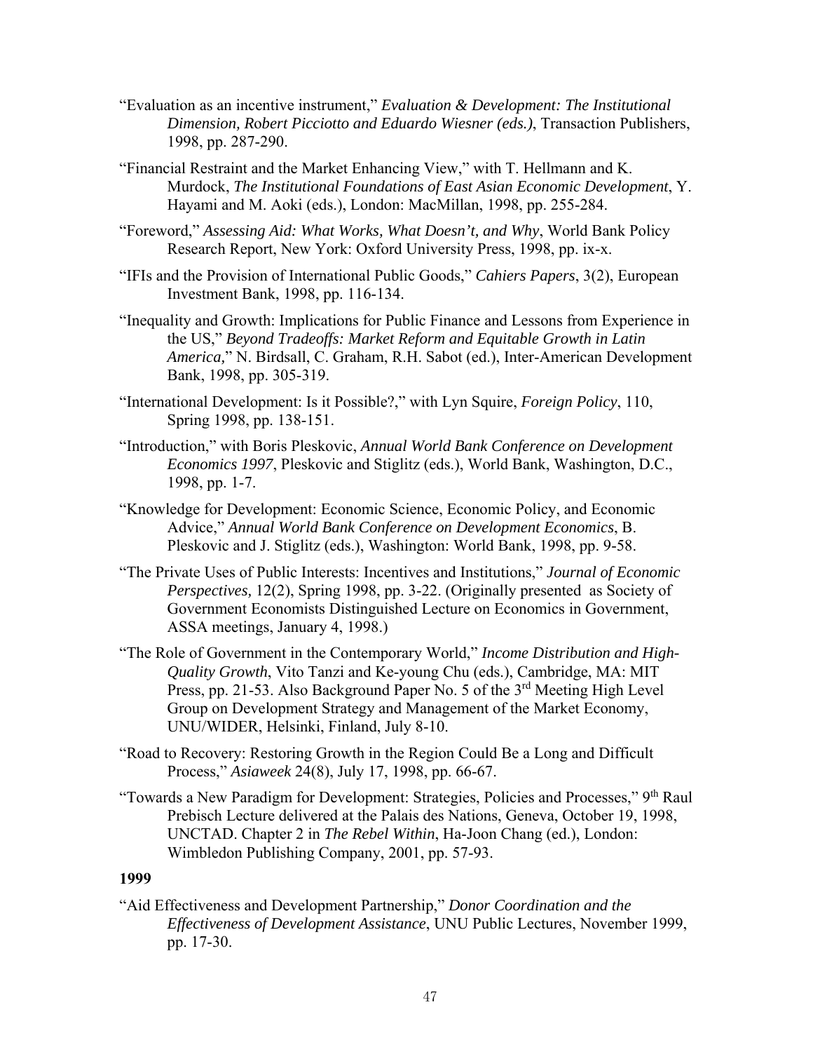"Evaluation as an incentive instrument," *Evaluation & Development: The Institutional Dimension, Robert Picciotto and Eduardo Wiesner (eds.)*, Transaction Publishers, 1998, pp. 287-290.

"Financial Restraint and the Market Enhancing View," with T. Hellmann and K. Murdock, *The Institutional Foundations of East Asian Economic Development*, Y. Hayami and M. Aoki (eds.), London: MacMillan, 1998, pp. 255-284.

"Foreword," *Assessing Aid: What Works, What Doesn't, and Why*, World Bank Policy Research Report, New York: Oxford University Press, 1998, pp. ix-x.

"IFIs and the Provision of International Public Goods," *Cahiers Papers*, 3(2), European Investment Bank, 1998, pp. 116-134.

"Inequality and Growth: Implications for Public Finance and Lessons from Experience in the US," *Beyond Tradeoffs: Market Reform and Equitable Growth in Latin America,*" N. Birdsall, C. Graham, R.H. Sabot (ed.), Inter-American Development Bank, 1998, pp. 305-319.

"International Development: Is it Possible?," with Lyn Squire, *Foreign Policy*, 110, Spring 1998, pp. 138-151.

"Introduction," with Boris Pleskovic, *Annual World Bank Conference on Development Economics 1997*, Pleskovic and Stiglitz (eds.), World Bank, Washington, D.C., 1998, pp. 1-7.

"Knowledge for Development: Economic Science, Economic Policy, and Economic Advice," *Annual World Bank Conference on Development Economics*, B. Pleskovic and J. Stiglitz (eds.), Washington: World Bank, 1998, pp. 9-58.

"The Private Uses of Public Interests: Incentives and Institutions," *Journal of Economic Perspectives,* 12(2), Spring 1998, pp. 3-22. (Originally presented as Society of Government Economists Distinguished Lecture on Economics in Government, ASSA meetings, January 4, 1998.)

"The Role of Government in the Contemporary World," *Income Distribution and High-Quality Growth*, Vito Tanzi and Ke-young Chu (eds.), Cambridge, MA: MIT Press, pp. 21-53. Also Background Paper No. 5 of the 3rd Meeting High Level Group on Development Strategy and Management of the Market Economy, UNU/WIDER, Helsinki, Finland, July 8-10.

"Road to Recovery: Restoring Growth in the Region Could Be a Long and Difficult Process," *Asiaweek* 24(8), July 17, 1998, pp. 66-67.

"Towards a New Paradigm for Development: Strategies, Policies and Processes," 9th Raul Prebisch Lecture delivered at the Palais des Nations, Geneva, October 19, 1998, UNCTAD. Chapter 2 in *The Rebel Within*, Ha-Joon Chang (ed.), London: Wimbledon Publishing Company, 2001, pp. 57-93.

**1999**

"Aid Effectiveness and Development Partnership," *Donor Coordination and the Effectiveness of Development Assistance*, UNU Public Lectures, November 1999, pp. 17-30.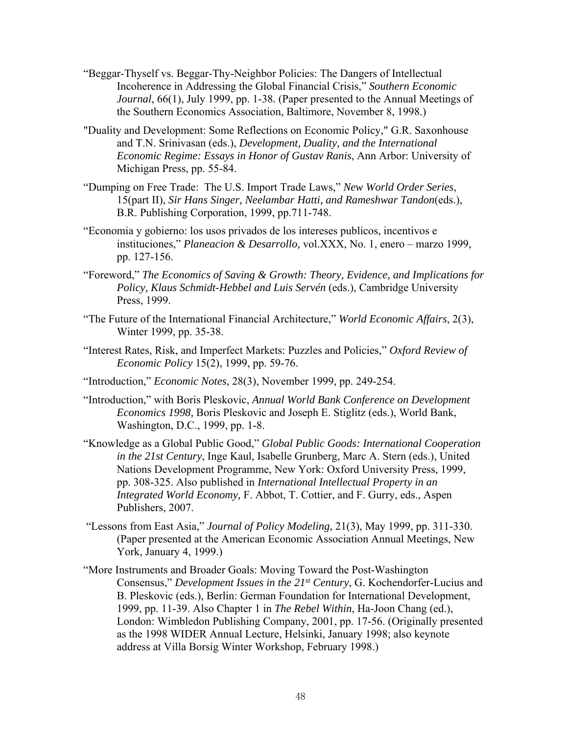"Beggar-Thyself vs. Beggar-Thy-Neighbor Policies: The Dangers of Intellectual Incoherence in Addressing the Global Financial Crisis," *Southern Economic Journal*, 66(1), July 1999, pp. 1-38. (Paper presented to the Annual Meetings of the Southern Economics Association, Baltimore, November 8, 1998.)

"Duality and Development: Some Reflections on Economic Policy," G.R. Saxonhouse and T.N. Srinivasan (eds.), *Development, Duality, and the International Economic Regime: Essays in Honor of Gustav Ranis*, Ann Arbor: University of Michigan Press, pp. 55-84.

"Dumping on Free Trade: The U.S. Import Trade Laws," *New World Order Series*, 15(part II), *Sir Hans Singer, Neelambar Hatti, and Rameshwar Tandon*(eds.), B.R. Publishing Corporation, 1999, pp.711-748.

"Economia y gobierno: los usos privados de los intereses publicos, incentivos e instituciones," *Planeacion & Desarrollo,* vol.XXX, No. 1, enero – marzo 1999, pp. 127-156.

"Foreword," *The Economics of Saving & Growth: Theory, Evidence, and Implications for Policy, Klaus Schmidt-Hebbel and Luis Servén* (eds.), Cambridge University Press, 1999.

"The Future of the International Financial Architecture," *World Economic Affairs*, 2(3), Winter 1999, pp. 35-38.

"Interest Rates, Risk, and Imperfect Markets: Puzzles and Policies," *Oxford Review of Economic Policy* 15(2), 1999, pp. 59-76.

"Introduction," *Economic Notes*, 28(3), November 1999, pp. 249-254.

"Introduction," with Boris Pleskovic, *Annual World Bank Conference on Development Economics 1998,* Boris Pleskovic and Joseph E. Stiglitz (eds.), World Bank, Washington, D.C., 1999, pp. 1-8.

"Knowledge as a Global Public Good," *Global Public Goods: International Cooperation in the 21st Century*, Inge Kaul, Isabelle Grunberg, Marc A. Stern (eds.), United Nations Development Programme, New York: Oxford University Press, 1999, pp. 308-325. Also published in *International Intellectual Property in an Integrated World Economy,* F. Abbot, T. Cottier, and F. Gurry, eds., Aspen Publishers, 2007.

"Lessons from East Asia," *Journal of Policy Modeling*, 21(3), May 1999, pp. 311-330. (Paper presented at the American Economic Association Annual Meetings, New York, January 4, 1999.)

"More Instruments and Broader Goals: Moving Toward the Post-Washington Consensus," *Development Issues in the 21st Century*, G. Kochendorfer-Lucius and B. Pleskovic (eds.), Berlin: German Foundation for International Development, 1999, pp. 11-39. Also Chapter 1 in *The Rebel Within*, Ha-Joon Chang (ed.), London: Wimbledon Publishing Company, 2001, pp. 17-56. (Originally presented as the 1998 WIDER Annual Lecture, Helsinki, January 1998; also keynote address at Villa Borsig Winter Workshop, February 1998.)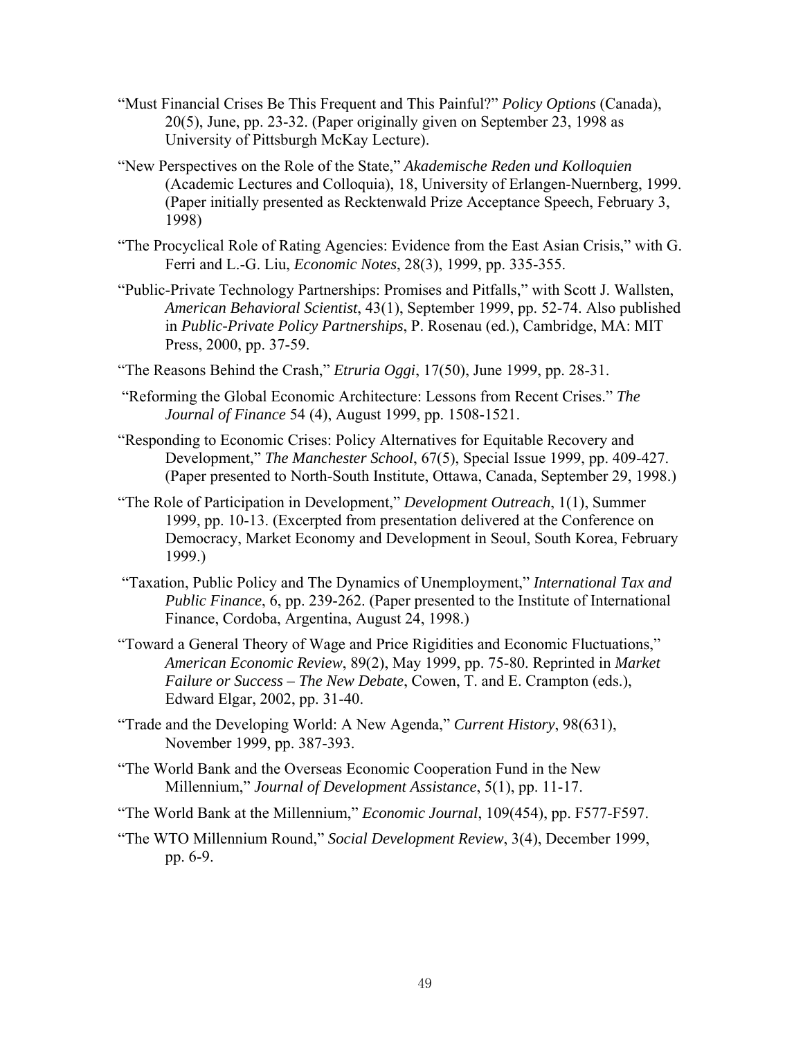"Must Financial Crises Be This Frequent and This Painful?" *Policy Options* (Canada), 20(5), June, pp. 23-32. (Paper originally given on September 23, 1998 as University of Pittsburgh McKay Lecture).

"New Perspectives on the Role of the State," *Akademische Reden und Kolloquien* (Academic Lectures and Colloquia), 18, University of Erlangen-Nuernberg, 1999. (Paper initially presented as Recktenwald Prize Acceptance Speech, February 3, 1998)

"The Procyclical Role of Rating Agencies: Evidence from the East Asian Crisis," with G. Ferri and L.-G. Liu, *Economic Notes*, 28(3), 1999, pp. 335-355.

"Public-Private Technology Partnerships: Promises and Pitfalls," with Scott J. Wallsten, *American Behavioral Scientist*, 43(1), September 1999, pp. 52-74. Also published in *Public-Private Policy Partnerships*, P. Rosenau (ed.), Cambridge, MA: MIT Press, 2000, pp. 37-59.

"The Reasons Behind the Crash," *Etruria Oggi*, 17(50), June 1999, pp. 28-31.

"Reforming the Global Economic Architecture: Lessons from Recent Crises." *The Journal of Finance* 54 (4), August 1999, pp. 1508-1521.

"Responding to Economic Crises: Policy Alternatives for Equitable Recovery and Development," *The Manchester School*, 67(5), Special Issue 1999, pp. 409-427. (Paper presented to North-South Institute, Ottawa, Canada, September 29, 1998.)

"The Role of Participation in Development," *Development Outreach*, 1(1), Summer 1999, pp. 10-13. (Excerpted from presentation delivered at the Conference on Democracy, Market Economy and Development in Seoul, South Korea, February 1999.)

"Taxation, Public Policy and The Dynamics of Unemployment," *International Tax and Public Finance*, 6, pp. 239-262. (Paper presented to the Institute of International Finance, Cordoba, Argentina, August 24, 1998.)

"Toward a General Theory of Wage and Price Rigidities and Economic Fluctuations," *American Economic Review*, 89(2), May 1999, pp. 75-80. Reprinted in *Market Failure or Success – The New Debate*, Cowen, T. and E. Crampton (eds.), Edward Elgar, 2002, pp. 31-40.

"Trade and the Developing World: A New Agenda," *Current History*, 98(631), November 1999, pp. 387-393.

"The World Bank and the Overseas Economic Cooperation Fund in the New Millennium," *Journal of Development Assistance*, 5(1), pp. 11-17.

"The World Bank at the Millennium," *Economic Journal*, 109(454), pp. F577-F597.

"The WTO Millennium Round," *Social Development Review*, 3(4), December 1999, pp. 6-9.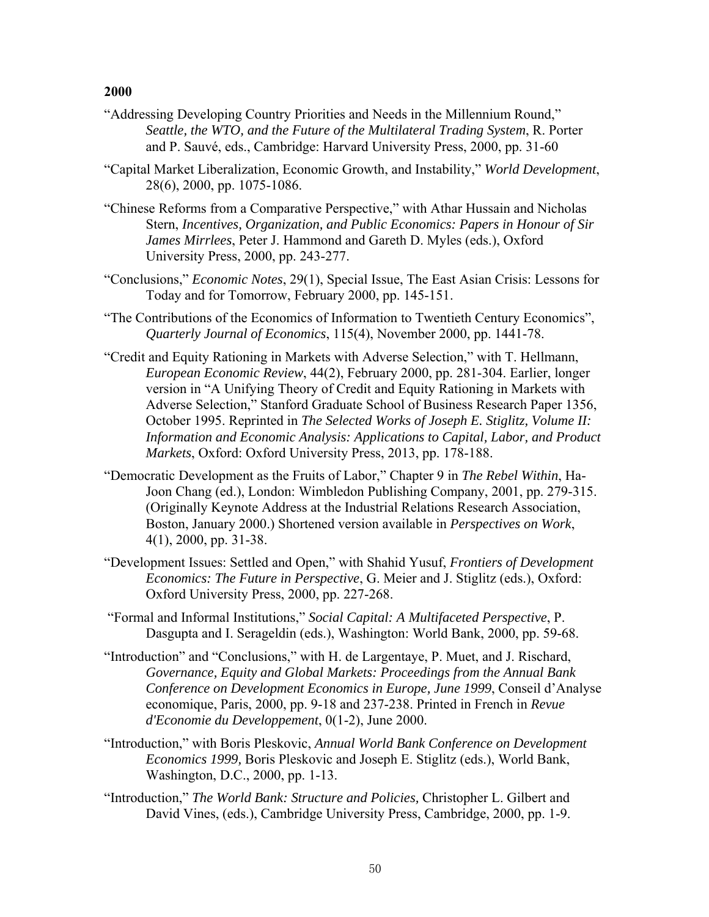**2000**

"Addressing Developing Country Priorities and Needs in the Millennium Round," *Seattle, the WTO, and the Future of the Multilateral Trading System*, R. Porter and P. Sauvé, eds., Cambridge: Harvard University Press, 2000, pp. 31-60

"Capital Market Liberalization, Economic Growth, and Instability," *World Development*, 28(6), 2000, pp. 1075-1086.

"Chinese Reforms from a Comparative Perspective," with Athar Hussain and Nicholas Stern, *Incentives, Organization, and Public Economics: Papers in Honour of Sir James Mirrlees*, Peter J. Hammond and Gareth D. Myles (eds.), Oxford University Press, 2000, pp. 243-277.

"Conclusions," *Economic Notes*, 29(1), Special Issue, The East Asian Crisis: Lessons for Today and for Tomorrow, February 2000, pp. 145-151.

"The Contributions of the Economics of Information to Twentieth Century Economics", *Quarterly Journal of Economics*, 115(4), November 2000, pp. 1441-78.

"Credit and Equity Rationing in Markets with Adverse Selection," with T. Hellmann, *European Economic Review*, 44(2), February 2000, pp. 281-304. Earlier, longer version in "A Unifying Theory of Credit and Equity Rationing in Markets with Adverse Selection," Stanford Graduate School of Business Research Paper 1356, October 1995. Reprinted in *The Selected Works of Joseph E. Stiglitz, Volume II: Information and Economic Analysis: Applications to Capital, Labor, and Product Markets*, Oxford: Oxford University Press, 2013, pp. 178-188.

"Democratic Development as the Fruits of Labor," Chapter 9 in *The Rebel Within*, Ha-Joon Chang (ed.), London: Wimbledon Publishing Company, 2001, pp. 279-315. (Originally Keynote Address at the Industrial Relations Research Association, Boston, January 2000.) Shortened version available in *Perspectives on Work*, 4(1), 2000, pp. 31-38.

"Development Issues: Settled and Open," with Shahid Yusuf, *Frontiers of Development Economics: The Future in Perspective*, G. Meier and J. Stiglitz (eds.), Oxford: Oxford University Press, 2000, pp. 227-268.

"Formal and Informal Institutions," *Social Capital: A Multifaceted Perspective*, P. Dasgupta and I. Serageldin (eds.), Washington: World Bank, 2000, pp. 59-68.

"Introduction" and "Conclusions," with H. de Largentaye, P. Muet, and J. Rischard, *Governance, Equity and Global Markets: Proceedings from the Annual Bank Conference on Development Economics in Europe, June 1999*, Conseil d'Analyse economique, Paris, 2000, pp. 9-18 and 237-238. Printed in French in *Revue d'Economie du Developpement*, 0(1-2), June 2000.

"Introduction," with Boris Pleskovic, *Annual World Bank Conference on Development Economics 1999,* Boris Pleskovic and Joseph E. Stiglitz (eds.), World Bank, Washington, D.C., 2000, pp. 1-13.

"Introduction," *The World Bank: Structure and Policies,* Christopher L. Gilbert and David Vines, (eds.), Cambridge University Press, Cambridge, 2000, pp. 1-9.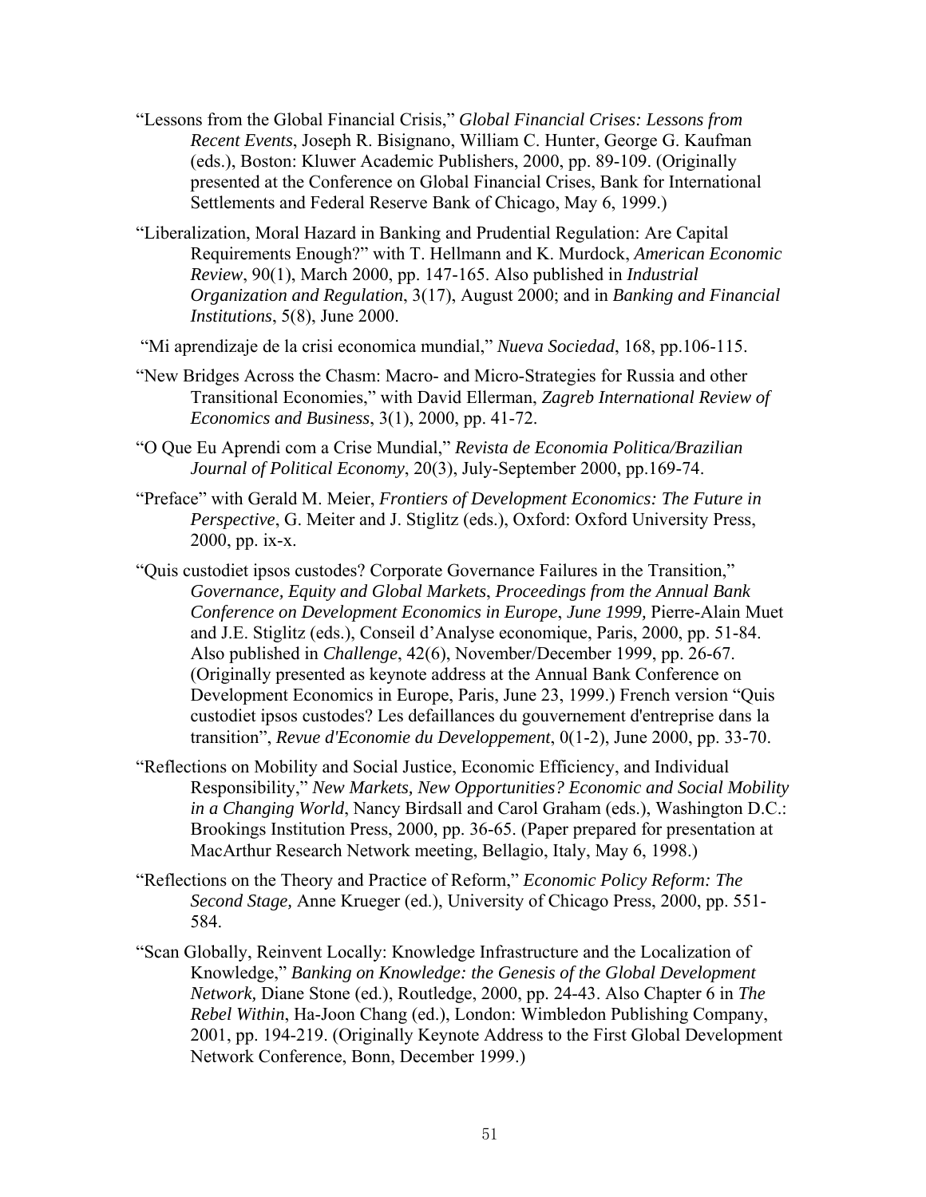"Lessons from the Global Financial Crisis," *Global Financial Crises: Lessons from Recent Events*, Joseph R. Bisignano, William C. Hunter, George G. Kaufman (eds.), Boston: Kluwer Academic Publishers, 2000, pp. 89-109. (Originally presented at the Conference on Global Financial Crises, Bank for International Settlements and Federal Reserve Bank of Chicago, May 6, 1999.)

"Liberalization, Moral Hazard in Banking and Prudential Regulation: Are Capital Requirements Enough?" with T. Hellmann and K. Murdock, *American Economic Review*, 90(1), March 2000, pp. 147-165. Also published in *Industrial Organization and Regulation*, 3(17), August 2000; and in *Banking and Financial Institutions*, 5(8), June 2000.

"Mi aprendizaje de la crisi economica mundial," *Nueva Sociedad*, 168, pp.106-115.

"New Bridges Across the Chasm: Macro- and Micro-Strategies for Russia and other Transitional Economies," with David Ellerman, *Zagreb International Review of Economics and Business*, 3(1), 2000, pp. 41-72.

"O Que Eu Aprendi com a Crise Mundial," *Revista de Economia Politica/Brazilian Journal of Political Economy*, 20(3), July-September 2000, pp.169-74.

"Preface" with Gerald M. Meier, *Frontiers of Development Economics: The Future in Perspective*, G. Meiter and J. Stiglitz (eds.), Oxford: Oxford University Press, 2000, pp. ix-x.

"Quis custodiet ipsos custodes? Corporate Governance Failures in the Transition," *Governance, Equity and Global Markets*, *Proceedings from the Annual Bank Conference on Development Economics in Europe*, *June 1999,* Pierre-Alain Muet and J.E. Stiglitz (eds.), Conseil d'Analyse economique, Paris, 2000, pp. 51-84. Also published in *Challenge*, 42(6), November/December 1999, pp. 26-67. (Originally presented as keynote address at the Annual Bank Conference on Development Economics in Europe, Paris, June 23, 1999.) French version "Quis custodiet ipsos custodes? Les defaillances du gouvernement d'entreprise dans la transition", *Revue d'Economie du Developpement*, 0(1-2), June 2000, pp. 33-70.

"Reflections on Mobility and Social Justice, Economic Efficiency, and Individual Responsibility," *New Markets, New Opportunities? Economic and Social Mobility in a Changing World*, Nancy Birdsall and Carol Graham (eds.), Washington D.C.: Brookings Institution Press, 2000, pp. 36-65. (Paper prepared for presentation at MacArthur Research Network meeting, Bellagio, Italy, May 6, 1998.)

"Reflections on the Theory and Practice of Reform," *Economic Policy Reform: The Second Stage,* Anne Krueger (ed.), University of Chicago Press, 2000, pp. 551-584.

"Scan Globally, Reinvent Locally: Knowledge Infrastructure and the Localization of Knowledge," *Banking on Knowledge: the Genesis of the Global Development Network,* Diane Stone (ed.), Routledge, 2000, pp. 24-43. Also Chapter 6 in *The Rebel Within*, Ha-Joon Chang (ed.), London: Wimbledon Publishing Company, 2001, pp. 194-219. (Originally Keynote Address to the First Global Development Network Conference, Bonn, December 1999.)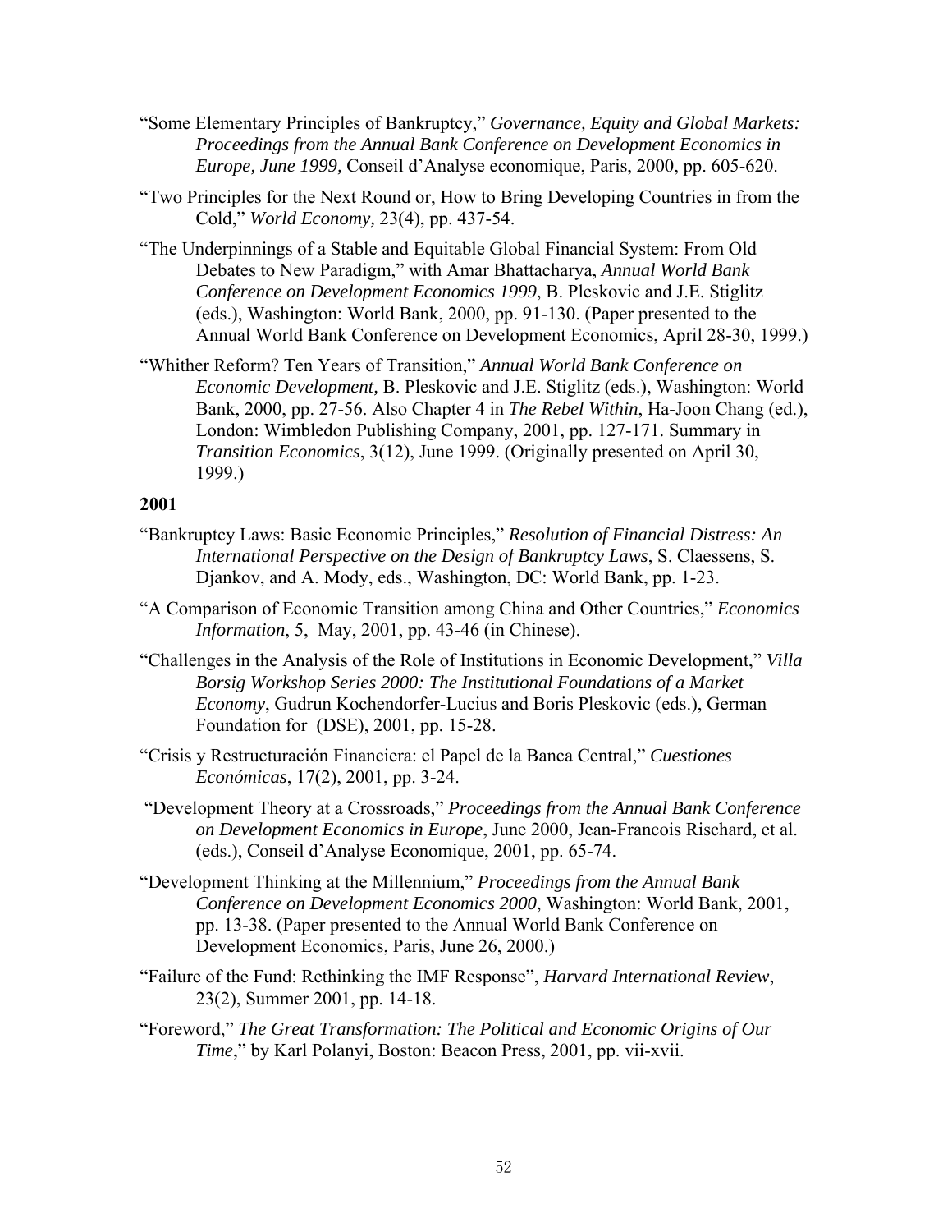"Some Elementary Principles of Bankruptcy," *Governance, Equity and Global Markets: Proceedings from the Annual Bank Conference on Development Economics in Europe, June 1999,* Conseil d'Analyse economique, Paris, 2000, pp. 605-620.

"Two Principles for the Next Round or, How to Bring Developing Countries in from the Cold," *World Economy,* 23(4), pp. 437-54.

"The Underpinnings of a Stable and Equitable Global Financial System: From Old Debates to New Paradigm," with Amar Bhattacharya, *Annual World Bank Conference on Development Economics 1999*, B. Pleskovic and J.E. Stiglitz (eds.), Washington: World Bank, 2000, pp. 91-130. (Paper presented to the Annual World Bank Conference on Development Economics, April 28-30, 1999.)

"Whither Reform? Ten Years of Transition," *Annual World Bank Conference on Economic Development,* B. Pleskovic and J.E. Stiglitz (eds.), Washington: World Bank, 2000, pp. 27-56. Also Chapter 4 in *The Rebel Within*, Ha-Joon Chang (ed.), London: Wimbledon Publishing Company, 2001, pp. 127-171. Summary in *Transition Economics*, 3(12), June 1999. (Originally presented on April 30, 1999.)

**2001**

"Bankruptcy Laws: Basic Economic Principles," *Resolution of Financial Distress: An International Perspective on the Design of Bankruptcy Laws*, S. Claessens, S. Djankov, and A. Mody, eds., Washington, DC: World Bank, pp. 1-23.

"A Comparison of Economic Transition among China and Other Countries," *Economics Information*, 5, May, 2001, pp. 43-46 (in Chinese).

"Challenges in the Analysis of the Role of Institutions in Economic Development," *Villa Borsig Workshop Series 2000: The Institutional Foundations of a Market Economy*, Gudrun Kochendorfer-Lucius and Boris Pleskovic (eds.), German Foundation for (DSE), 2001, pp. 15-28.

"Crisis y Restructuración Financiera: el Papel de la Banca Central," *Cuestiones Económicas*, 17(2), 2001, pp. 3-24.

"Development Theory at a Crossroads," *Proceedings from the Annual Bank Conference on Development Economics in Europe*, June 2000, Jean-Francois Rischard, et al. (eds.), Conseil d'Analyse Economique, 2001, pp. 65-74.

"Development Thinking at the Millennium," *Proceedings from the Annual Bank Conference on Development Economics 2000*, Washington: World Bank, 2001, pp. 13-38. (Paper presented to the Annual World Bank Conference on Development Economics, Paris, June 26, 2000.)

"Failure of the Fund: Rethinking the IMF Response", *Harvard International Review*, 23(2), Summer 2001, pp. 14-18.

"Foreword," *The Great Transformation: The Political and Economic Origins of Our Time*," by Karl Polanyi, Boston: Beacon Press, 2001, pp. vii-xvii.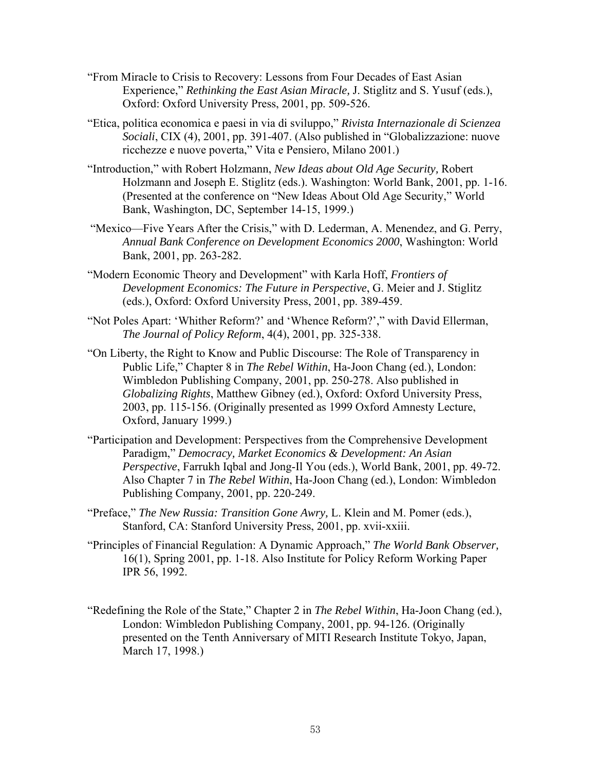"From Miracle to Crisis to Recovery: Lessons from Four Decades of East Asian Experience," *Rethinking the East Asian Miracle,* J. Stiglitz and S. Yusuf (eds.), Oxford: Oxford University Press, 2001, pp. 509-526.

"Etica, politica economica e paesi in via di sviluppo," *Rivista Internazionale di Scienzea Sociali*, CIX (4), 2001, pp. 391-407. (Also published in "Globalizzazione: nuove ricchezze e nuove poverta," Vita e Pensiero, Milano 2001.)

"Introduction," with Robert Holzmann, *New Ideas about Old Age Security,* Robert Holzmann and Joseph E. Stiglitz (eds.). Washington: World Bank, 2001, pp. 1-16. (Presented at the conference on "New Ideas About Old Age Security," World Bank, Washington, DC, September 14-15, 1999.)

"Mexico—Five Years After the Crisis," with D. Lederman, A. Menendez, and G. Perry, *Annual Bank Conference on Development Economics 2000*, Washington: World Bank, 2001, pp. 263-282.

"Modern Economic Theory and Development" with Karla Hoff, *Frontiers of Development Economics: The Future in Perspective*, G. Meier and J. Stiglitz (eds.), Oxford: Oxford University Press, 2001, pp. 389-459.

"Not Poles Apart: 'Whither Reform?' and 'Whence Reform?'," with David Ellerman, *The Journal of Policy Reform*, 4(4), 2001, pp. 325-338.

"On Liberty, the Right to Know and Public Discourse: The Role of Transparency in Public Life," Chapter 8 in *The Rebel Within*, Ha-Joon Chang (ed.), London: Wimbledon Publishing Company, 2001, pp. 250-278. Also published in *Globalizing Rights*, Matthew Gibney (ed.), Oxford: Oxford University Press, 2003, pp. 115-156. (Originally presented as 1999 Oxford Amnesty Lecture, Oxford, January 1999.)

"Participation and Development: Perspectives from the Comprehensive Development Paradigm," *Democracy, Market Economics & Development: An Asian Perspective*, Farrukh Iqbal and Jong-Il You (eds.), World Bank, 2001, pp. 49-72. Also Chapter 7 in *The Rebel Within*, Ha-Joon Chang (ed.), London: Wimbledon Publishing Company, 2001, pp. 220-249.

"Preface," *The New Russia: Transition Gone Awry,* L. Klein and M. Pomer (eds.), Stanford, CA: Stanford University Press, 2001, pp. xvii-xxiii.

"Principles of Financial Regulation: A Dynamic Approach," *The World Bank Observer,* 16(1), Spring 2001, pp. 1-18. Also Institute for Policy Reform Working Paper IPR 56, 1992.

"Redefining the Role of the State," Chapter 2 in *The Rebel Within*, Ha-Joon Chang (ed.), London: Wimbledon Publishing Company, 2001, pp. 94-126. (Originally presented on the Tenth Anniversary of MITI Research Institute Tokyo, Japan, March 17, 1998.)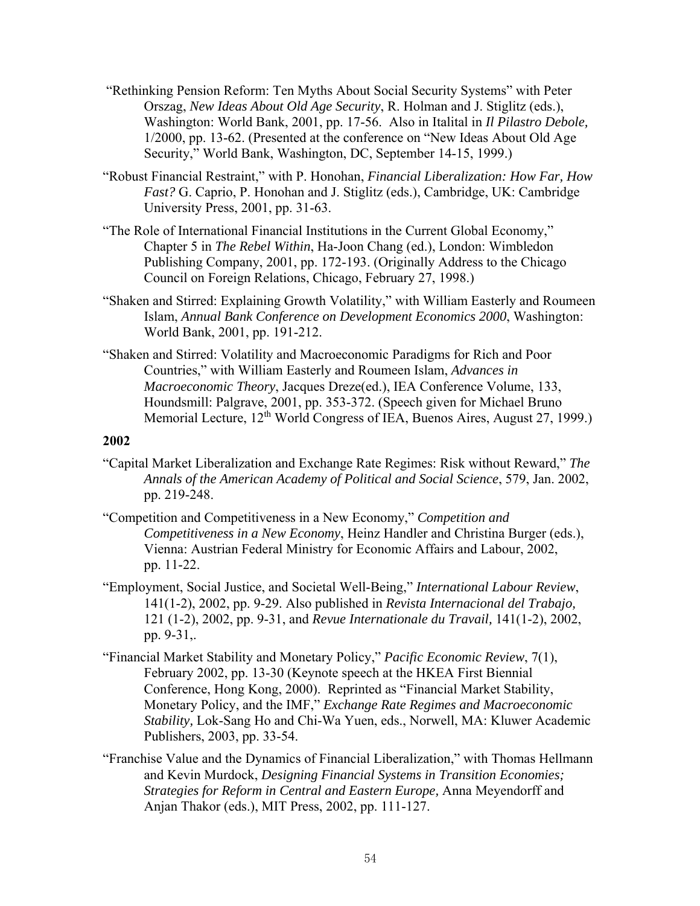"Rethinking Pension Reform: Ten Myths About Social Security Systems" with Peter Orszag, *New Ideas About Old Age Security*, R. Holman and J. Stiglitz (eds.), Washington: World Bank, 2001, pp. 17-56. Also in Italital in *Il Pilastro Debole,* 1/2000, pp. 13-62. (Presented at the conference on "New Ideas About Old Age Security," World Bank, Washington, DC, September 14-15, 1999.)

"Robust Financial Restraint," with P. Honohan, *Financial Liberalization: How Far, How Fast?* G. Caprio, P. Honohan and J. Stiglitz (eds.), Cambridge, UK: Cambridge University Press, 2001, pp. 31-63.

"The Role of International Financial Institutions in the Current Global Economy," Chapter 5 in *The Rebel Within*, Ha-Joon Chang (ed.), London: Wimbledon Publishing Company, 2001, pp. 172-193. (Originally Address to the Chicago Council on Foreign Relations, Chicago, February 27, 1998.)

"Shaken and Stirred: Explaining Growth Volatility," with William Easterly and Roumeen Islam, *Annual Bank Conference on Development Economics 2000*, Washington: World Bank, 2001, pp. 191-212.

"Shaken and Stirred: Volatility and Macroeconomic Paradigms for Rich and Poor Countries," with William Easterly and Roumeen Islam, *Advances in Macroeconomic Theory*, Jacques Dreze(ed.), IEA Conference Volume, 133, Houndsmill: Palgrave, 2001, pp. 353-372. (Speech given for Michael Bruno Memorial Lecture, 12th World Congress of IEA, Buenos Aires, August 27, 1999.)

**2002**

"Capital Market Liberalization and Exchange Rate Regimes: Risk without Reward," *The Annals of the American Academy of Political and Social Science*, 579, Jan. 2002, pp. 219-248.

"Competition and Competitiveness in a New Economy," *Competition and Competitiveness in a New Economy*, Heinz Handler and Christina Burger (eds.), Vienna: Austrian Federal Ministry for Economic Affairs and Labour, 2002, pp. 11-22.

"Employment, Social Justice, and Societal Well-Being," *International Labour Review*, 141(1-2), 2002, pp. 9-29. Also published in *Revista Internacional del Trabajo,* 121 (1-2), 2002, pp. 9-31, and *Revue Internationale du Travail,* 141(1-2), 2002, pp. 9-31,.

"Financial Market Stability and Monetary Policy," *Pacific Economic Review*, 7(1), February 2002, pp. 13-30 (Keynote speech at the HKEA First Biennial Conference, Hong Kong, 2000). Reprinted as "Financial Market Stability, Monetary Policy, and the IMF," *Exchange Rate Regimes and Macroeconomic Stability,* Lok-Sang Ho and Chi-Wa Yuen, eds., Norwell, MA: Kluwer Academic Publishers, 2003, pp. 33-54.

"Franchise Value and the Dynamics of Financial Liberalization," with Thomas Hellmann and Kevin Murdock, *Designing Financial Systems in Transition Economies; Strategies for Reform in Central and Eastern Europe,* Anna Meyendorff and Anjan Thakor (eds.), MIT Press, 2002, pp. 111-127.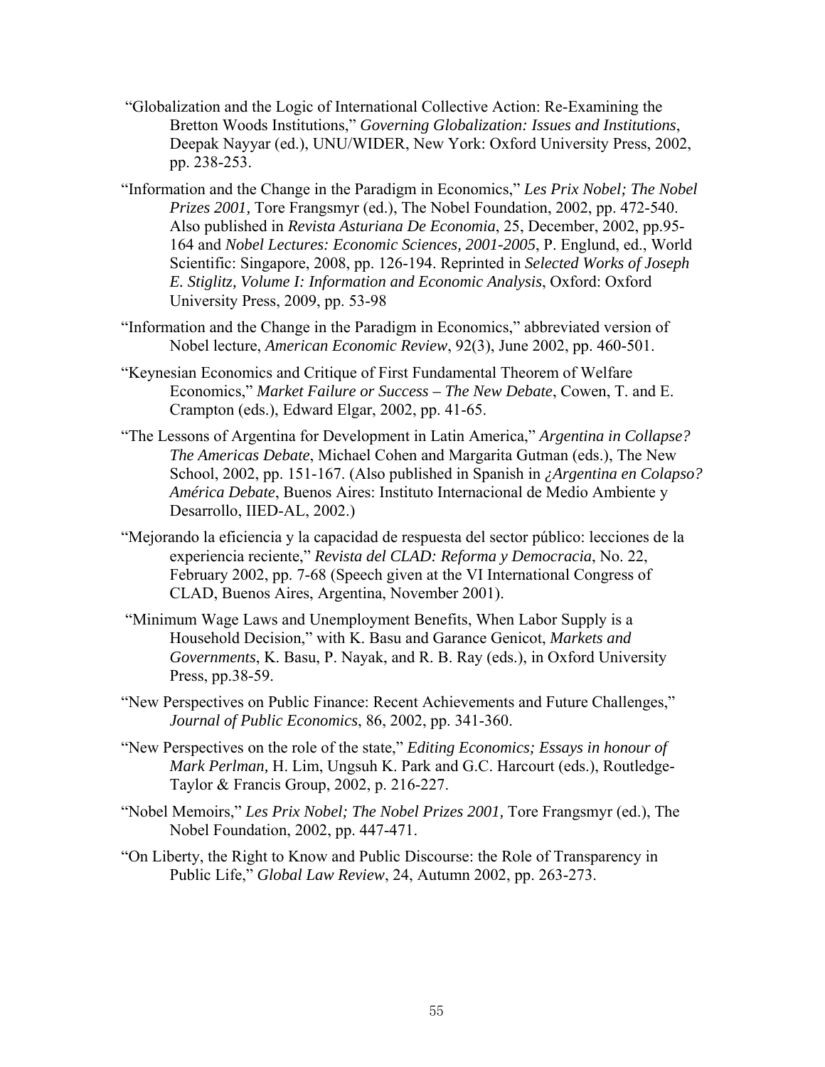"Globalization and the Logic of International Collective Action: Re-Examining the Bretton Woods Institutions," *Governing Globalization: Issues and Institutions*, Deepak Nayyar (ed.), UNU/WIDER, New York: Oxford University Press, 2002, pp. 238-253.

"Information and the Change in the Paradigm in Economics," *Les Prix Nobel; The Nobel Prizes 2001,* Tore Frangsmyr (ed.), The Nobel Foundation, 2002, pp. 472-540. Also published in *Revista Asturiana De Economia*, 25, December, 2002, pp.95-164 and *Nobel Lectures: Economic Sciences, 2001-2005*, P. Englund, ed., World Scientific: Singapore, 2008, pp. 126-194. Reprinted in ***Selected Works of Joseph E. Stiglitz, Volume I: Information and Economic Analysis***, Oxford: Oxford University Press, 2009, pp. 53-98

"Information and the Change in the Paradigm in Economics," abbreviated version of Nobel lecture, *American Economic Review*, 92(3), June 2002, pp. 460-501.

"Keynesian Economics and Critique of First Fundamental Theorem of Welfare Economics," *Market Failure or Success – The New Debate*, Cowen, T. and E. Crampton (eds.), Edward Elgar, 2002, pp. 41-65.

"The Lessons of Argentina for Development in Latin America," *Argentina in Collapse? The Americas Debate*, Michael Cohen and Margarita Gutman (eds.), The New School, 2002, pp. 151-167. (Also published in Spanish in *¿Argentina en Colapso? América Debate*, Buenos Aires: Instituto Internacional de Medio Ambiente y Desarrollo, IIED-AL, 2002.)

"Mejorando la eficiencia y la capacidad de respuesta del sector público: lecciones de la experiencia reciente," *Revista del CLAD: Reforma y Democracia*, No. 22, February 2002, pp. 7-68 (Speech given at the VI International Congress of CLAD, Buenos Aires, Argentina, November 2001).

"Minimum Wage Laws and Unemployment Benefits, When Labor Supply is a Household Decision," with K. Basu and Garance Genicot, *Markets and Governments*, K. Basu, P. Nayak, and R. B. Ray (eds.), in Oxford University Press, pp.38-59.

"New Perspectives on Public Finance: Recent Achievements and Future Challenges," *Journal of Public Economics*, 86, 2002, pp. 341-360.

"New Perspectives on the role of the state," *Editing Economics; Essays in honour of Mark Perlman,* H. Lim, Ungsuh K. Park and G.C. Harcourt (eds.), Routledge-Taylor & Francis Group, 2002, p. 216-227.

"Nobel Memoirs," *Les Prix Nobel; The Nobel Prizes 2001,* Tore Frangsmyr (ed.), The Nobel Foundation, 2002, pp. 447-471.

"On Liberty, the Right to Know and Public Discourse: the Role of Transparency in Public Life," *Global Law Review*, 24, Autumn 2002, pp. 263-273.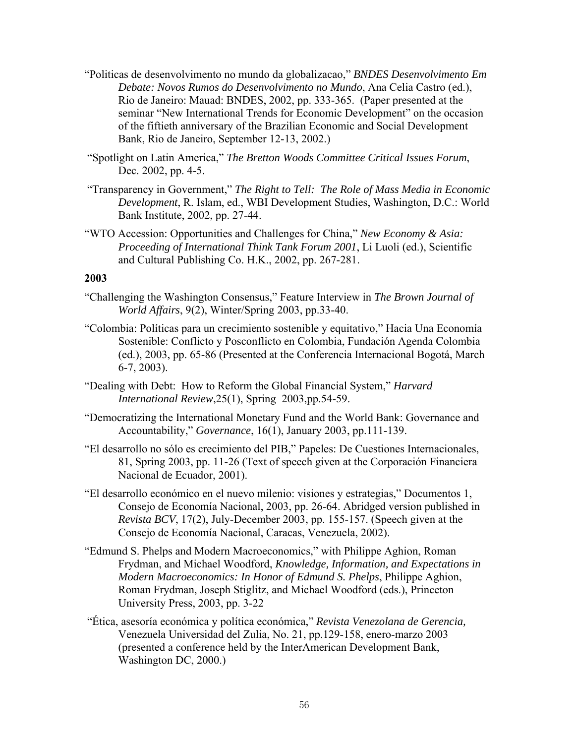"Politicas de desenvolvimento no mundo da globalizacao," *BNDES Desenvolvimento Em Debate: Novos Rumos do Desenvolvimento no Mundo*, Ana Celia Castro (ed.), Rio de Janeiro: Mauad: BNDES, 2002, pp. 333-365. (Paper presented at the seminar "New International Trends for Economic Development" on the occasion of the fiftieth anniversary of the Brazilian Economic and Social Development Bank, Rio de Janeiro, September 12-13, 2002.)

"Spotlight on Latin America," *The Bretton Woods Committee Critical Issues Forum*, Dec. 2002, pp. 4-5.

"Transparency in Government," *The Right to Tell: The Role of Mass Media in Economic Development*, R. Islam, ed., WBI Development Studies, Washington, D.C.: World Bank Institute, 2002, pp. 27-44.

"WTO Accession: Opportunities and Challenges for China," *New Economy & Asia: Proceeding of International Think Tank Forum 2001*, Li Luoli (ed.), Scientific and Cultural Publishing Co. H.K., 2002, pp. 267-281.

**2003**

"Challenging the Washington Consensus," Feature Interview in *The Brown Journal of World Affairs*, 9(2), Winter/Spring 2003, pp.33-40.

"Colombia: Políticas para un crecimiento sostenible y equitativo," Hacia Una Economía Sostenible: Conflicto y Posconflicto en Colombia, Fundación Agenda Colombia (ed.), 2003, pp. 65-86 (Presented at the Conferencia Internacional Bogotá, March 6-7, 2003).

"Dealing with Debt: How to Reform the Global Financial System," *Harvard International Review*,25(1), Spring 2003,pp.54-59.

"Democratizing the International Monetary Fund and the World Bank: Governance and Accountability," *Governance*, 16(1), January 2003, pp.111-139.

"El desarrollo no sólo es crecimiento del PIB," Papeles: De Cuestiones Internacionales, 81, Spring 2003, pp. 11-26 (Text of speech given at the Corporación Financiera Nacional de Ecuador, 2001).

"El desarrollo económico en el nuevo milenio: visiones y estrategias," Documentos 1, Consejo de Economía Nacional, 2003, pp. 26-64. Abridged version published in *Revista BCV*, 17(2), July-December 2003, pp. 155-157. (Speech given at the Consejo de Economía Nacional, Caracas, Venezuela, 2002).

"Edmund S. Phelps and Modern Macroeconomics," with Philippe Aghion, Roman Frydman, and Michael Woodford, *Knowledge, Information, and Expectations in Modern Macroeconomics: In Honor of Edmund S. Phelps*, Philippe Aghion, Roman Frydman, Joseph Stiglitz, and Michael Woodford (eds.), Princeton University Press, 2003, pp. 3-22

"Ética, asesoría económica y política económica," *Revista Venezolana de Gerencia,* Venezuela Universidad del Zulia, No. 21, pp.129-158, enero-marzo 2003 (presented a conference held by the InterAmerican Development Bank, Washington DC, 2000.)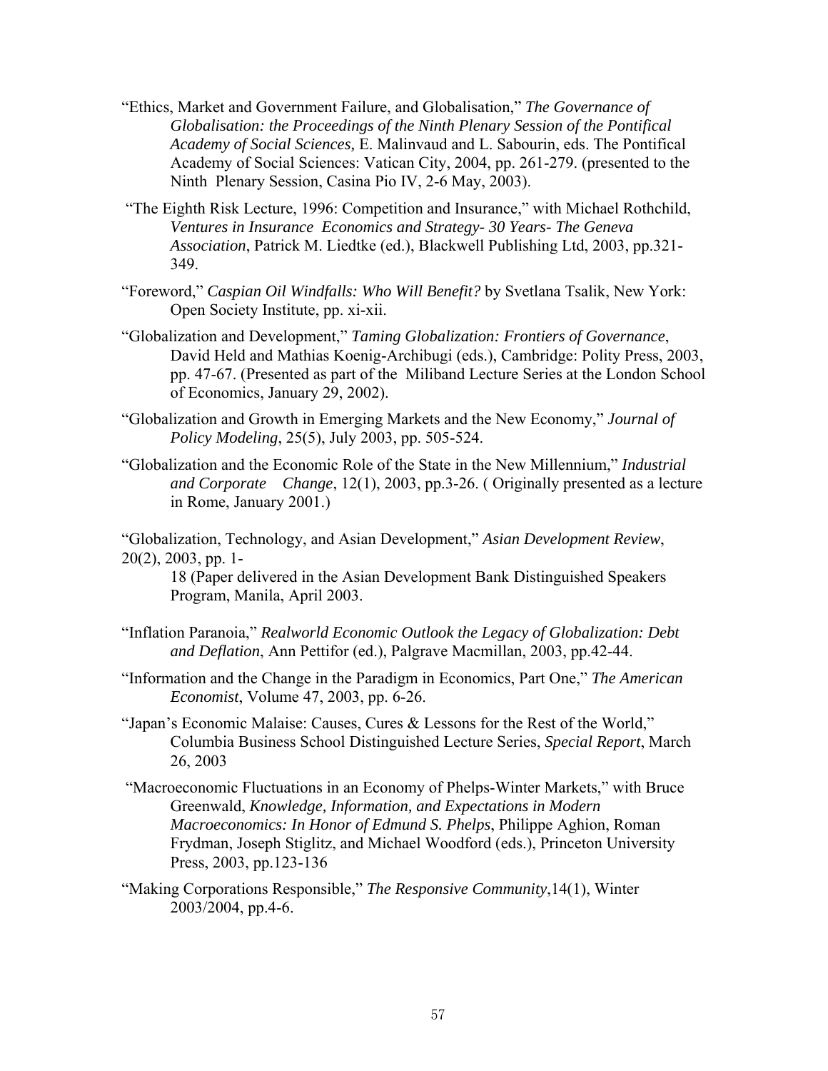"Ethics, Market and Government Failure, and Globalisation," *The Governance of Globalisation: the Proceedings of the Ninth Plenary Session of the Pontifical Academy of Social Sciences,* E. Malinvaud and L. Sabourin, eds. The Pontifical Academy of Social Sciences: Vatican City, 2004, pp. 261-279. (presented to the Ninth Plenary Session, Casina Pio IV, 2-6 May, 2003).

"The Eighth Risk Lecture, 1996: Competition and Insurance," with Michael Rothchild, *Ventures in Insurance Economics and Strategy- 30 Years- The Geneva Association*, Patrick M. Liedtke (ed.), Blackwell Publishing Ltd, 2003, pp.321-349.

"Foreword," *Caspian Oil Windfalls: Who Will Benefit?* by Svetlana Tsalik, New York: Open Society Institute, pp. xi-xii.

"Globalization and Development," *Taming Globalization: Frontiers of Governance*, David Held and Mathias Koenig-Archibugi (eds.), Cambridge: Polity Press, 2003, pp. 47-67. (Presented as part of the Miliband Lecture Series at the London School of Economics, January 29, 2002).

"Globalization and Growth in Emerging Markets and the New Economy," *Journal of Policy Modeling*, 25(5), July 2003, pp. 505-524.

"Globalization and the Economic Role of the State in the New Millennium," *Industrial and Corporate Change*, 12(1), 2003, pp.3-26. ( Originally presented as a lecture in Rome, January 2001.)

"Globalization, Technology, and Asian Development," *Asian Development Review*, 20(2), 2003, pp. 1-18 (Paper delivered in the Asian Development Bank Distinguished Speakers Program, Manila, April 2003.

"Inflation Paranoia," *Realworld Economic Outlook the Legacy of Globalization: Debt and Deflation*, Ann Pettifor (ed.), Palgrave Macmillan, 2003, pp.42-44.

"Information and the Change in the Paradigm in Economics, Part One," *The American Economist*, Volume 47, 2003, pp. 6-26.

"Japan's Economic Malaise: Causes, Cures & Lessons for the Rest of the World," Columbia Business School Distinguished Lecture Series, *Special Report*, March 26, 2003

"Macroeconomic Fluctuations in an Economy of Phelps-Winter Markets," with Bruce Greenwald, *Knowledge, Information, and Expectations in Modern Macroeconomics: In Honor of Edmund S. Phelps*, Philippe Aghion, Roman Frydman, Joseph Stiglitz, and Michael Woodford (eds.), Princeton University Press, 2003, pp.123-136

"Making Corporations Responsible," *The Responsive Community*,14(1), Winter 2003/2004, pp.4-6.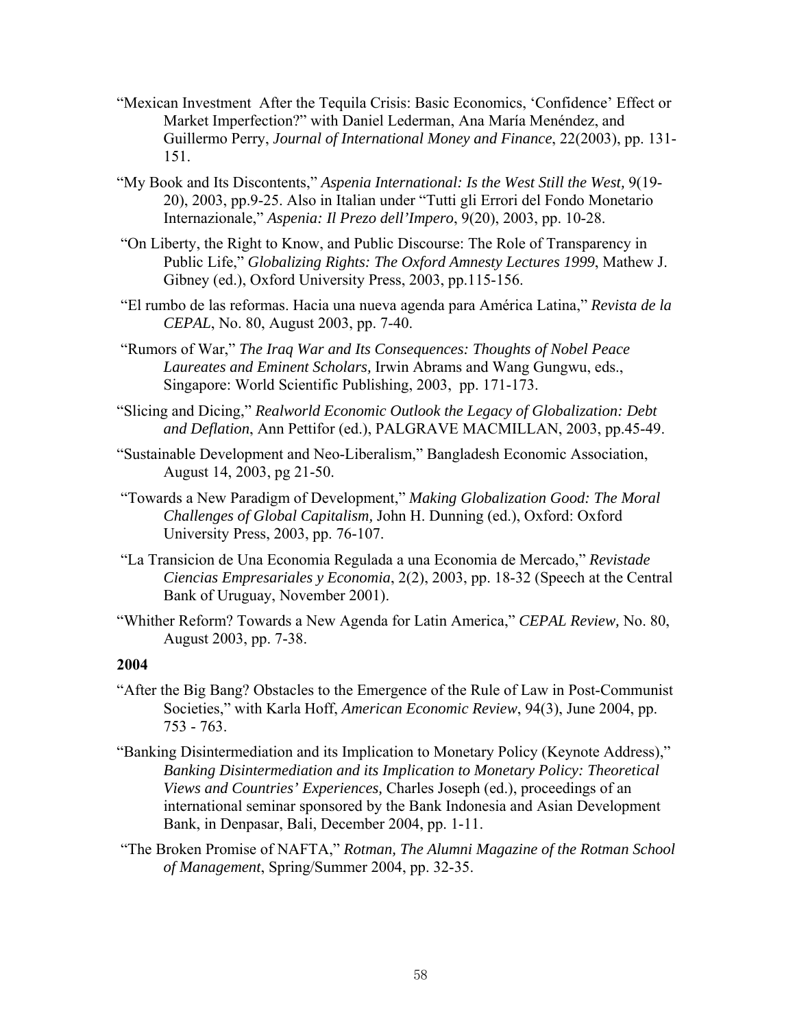"Mexican Investment After the Tequila Crisis: Basic Economics, 'Confidence' Effect or Market Imperfection?" with Daniel Lederman, Ana María Menéndez, and Guillermo Perry, *Journal of International Money and Finance*, 22(2003), pp. 131-151.

"My Book and Its Discontents," *Aspenia International: Is the West Still the West,* 9(19-20), 2003, pp.9-25. Also in Italian under "Tutti gli Errori del Fondo Monetario Internazionale," *Aspenia: Il Prezo dell'Impero*, 9(20), 2003, pp. 10-28.

"On Liberty, the Right to Know, and Public Discourse: The Role of Transparency in Public Life," *Globalizing Rights: The Oxford Amnesty Lectures 1999*, Mathew J. Gibney (ed.), Oxford University Press, 2003, pp.115-156.

"El rumbo de las reformas. Hacia una nueva agenda para América Latina," *Revista de la CEPAL*, No. 80, August 2003, pp. 7-40.

"Rumors of War," *The Iraq War and Its Consequences: Thoughts of Nobel Peace Laureates and Eminent Scholars,* Irwin Abrams and Wang Gungwu, eds., Singapore: World Scientific Publishing, 2003, pp. 171-173.

"Slicing and Dicing," *Realworld Economic Outlook the Legacy of Globalization: Debt and Deflation*, Ann Pettifor (ed.), PALGRAVE MACMILLAN, 2003, pp.45-49.

"Sustainable Development and Neo-Liberalism," Bangladesh Economic Association, August 14, 2003, pg 21-50.

"Towards a New Paradigm of Development," *Making Globalization Good: The Moral Challenges of Global Capitalism,* John H. Dunning (ed.), Oxford: Oxford University Press, 2003, pp. 76-107.

"La Transicion de Una Economia Regulada a una Economia de Mercado," *Revistade Ciencias Empresariales y Economia*, 2(2), 2003, pp. 18-32 (Speech at the Central Bank of Uruguay, November 2001).

"Whither Reform? Towards a New Agenda for Latin America," *CEPAL Review,* No. 80, August 2003, pp. 7-38.

**2004**

"After the Big Bang? Obstacles to the Emergence of the Rule of Law in Post-Communist Societies," with Karla Hoff, *American Economic Review*, 94(3), June 2004, pp. 753 - 763.

"Banking Disintermediation and its Implication to Monetary Policy (Keynote Address)," *Banking Disintermediation and its Implication to Monetary Policy: Theoretical Views and Countries' Experiences,* Charles Joseph (ed.), proceedings of an international seminar sponsored by the Bank Indonesia and Asian Development Bank, in Denpasar, Bali, December 2004, pp. 1-11.

"The Broken Promise of NAFTA," *Rotman, The Alumni Magazine of the Rotman School of Management*, Spring/Summer 2004, pp. 32-35.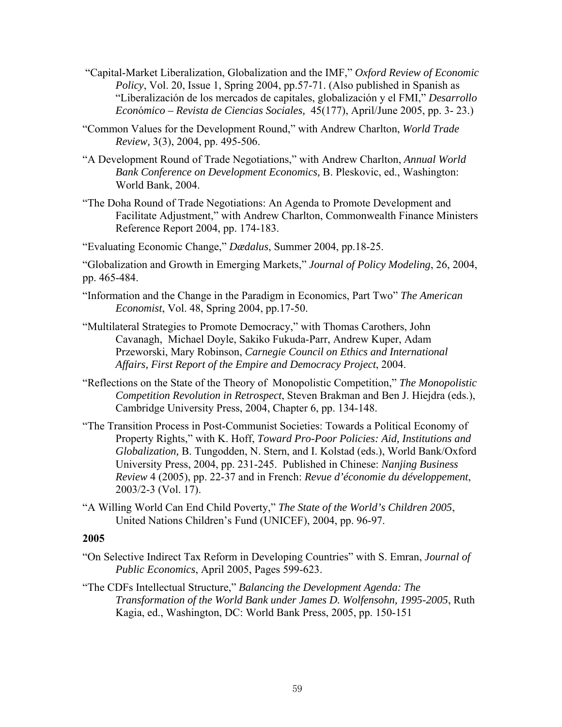"Capital-Market Liberalization, Globalization and the IMF," *Oxford Review of Economic Policy*, Vol. 20, Issue 1, Spring 2004, pp.57-71. (Also published in Spanish as "Liberalización de los mercados de capitales, globalización y el FMI," *Desarrollo Económico – Revista de Ciencias Sociales,* 45(177), April/June 2005, pp. 3- 23.)

"Common Values for the Development Round," with Andrew Charlton, *World Trade Review,* 3(3), 2004, pp. 495-506.

"A Development Round of Trade Negotiations," with Andrew Charlton, *Annual World Bank Conference on Development Economics,* B. Pleskovic, ed., Washington: World Bank, 2004.

"The Doha Round of Trade Negotiations: An Agenda to Promote Development and Facilitate Adjustment," with Andrew Charlton, Commonwealth Finance Ministers Reference Report 2004, pp. 174-183.

"Evaluating Economic Change," *Dædalus*, Summer 2004, pp.18-25.

"Globalization and Growth in Emerging Markets," *Journal of Policy Modeling*, 26, 2004, pp. 465-484.

"Information and the Change in the Paradigm in Economics, Part Two" *The American Economist*, Vol. 48, Spring 2004, pp.17-50.

"Multilateral Strategies to Promote Democracy," with Thomas Carothers, John Cavanagh, Michael Doyle, Sakiko Fukuda-Parr, Andrew Kuper, Adam Przeworski, Mary Robinson, *Carnegie Council on Ethics and International Affairs, First Report of the Empire and Democracy Project*, 2004.

"Reflections on the State of the Theory of Monopolistic Competition," *The Monopolistic Competition Revolution in Retrospect*, Steven Brakman and Ben J. Hiejdra (eds.), Cambridge University Press, 2004, Chapter 6, pp. 134-148.

"The Transition Process in Post-Communist Societies: Towards a Political Economy of Property Rights," with K. Hoff, *Toward Pro-Poor Policies: Aid, Institutions and Globalization,* B. Tungodden, N. Stern, and I. Kolstad (eds.), World Bank/Oxford University Press, 2004, pp. 231-245. Published in Chinese: *Nanjing Business Review* 4 (2005), pp. 22-37 and in French: *Revue d'économie du développement*, 2003/2-3 (Vol. 17).

"A Willing World Can End Child Poverty," *The State of the World's Children 2005*, United Nations Children's Fund (UNICEF), 2004, pp. 96-97.

**2005**

"On Selective Indirect Tax Reform in Developing Countries" with S. Emran, *Journal of Public Economics*, April 2005, Pages 599-623.

"The CDFs Intellectual Structure," *Balancing the Development Agenda: The Transformation of the World Bank under James D. Wolfensohn, 1995-2005*, Ruth Kagia, ed., Washington, DC: World Bank Press, 2005, pp. 150-151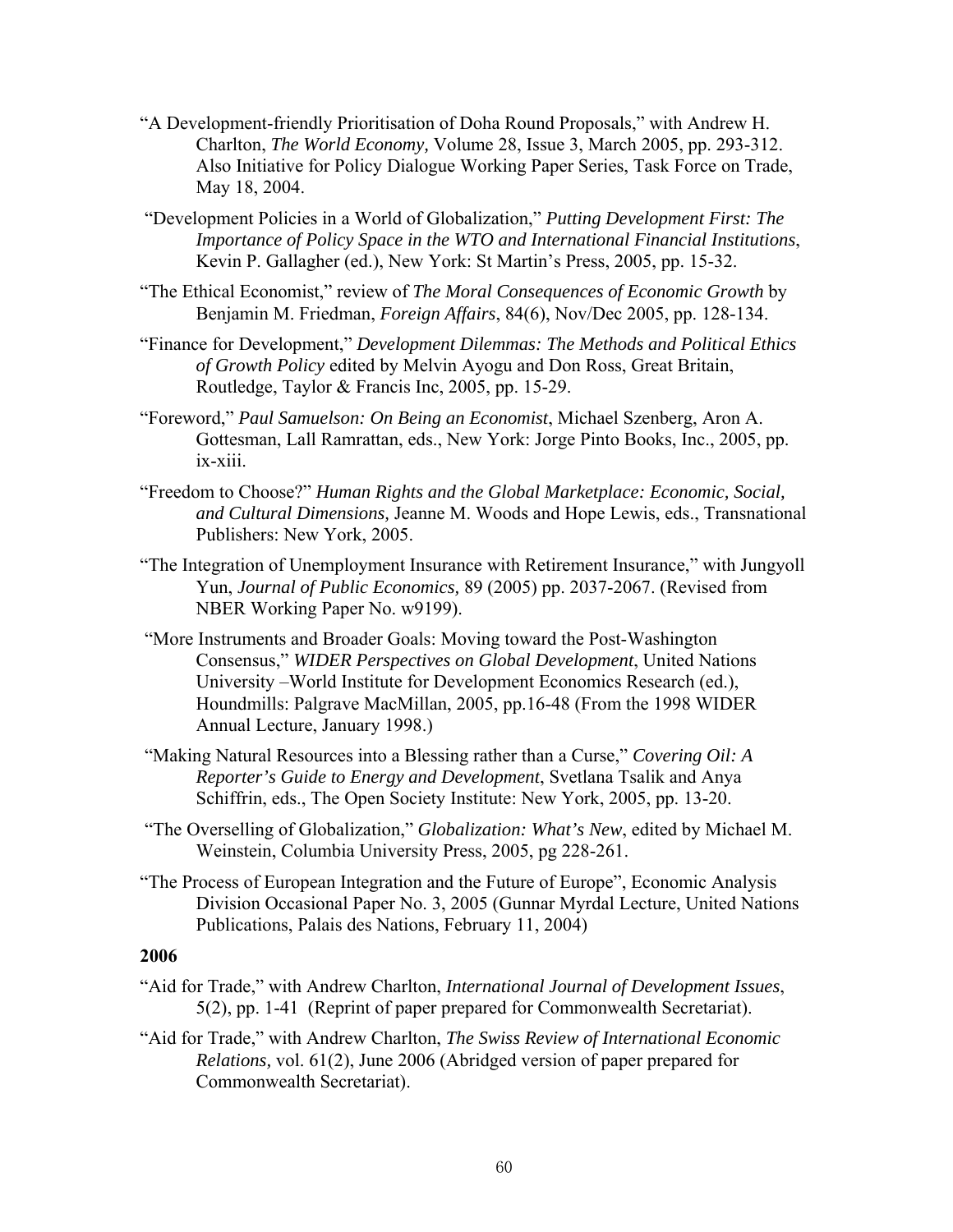"A Development-friendly Prioritisation of Doha Round Proposals," with Andrew H. Charlton, *The World Economy,* Volume 28, Issue 3, March 2005, pp. 293-312. Also Initiative for Policy Dialogue Working Paper Series, Task Force on Trade, May 18, 2004.

"Development Policies in a World of Globalization," *Putting Development First: The Importance of Policy Space in the WTO and International Financial Institutions*, Kevin P. Gallagher (ed.), New York: St Martin's Press, 2005, pp. 15-32.

"The Ethical Economist," review of *The Moral Consequences of Economic Growth* by Benjamin M. Friedman, *Foreign Affairs*, 84(6), Nov/Dec 2005, pp. 128-134.

"Finance for Development," *Development Dilemmas: The Methods and Political Ethics of Growth Policy* edited by Melvin Ayogu and Don Ross, Great Britain, Routledge, Taylor & Francis Inc, 2005, pp. 15-29.

"Foreword," *Paul Samuelson: On Being an Economist*, Michael Szenberg, Aron A. Gottesman, Lall Ramrattan, eds., New York: Jorge Pinto Books, Inc., 2005, pp. ix-xiii.

"Freedom to Choose?" *Human Rights and the Global Marketplace: Economic, Social, and Cultural Dimensions,* Jeanne M. Woods and Hope Lewis, eds., Transnational Publishers: New York, 2005.

"The Integration of Unemployment Insurance with Retirement Insurance," with Jungyoll Yun, *Journal of Public Economics,* 89 (2005) pp. 2037-2067. (Revised from NBER Working Paper No. w9199).

"More Instruments and Broader Goals: Moving toward the Post-Washington Consensus," *WIDER Perspectives on Global Development*, United Nations University –World Institute for Development Economics Research (ed.), Houndmills: Palgrave MacMillan, 2005, pp.16-48 (From the 1998 WIDER Annual Lecture, January 1998.)

"Making Natural Resources into a Blessing rather than a Curse," *Covering Oil: A Reporter's Guide to Energy and Development*, Svetlana Tsalik and Anya Schiffrin, eds., The Open Society Institute: New York, 2005, pp. 13-20.

"The Overselling of Globalization," *Globalization: What's New*, edited by Michael M. Weinstein, Columbia University Press, 2005, pg 228-261.

"The Process of European Integration and the Future of Europe", Economic Analysis Division Occasional Paper No. 3, 2005 (Gunnar Myrdal Lecture, United Nations Publications, Palais des Nations, February 11, 2004)

**2006**

"Aid for Trade," with Andrew Charlton, *International Journal of Development Issues*, 5(2), pp. 1-41 (Reprint of paper prepared for Commonwealth Secretariat).

"Aid for Trade," with Andrew Charlton, *The Swiss Review of International Economic Relations,* vol. 61(2), June 2006 (Abridged version of paper prepared for Commonwealth Secretariat).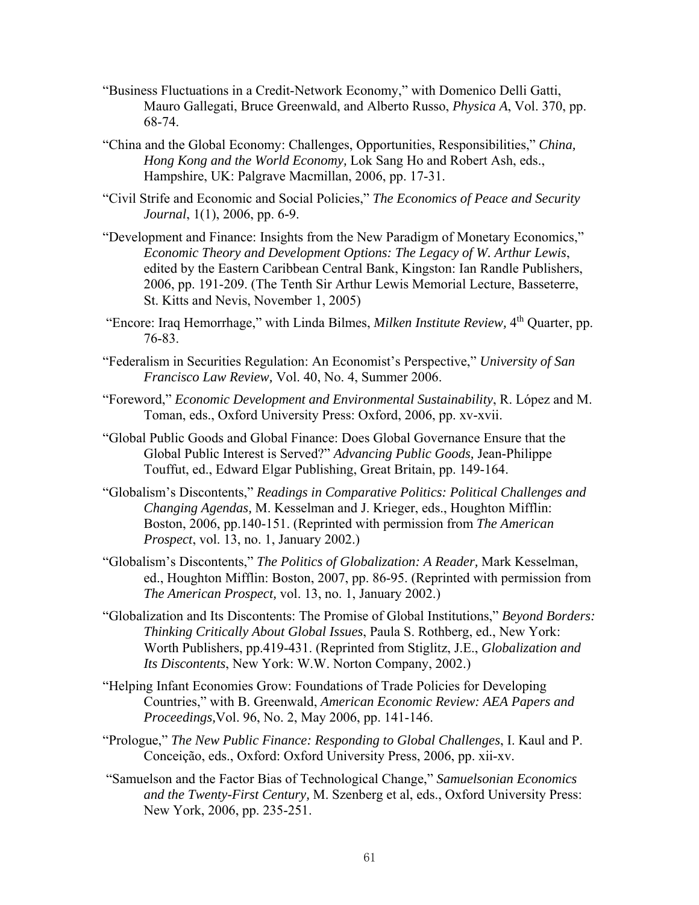"Business Fluctuations in a Credit-Network Economy," with Domenico Delli Gatti, Mauro Gallegati, Bruce Greenwald, and Alberto Russo, *Physica A*, Vol. 370, pp. 68-74.

"China and the Global Economy: Challenges, Opportunities, Responsibilities," *China, Hong Kong and the World Economy,* Lok Sang Ho and Robert Ash, eds., Hampshire, UK: Palgrave Macmillan, 2006, pp. 17-31.

"Civil Strife and Economic and Social Policies," *The Economics of Peace and Security Journal*, 1(1), 2006, pp. 6-9.

"Development and Finance: Insights from the New Paradigm of Monetary Economics," *Economic Theory and Development Options: The Legacy of W. Arthur Lewis*, edited by the Eastern Caribbean Central Bank, Kingston: Ian Randle Publishers, 2006, pp. 191-209. (The Tenth Sir Arthur Lewis Memorial Lecture, Basseterre, St. Kitts and Nevis, November 1, 2005)

"Encore: Iraq Hemorrhage," with Linda Bilmes, *Milken Institute Review,* 4th Quarter, pp. 76-83.

"Federalism in Securities Regulation: An Economist's Perspective," *University of San Francisco Law Review,* Vol. 40, No. 4, Summer 2006.

"Foreword," *Economic Development and Environmental Sustainability*, R. López and M. Toman, eds., Oxford University Press: Oxford, 2006, pp. xv-xvii.

"Global Public Goods and Global Finance: Does Global Governance Ensure that the Global Public Interest is Served?" *Advancing Public Goods,* Jean-Philippe Touffut, ed., Edward Elgar Publishing, Great Britain, pp. 149-164.

"Globalism's Discontents," *Readings in Comparative Politics: Political Challenges and Changing Agendas,* M. Kesselman and J. Krieger, eds., Houghton Mifflin: Boston, 2006, pp.140-151. (Reprinted with permission from *The American Prospect*, vol. 13, no. 1, January 2002.)

"Globalism's Discontents," *The Politics of Globalization: A Reader,* Mark Kesselman, ed., Houghton Mifflin: Boston, 2007, pp. 86-95. (Reprinted with permission from *The American Prospect,* vol. 13, no. 1, January 2002.)

"Globalization and Its Discontents: The Promise of Global Institutions," *Beyond Borders: Thinking Critically About Global Issues*, Paula S. Rothberg, ed., New York: Worth Publishers, pp.419-431. (Reprinted from Stiglitz, J.E., *Globalization and Its Discontents*, New York: W.W. Norton Company, 2002.)

"Helping Infant Economies Grow: Foundations of Trade Policies for Developing Countries," with B. Greenwald, *American Economic Review: AEA Papers and Proceedings,*Vol. 96, No. 2, May 2006, pp. 141-146.

"Prologue," *The New Public Finance: Responding to Global Challenges*, I. Kaul and P. Conceição, eds., Oxford: Oxford University Press, 2006, pp. xii-xv.

"Samuelson and the Factor Bias of Technological Change," *Samuelsonian Economics and the Twenty-First Century,* M. Szenberg et al, eds., Oxford University Press: New York, 2006, pp. 235-251.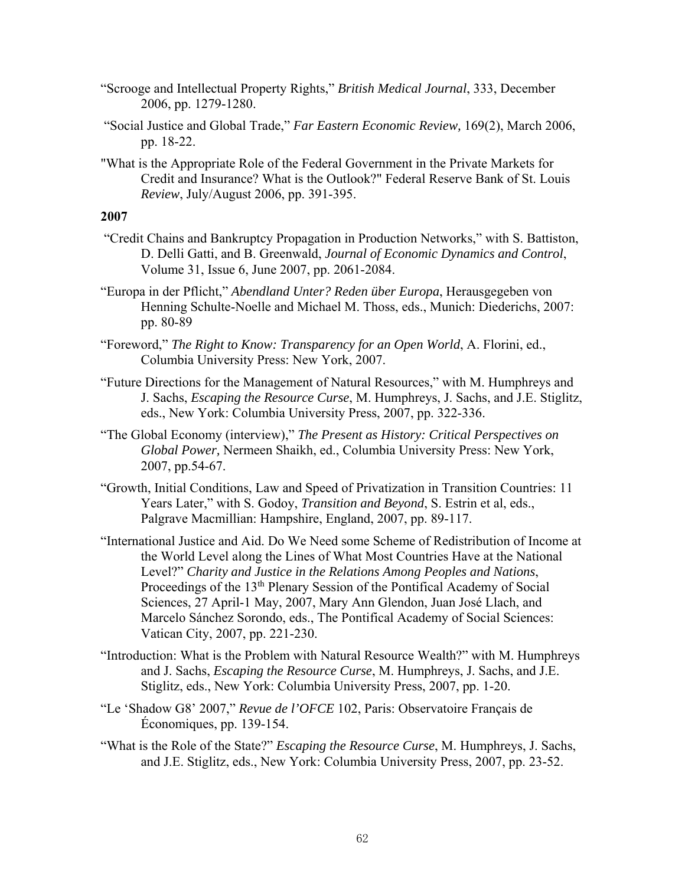"Scrooge and Intellectual Property Rights," *British Medical Journal*, 333, December 2006, pp. 1279-1280.

"Social Justice and Global Trade," *Far Eastern Economic Review,* 169(2), March 2006, pp. 18-22.

"What is the Appropriate Role of the Federal Government in the Private Markets for Credit and Insurance? What is the Outlook?" Federal Reserve Bank of St. Louis *Review*, July/August 2006, pp. 391-395.

**2007**

"Credit Chains and Bankruptcy Propagation in Production Networks," with S. Battiston, D. Delli Gatti, and B. Greenwald, *Journal of Economic Dynamics and Control*, Volume 31, Issue 6, June 2007, pp. 2061-2084.

"Europa in der Pflicht," *Abendland Unter? Reden über Europa*, Herausgegeben von Henning Schulte-Noelle and Michael M. Thoss, eds., Munich: Diederichs, 2007: pp. 80-89

"Foreword," *The Right to Know: Transparency for an Open World*, A. Florini, ed., Columbia University Press: New York, 2007.

"Future Directions for the Management of Natural Resources," with M. Humphreys and J. Sachs, *Escaping the Resource Curse*, M. Humphreys, J. Sachs, and J.E. Stiglitz, eds., New York: Columbia University Press, 2007, pp. 322-336.

"The Global Economy (interview)," *The Present as History: Critical Perspectives on Global Power,* Nermeen Shaikh, ed., Columbia University Press: New York, 2007, pp.54-67.

"Growth, Initial Conditions, Law and Speed of Privatization in Transition Countries: 11 Years Later," with S. Godoy, *Transition and Beyond*, S. Estrin et al, eds., Palgrave Macmillian: Hampshire, England, 2007, pp. 89-117.

"International Justice and Aid. Do We Need some Scheme of Redistribution of Income at the World Level along the Lines of What Most Countries Have at the National Level?" *Charity and Justice in the Relations Among Peoples and Nations*, Proceedings of the 13th Plenary Session of the Pontifical Academy of Social Sciences, 27 April-1 May, 2007, Mary Ann Glendon, Juan José Llach, and Marcelo Sánchez Sorondo, eds., The Pontifical Academy of Social Sciences: Vatican City, 2007, pp. 221-230.

"Introduction: What is the Problem with Natural Resource Wealth?" with M. Humphreys and J. Sachs, *Escaping the Resource Curse*, M. Humphreys, J. Sachs, and J.E. Stiglitz, eds., New York: Columbia University Press, 2007, pp. 1-20.

"Le 'Shadow G8' 2007," *Revue de l'OFCE* 102, Paris: Observatoire Français de Économiques, pp. 139-154.

"What is the Role of the State?" *Escaping the Resource Curse*, M. Humphreys, J. Sachs, and J.E. Stiglitz, eds., New York: Columbia University Press, 2007, pp. 23-52.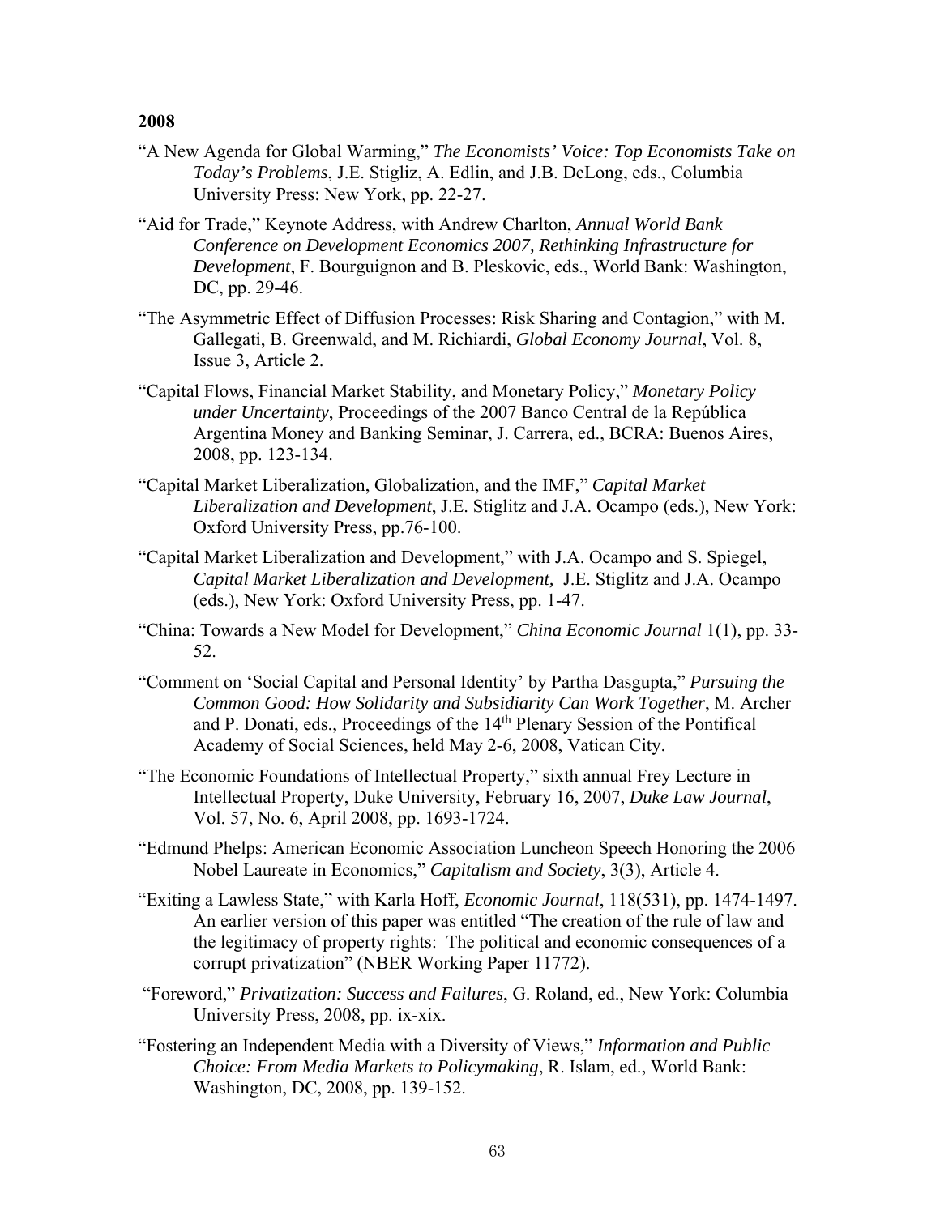**2008**

"A New Agenda for Global Warming," *The Economists' Voice: Top Economists Take on Today's Problems*, J.E. Stigliz, A. Edlin, and J.B. DeLong, eds., Columbia University Press: New York, pp. 22-27.

"Aid for Trade," Keynote Address, with Andrew Charlton, *Annual World Bank Conference on Development Economics 2007, Rethinking Infrastructure for Development*, F. Bourguignon and B. Pleskovic, eds., World Bank: Washington, DC, pp. 29-46.

"The Asymmetric Effect of Diffusion Processes: Risk Sharing and Contagion," with M. Gallegati, B. Greenwald, and M. Richiardi, *Global Economy Journal*, Vol. 8, Issue 3, Article 2.

"Capital Flows, Financial Market Stability, and Monetary Policy," *Monetary Policy under Uncertainty*, Proceedings of the 2007 Banco Central de la República Argentina Money and Banking Seminar, J. Carrera, ed., BCRA: Buenos Aires, 2008, pp. 123-134.

"Capital Market Liberalization, Globalization, and the IMF," *Capital Market Liberalization and Development*, J.E. Stiglitz and J.A. Ocampo (eds.), New York: Oxford University Press, pp.76-100.

"Capital Market Liberalization and Development," with J.A. Ocampo and S. Spiegel, *Capital Market Liberalization and Development,* J.E. Stiglitz and J.A. Ocampo (eds.), New York: Oxford University Press, pp. 1-47.

"China: Towards a New Model for Development," *China Economic Journal* 1(1), pp. 33-52.

"Comment on 'Social Capital and Personal Identity' by Partha Dasgupta," *Pursuing the Common Good: How Solidarity and Subsidiarity Can Work Together*, M. Archer and P. Donati, eds., Proceedings of the 14th Plenary Session of the Pontifical Academy of Social Sciences, held May 2-6, 2008, Vatican City.

"The Economic Foundations of Intellectual Property," sixth annual Frey Lecture in Intellectual Property, Duke University, February 16, 2007, *Duke Law Journal*, Vol. 57, No. 6, April 2008, pp. 1693-1724.

"Edmund Phelps: American Economic Association Luncheon Speech Honoring the 2006 Nobel Laureate in Economics," *Capitalism and Society*, 3(3), Article 4.

"Exiting a Lawless State," with Karla Hoff, *Economic Journal*, 118(531), pp. 1474-1497. An earlier version of this paper was entitled "The creation of the rule of law and the legitimacy of property rights: The political and economic consequences of a corrupt privatization" (NBER Working Paper 11772).

"Foreword," *Privatization: Success and Failures*, G. Roland, ed., New York: Columbia University Press, 2008, pp. ix-xix.

"Fostering an Independent Media with a Diversity of Views," *Information and Public Choice: From Media Markets to Policymaking*, R. Islam, ed., World Bank: Washington, DC, 2008, pp. 139-152.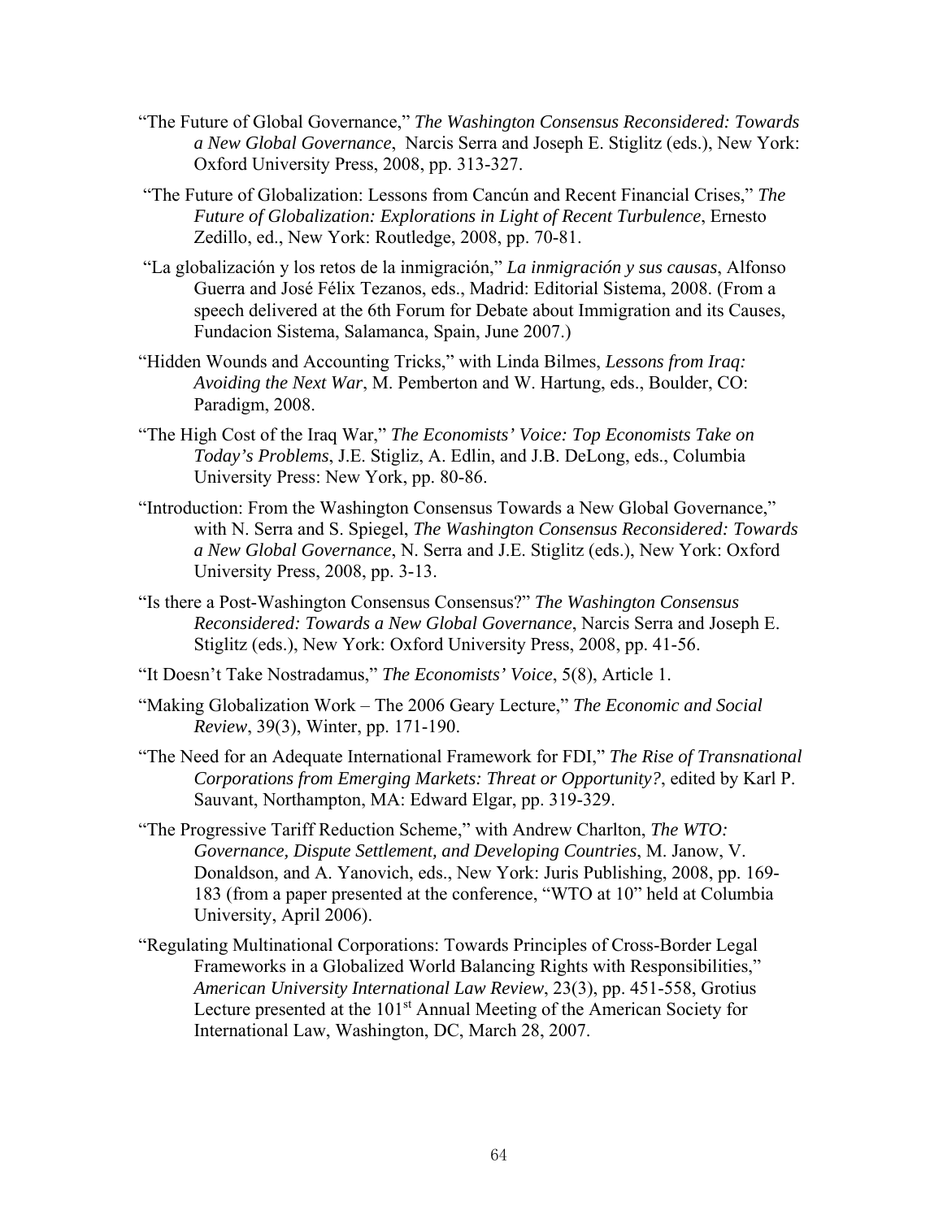"The Future of Global Governance," *The Washington Consensus Reconsidered: Towards a New Global Governance*, Narcis Serra and Joseph E. Stiglitz (eds.), New York: Oxford University Press, 2008, pp. 313-327.

"The Future of Globalization: Lessons from Cancún and Recent Financial Crises," *The Future of Globalization: Explorations in Light of Recent Turbulence*, Ernesto Zedillo, ed., New York: Routledge, 2008, pp. 70-81.

"La globalización y los retos de la inmigración," *La inmigración y sus causas*, Alfonso Guerra and José Félix Tezanos, eds., Madrid: Editorial Sistema, 2008. (From a speech delivered at the 6th Forum for Debate about Immigration and its Causes, Fundacion Sistema, Salamanca, Spain, June 2007.)

"Hidden Wounds and Accounting Tricks," with Linda Bilmes, *Lessons from Iraq: Avoiding the Next War*, M. Pemberton and W. Hartung, eds., Boulder, CO: Paradigm, 2008.

"The High Cost of the Iraq War," *The Economists' Voice: Top Economists Take on Today's Problems*, J.E. Stigliz, A. Edlin, and J.B. DeLong, eds., Columbia University Press: New York, pp. 80-86.

"Introduction: From the Washington Consensus Towards a New Global Governance," with N. Serra and S. Spiegel, *The Washington Consensus Reconsidered: Towards a New Global Governance*, N. Serra and J.E. Stiglitz (eds.), New York: Oxford University Press, 2008, pp. 3-13.

"Is there a Post-Washington Consensus Consensus?" *The Washington Consensus Reconsidered: Towards a New Global Governance*, Narcis Serra and Joseph E. Stiglitz (eds.), New York: Oxford University Press, 2008, pp. 41-56.

"It Doesn't Take Nostradamus," *The Economists' Voice*, 5(8), Article 1.

"Making Globalization Work – The 2006 Geary Lecture," *The Economic and Social Review*, 39(3), Winter, pp. 171-190.

"The Need for an Adequate International Framework for FDI," *The Rise of Transnational Corporations from Emerging Markets: Threat or Opportunity?*, edited by Karl P. Sauvant, Northampton, MA: Edward Elgar, pp. 319-329.

"The Progressive Tariff Reduction Scheme," with Andrew Charlton, *The WTO: Governance, Dispute Settlement, and Developing Countries*, M. Janow, V. Donaldson, and A. Yanovich, eds., New York: Juris Publishing, 2008, pp. 169-183 (from a paper presented at the conference, "WTO at 10" held at Columbia University, April 2006).

"Regulating Multinational Corporations: Towards Principles of Cross-Border Legal Frameworks in a Globalized World Balancing Rights with Responsibilities," *American University International Law Review*, 23(3), pp. 451-558, Grotius Lecture presented at the 101st Annual Meeting of the American Society for International Law, Washington, DC, March 28, 2007.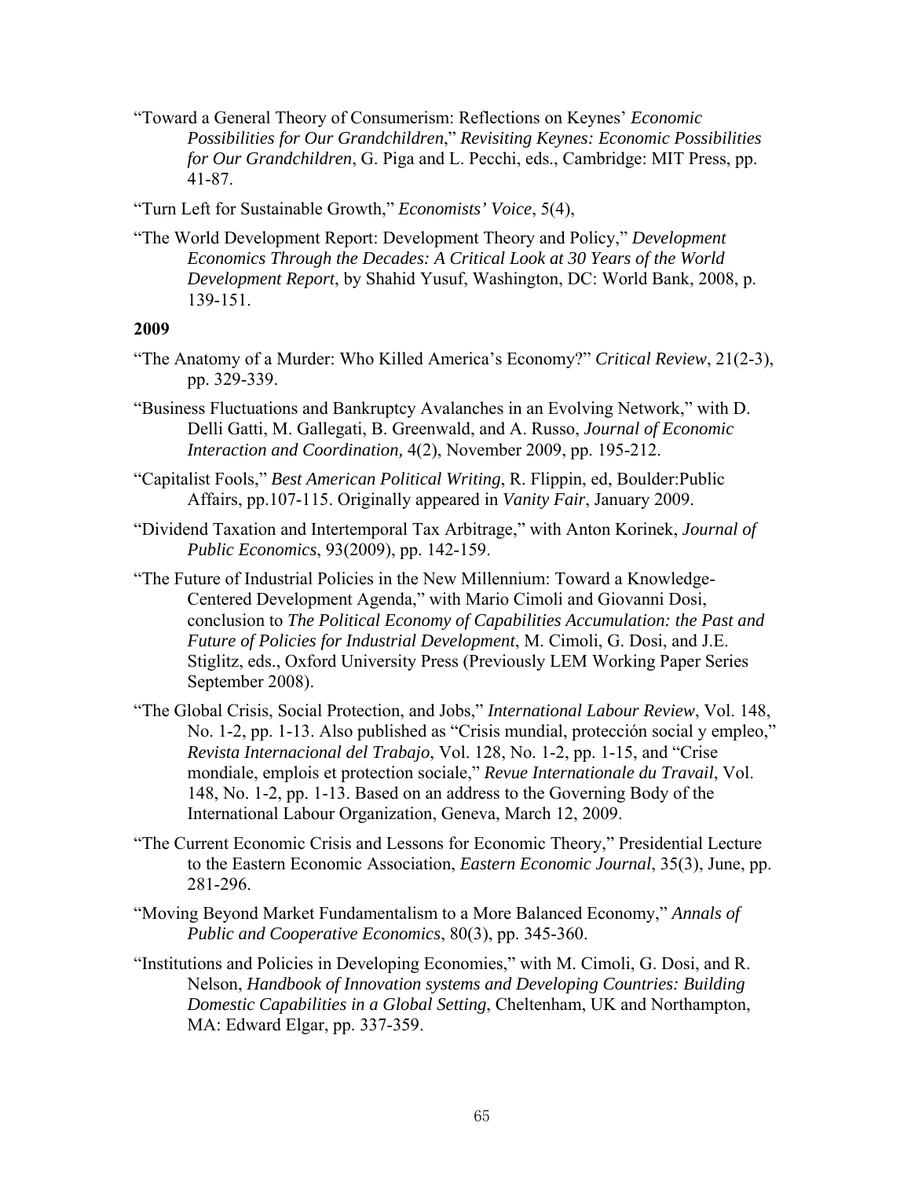"Toward a General Theory of Consumerism: Reflections on Keynes' *Economic Possibilities for Our Grandchildren*," *Revisiting Keynes: Economic Possibilities for Our Grandchildren*, G. Piga and L. Pecchi, eds., Cambridge: MIT Press, pp. 41-87.

"Turn Left for Sustainable Growth," *Economists' Voice*, 5(4),

"The World Development Report: Development Theory and Policy," *Development Economics Through the Decades: A Critical Look at 30 Years of the World Development Report*, by Shahid Yusuf, Washington, DC: World Bank, 2008, p. 139-151.

**2009**

"The Anatomy of a Murder: Who Killed America's Economy?" *Critical Review*, 21(2-3), pp. 329-339.

"Business Fluctuations and Bankruptcy Avalanches in an Evolving Network," with D. Delli Gatti, M. Gallegati, B. Greenwald, and A. Russo, *Journal of Economic Interaction and Coordination,* 4(2), November 2009, pp. 195-212.

"Capitalist Fools," *Best American Political Writing*, R. Flippin, ed, Boulder:Public Affairs, pp.107-115. Originally appeared in *Vanity Fair*, January 2009.

"Dividend Taxation and Intertemporal Tax Arbitrage," with Anton Korinek, *Journal of Public Economics*, 93(2009), pp. 142-159.

"The Future of Industrial Policies in the New Millennium: Toward a Knowledge-Centered Development Agenda," with Mario Cimoli and Giovanni Dosi, conclusion to *The Political Economy of Capabilities Accumulation: the Past and Future of Policies for Industrial Development*, M. Cimoli, G. Dosi, and J.E. Stiglitz, eds., Oxford University Press (Previously LEM Working Paper Series September 2008).

"The Global Crisis, Social Protection, and Jobs," *International Labour Review*, Vol. 148, No. 1-2, pp. 1-13. Also published as "Crisis mundial, protección social y empleo," *Revista Internacional del Trabajo*, Vol. 128, No. 1-2, pp. 1-15, and "Crise mondiale, emplois et protection sociale," *Revue Internationale du Travail*, Vol. 148, No. 1-2, pp. 1-13. Based on an address to the Governing Body of the International Labour Organization, Geneva, March 12, 2009.

"The Current Economic Crisis and Lessons for Economic Theory," Presidential Lecture to the Eastern Economic Association, *Eastern Economic Journal*, 35(3), June, pp. 281-296.

"Moving Beyond Market Fundamentalism to a More Balanced Economy," *Annals of Public and Cooperative Economics*, 80(3), pp. 345-360.

"Institutions and Policies in Developing Economies," with M. Cimoli, G. Dosi, and R. Nelson, *Handbook of Innovation systems and Developing Countries: Building Domestic Capabilities in a Global Setting*, Cheltenham, UK and Northampton, MA: Edward Elgar, pp. 337-359.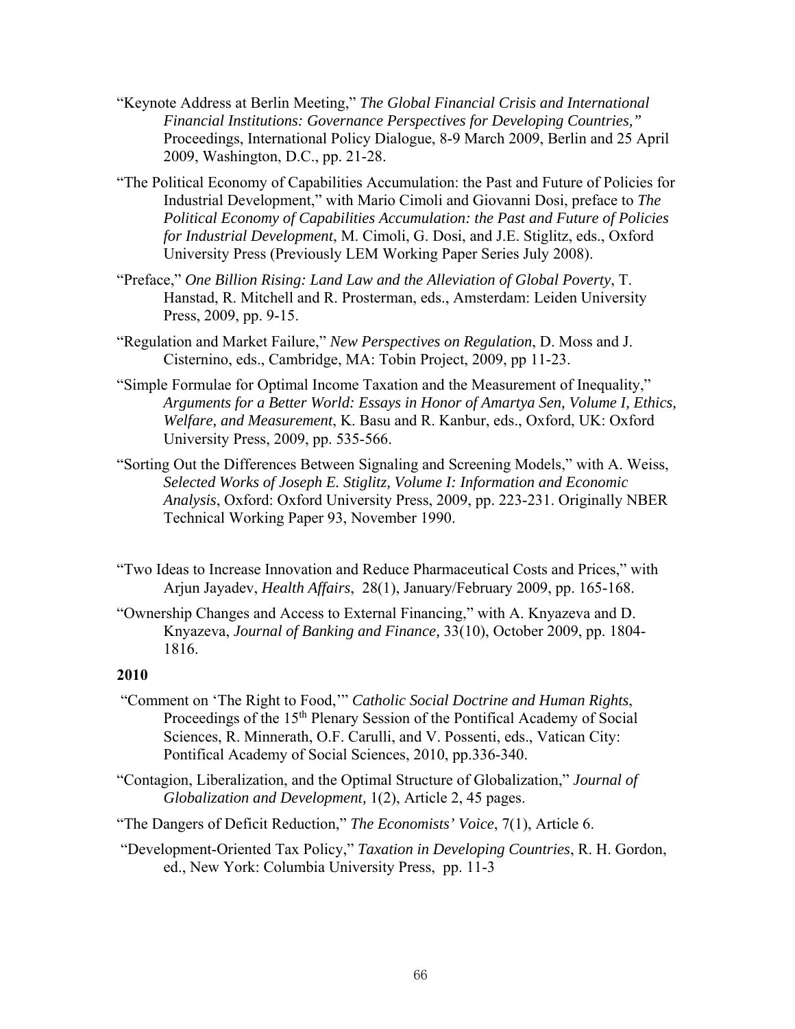"Keynote Address at Berlin Meeting," *The Global Financial Crisis and International Financial Institutions: Governance Perspectives for Developing Countries,"* Proceedings, International Policy Dialogue, 8-9 March 2009, Berlin and 25 April 2009, Washington, D.C., pp. 21-28.

"The Political Economy of Capabilities Accumulation: the Past and Future of Policies for Industrial Development," with Mario Cimoli and Giovanni Dosi, preface to *The Political Economy of Capabilities Accumulation: the Past and Future of Policies for Industrial Development*, M. Cimoli, G. Dosi, and J.E. Stiglitz, eds., Oxford University Press (Previously LEM Working Paper Series July 2008).

"Preface," *One Billion Rising: Land Law and the Alleviation of Global Poverty*, T. Hanstad, R. Mitchell and R. Prosterman, eds., Amsterdam: Leiden University Press, 2009, pp. 9-15.

"Regulation and Market Failure," *New Perspectives on Regulation*, D. Moss and J. Cisternino, eds., Cambridge, MA: Tobin Project, 2009, pp 11-23.

"Simple Formulae for Optimal Income Taxation and the Measurement of Inequality," *Arguments for a Better World: Essays in Honor of Amartya Sen, Volume I, Ethics, Welfare, and Measurement*, K. Basu and R. Kanbur, eds., Oxford, UK: Oxford University Press, 2009, pp. 535-566.

"Sorting Out the Differences Between Signaling and Screening Models," with A. Weiss, *Selected Works of Joseph E. Stiglitz, Volume I: Information and Economic Analysis*, Oxford: Oxford University Press, 2009, pp. 223-231. Originally NBER Technical Working Paper 93, November 1990.

"Two Ideas to Increase Innovation and Reduce Pharmaceutical Costs and Prices," with Arjun Jayadev, *Health Affairs*, 28(1), January/February 2009, pp. 165-168.

"Ownership Changes and Access to External Financing," with A. Knyazeva and D. Knyazeva, *Journal of Banking and Finance,* 33(10), October 2009, pp. 1804-1816.

**2010**

"Comment on 'The Right to Food,'" *Catholic Social Doctrine and Human Rights*, Proceedings of the 15th Plenary Session of the Pontifical Academy of Social Sciences, R. Minnerath, O.F. Carulli, and V. Possenti, eds., Vatican City: Pontifical Academy of Social Sciences, 2010, pp.336-340.

"Contagion, Liberalization, and the Optimal Structure of Globalization," *Journal of Globalization and Development,* 1(2), Article 2, 45 pages.

"The Dangers of Deficit Reduction," *The Economists' Voice*, 7(1), Article 6.

"Development-Oriented Tax Policy," *Taxation in Developing Countries*, R. H. Gordon, ed., New York: Columbia University Press, pp. 11-3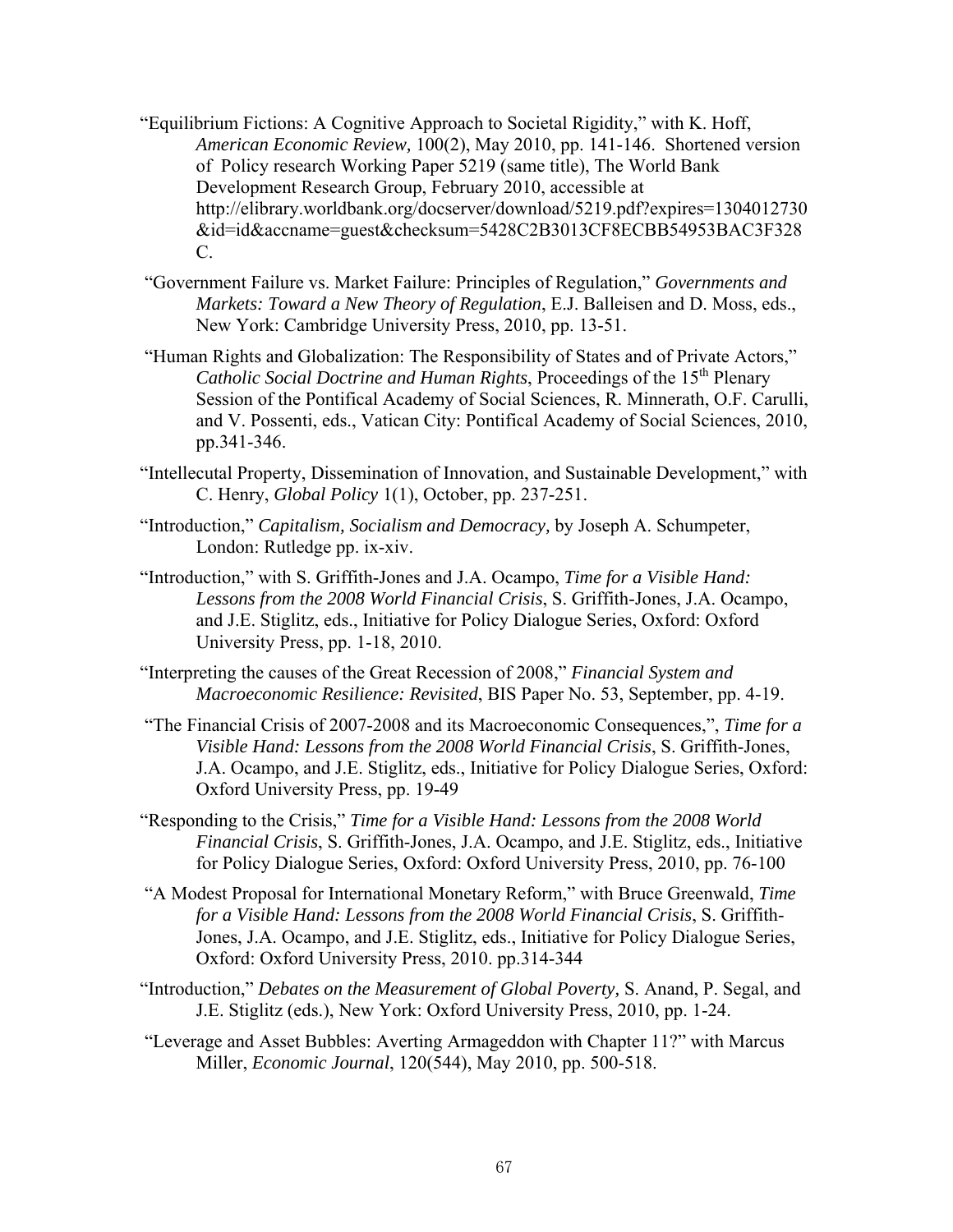"Equilibrium Fictions: A Cognitive Approach to Societal Rigidity," with K. Hoff, *American Economic Review,* 100(2), May 2010, pp. 141-146. Shortened version of Policy research Working Paper 5219 (same title), The World Bank Development Research Group, February 2010, accessible at http://elibrary.worldbank.org/docserver/download/5219.pdf?expires=1304012730&id=id&accname=guest&checksum=5428C2B3013CF8ECBB54953BAC3F328C.

"Government Failure vs. Market Failure: Principles of Regulation," *Governments and Markets: Toward a New Theory of Regulation*, E.J. Balleisen and D. Moss, eds., New York: Cambridge University Press, 2010, pp. 13-51.

"Human Rights and Globalization: The Responsibility of States and of Private Actors," *Catholic Social Doctrine and Human Rights*, Proceedings of the 15th Plenary Session of the Pontifical Academy of Social Sciences, R. Minnerath, O.F. Carulli, and V. Possenti, eds., Vatican City: Pontifical Academy of Social Sciences, 2010, pp.341-346.

"Intellecutal Property, Dissemination of Innovation, and Sustainable Development," with C. Henry, *Global Policy* 1(1), October, pp. 237-251.

"Introduction," *Capitalism, Socialism and Democracy,* by Joseph A. Schumpeter, London: Rutledge pp. ix-xiv.

"Introduction," with S. Griffith-Jones and J.A. Ocampo, *Time for a Visible Hand: Lessons from the 2008 World Financial Crisis*, S. Griffith-Jones, J.A. Ocampo, and J.E. Stiglitz, eds., Initiative for Policy Dialogue Series, Oxford: Oxford University Press, pp. 1-18, 2010.

"Interpreting the causes of the Great Recession of 2008," *Financial System and Macroeconomic Resilience: Revisited*, BIS Paper No. 53, September, pp. 4-19.

"The Financial Crisis of 2007-2008 and its Macroeconomic Consequences,", *Time for a Visible Hand: Lessons from the 2008 World Financial Crisis*, S. Griffith-Jones, J.A. Ocampo, and J.E. Stiglitz, eds., Initiative for Policy Dialogue Series, Oxford: Oxford University Press, pp. 19-49

"Responding to the Crisis," *Time for a Visible Hand: Lessons from the 2008 World Financial Crisis*, S. Griffith-Jones, J.A. Ocampo, and J.E. Stiglitz, eds., Initiative for Policy Dialogue Series, Oxford: Oxford University Press, 2010, pp. 76-100

"A Modest Proposal for International Monetary Reform," with Bruce Greenwald, *Time for a Visible Hand: Lessons from the 2008 World Financial Crisis*, S. Griffith-Jones, J.A. Ocampo, and J.E. Stiglitz, eds., Initiative for Policy Dialogue Series, Oxford: Oxford University Press, 2010. pp.314-344

"Introduction," *Debates on the Measurement of Global Poverty,* S. Anand, P. Segal, and J.E. Stiglitz (eds.), New York: Oxford University Press, 2010, pp. 1-24.

"Leverage and Asset Bubbles: Averting Armageddon with Chapter 11?" with Marcus Miller, *Economic Journal*, 120(544), May 2010, pp. 500-518.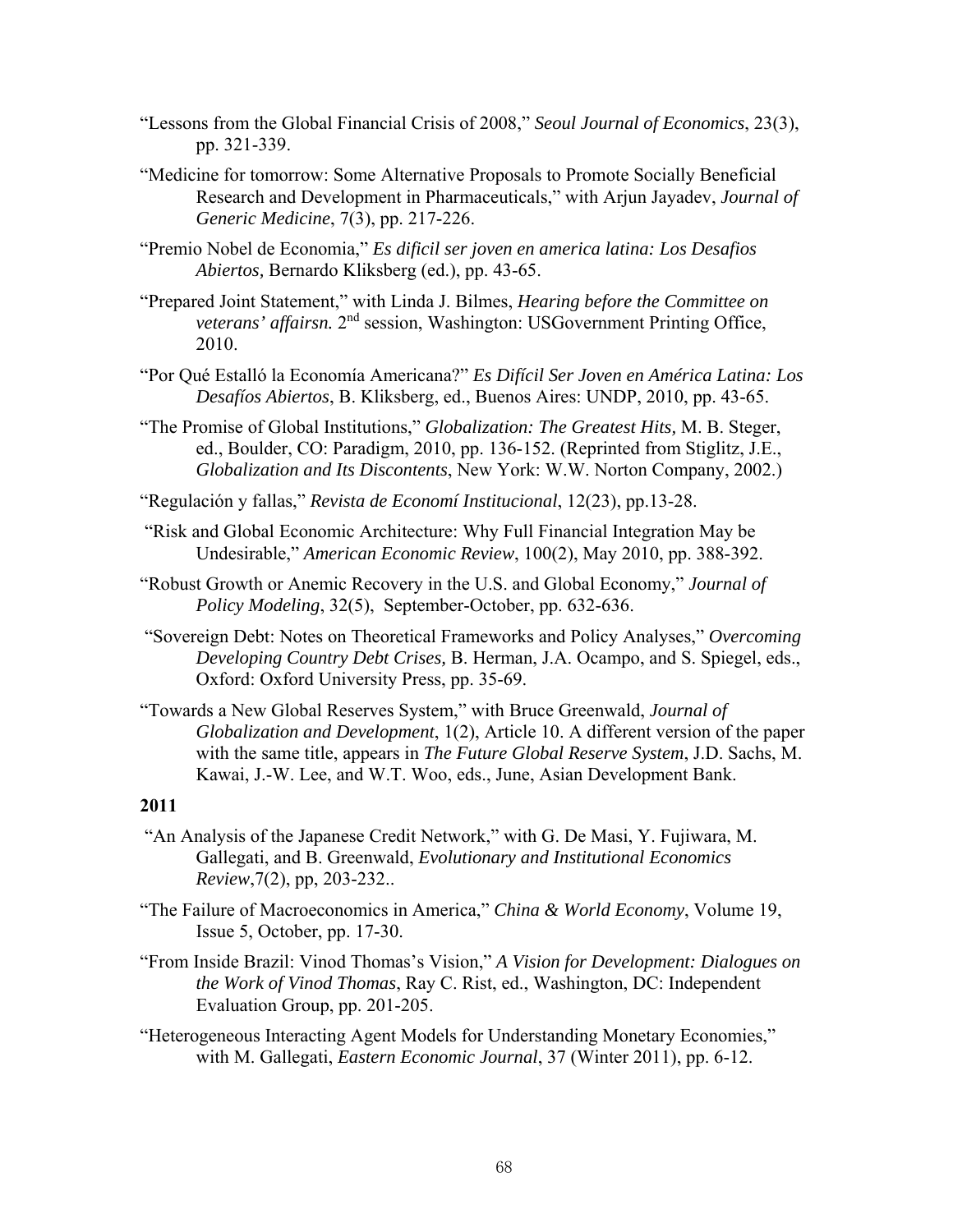"Lessons from the Global Financial Crisis of 2008," *Seoul Journal of Economics*, 23(3), pp. 321-339.

"Medicine for tomorrow: Some Alternative Proposals to Promote Socially Beneficial Research and Development in Pharmaceuticals," with Arjun Jayadev, *Journal of Generic Medicine*, 7(3), pp. 217-226.

"Premio Nobel de Economia," *Es dificil ser joven en america latina: Los Desafios Abiertos,* Bernardo Kliksberg (ed.), pp. 43-65.

"Prepared Joint Statement," with Linda J. Bilmes, *Hearing before the Committee on veterans' affairsn.* 2nd session, Washington: USGovernment Printing Office, 2010.

"Por Qué Estalló la Economía Americana?" *Es Difícil Ser Joven en América Latina: Los Desafíos Abiertos*, B. Kliksberg, ed., Buenos Aires: UNDP, 2010, pp. 43-65.

"The Promise of Global Institutions," *Globalization: The Greatest Hits,* M. B. Steger, ed., Boulder, CO: Paradigm, 2010, pp. 136-152. (Reprinted from Stiglitz, J.E., *Globalization and Its Discontents*, New York: W.W. Norton Company, 2002.)

"Regulación y fallas," *Revista de Economí Institucional*, 12(23), pp.13-28.

"Risk and Global Economic Architecture: Why Full Financial Integration May be Undesirable," *American Economic Review*, 100(2), May 2010, pp. 388-392.

"Robust Growth or Anemic Recovery in the U.S. and Global Economy," *Journal of Policy Modeling*, 32(5), September-October, pp. 632-636.

"Sovereign Debt: Notes on Theoretical Frameworks and Policy Analyses," *Overcoming Developing Country Debt Crises,* B. Herman, J.A. Ocampo, and S. Spiegel, eds., Oxford: Oxford University Press, pp. 35-69.

"Towards a New Global Reserves System," with Bruce Greenwald, *Journal of Globalization and Development*, 1(2), Article 10. A different version of the paper with the same title, appears in *The Future Global Reserve System*, J.D. Sachs, M. Kawai, J.-W. Lee, and W.T. Woo, eds., June, Asian Development Bank.

**2011**

"An Analysis of the Japanese Credit Network," with G. De Masi, Y. Fujiwara, M. Gallegati, and B. Greenwald, *Evolutionary and Institutional Economics Review*,7(2), pp, 203-232..

"The Failure of Macroeconomics in America," *China & World Economy*, Volume 19, Issue 5, October, pp. 17-30.

"From Inside Brazil: Vinod Thomas's Vision," *A Vision for Development: Dialogues on the Work of Vinod Thomas*, Ray C. Rist, ed., Washington, DC: Independent Evaluation Group, pp. 201-205.

"Heterogeneous Interacting Agent Models for Understanding Monetary Economies," with M. Gallegati, *Eastern Economic Journal*, 37 (Winter 2011), pp. 6-12.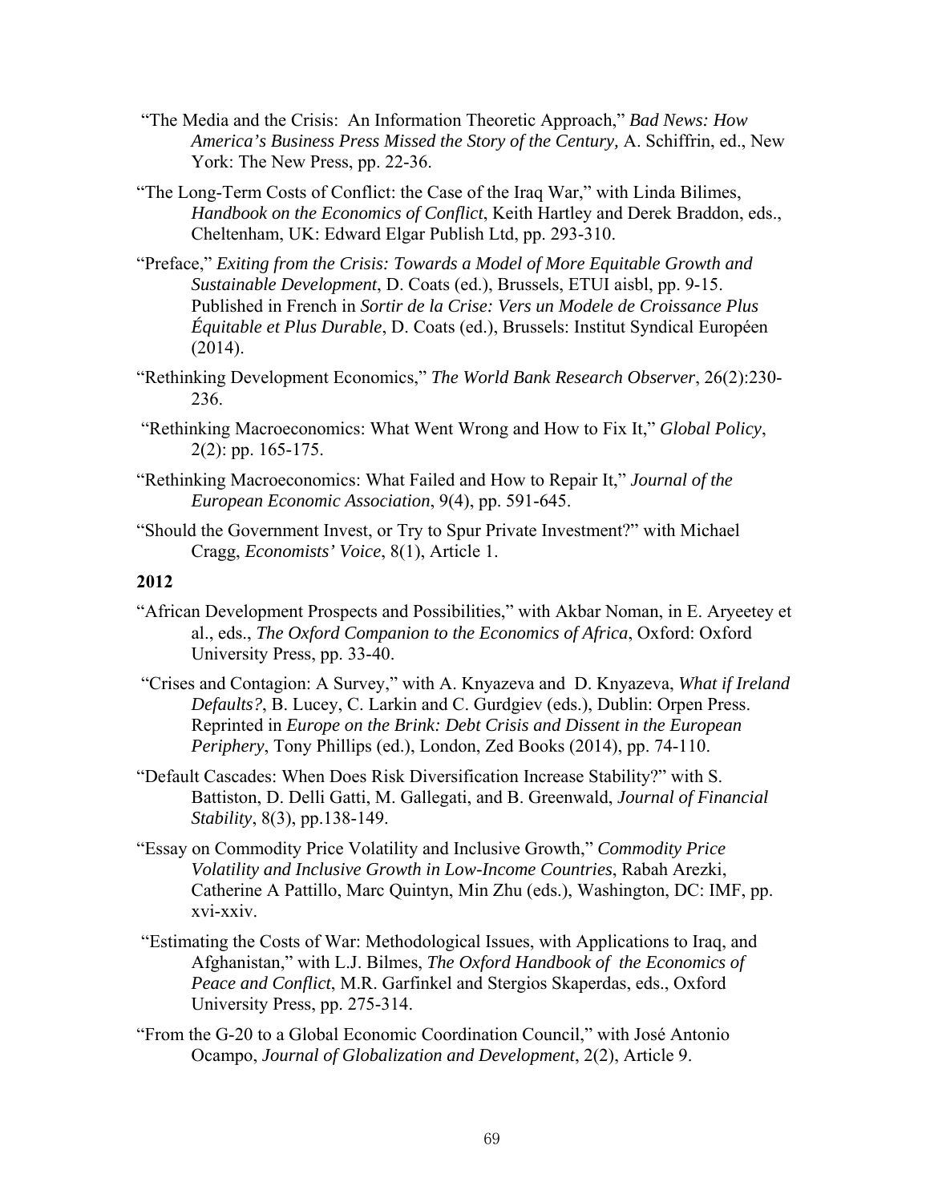"The Media and the Crisis: An Information Theoretic Approach," *Bad News: How America's Business Press Missed the Story of the Century,* A. Schiffrin, ed., New York: The New Press, pp. 22-36.

"The Long-Term Costs of Conflict: the Case of the Iraq War," with Linda Bilimes, *Handbook on the Economics of Conflict*, Keith Hartley and Derek Braddon, eds., Cheltenham, UK: Edward Elgar Publish Ltd, pp. 293-310.

"Preface," *Exiting from the Crisis: Towards a Model of More Equitable Growth and Sustainable Development*, D. Coats (ed.), Brussels, ETUI aisbl, pp. 9-15. Published in French in *Sortir de la Crise: Vers un Modele de Croissance Plus Équitable et Plus Durable*, D. Coats (ed.), Brussels: Institut Syndical Européen (2014).

"Rethinking Development Economics," *The World Bank Research Observer*, 26(2):230-236.

"Rethinking Macroeconomics: What Went Wrong and How to Fix It," *Global Policy*, 2(2): pp. 165-175.

"Rethinking Macroeconomics: What Failed and How to Repair It," *Journal of the European Economic Association*, 9(4), pp. 591-645.

"Should the Government Invest, or Try to Spur Private Investment?" with Michael Cragg, *Economists' Voice*, 8(1), Article 1.

**2012**

"African Development Prospects and Possibilities," with Akbar Noman, in E. Aryeetey et al., eds., *The Oxford Companion to the Economics of Africa*, Oxford: Oxford University Press, pp. 33-40.

"Crises and Contagion: A Survey," with A. Knyazeva and D. Knyazeva, *What if Ireland Defaults?*, B. Lucey, C. Larkin and C. Gurdgiev (eds.), Dublin: Orpen Press. Reprinted in *Europe on the Brink: Debt Crisis and Dissent in the European Periphery*, Tony Phillips (ed.), London, Zed Books (2014), pp. 74-110.

"Default Cascades: When Does Risk Diversification Increase Stability?" with S. Battiston, D. Delli Gatti, M. Gallegati, and B. Greenwald, *Journal of Financial Stability*, 8(3), pp.138-149.

"Essay on Commodity Price Volatility and Inclusive Growth," *Commodity Price Volatility and Inclusive Growth in Low-Income Countries*, Rabah Arezki, Catherine A Pattillo, Marc Quintyn, Min Zhu (eds.), Washington, DC: IMF, pp. xvi-xxiv.

"Estimating the Costs of War: Methodological Issues, with Applications to Iraq, and Afghanistan," with L.J. Bilmes, *The Oxford Handbook of the Economics of Peace and Conflict*, M.R. Garfinkel and Stergios Skaperdas, eds., Oxford University Press, pp. 275-314.

"From the G-20 to a Global Economic Coordination Council," with José Antonio Ocampo, *Journal of Globalization and Development*, 2(2), Article 9.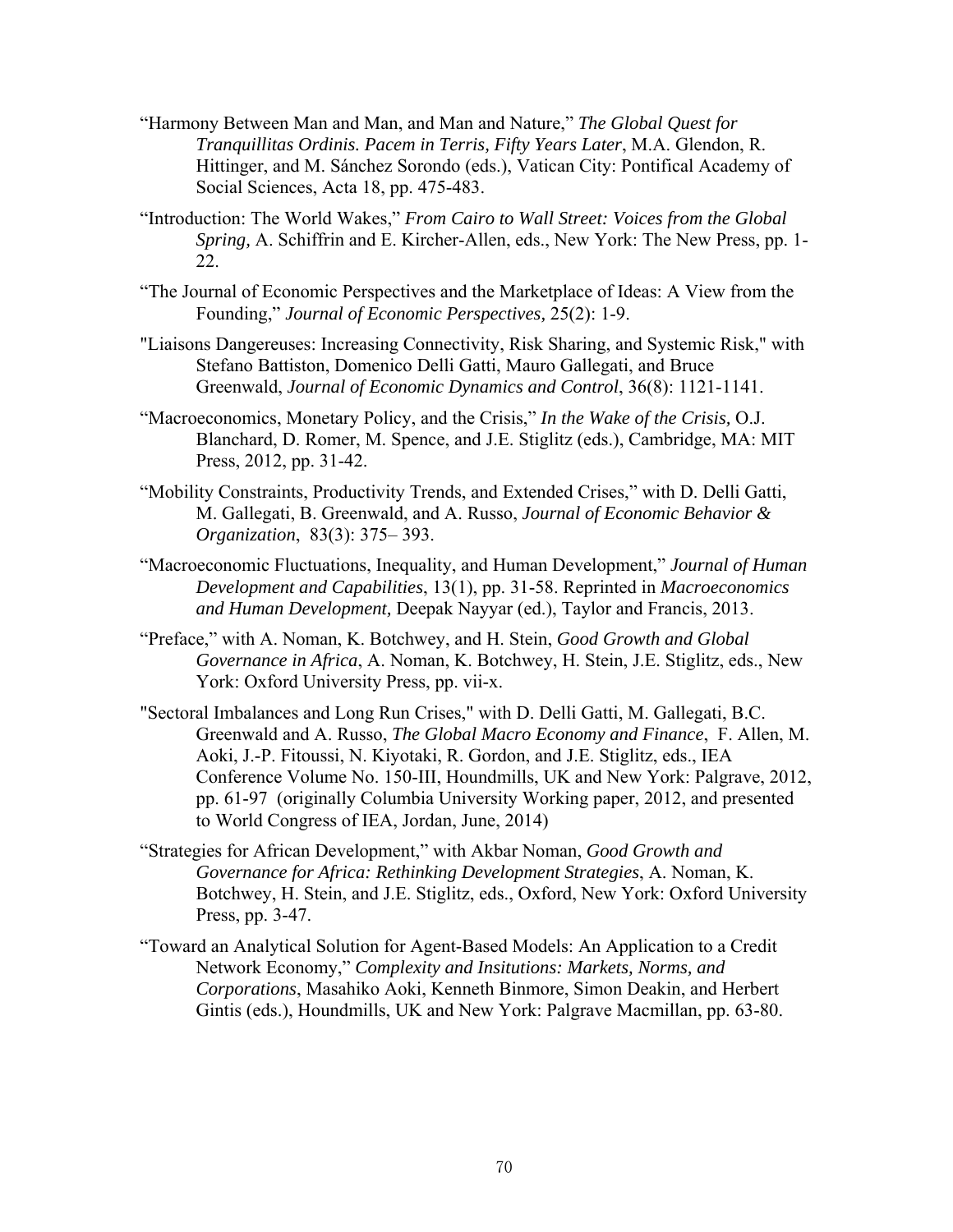"Harmony Between Man and Man, and Man and Nature," *The Global Quest for Tranquillitas Ordinis. Pacem in Terris, Fifty Years Later*, M.A. Glendon, R. Hittinger, and M. Sánchez Sorondo (eds.), Vatican City: Pontifical Academy of Social Sciences, Acta 18, pp. 475-483.

"Introduction: The World Wakes," *From Cairo to Wall Street: Voices from the Global Spring,* A. Schiffrin and E. Kircher-Allen, eds., New York: The New Press, pp. 1-22.

"The Journal of Economic Perspectives and the Marketplace of Ideas: A View from the Founding," *Journal of Economic Perspectives,* 25(2): 1-9.

"Liaisons Dangereuses: Increasing Connectivity, Risk Sharing, and Systemic Risk," with Stefano Battiston, Domenico Delli Gatti, Mauro Gallegati, and Bruce Greenwald, *Journal of Economic Dynamics and Control*, 36(8): 1121-1141.

"Macroeconomics, Monetary Policy, and the Crisis," *In the Wake of the Crisis,* O.J. Blanchard, D. Romer, M. Spence, and J.E. Stiglitz (eds.), Cambridge, MA: MIT Press, 2012, pp. 31-42.

"Mobility Constraints, Productivity Trends, and Extended Crises," with D. Delli Gatti, M. Gallegati, B. Greenwald, and A. Russo, *Journal of Economic Behavior & Organization*, 83(3): 375– 393.

"Macroeconomic Fluctuations, Inequality, and Human Development," *Journal of Human Development and Capabilities*, 13(1), pp. 31-58. Reprinted in *Macroeconomics and Human Development,* Deepak Nayyar (ed.), Taylor and Francis, 2013.

"Preface," with A. Noman, K. Botchwey, and H. Stein, *Good Growth and Global Governance in Africa*, A. Noman, K. Botchwey, H. Stein, J.E. Stiglitz, eds., New York: Oxford University Press, pp. vii-x.

"Sectoral Imbalances and Long Run Crises," with D. Delli Gatti, M. Gallegati, B.C. Greenwald and A. Russo, *The Global Macro Economy and Finance*, F. Allen, M. Aoki, J.-P. Fitoussi, N. Kiyotaki, R. Gordon, and J.E. Stiglitz, eds., IEA Conference Volume No. 150-III, Houndmills, UK and New York: Palgrave, 2012, pp. 61-97 (originally Columbia University Working paper, 2012, and presented to World Congress of IEA, Jordan, June, 2014)

"Strategies for African Development," with Akbar Noman, *Good Growth and Governance for Africa: Rethinking Development Strategies*, A. Noman, K. Botchwey, H. Stein, and J.E. Stiglitz, eds., Oxford, New York: Oxford University Press, pp. 3-47.

"Toward an Analytical Solution for Agent-Based Models: An Application to a Credit Network Economy," *Complexity and Insitutions: Markets, Norms, and Corporations*, Masahiko Aoki, Kenneth Binmore, Simon Deakin, and Herbert Gintis (eds.), Houndmills, UK and New York: Palgrave Macmillan, pp. 63-80.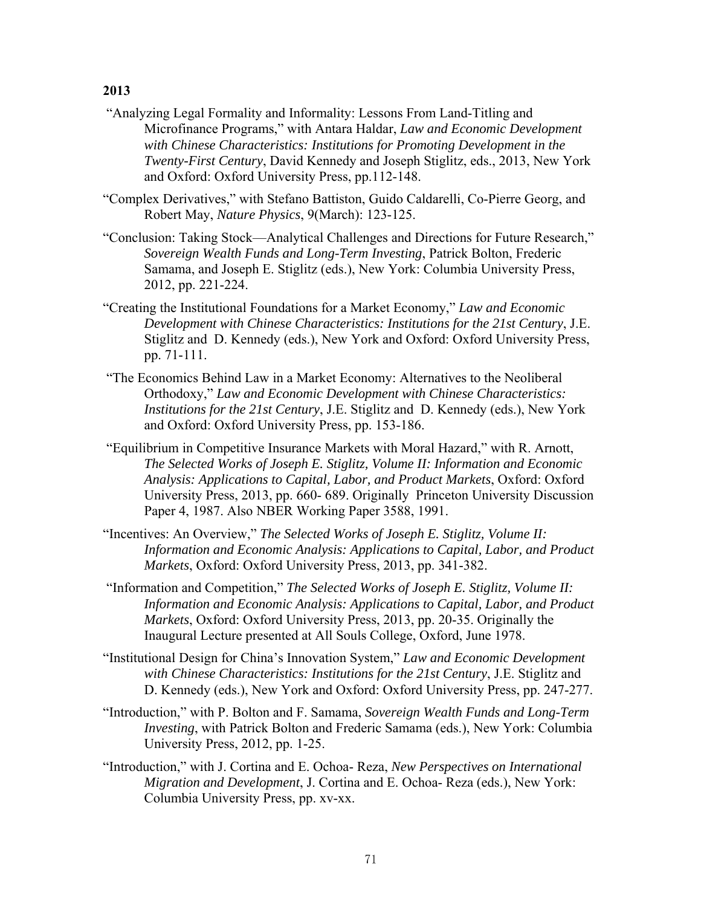**2013**

"Analyzing Legal Formality and Informality: Lessons From Land-Titling and Microfinance Programs," with Antara Haldar, *Law and Economic Development with Chinese Characteristics: Institutions for Promoting Development in the Twenty-First Century*, David Kennedy and Joseph Stiglitz, eds., 2013, New York and Oxford: Oxford University Press, pp.112-148.

"Complex Derivatives," with Stefano Battiston, Guido Caldarelli, Co-Pierre Georg, and Robert May, *Nature Physics*, 9(March): 123-125.

"Conclusion: Taking Stock—Analytical Challenges and Directions for Future Research," *Sovereign Wealth Funds and Long-Term Investing*, Patrick Bolton, Frederic Samama, and Joseph E. Stiglitz (eds.), New York: Columbia University Press, 2012, pp. 221-224.

"Creating the Institutional Foundations for a Market Economy," *Law and Economic Development with Chinese Characteristics: Institutions for the 21st Century*, J.E. Stiglitz and D. Kennedy (eds.), New York and Oxford: Oxford University Press, pp. 71-111.

"The Economics Behind Law in a Market Economy: Alternatives to the Neoliberal Orthodoxy," *Law and Economic Development with Chinese Characteristics: Institutions for the 21st Century*, J.E. Stiglitz and D. Kennedy (eds.), New York and Oxford: Oxford University Press, pp. 153-186.

"Equilibrium in Competitive Insurance Markets with Moral Hazard," with R. Arnott, *The Selected Works of Joseph E. Stiglitz, Volume II: Information and Economic Analysis: Applications to Capital, Labor, and Product Markets*, Oxford: Oxford University Press, 2013, pp. 660- 689. Originally Princeton University Discussion Paper 4, 1987. Also NBER Working Paper 3588, 1991.

"Incentives: An Overview," *The Selected Works of Joseph E. Stiglitz, Volume II: Information and Economic Analysis: Applications to Capital, Labor, and Product Markets*, Oxford: Oxford University Press, 2013, pp. 341-382.

"Information and Competition," *The Selected Works of Joseph E. Stiglitz, Volume II: Information and Economic Analysis: Applications to Capital, Labor, and Product Markets*, Oxford: Oxford University Press, 2013, pp. 20-35. Originally the Inaugural Lecture presented at All Souls College, Oxford, June 1978.

"Institutional Design for China's Innovation System," *Law and Economic Development with Chinese Characteristics: Institutions for the 21st Century*, J.E. Stiglitz and D. Kennedy (eds.), New York and Oxford: Oxford University Press, pp. 247-277.

"Introduction," with P. Bolton and F. Samama, *Sovereign Wealth Funds and Long-Term Investing*, with Patrick Bolton and Frederic Samama (eds.), New York: Columbia University Press, 2012, pp. 1-25.

"Introduction," with J. Cortina and E. Ochoa- Reza, *New Perspectives on International Migration and Development*, J. Cortina and E. Ochoa- Reza (eds.), New York: Columbia University Press, pp. xv-xx.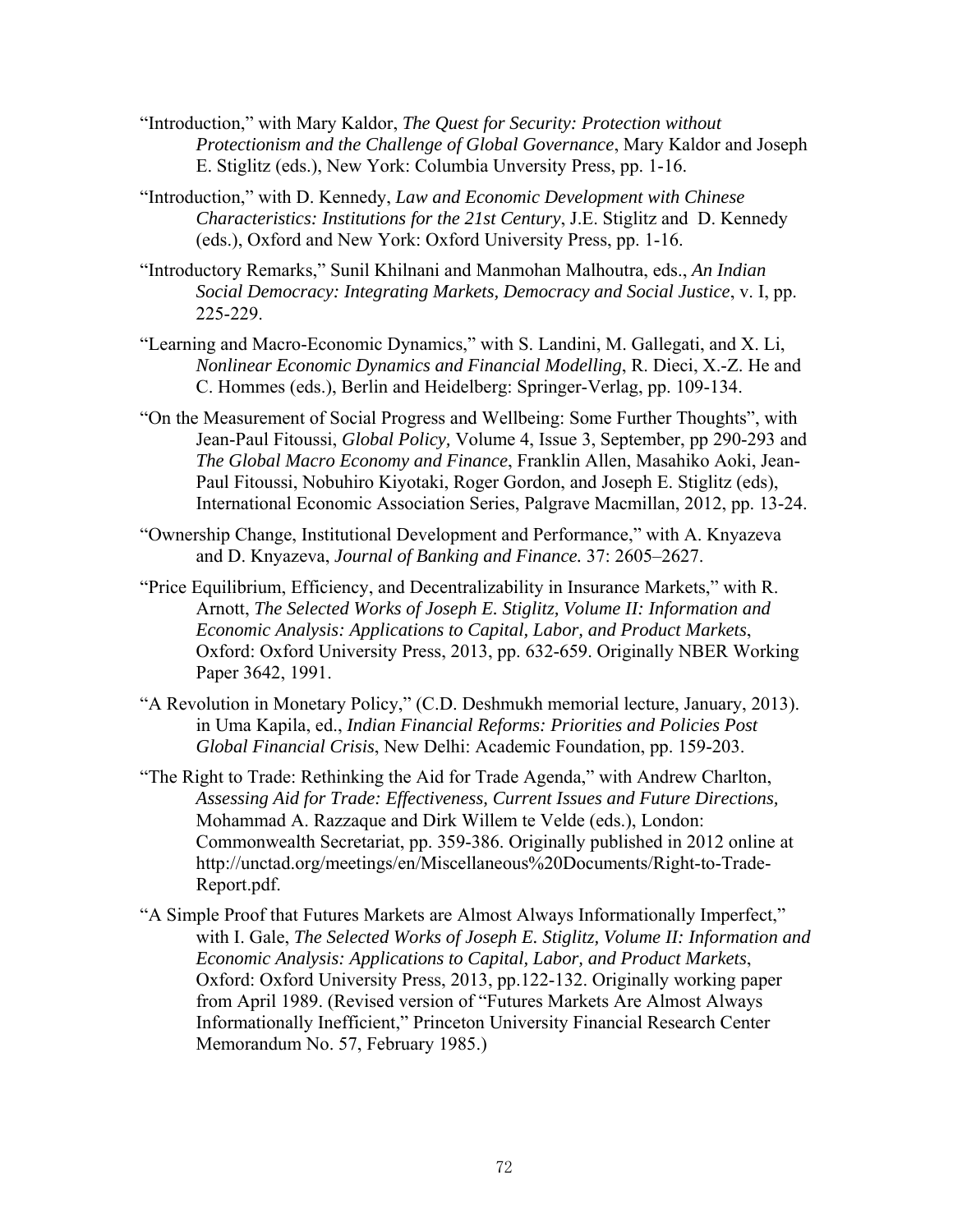"Introduction," with Mary Kaldor, *The Quest for Security: Protection without Protectionism and the Challenge of Global Governance*, Mary Kaldor and Joseph E. Stiglitz (eds.), New York: Columbia Unversity Press, pp. 1-16.

"Introduction," with D. Kennedy, *Law and Economic Development with Chinese Characteristics: Institutions for the 21st Century*, J.E. Stiglitz and D. Kennedy (eds.), Oxford and New York: Oxford University Press, pp. 1-16.

"Introductory Remarks," Sunil Khilnani and Manmohan Malhoutra, eds., *An Indian Social Democracy: Integrating Markets, Democracy and Social Justice*, v. I, pp. 225-229.

"Learning and Macro-Economic Dynamics," with S. Landini, M. Gallegati, and X. Li, *Nonlinear Economic Dynamics and Financial Modelling*, R. Dieci, X.-Z. He and C. Hommes (eds.), Berlin and Heidelberg: Springer-Verlag, pp. 109-134.

"On the Measurement of Social Progress and Wellbeing: Some Further Thoughts", with Jean-Paul Fitoussi, *Global Policy,* Volume 4, Issue 3, September, pp 290-293 and *The Global Macro Economy and Finance*, Franklin Allen, Masahiko Aoki, Jean-Paul Fitoussi, Nobuhiro Kiyotaki, Roger Gordon, and Joseph E. Stiglitz (eds), International Economic Association Series, Palgrave Macmillan, 2012, pp. 13-24.

"Ownership Change, Institutional Development and Performance," with A. Knyazeva and D. Knyazeva, *Journal of Banking and Finance.* 37: 2605–2627.

"Price Equilibrium, Efficiency, and Decentralizability in Insurance Markets," with R. Arnott, *The Selected Works of Joseph E. Stiglitz, Volume II: Information and Economic Analysis: Applications to Capital, Labor, and Product Markets*, Oxford: Oxford University Press, 2013, pp. 632-659. Originally NBER Working Paper 3642, 1991.

"A Revolution in Monetary Policy," (C.D. Deshmukh memorial lecture, January, 2013). in Uma Kapila, ed., *Indian Financial Reforms: Priorities and Policies Post Global Financial Crisis*, New Delhi: Academic Foundation, pp. 159-203.

"The Right to Trade: Rethinking the Aid for Trade Agenda," with Andrew Charlton, *Assessing Aid for Trade: Effectiveness, Current Issues and Future Directions,* Mohammad A. Razzaque and Dirk Willem te Velde (eds.), London: Commonwealth Secretariat, pp. 359-386. Originally published in 2012 online at http://unctad.org/meetings/en/Miscellaneous%20Documents/Right-to-Trade-Report.pdf.

"A Simple Proof that Futures Markets are Almost Always Informationally Imperfect," with I. Gale, *The Selected Works of Joseph E. Stiglitz, Volume II: Information and Economic Analysis: Applications to Capital, Labor, and Product Markets*, Oxford: Oxford University Press, 2013, pp.122-132. Originally working paper from April 1989. (Revised version of "Futures Markets Are Almost Always Informationally Inefficient," Princeton University Financial Research Center Memorandum No. 57, February 1985.)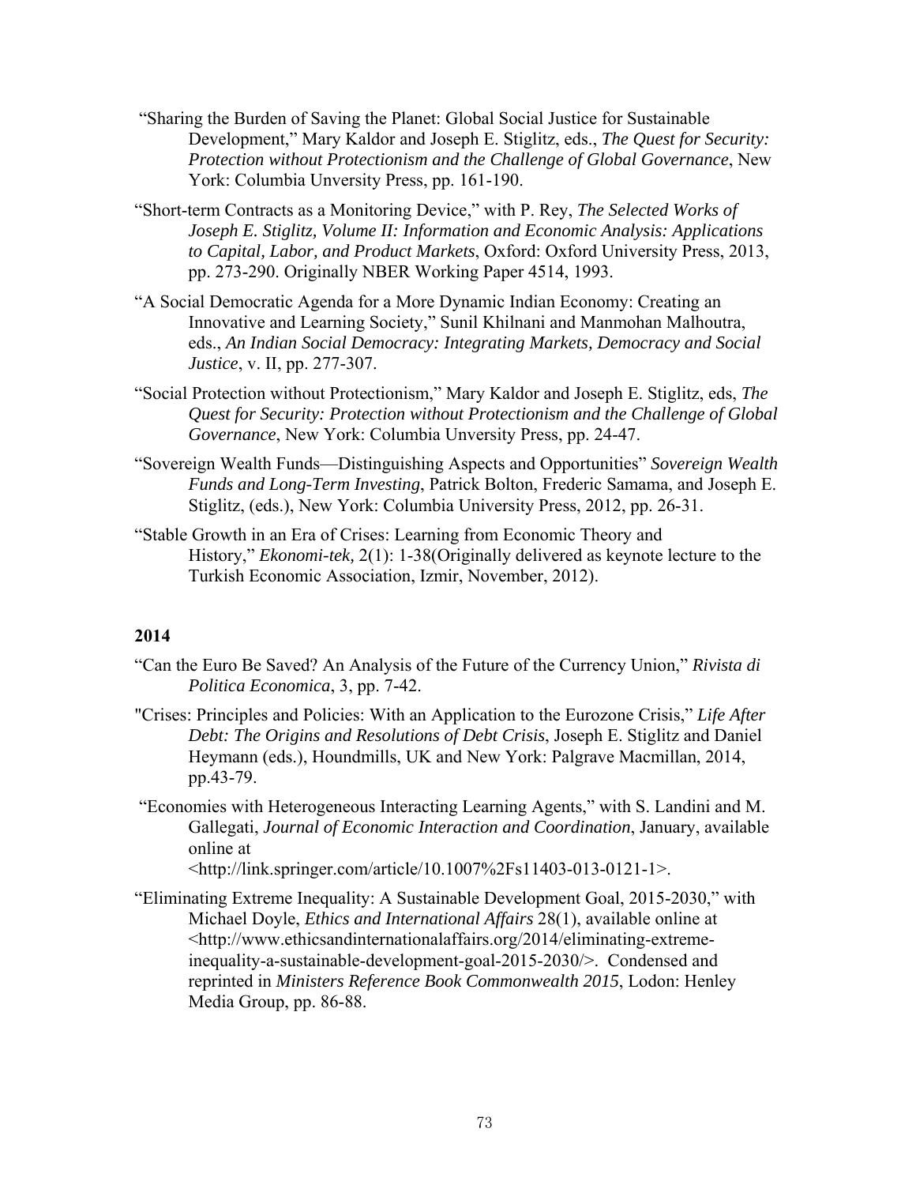"Sharing the Burden of Saving the Planet: Global Social Justice for Sustainable Development," Mary Kaldor and Joseph E. Stiglitz, eds., *The Quest for Security: Protection without Protectionism and the Challenge of Global Governance*, New York: Columbia Unversity Press, pp. 161-190.

"Short-term Contracts as a Monitoring Device," with P. Rey, *The Selected Works of Joseph E. Stiglitz, Volume II: Information and Economic Analysis: Applications to Capital, Labor, and Product Markets*, Oxford: Oxford University Press, 2013, pp. 273-290. Originally NBER Working Paper 4514, 1993.

"A Social Democratic Agenda for a More Dynamic Indian Economy: Creating an Innovative and Learning Society," Sunil Khilnani and Manmohan Malhoutra, eds., *An Indian Social Democracy: Integrating Markets, Democracy and Social Justice*, v. II, pp. 277-307.

"Social Protection without Protectionism," Mary Kaldor and Joseph E. Stiglitz, eds, *The Quest for Security: Protection without Protectionism and the Challenge of Global Governance*, New York: Columbia Unversity Press, pp. 24-47.

"Sovereign Wealth Funds—Distinguishing Aspects and Opportunities" *Sovereign Wealth Funds and Long-Term Investing*, Patrick Bolton, Frederic Samama, and Joseph E. Stiglitz, (eds.), New York: Columbia University Press, 2012, pp. 26-31.

"Stable Growth in an Era of Crises: Learning from Economic Theory and History," *Ekonomi-tek,* 2(1): 1-38(Originally delivered as keynote lecture to the Turkish Economic Association, Izmir, November, 2012).

**2014**

"Can the Euro Be Saved? An Analysis of the Future of the Currency Union," *Rivista di Politica Economica*, 3, pp. 7-42.

"Crises: Principles and Policies: With an Application to the Eurozone Crisis," *Life After Debt: The Origins and Resolutions of Debt Crisis*, Joseph E. Stiglitz and Daniel Heymann (eds.), Houndmills, UK and New York: Palgrave Macmillan, 2014, pp.43-79.

"Economies with Heterogeneous Interacting Learning Agents," with S. Landini and M. Gallegati, *Journal of Economic Interaction and Coordination*, January, available online at <http://link.springer.com/article/10.1007%2Fs11403-013-0121-1>.

"Eliminating Extreme Inequality: A Sustainable Development Goal, 2015-2030," with Michael Doyle, *Ethics and International Affairs* 28(1), available online at <http://www.ethicsandinternationalaffairs.org/2014/eliminating-extreme-inequality-a-sustainable-development-goal-2015-2030/>. Condensed and reprinted in *Ministers Reference Book Commonwealth 2015*, Lodon: Henley Media Group, pp. 86-88.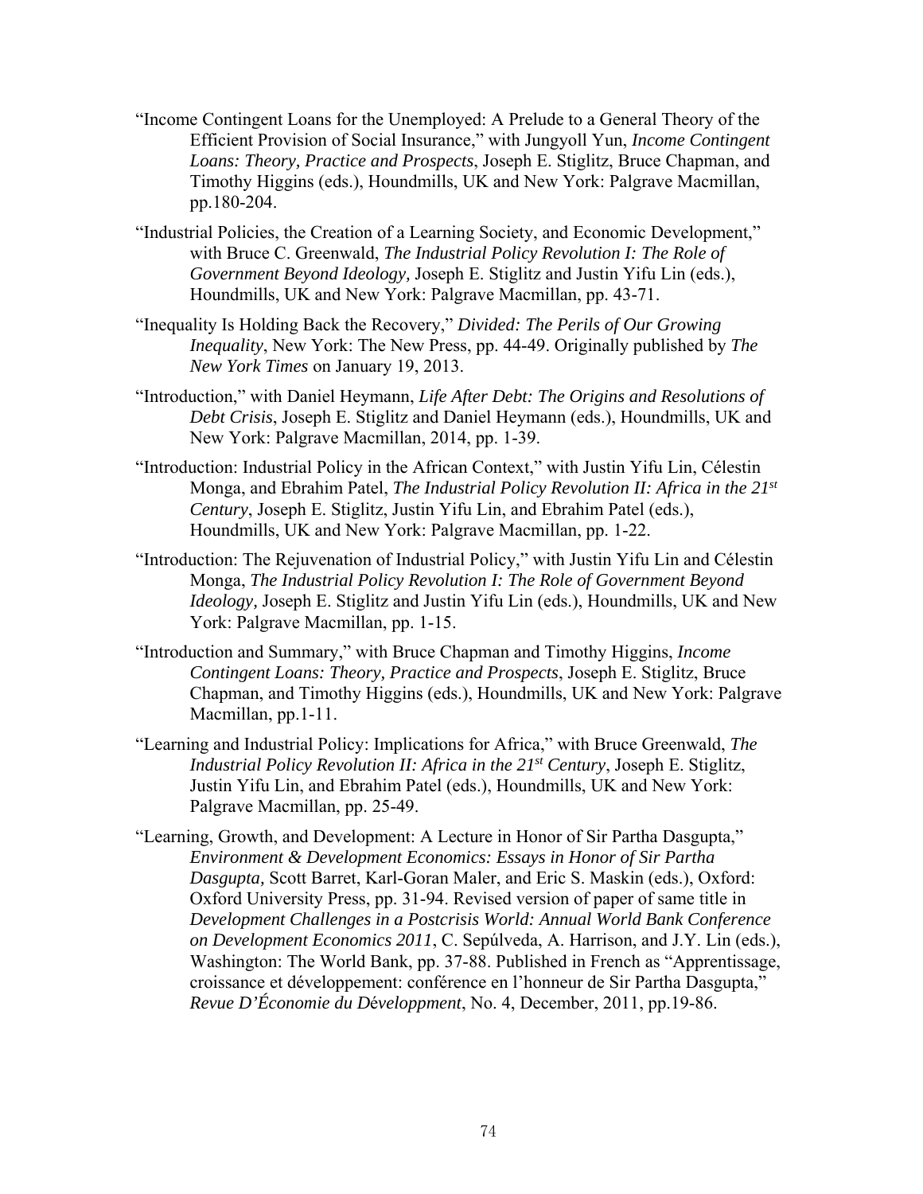"Income Contingent Loans for the Unemployed: A Prelude to a General Theory of the Efficient Provision of Social Insurance," with Jungyoll Yun, *Income Contingent Loans: Theory, Practice and Prospects*, Joseph E. Stiglitz, Bruce Chapman, and Timothy Higgins (eds.), Houndmills, UK and New York: Palgrave Macmillan, pp.180-204.

"Industrial Policies, the Creation of a Learning Society, and Economic Development," with Bruce C. Greenwald, *The Industrial Policy Revolution I: The Role of Government Beyond Ideology,* Joseph E. Stiglitz and Justin Yifu Lin (eds.), Houndmills, UK and New York: Palgrave Macmillan, pp. 43-71.

"Inequality Is Holding Back the Recovery," *Divided: The Perils of Our Growing Inequality*, New York: The New Press, pp. 44-49. Originally published by *The New York Times* on January 19, 2013.

"Introduction," with Daniel Heymann, *Life After Debt: The Origins and Resolutions of Debt Crisis*, Joseph E. Stiglitz and Daniel Heymann (eds.), Houndmills, UK and New York: Palgrave Macmillan, 2014, pp. 1-39.

"Introduction: Industrial Policy in the African Context," with Justin Yifu Lin, Célestin Monga, and Ebrahim Patel, *The Industrial Policy Revolution II: Africa in the 21st Century*, Joseph E. Stiglitz, Justin Yifu Lin, and Ebrahim Patel (eds.), Houndmills, UK and New York: Palgrave Macmillan, pp. 1-22.

"Introduction: The Rejuvenation of Industrial Policy," with Justin Yifu Lin and Célestin Monga, *The Industrial Policy Revolution I: The Role of Government Beyond Ideology,* Joseph E. Stiglitz and Justin Yifu Lin (eds.), Houndmills, UK and New York: Palgrave Macmillan, pp. 1-15.

"Introduction and Summary," with Bruce Chapman and Timothy Higgins, *Income Contingent Loans: Theory, Practice and Prospects*, Joseph E. Stiglitz, Bruce Chapman, and Timothy Higgins (eds.), Houndmills, UK and New York: Palgrave Macmillan, pp.1-11.

"Learning and Industrial Policy: Implications for Africa," with Bruce Greenwald, *The Industrial Policy Revolution II: Africa in the 21st Century*, Joseph E. Stiglitz, Justin Yifu Lin, and Ebrahim Patel (eds.), Houndmills, UK and New York: Palgrave Macmillan, pp. 25-49.

"Learning, Growth, and Development: A Lecture in Honor of Sir Partha Dasgupta," *Environment & Development Economics: Essays in Honor of Sir Partha Dasgupta,* Scott Barret, Karl-Goran Maler, and Eric S. Maskin (eds.), Oxford: Oxford University Press, pp. 31-94. Revised version of paper of same title in *Development Challenges in a Postcrisis World: Annual World Bank Conference on Development Economics 2011*, C. Sepúlveda, A. Harrison, and J.Y. Lin (eds.), Washington: The World Bank, pp. 37-88. Published in French as "Apprentissage, croissance et développement: conférence en l'honneur de Sir Partha Dasgupta," *Revue D'Économie du Développment*, No. 4, December, 2011, pp.19-86.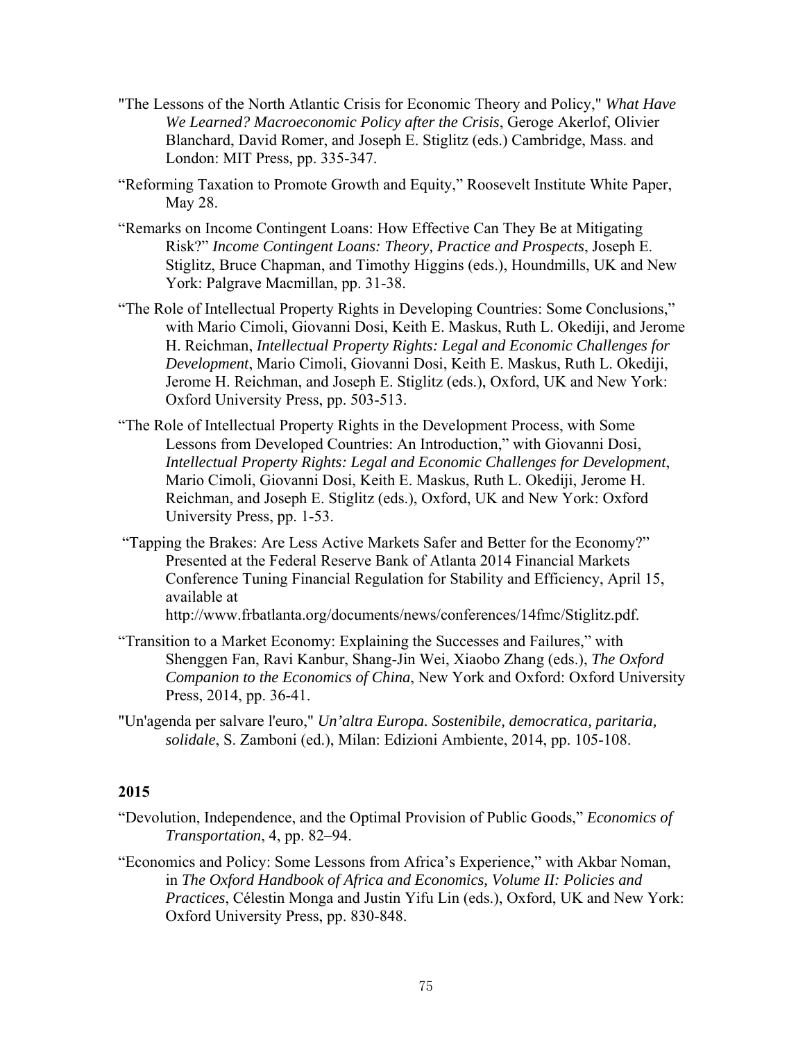"The Lessons of the North Atlantic Crisis for Economic Theory and Policy," *What Have We Learned? Macroeconomic Policy after the Crisis*, Geroge Akerlof, Olivier Blanchard, David Romer, and Joseph E. Stiglitz (eds.) Cambridge, Mass. and London: MIT Press, pp. 335-347.

"Reforming Taxation to Promote Growth and Equity," Roosevelt Institute White Paper, May 28.

"Remarks on Income Contingent Loans: How Effective Can They Be at Mitigating Risk?" *Income Contingent Loans: Theory, Practice and Prospects*, Joseph E. Stiglitz, Bruce Chapman, and Timothy Higgins (eds.), Houndmills, UK and New York: Palgrave Macmillan, pp. 31-38.

"The Role of Intellectual Property Rights in Developing Countries: Some Conclusions," with Mario Cimoli, Giovanni Dosi, Keith E. Maskus, Ruth L. Okediji, and Jerome H. Reichman, *Intellectual Property Rights: Legal and Economic Challenges for Development*, Mario Cimoli, Giovanni Dosi, Keith E. Maskus, Ruth L. Okediji, Jerome H. Reichman, and Joseph E. Stiglitz (eds.), Oxford, UK and New York: Oxford University Press, pp. 503-513.

"The Role of Intellectual Property Rights in the Development Process, with Some Lessons from Developed Countries: An Introduction," with Giovanni Dosi, *Intellectual Property Rights: Legal and Economic Challenges for Development*, Mario Cimoli, Giovanni Dosi, Keith E. Maskus, Ruth L. Okediji, Jerome H. Reichman, and Joseph E. Stiglitz (eds.), Oxford, UK and New York: Oxford University Press, pp. 1-53.

"Tapping the Brakes: Are Less Active Markets Safer and Better for the Economy?" Presented at the Federal Reserve Bank of Atlanta 2014 Financial Markets Conference Tuning Financial Regulation for Stability and Efficiency, April 15, available at http://www.frbatlanta.org/documents/news/conferences/14fmc/Stiglitz.pdf.

"Transition to a Market Economy: Explaining the Successes and Failures," with Shenggen Fan, Ravi Kanbur, Shang-Jin Wei, Xiaobo Zhang (eds.), *The Oxford Companion to the Economics of China*, New York and Oxford: Oxford University Press, 2014, pp. 36-41.

"Un'agenda per salvare l'euro," *Un'altra Europa. Sostenibile, democratica, paritaria, solidale*, S. Zamboni (ed.), Milan: Edizioni Ambiente, 2014, pp. 105-108.

## 2015

"Devolution, Independence, and the Optimal Provision of Public Goods," *Economics of Transportation*, 4, pp. 82–94.

"Economics and Policy: Some Lessons from Africa's Experience," with Akbar Noman, in *The Oxford Handbook of Africa and Economics, Volume II: Policies and Practices*, Célestin Monga and Justin Yifu Lin (eds.), Oxford, UK and New York: Oxford University Press, pp. 830-848.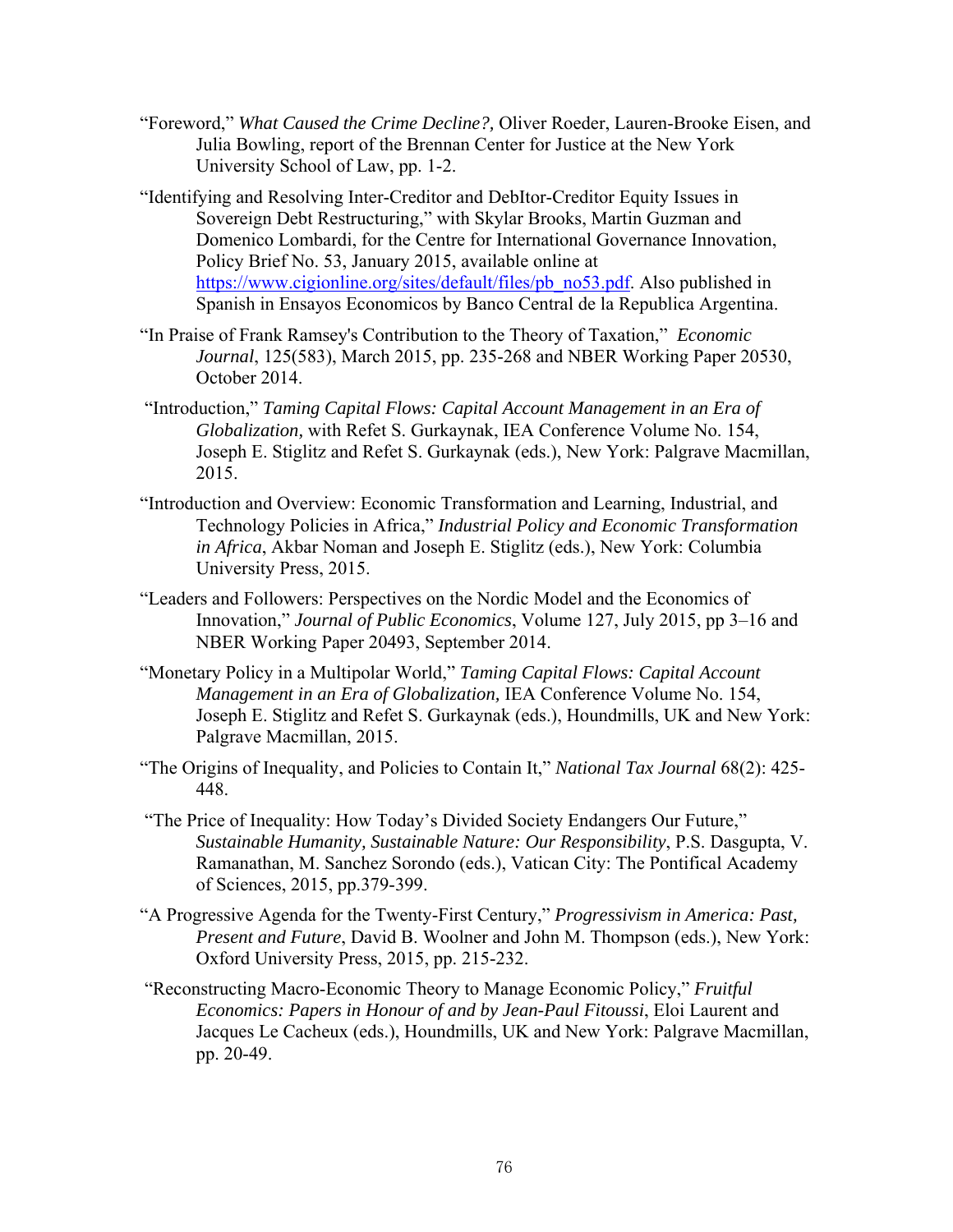"Foreword," *What Caused the Crime Decline?,* Oliver Roeder, Lauren-Brooke Eisen, and Julia Bowling, report of the Brennan Center for Justice at the New York University School of Law, pp. 1-2.

"Identifying and Resolving Inter-Creditor and DebItor-Creditor Equity Issues in Sovereign Debt Restructuring," with Skylar Brooks, Martin Guzman and Domenico Lombardi, for the Centre for International Governance Innovation, Policy Brief No. 53, January 2015, available online at https://www.cigionline.org/sites/default/files/pb_no53.pdf. Also published in Spanish in Ensayos Economicos by Banco Central de la Republica Argentina.

"In Praise of Frank Ramsey's Contribution to the Theory of Taxation," *Economic Journal*, 125(583), March 2015, pp. 235-268 and NBER Working Paper 20530, October 2014.

"Introduction," *Taming Capital Flows: Capital Account Management in an Era of Globalization,* with Refet S. Gurkaynak, IEA Conference Volume No. 154, Joseph E. Stiglitz and Refet S. Gurkaynak (eds.), New York: Palgrave Macmillan, 2015.

"Introduction and Overview: Economic Transformation and Learning, Industrial, and Technology Policies in Africa," *Industrial Policy and Economic Transformation in Africa*, Akbar Noman and Joseph E. Stiglitz (eds.), New York: Columbia University Press, 2015.

"Leaders and Followers: Perspectives on the Nordic Model and the Economics of Innovation," *Journal of Public Economics*, Volume 127, July 2015, pp 3–16 and NBER Working Paper 20493, September 2014.

"Monetary Policy in a Multipolar World," *Taming Capital Flows: Capital Account Management in an Era of Globalization,* IEA Conference Volume No. 154, Joseph E. Stiglitz and Refet S. Gurkaynak (eds.), Houndmills, UK and New York: Palgrave Macmillan, 2015.

"The Origins of Inequality, and Policies to Contain It," *National Tax Journal* 68(2): 425-448.

"The Price of Inequality: How Today's Divided Society Endangers Our Future," *Sustainable Humanity, Sustainable Nature: Our Responsibility*, P.S. Dasgupta, V. Ramanathan, M. Sanchez Sorondo (eds.), Vatican City: The Pontifical Academy of Sciences, 2015, pp.379-399.

"A Progressive Agenda for the Twenty-First Century," *Progressivism in America: Past, Present and Future*, David B. Woolner and John M. Thompson (eds.), New York: Oxford University Press, 2015, pp. 215-232.

"Reconstructing Macro-Economic Theory to Manage Economic Policy," *Fruitful Economics: Papers in Honour of and by Jean-Paul Fitoussi*, Eloi Laurent and Jacques Le Cacheux (eds.), Houndmills, UK and New York: Palgrave Macmillan, pp. 20-49.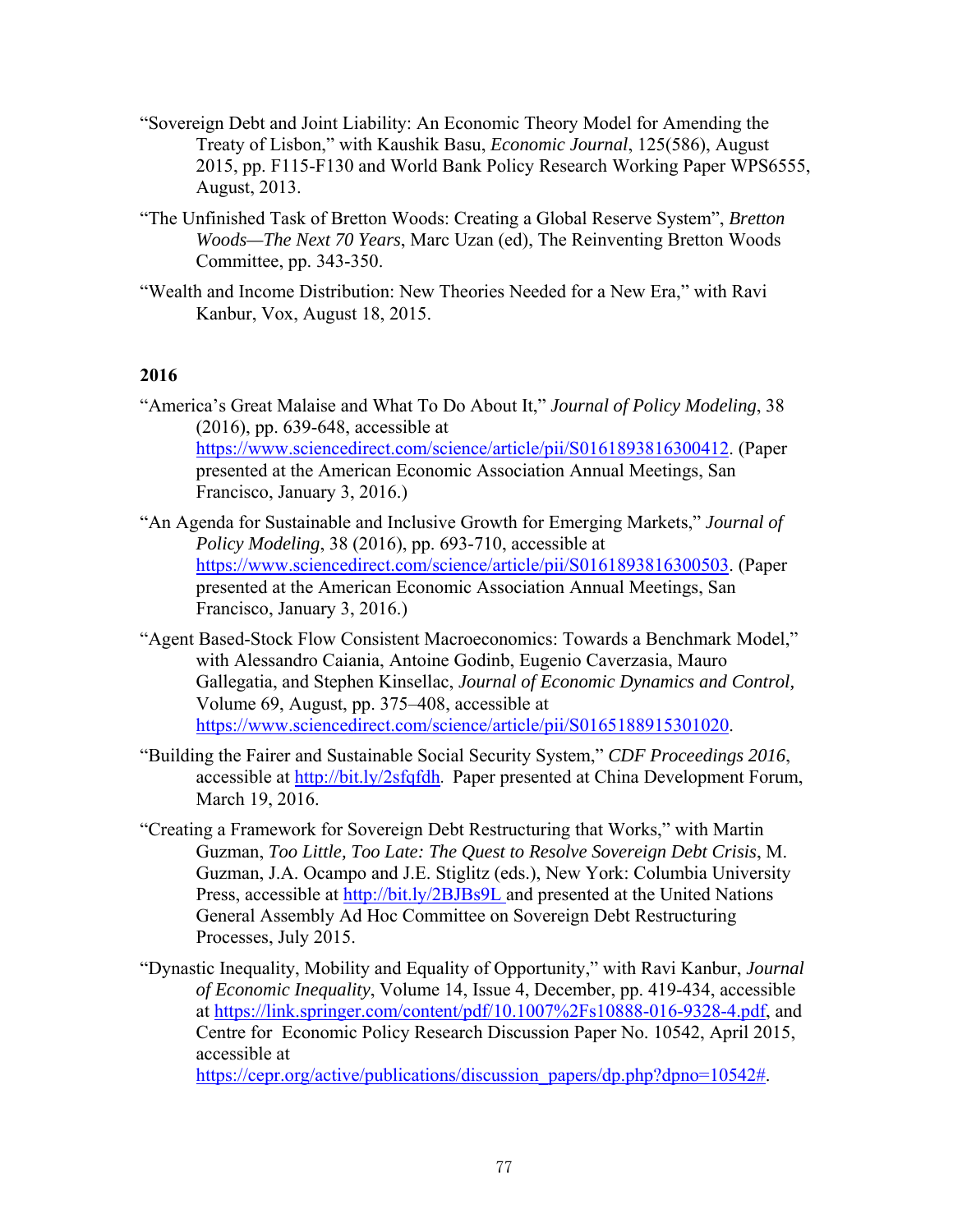"Sovereign Debt and Joint Liability: An Economic Theory Model for Amending the Treaty of Lisbon," with Kaushik Basu, *Economic Journal*, 125(586), August 2015, pp. F115-F130 and World Bank Policy Research Working Paper WPS6555, August, 2013.

"The Unfinished Task of Bretton Woods: Creating a Global Reserve System", *Bretton Woods—The Next 70 Years*, Marc Uzan (ed), The Reinventing Bretton Woods Committee, pp. 343-350.

"Wealth and Income Distribution: New Theories Needed for a New Era," with Ravi Kanbur, Vox, August 18, 2015.

**2016**

"America's Great Malaise and What To Do About It," *Journal of Policy Modeling*, 38 (2016), pp. 639-648, accessible at https://www.sciencedirect.com/science/article/pii/S0161893816300412. (Paper presented at the American Economic Association Annual Meetings, San Francisco, January 3, 2016.)

"An Agenda for Sustainable and Inclusive Growth for Emerging Markets," *Journal of Policy Modeling*, 38 (2016), pp. 693-710, accessible at https://www.sciencedirect.com/science/article/pii/S0161893816300503. (Paper presented at the American Economic Association Annual Meetings, San Francisco, January 3, 2016.)

"Agent Based-Stock Flow Consistent Macroeconomics: Towards a Benchmark Model," with Alessandro Caiania, Antoine Godinb, Eugenio Caverzasia, Mauro Gallegatia, and Stephen Kinsellac, *Journal of Economic Dynamics and Control,* Volume 69, August, pp. 375–408, accessible at https://www.sciencedirect.com/science/article/pii/S0165188915301020.

"Building the Fairer and Sustainable Social Security System," *CDF Proceedings 2016*, accessible at http://bit.ly/2sfqfdh. Paper presented at China Development Forum, March 19, 2016.

"Creating a Framework for Sovereign Debt Restructuring that Works," with Martin Guzman, *Too Little, Too Late: The Quest to Resolve Sovereign Debt Crisis*, M. Guzman, J.A. Ocampo and J.E. Stiglitz (eds.), New York: Columbia University Press, accessible at http://bit.ly/2BJBs9L and presented at the United Nations General Assembly Ad Hoc Committee on Sovereign Debt Restructuring Processes, July 2015.

"Dynastic Inequality, Mobility and Equality of Opportunity," with Ravi Kanbur, *Journal of Economic Inequality*, Volume 14, Issue 4, December, pp. 419-434, accessible at https://link.springer.com/content/pdf/10.1007%2Fs10888-016-9328-4.pdf, and Centre for Economic Policy Research Discussion Paper No. 10542, April 2015, accessible at https://cepr.org/active/publications/discussion_papers/dp.php?dpno=10542#.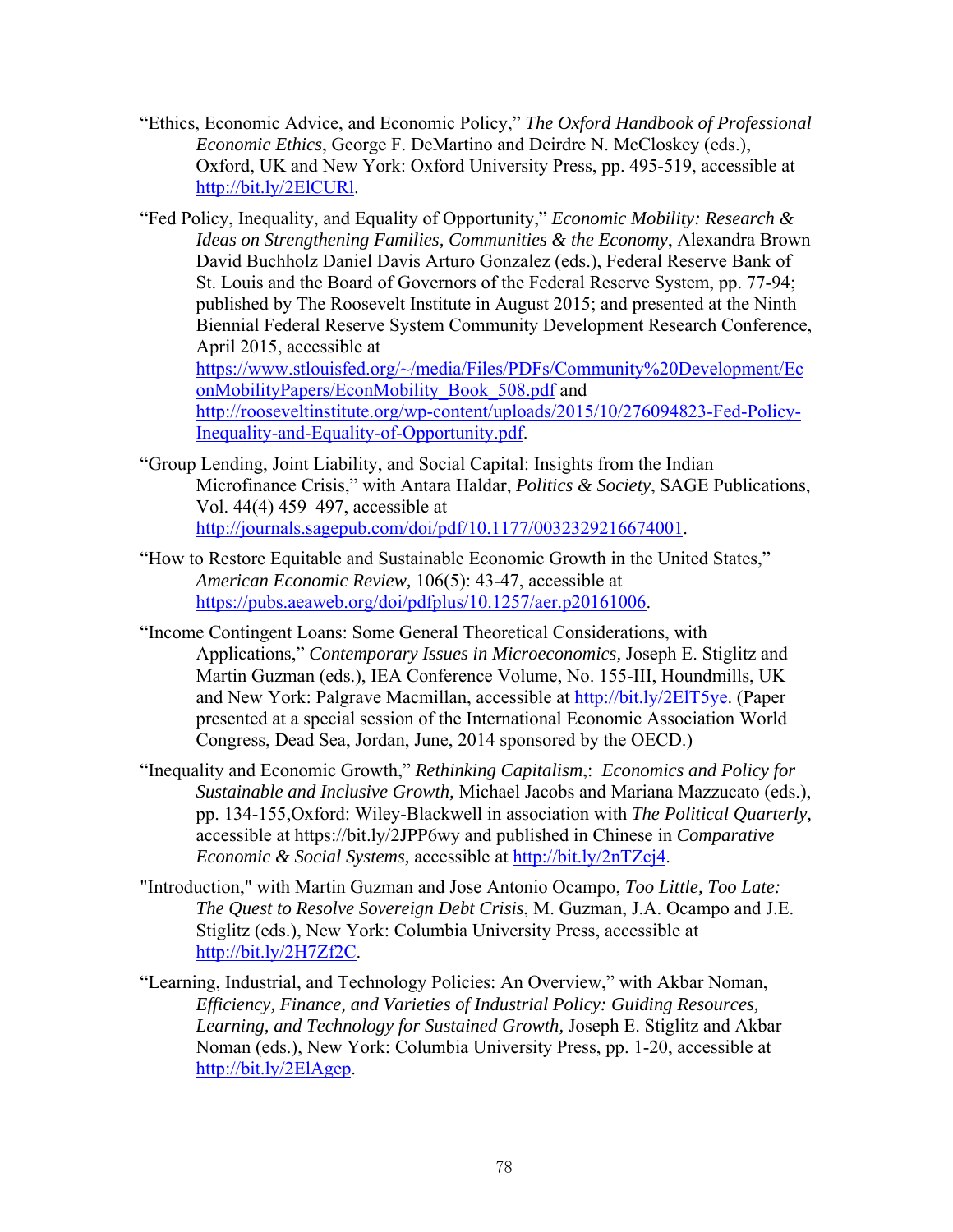"Ethics, Economic Advice, and Economic Policy," *The Oxford Handbook of Professional Economic Ethics*, George F. DeMartino and Deirdre N. McCloskey (eds.), Oxford, UK and New York: Oxford University Press, pp. 495-519, accessible at http://bit.ly/2ElCURl.

"Fed Policy, Inequality, and Equality of Opportunity," *Economic Mobility: Research & Ideas on Strengthening Families, Communities & the Economy*, Alexandra Brown David Buchholz Daniel Davis Arturo Gonzalez (eds.), Federal Reserve Bank of St. Louis and the Board of Governors of the Federal Reserve System, pp. 77-94; published by The Roosevelt Institute in August 2015; and presented at the Ninth Biennial Federal Reserve System Community Development Research Conference, April 2015, accessible at https://www.stlouisfed.org/~/media/Files/PDFs/Community%20Development/EconMobilityPapers/EconMobility_Book_508.pdf and http://rooseveltinstitute.org/wp-content/uploads/2015/10/276094823-Fed-Policy-Inequality-and-Equality-of-Opportunity.pdf.

"Group Lending, Joint Liability, and Social Capital: Insights from the Indian Microfinance Crisis," with Antara Haldar, *Politics & Society*, SAGE Publications, Vol. 44(4) 459–497, accessible at http://journals.sagepub.com/doi/pdf/10.1177/0032329216674001.

"How to Restore Equitable and Sustainable Economic Growth in the United States," *American Economic Review*, 106(5): 43-47, accessible at https://pubs.aeaweb.org/doi/pdfplus/10.1257/aer.p20161006.

"Income Contingent Loans: Some General Theoretical Considerations, with Applications," *Contemporary Issues in Microeconomics,* Joseph E. Stiglitz and Martin Guzman (eds.), IEA Conference Volume, No. 155-III, Houndmills, UK and New York: Palgrave Macmillan, accessible at http://bit.ly/2ElT5ye. (Paper presented at a special session of the International Economic Association World Congress, Dead Sea, Jordan, June, 2014 sponsored by the OECD.)

"Inequality and Economic Growth," *Rethinking Capitalism*,: *Economics and Policy for Sustainable and Inclusive Growth,* Michael Jacobs and Mariana Mazzucato (eds.), pp. 134-155,Oxford: Wiley-Blackwell in association with *The Political Quarterly,* accessible at https://bit.ly/2JPP6wy and published in Chinese in *Comparative Economic & Social Systems,* accessible at http://bit.ly/2nTZcj4.

"Introduction," with Martin Guzman and Jose Antonio Ocampo, *Too Little, Too Late: The Quest to Resolve Sovereign Debt Crisis*, M. Guzman, J.A. Ocampo and J.E. Stiglitz (eds.), New York: Columbia University Press, accessible at http://bit.ly/2H7Zf2C.

"Learning, Industrial, and Technology Policies: An Overview," with Akbar Noman, *Efficiency, Finance, and Varieties of Industrial Policy: Guiding Resources, Learning, and Technology for Sustained Growth*, Joseph E. Stiglitz and Akbar Noman (eds.), New York: Columbia University Press, pp. 1-20, accessible at http://bit.ly/2ElAgep.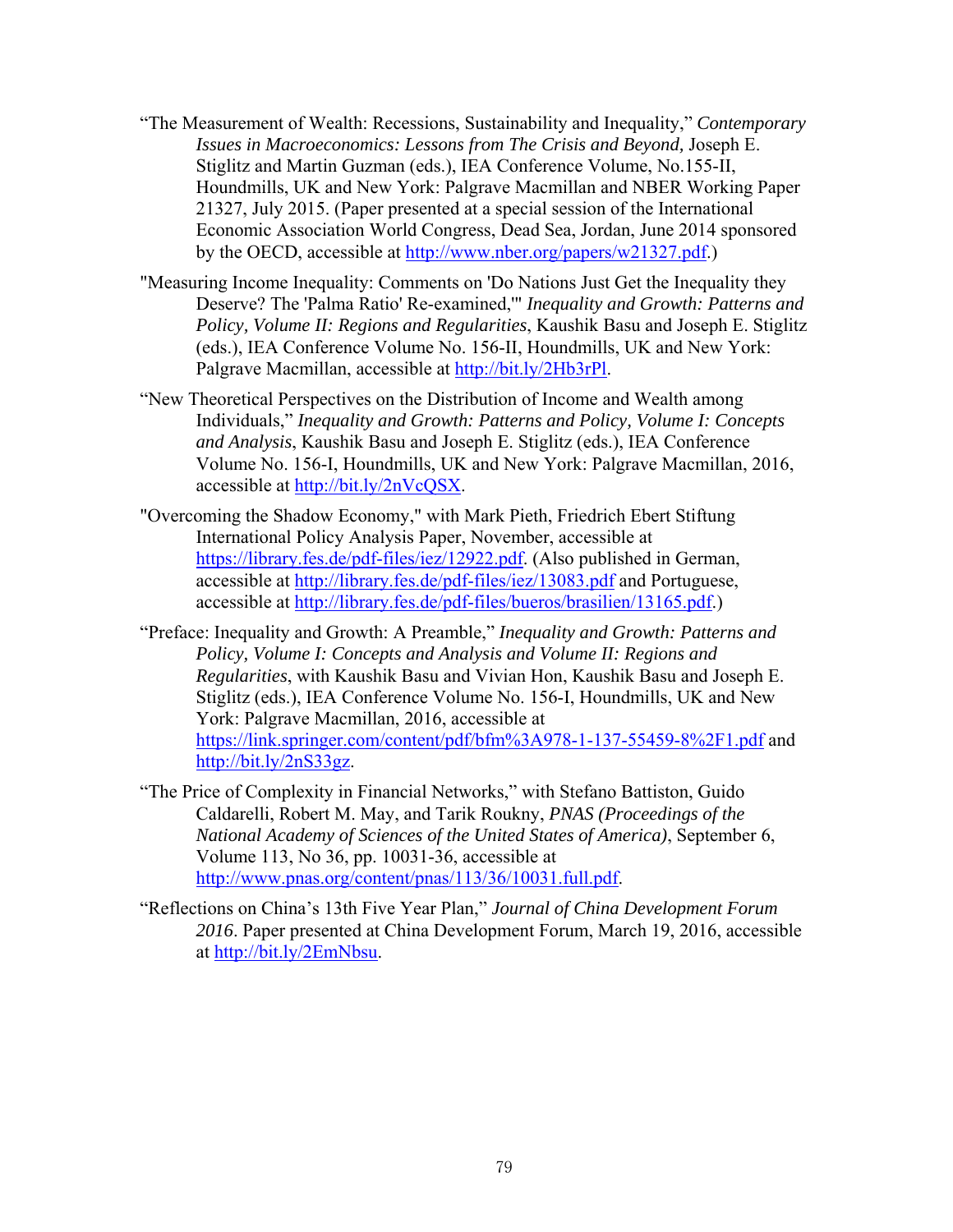"The Measurement of Wealth: Recessions, Sustainability and Inequality," *Contemporary Issues in Macroeconomics: Lessons from The Crisis and Beyond,* Joseph E. Stiglitz and Martin Guzman (eds.), IEA Conference Volume, No.155-II, Houndmills, UK and New York: Palgrave Macmillan and NBER Working Paper 21327, July 2015. (Paper presented at a special session of the International Economic Association World Congress, Dead Sea, Jordan, June 2014 sponsored by the OECD, accessible at http://www.nber.org/papers/w21327.pdf.)

"Measuring Income Inequality: Comments on 'Do Nations Just Get the Inequality they Deserve? The 'Palma Ratio' Re-examined,'" *Inequality and Growth: Patterns and Policy, Volume II: Regions and Regularities*, Kaushik Basu and Joseph E. Stiglitz (eds.), IEA Conference Volume No. 156-II, Houndmills, UK and New York: Palgrave Macmillan, accessible at http://bit.ly/2Hb3rPl.

"New Theoretical Perspectives on the Distribution of Income and Wealth among Individuals," *Inequality and Growth: Patterns and Policy, Volume I: Concepts and Analysis*, Kaushik Basu and Joseph E. Stiglitz (eds.), IEA Conference Volume No. 156-I, Houndmills, UK and New York: Palgrave Macmillan, 2016, accessible at http://bit.ly/2nVcQSX.

"Overcoming the Shadow Economy," with Mark Pieth, Friedrich Ebert Stiftung International Policy Analysis Paper, November, accessible at https://library.fes.de/pdf-files/iez/12922.pdf. (Also published in German, accessible at http://library.fes.de/pdf-files/iez/13083.pdf and Portuguese, accessible at http://library.fes.de/pdf-files/bueros/brasilien/13165.pdf.)

"Preface: Inequality and Growth: A Preamble," *Inequality and Growth: Patterns and Policy, Volume I: Concepts and Analysis and Volume II: Regions and Regularities*, with Kaushik Basu and Vivian Hon, Kaushik Basu and Joseph E. Stiglitz (eds.), IEA Conference Volume No. 156-I, Houndmills, UK and New York: Palgrave Macmillan, 2016, accessible at https://link.springer.com/content/pdf/bfm%3A978-1-137-55459-8%2F1.pdf and http://bit.ly/2nS33gz.

"The Price of Complexity in Financial Networks," with Stefano Battiston, Guido Caldarelli, Robert M. May, and Tarik Roukny, *PNAS (Proceedings of the National Academy of Sciences of the United States of America)*, September 6, Volume 113, No 36, pp. 10031-36, accessible at http://www.pnas.org/content/pnas/113/36/10031.full.pdf.

"Reflections on China's 13th Five Year Plan," *Journal of China Development Forum 2016*. Paper presented at China Development Forum, March 19, 2016, accessible at http://bit.ly/2EmNbsu.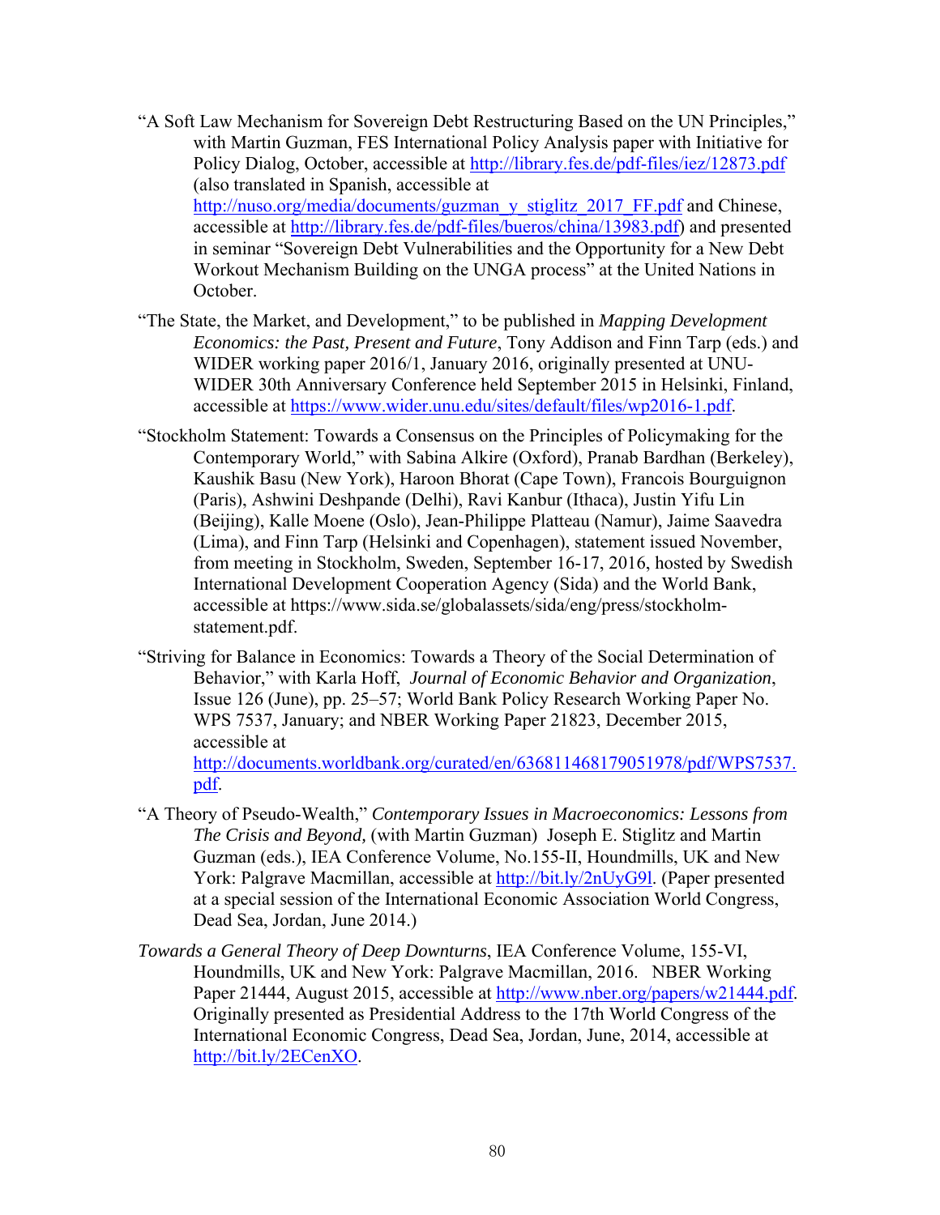"A Soft Law Mechanism for Sovereign Debt Restructuring Based on the UN Principles," with Martin Guzman, FES International Policy Analysis paper with Initiative for Policy Dialog, October, accessible at http://library.fes.de/pdf-files/iez/12873.pdf (also translated in Spanish, accessible at http://nuso.org/media/documents/guzman_y_stiglitz_2017_FF.pdf and Chinese, accessible at http://library.fes.de/pdf-files/bueros/china/13983.pdf) and presented in seminar "Sovereign Debt Vulnerabilities and the Opportunity for a New Debt Workout Mechanism Building on the UNGA process" at the United Nations in October.

"The State, the Market, and Development," to be published in *Mapping Development Economics: the Past, Present and Future*, Tony Addison and Finn Tarp (eds.) and WIDER working paper 2016/1, January 2016, originally presented at UNU-WIDER 30th Anniversary Conference held September 2015 in Helsinki, Finland, accessible at https://www.wider.unu.edu/sites/default/files/wp2016-1.pdf.

"Stockholm Statement: Towards a Consensus on the Principles of Policymaking for the Contemporary World," with Sabina Alkire (Oxford), Pranab Bardhan (Berkeley), Kaushik Basu (New York), Haroon Bhorat (Cape Town), Francois Bourguignon (Paris), Ashwini Deshpande (Delhi), Ravi Kanbur (Ithaca), Justin Yifu Lin (Beijing), Kalle Moene (Oslo), Jean-Philippe Platteau (Namur), Jaime Saavedra (Lima), and Finn Tarp (Helsinki and Copenhagen), statement issued November, from meeting in Stockholm, Sweden, September 16-17, 2016, hosted by Swedish International Development Cooperation Agency (Sida) and the World Bank, accessible at https://www.sida.se/globalassets/sida/eng/press/stockholm-statement.pdf.

"Striving for Balance in Economics: Towards a Theory of the Social Determination of Behavior," with Karla Hoff, *Journal of Economic Behavior and Organization*, Issue 126 (June), pp. 25–57; World Bank Policy Research Working Paper No. WPS 7537, January; and NBER Working Paper 21823, December 2015, accessible at http://documents.worldbank.org/curated/en/636811468179051978/pdf/WPS7537.pdf.

"A Theory of Pseudo-Wealth," *Contemporary Issues in Macroeconomics: Lessons from The Crisis and Beyond,* (with Martin Guzman) Joseph E. Stiglitz and Martin Guzman (eds.), IEA Conference Volume, No.155-II, Houndmills, UK and New York: Palgrave Macmillan, accessible at http://bit.ly/2nUyG9l. (Paper presented at a special session of the International Economic Association World Congress, Dead Sea, Jordan, June 2014.)

*Towards a General Theory of Deep Downturns*, IEA Conference Volume, 155-VI, Houndmills, UK and New York: Palgrave Macmillan, 2016. NBER Working Paper 21444, August 2015, accessible at http://www.nber.org/papers/w21444.pdf. Originally presented as Presidential Address to the 17th World Congress of the International Economic Congress, Dead Sea, Jordan, June, 2014, accessible at http://bit.ly/2ECenXO.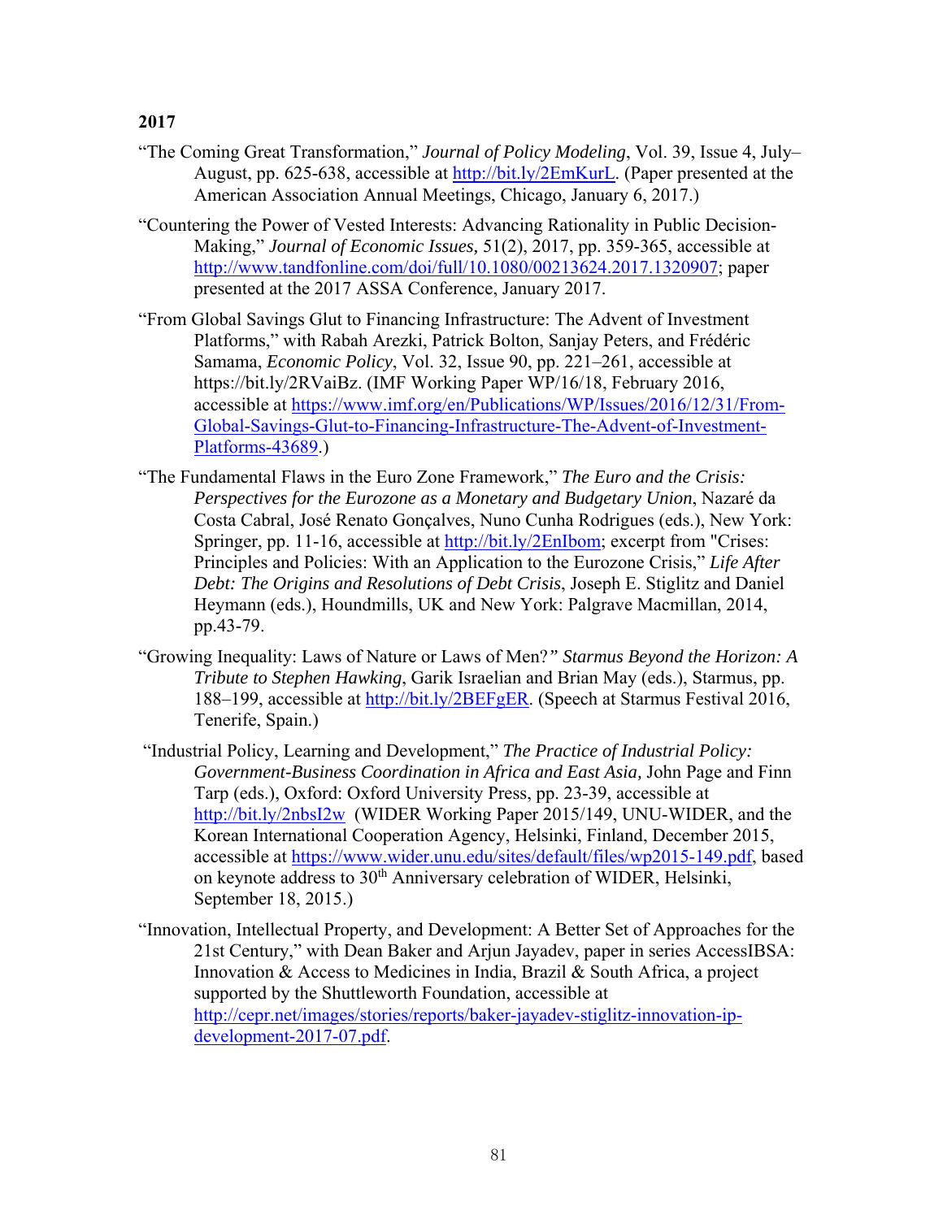**2017**

"The Coming Great Transformation," *Journal of Policy Modeling*, Vol. 39, Issue 4, July–August, pp. 625-638, accessible at http://bit.ly/2EmKurL. (Paper presented at the American Association Annual Meetings, Chicago, January 6, 2017.)

"Countering the Power of Vested Interests: Advancing Rationality in Public Decision-Making," *Journal of Economic Issues,* 51(2), 2017, pp. 359-365, accessible at http://www.tandfonline.com/doi/full/10.1080/00213624.2017.1320907; paper presented at the 2017 ASSA Conference, January 2017.

"From Global Savings Glut to Financing Infrastructure: The Advent of Investment Platforms," with Rabah Arezki, Patrick Bolton, Sanjay Peters, and Frédéric Samama, *Economic Policy*, Vol. 32, Issue 90, pp. 221–261, accessible at https://bit.ly/2RVaiBz. (IMF Working Paper WP/16/18, February 2016, accessible at https://www.imf.org/en/Publications/WP/Issues/2016/12/31/From-Global-Savings-Glut-to-Financing-Infrastructure-The-Advent-of-Investment-Platforms-43689.)

"The Fundamental Flaws in the Euro Zone Framework," *The Euro and the Crisis: Perspectives for the Eurozone as a Monetary and Budgetary Union*, Nazaré da Costa Cabral, José Renato Gonçalves, Nuno Cunha Rodrigues (eds.), New York: Springer, pp. 11-16, accessible at http://bit.ly/2EnIbom; excerpt from "Crises: Principles and Policies: With an Application to the Eurozone Crisis," *Life After Debt: The Origins and Resolutions of Debt Crisis*, Joseph E. Stiglitz and Daniel Heymann (eds.), Houndmills, UK and New York: Palgrave Macmillan, 2014, pp.43-79.

"Growing Inequality: Laws of Nature or Laws of Men?*" Starmus Beyond the Horizon: A Tribute to Stephen Hawking*, Garik Israelian and Brian May (eds.), Starmus, pp. 188–199, accessible at http://bit.ly/2BEFgER. (Speech at Starmus Festival 2016, Tenerife, Spain.)

"Industrial Policy, Learning and Development," *The Practice of Industrial Policy: Government-Business Coordination in Africa and East Asia,* John Page and Finn Tarp (eds.), Oxford: Oxford University Press, pp. 23-39, accessible at http://bit.ly/2nbsI2w (WIDER Working Paper 2015/149, UNU-WIDER, and the Korean International Cooperation Agency, Helsinki, Finland, December 2015, accessible at https://www.wider.unu.edu/sites/default/files/wp2015-149.pdf, based on keynote address to 30th Anniversary celebration of WIDER, Helsinki, September 18, 2015.)

"Innovation, Intellectual Property, and Development: A Better Set of Approaches for the 21st Century," with Dean Baker and Arjun Jayadev, paper in series AccessIBSA: Innovation & Access to Medicines in India, Brazil & South Africa, a project supported by the Shuttleworth Foundation, accessible at http://cepr.net/images/stories/reports/baker-jayadev-stiglitz-innovation-ip-development-2017-07.pdf.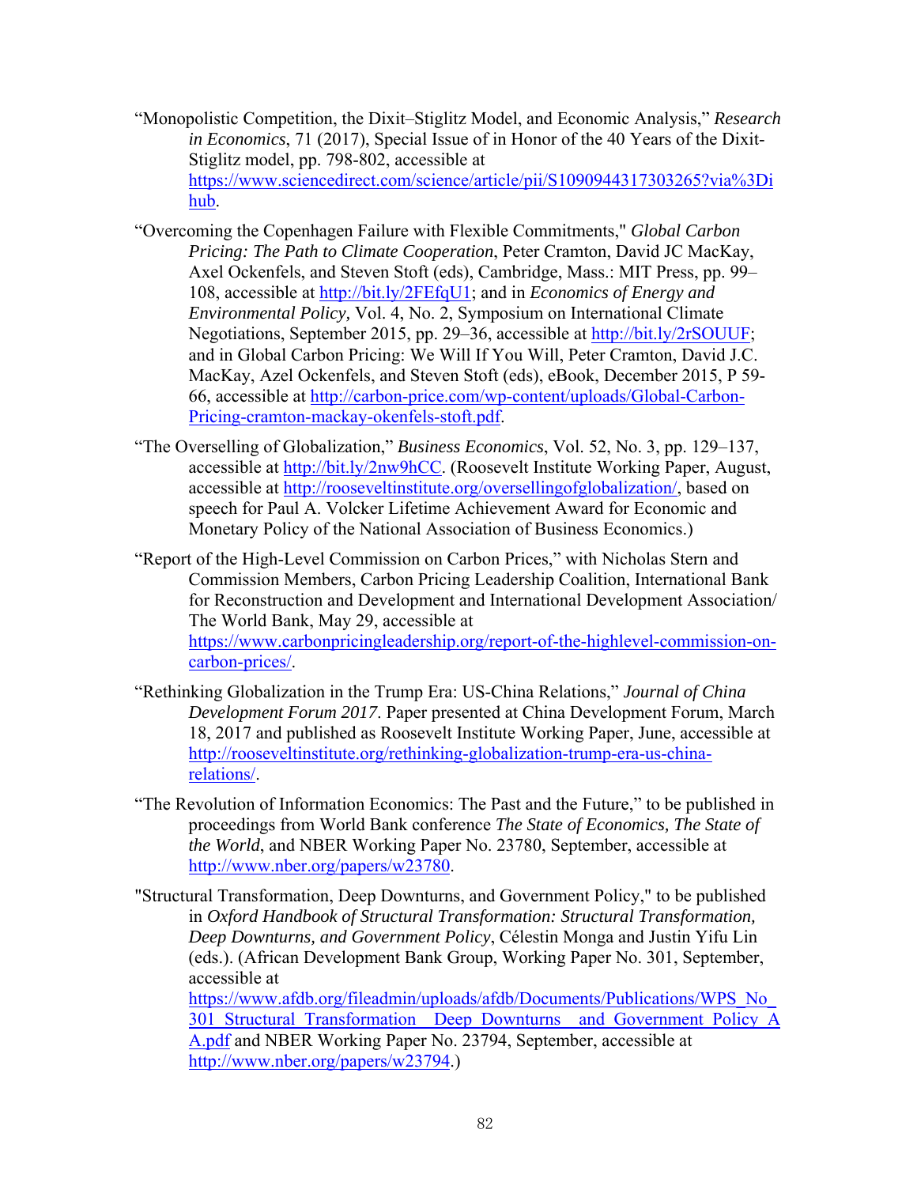"Monopolistic Competition, the Dixit–Stiglitz Model, and Economic Analysis," *Research in Economics*, 71 (2017), Special Issue of in Honor of the 40 Years of the Dixit-Stiglitz model, pp. 798-802, accessible at https://www.sciencedirect.com/science/article/pii/S1090944317303265?via%3Dihub.

"Overcoming the Copenhagen Failure with Flexible Commitments," *Global Carbon Pricing: The Path to Climate Cooperation*, Peter Cramton, David JC MacKay, Axel Ockenfels, and Steven Stoft (eds), Cambridge, Mass.: MIT Press, pp. 99–108, accessible at http://bit.ly/2FEfqU1; and in *Economics of Energy and Environmental Policy,* Vol. 4, No. 2, Symposium on International Climate Negotiations, September 2015, pp. 29–36, accessible at http://bit.ly/2rSOUUF; and in Global Carbon Pricing: We Will If You Will, Peter Cramton, David J.C. MacKay, Azel Ockenfels, and Steven Stoft (eds), eBook, December 2015, P 59-66, accessible at http://carbon-price.com/wp-content/uploads/Global-Carbon-Pricing-cramton-mackay-okenfels-stoft.pdf.

"The Overselling of Globalization," *Business Economics*, Vol. 52, No. 3, pp. 129–137, accessible at http://bit.ly/2nw9hCC. (Roosevelt Institute Working Paper, August, accessible at http://rooseveltinstitute.org/oversellingofglobalization/, based on speech for Paul A. Volcker Lifetime Achievement Award for Economic and Monetary Policy of the National Association of Business Economics.)

"Report of the High-Level Commission on Carbon Prices," with Nicholas Stern and Commission Members, Carbon Pricing Leadership Coalition, International Bank for Reconstruction and Development and International Development Association/ The World Bank, May 29, accessible at https://www.carbonpricingleadership.org/report-of-the-highlevel-commission-on-carbon-prices/.

"Rethinking Globalization in the Trump Era: US-China Relations," *Journal of China Development Forum 2017.* Paper presented at China Development Forum, March 18, 2017 and published as Roosevelt Institute Working Paper, June, accessible at http://rooseveltinstitute.org/rethinking-globalization-trump-era-us-china-relations/.

"The Revolution of Information Economics: The Past and the Future," to be published in proceedings from World Bank conference *The State of Economics, The State of the World*, and NBER Working Paper No. 23780, September, accessible at http://www.nber.org/papers/w23780.

"Structural Transformation, Deep Downturns, and Government Policy," to be published in *Oxford Handbook of Structural Transformation: Structural Transformation, Deep Downturns, and Government Policy*, Célestin Monga and Justin Yifu Lin (eds.). (African Development Bank Group, Working Paper No. 301, September, accessible at https://www.afdb.org/fileadmin/uploads/afdb/Documents/Publications/WPS_No_301_Structural_Transformation__Deep_Downturns__and_Government_Policy_A_A.pdf and NBER Working Paper No. 23794, September, accessible at http://www.nber.org/papers/w23794.)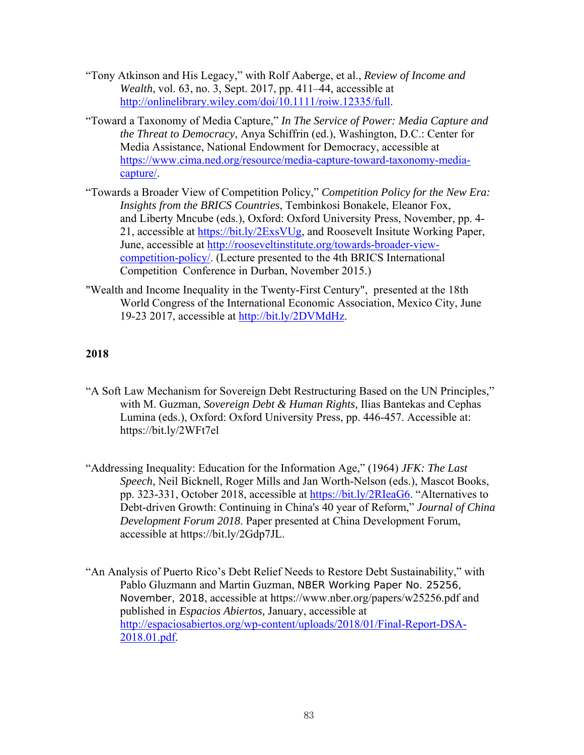"Tony Atkinson and His Legacy," with Rolf Aaberge, et al., *Review of Income and Wealth*, vol. 63, no. 3, Sept. 2017, pp. 411–44, accessible at http://onlinelibrary.wiley.com/doi/10.1111/roiw.12335/full.

"Toward a Taxonomy of Media Capture," *In The Service of Power: Media Capture and the Threat to Democracy*, Anya Schiffrin (ed.), Washington, D.C.: Center for Media Assistance, National Endowment for Democracy, accessible at https://www.cima.ned.org/resource/media-capture-toward-taxonomy-media-capture/.

"Towards a Broader View of Competition Policy," *Competition Policy for the New Era: Insights from the BRICS Countries*, Tembinkosi Bonakele, Eleanor Fox, and Liberty Mncube (eds.), Oxford: Oxford University Press, November, pp. 4-21, accessible at https://bit.ly/2ExsVUg, and Roosevelt Insitute Working Paper, June, accessible at http://rooseveltinstitute.org/towards-broader-view-competition-policy/. (Lecture presented to the 4th BRICS International Competition Conference in Durban, November 2015.)

"Wealth and Income Inequality in the Twenty-First Century", presented at the 18th World Congress of the International Economic Association, Mexico City, June 19-23 2017, accessible at http://bit.ly/2DVMdHz.

**2018**

"A Soft Law Mechanism for Sovereign Debt Restructuring Based on the UN Principles," with M. Guzman, *Sovereign Debt & Human Rights,* Ilias Bantekas and Cephas Lumina (eds.), Oxford: Oxford University Press, pp. 446-457. Accessible at: https://bit.ly/2WFt7el

"Addressing Inequality: Education for the Information Age," (1964) *JFK: The Last Speech*, Neil Bicknell, Roger Mills and Jan Worth-Nelson (eds.), Mascot Books, pp. 323-331, October 2018, accessible at https://bit.ly/2RIeaG6. "Alternatives to Debt-driven Growth: Continuing in China's 40 year of Reform," *Journal of China Development Forum 2018*. Paper presented at China Development Forum, accessible at https://bit.ly/2Gdp7JL.

"An Analysis of Puerto Rico's Debt Relief Needs to Restore Debt Sustainability," with Pablo Gluzmann and Martin Guzman, NBER Working Paper No. 25256, November, 2018, accessible at https://www.nber.org/papers/w25256.pdf and published in *Espacios Abiertos,* January, accessible at http://espaciosabiertos.org/wp-content/uploads/2018/01/Final-Report-DSA-2018.01.pdf.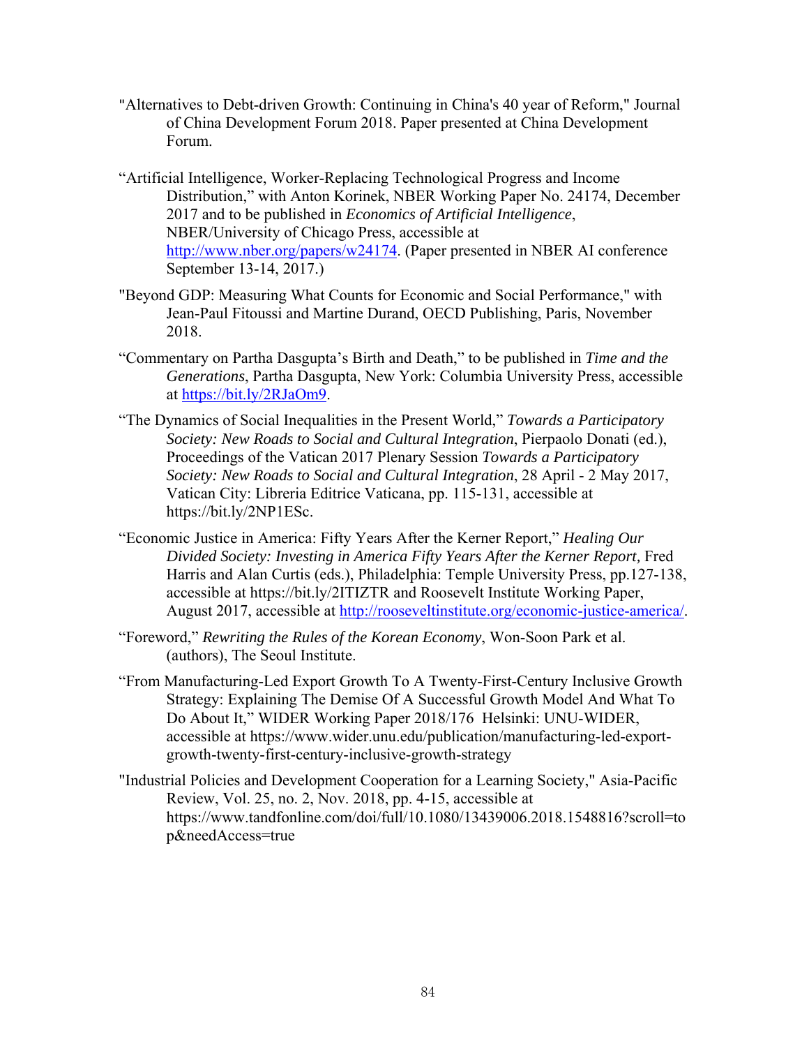"Alternatives to Debt-driven Growth: Continuing in China's 40 year of Reform," Journal of China Development Forum 2018. Paper presented at China Development Forum.

"Artificial Intelligence, Worker-Replacing Technological Progress and Income Distribution," with Anton Korinek, NBER Working Paper No. 24174, December 2017 and to be published in *Economics of Artificial Intelligence*, NBER/University of Chicago Press, accessible at http://www.nber.org/papers/w24174. (Paper presented in NBER AI conference September 13-14, 2017.)

"Beyond GDP: Measuring What Counts for Economic and Social Performance," with Jean-Paul Fitoussi and Martine Durand, OECD Publishing, Paris, November 2018.

"Commentary on Partha Dasgupta's Birth and Death," to be published in *Time and the Generations*, Partha Dasgupta, New York: Columbia University Press, accessible at https://bit.ly/2RJaOm9.

"The Dynamics of Social Inequalities in the Present World," *Towards a Participatory Society: New Roads to Social and Cultural Integration*, Pierpaolo Donati (ed.), Proceedings of the Vatican 2017 Plenary Session *Towards a Participatory Society: New Roads to Social and Cultural Integration*, 28 April - 2 May 2017, Vatican City: Libreria Editrice Vaticana, pp. 115-131, accessible at https://bit.ly/2NP1ESc.

"Economic Justice in America: Fifty Years After the Kerner Report," *Healing Our Divided Society: Investing in America Fifty Years After the Kerner Report,* Fred Harris and Alan Curtis (eds.), Philadelphia: Temple University Press, pp.127-138, accessible at https://bit.ly/2ITIZTR and Roosevelt Institute Working Paper, August 2017, accessible at http://rooseveltinstitute.org/economic-justice-america/.

"Foreword," *Rewriting the Rules of the Korean Economy*, Won-Soon Park et al. (authors), The Seoul Institute.

"From Manufacturing-Led Export Growth To A Twenty-First-Century Inclusive Growth Strategy: Explaining The Demise Of A Successful Growth Model And What To Do About It," WIDER Working Paper 2018/176 Helsinki: UNU-WIDER, accessible at https://www.wider.unu.edu/publication/manufacturing-led-export-growth-twenty-first-century-inclusive-growth-strategy

"Industrial Policies and Development Cooperation for a Learning Society," Asia-Pacific Review, Vol. 25, no. 2, Nov. 2018, pp. 4-15, accessible at https://www.tandfonline.com/doi/full/10.1080/13439006.2018.1548816?scroll=top&needAccess=true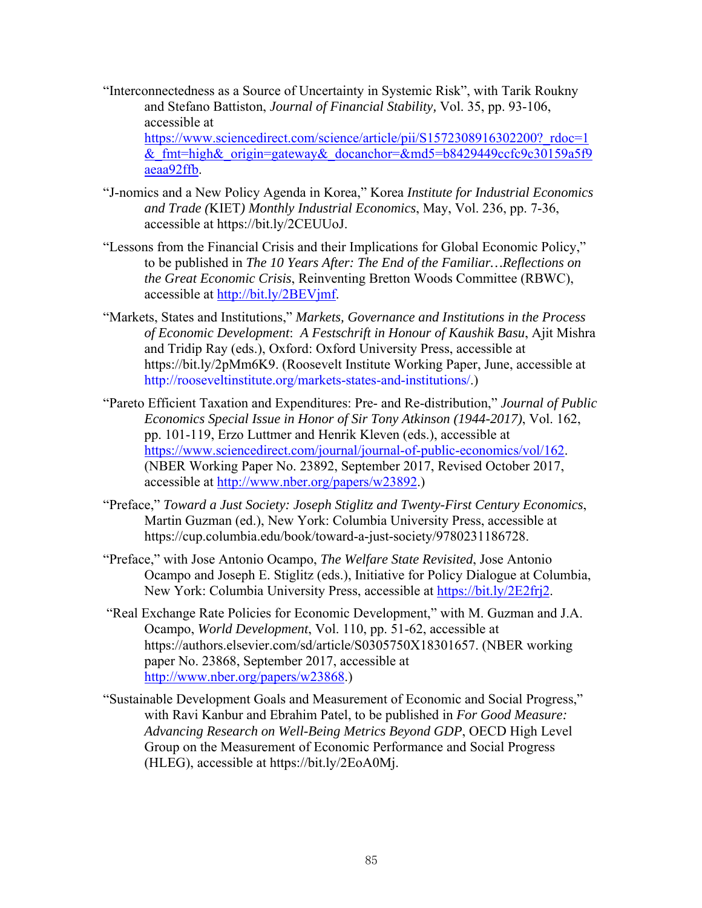"Interconnectedness as a Source of Uncertainty in Systemic Risk", with Tarik Roukny and Stefano Battiston, *Journal of Financial Stability,* Vol. 35, pp. 93-106, accessible at https://www.sciencedirect.com/science/article/pii/S1572308916302200?_rdoc=1&_fmt=high&_origin=gateway&_docanchor=&md5=b8429449ccfc9c30159a5f9aeaa92ffb.

"J-nomics and a New Policy Agenda in Korea," Korea *Institute for Industrial Economics and Trade (*KIET*) Monthly Industrial Economics*, May, Vol. 236, pp. 7-36, accessible at https://bit.ly/2CEUUoJ.

"Lessons from the Financial Crisis and their Implications for Global Economic Policy," to be published in *The 10 Years After: The End of the Familiar…Reflections on the Great Economic Crisis*, Reinventing Bretton Woods Committee (RBWC), accessible at http://bit.ly/2BEVjmf.

"Markets, States and Institutions," *Markets, Governance and Institutions in the Process of Economic Development*: *A Festschrift in Honour of Kaushik Basu*, Ajit Mishra and Tridip Ray (eds.), Oxford: Oxford University Press, accessible at https://bit.ly/2pMm6K9. (Roosevelt Institute Working Paper, June, accessible at http://rooseveltinstitute.org/markets-states-and-institutions/.)

"Pareto Efficient Taxation and Expenditures: Pre- and Re-distribution," *Journal of Public Economics Special Issue in Honor of Sir Tony Atkinson (1944-2017)*, Vol. 162, pp. 101-119, Erzo Luttmer and Henrik Kleven (eds.), accessible at https://www.sciencedirect.com/journal/journal-of-public-economics/vol/162. (NBER Working Paper No. 23892, September 2017, Revised October 2017, accessible at http://www.nber.org/papers/w23892.)

"Preface," *Toward a Just Society: Joseph Stiglitz and Twenty-First Century Economics*, Martin Guzman (ed.), New York: Columbia University Press, accessible at https://cup.columbia.edu/book/toward-a-just-society/9780231186728.

"Preface," with Jose Antonio Ocampo, *The Welfare State Revisited*, Jose Antonio Ocampo and Joseph E. Stiglitz (eds.), Initiative for Policy Dialogue at Columbia, New York: Columbia University Press, accessible at https://bit.ly/2E2frj2.

"Real Exchange Rate Policies for Economic Development," with M. Guzman and J.A. Ocampo, *World Development*, Vol. 110, pp. 51-62, accessible at https://authors.elsevier.com/sd/article/S0305750X18301657. (NBER working paper No. 23868, September 2017, accessible at http://www.nber.org/papers/w23868.)

"Sustainable Development Goals and Measurement of Economic and Social Progress," with Ravi Kanbur and Ebrahim Patel, to be published in *For Good Measure: Advancing Research on Well-Being Metrics Beyond GDP*, OECD High Level Group on the Measurement of Economic Performance and Social Progress (HLEG), accessible at https://bit.ly/2EoA0Mj.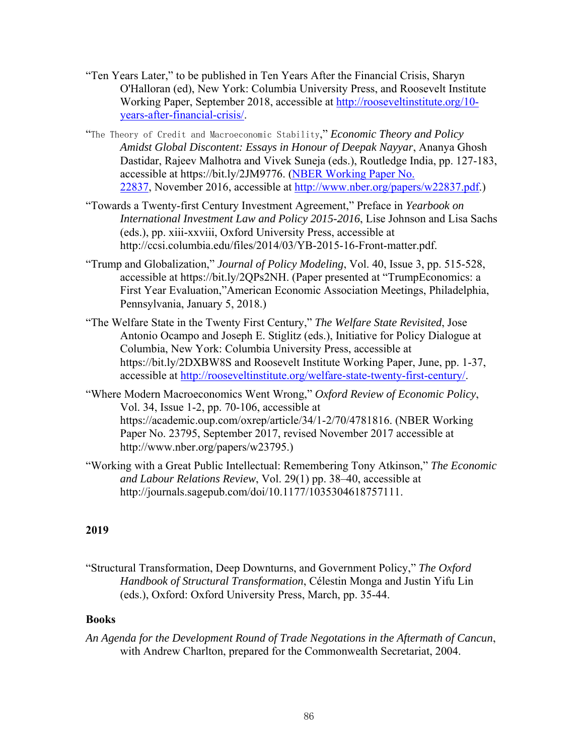"Ten Years Later," to be published in Ten Years After the Financial Crisis, Sharyn O'Halloran (ed), New York: Columbia University Press, and Roosevelt Institute Working Paper, September 2018, accessible at http://rooseveltinstitute.org/10-years-after-financial-crisis/.

"The Theory of Credit and Macroeconomic Stability," *Economic Theory and Policy Amidst Global Discontent: Essays in Honour of Deepak Nayyar*, Ananya Ghosh Dastidar, Rajeev Malhotra and Vivek Suneja (eds.), Routledge India, pp. 127-183, accessible at https://bit.ly/2JM9776. (NBER Working Paper No. 22837, November 2016, accessible at http://www.nber.org/papers/w22837.pdf.)

"Towards a Twenty-first Century Investment Agreement," Preface in *Yearbook on International Investment Law and Policy 2015-2016*, Lise Johnson and Lisa Sachs (eds.), pp. xiii-xxviii, Oxford University Press, accessible at http://ccsi.columbia.edu/files/2014/03/YB-2015-16-Front-matter.pdf.

"Trump and Globalization," *Journal of Policy Modeling*, Vol. 40, Issue 3, pp. 515-528, accessible at https://bit.ly/2QPs2NH. (Paper presented at "TrumpEconomics: a First Year Evaluation,"American Economic Association Meetings, Philadelphia, Pennsylvania, January 5, 2018.)

"The Welfare State in the Twenty First Century," *The Welfare State Revisited*, Jose Antonio Ocampo and Joseph E. Stiglitz (eds.), Initiative for Policy Dialogue at Columbia, New York: Columbia University Press, accessible at https://bit.ly/2DXBW8S and Roosevelt Institute Working Paper, June, pp. 1-37, accessible at http://rooseveltinstitute.org/welfare-state-twenty-first-century/.

"Where Modern Macroeconomics Went Wrong," *Oxford Review of Economic Policy*, Vol. 34, Issue 1-2, pp. 70-106, accessible at https://academic.oup.com/oxrep/article/34/1-2/70/4781816. (NBER Working Paper No. 23795, September 2017, revised November 2017 accessible at http://www.nber.org/papers/w23795.)

"Working with a Great Public Intellectual: Remembering Tony Atkinson," *The Economic and Labour Relations Review*, Vol. 29(1) pp. 38–40, accessible at http://journals.sagepub.com/doi/10.1177/1035304618757111.

**2019**

"Structural Transformation, Deep Downturns, and Government Policy," *The Oxford Handbook of Structural Transformation*, Célestin Monga and Justin Yifu Lin (eds.), Oxford: Oxford University Press, March, pp. 35-44.

**Books**

*An Agenda for the Development Round of Trade Negotations in the Aftermath of Cancun*, with Andrew Charlton, prepared for the Commonwealth Secretariat, 2004.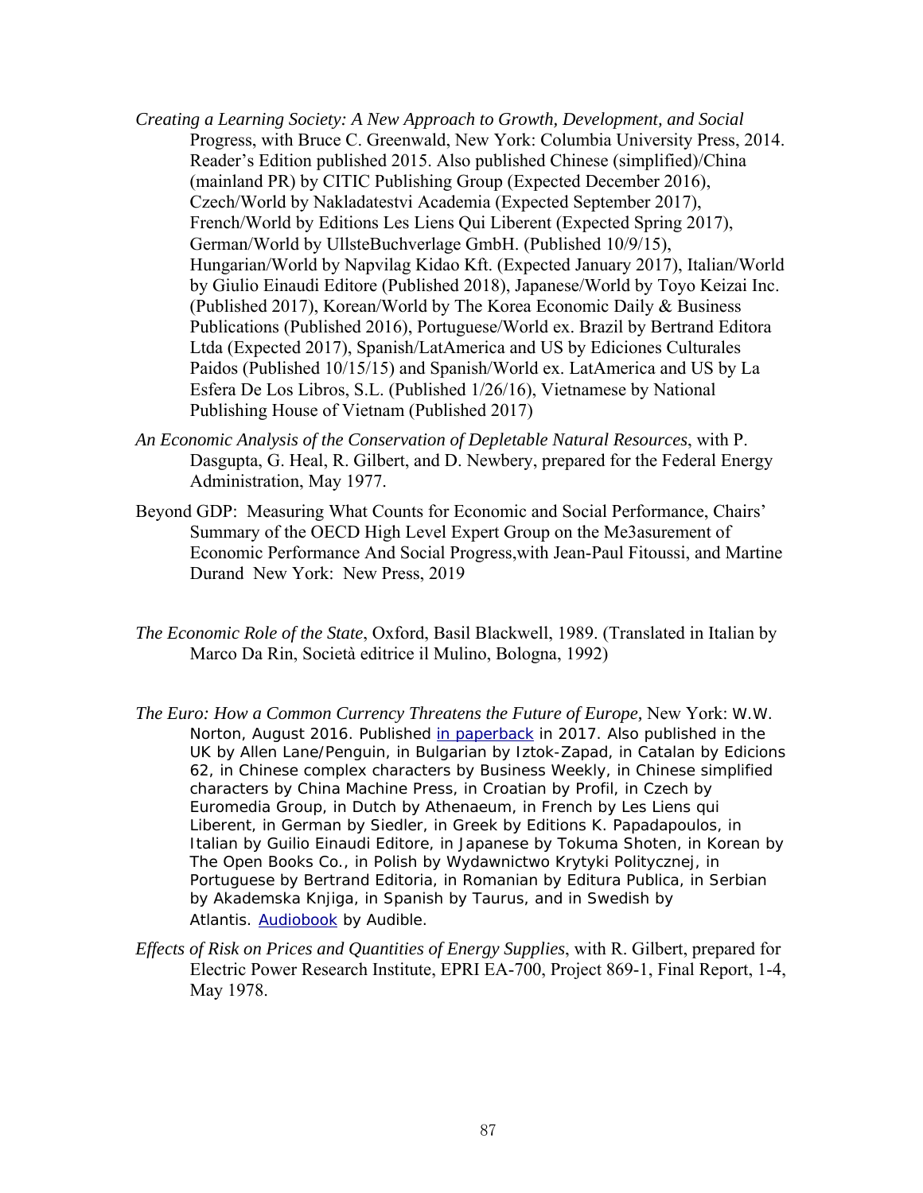*Creating a Learning Society: A New Approach to Growth, Development, and Social* Progress, with Bruce C. Greenwald, New York: Columbia University Press, 2014. Reader's Edition published 2015. Also published Chinese (simplified)/China (mainland PR) by CITIC Publishing Group (Expected December 2016), Czech/World by Nakladatestvi Academia (Expected September 2017), French/World by Editions Les Liens Qui Liberent (Expected Spring 2017), German/World by UllsteBuchverlage GmbH. (Published 10/9/15), Hungarian/World by Napvilag Kidao Kft. (Expected January 2017), Italian/World by Giulio Einaudi Editore (Published 2018), Japanese/World by Toyo Keizai Inc. (Published 2017), Korean/World by The Korea Economic Daily & Business Publications (Published 2016), Portuguese/World ex. Brazil by Bertrand Editora Ltda (Expected 2017), Spanish/LatAmerica and US by Ediciones Culturales Paidos (Published 10/15/15) and Spanish/World ex. LatAmerica and US by La Esfera De Los Libros, S.L. (Published 1/26/16), Vietnamese by National Publishing House of Vietnam (Published 2017)

*An Economic Analysis of the Conservation of Depletable Natural Resources*, with P. Dasgupta, G. Heal, R. Gilbert, and D. Newbery, prepared for the Federal Energy Administration, May 1977.

Beyond GDP: Measuring What Counts for Economic and Social Performance, Chairs' Summary of the OECD High Level Expert Group on the Me3asurement of Economic Performance And Social Progress,with Jean-Paul Fitoussi, and Martine Durand New York: New Press, 2019

*The Economic Role of the State*, Oxford, Basil Blackwell, 1989. (Translated in Italian by Marco Da Rin, Società editrice il Mulino, Bologna, 1992)

*The Euro: How a Common Currency Threatens the Future of Europe,* New York: W.W. Norton, August 2016. Published in paperback in 2017. Also published in the UK by Allen Lane/Penguin, in Bulgarian by Iztok-Zapad, in Catalan by Edicions 62, in Chinese complex characters by Business Weekly, in Chinese simplified characters by China Machine Press, in Croatian by Profil, in Czech by Euromedia Group, in Dutch by Athenaeum, in French by Les Liens qui Liberent, in German by Siedler, in Greek by Editions K. Papadapoulos, in Italian by Guilio Einaudi Editore, in Japanese by Tokuma Shoten, in Korean by The Open Books Co., in Polish by Wydawnictwo Krytyki Politycznej, in Portuguese by Bertrand Editoria, in Romanian by Editura Publica, in Serbian by Akademska Knjiga, in Spanish by Taurus, and in Swedish by Atlantis. Audiobook by Audible.

*Effects of Risk on Prices and Quantities of Energy Supplies*, with R. Gilbert, prepared for Electric Power Research Institute, EPRI EA-700, Project 869-1, Final Report, 1-4, May 1978.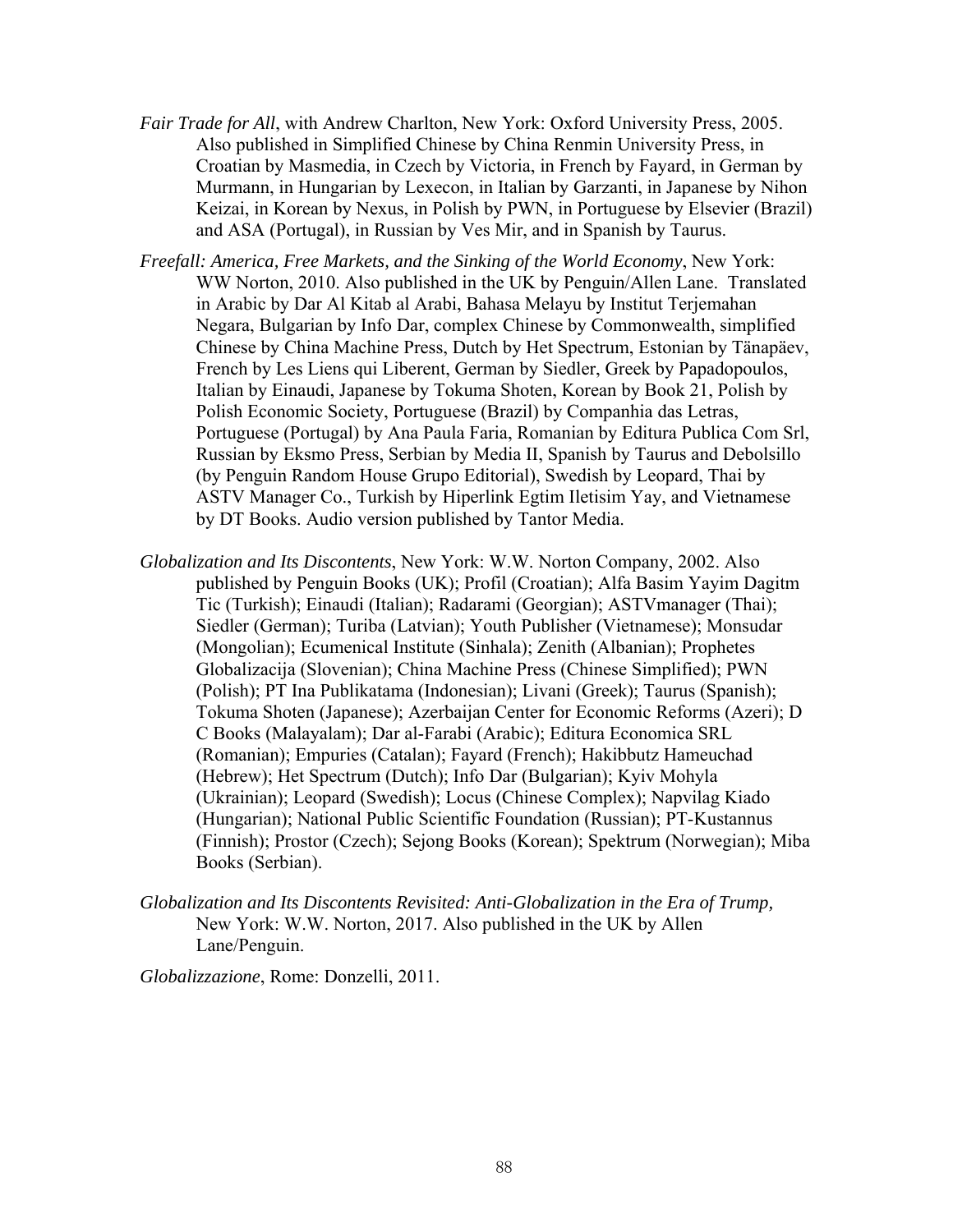*Fair Trade for All*, with Andrew Charlton, New York: Oxford University Press, 2005. Also published in Simplified Chinese by China Renmin University Press, in Croatian by Masmedia, in Czech by Victoria, in French by Fayard, in German by Murmann, in Hungarian by Lexecon, in Italian by Garzanti, in Japanese by Nihon Keizai, in Korean by Nexus, in Polish by PWN, in Portuguese by Elsevier (Brazil) and ASA (Portugal), in Russian by Ves Mir, and in Spanish by Taurus.

*Freefall: America, Free Markets, and the Sinking of the World Economy*, New York: WW Norton, 2010. Also published in the UK by Penguin/Allen Lane. Translated in Arabic by Dar Al Kitab al Arabi, Bahasa Melayu by Institut Terjemahan Negara, Bulgarian by Info Dar, complex Chinese by Commonwealth, simplified Chinese by China Machine Press, Dutch by Het Spectrum, Estonian by Tänapäev, French by Les Liens qui Liberent, German by Siedler, Greek by Papadopoulos, Italian by Einaudi, Japanese by Tokuma Shoten, Korean by Book 21, Polish by Polish Economic Society, Portuguese (Brazil) by Companhia das Letras, Portuguese (Portugal) by Ana Paula Faria, Romanian by Editura Publica Com Srl, Russian by Eksmo Press, Serbian by Media II, Spanish by Taurus and Debolsillo (by Penguin Random House Grupo Editorial), Swedish by Leopard, Thai by ASTV Manager Co., Turkish by Hiperlink Egtim Iletisim Yay, and Vietnamese by DT Books. Audio version published by Tantor Media.

*Globalization and Its Discontents*, New York: W.W. Norton Company, 2002. Also published by Penguin Books (UK); Profil (Croatian); Alfa Basim Yayim Dagitm Tic (Turkish); Einaudi (Italian); Radarami (Georgian); ASTVmanager (Thai); Siedler (German); Turiba (Latvian); Youth Publisher (Vietnamese); Monsudar (Mongolian); Ecumenical Institute (Sinhala); Zenith (Albanian); Prophetes Globalizacija (Slovenian); China Machine Press (Chinese Simplified); PWN (Polish); PT Ina Publikatama (Indonesian); Livani (Greek); Taurus (Spanish); Tokuma Shoten (Japanese); Azerbaijan Center for Economic Reforms (Azeri); D C Books (Malayalam); Dar al-Farabi (Arabic); Editura Economica SRL (Romanian); Empuries (Catalan); Fayard (French); Hakibbutz Hameuchad (Hebrew); Het Spectrum (Dutch); Info Dar (Bulgarian); Kyiv Mohyla (Ukrainian); Leopard (Swedish); Locus (Chinese Complex); Napvilag Kiado (Hungarian); National Public Scientific Foundation (Russian); PT-Kustannus (Finnish); Prostor (Czech); Sejong Books (Korean); Spektrum (Norwegian); Miba Books (Serbian).

*Globalization and Its Discontents Revisited: Anti-Globalization in the Era of Trump,* New York: W.W. Norton, 2017. Also published in the UK by Allen Lane/Penguin.

*Globalizzazione*, Rome: Donzelli, 2011.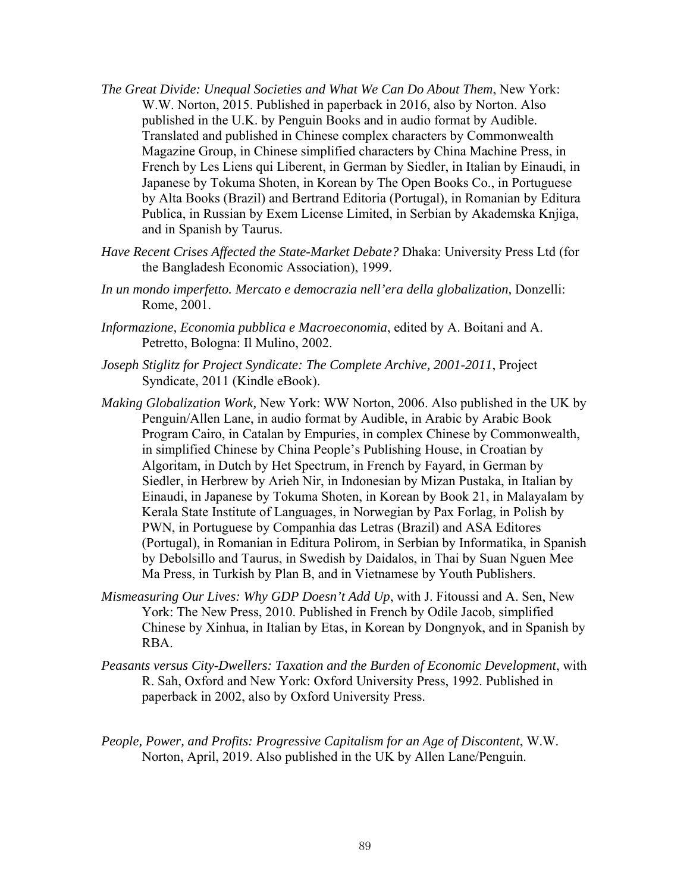*The Great Divide: Unequal Societies and What We Can Do About Them*, New York: W.W. Norton, 2015. Published in paperback in 2016, also by Norton. Also published in the U.K. by Penguin Books and in audio format by Audible. Translated and published in Chinese complex characters by Commonwealth Magazine Group, in Chinese simplified characters by China Machine Press, in French by Les Liens qui Liberent, in German by Siedler, in Italian by Einaudi, in Japanese by Tokuma Shoten, in Korean by The Open Books Co., in Portuguese by Alta Books (Brazil) and Bertrand Editoria (Portugal), in Romanian by Editura Publica, in Russian by Exem License Limited, in Serbian by Akademska Knjiga, and in Spanish by Taurus.

*Have Recent Crises Affected the State-Market Debate?* Dhaka: University Press Ltd (for the Bangladesh Economic Association), 1999.

*In un mondo imperfetto. Mercato e democrazia nell'era della globalization,* Donzelli: Rome, 2001.

*Informazione, Economia pubblica e Macroeconomia*, edited by A. Boitani and A. Petretto, Bologna: Il Mulino, 2002.

*Joseph Stiglitz for Project Syndicate: The Complete Archive, 2001-2011*, Project Syndicate, 2011 (Kindle eBook).

*Making Globalization Work,* New York: WW Norton, 2006. Also published in the UK by Penguin/Allen Lane, in audio format by Audible, in Arabic by Arabic Book Program Cairo, in Catalan by Empuries, in complex Chinese by Commonwealth, in simplified Chinese by China People's Publishing House, in Croatian by Algoritam, in Dutch by Het Spectrum, in French by Fayard, in German by Siedler, in Herbrew by Arieh Nir, in Indonesian by Mizan Pustaka, in Italian by Einaudi, in Japanese by Tokuma Shoten, in Korean by Book 21, in Malayalam by Kerala State Institute of Languages, in Norwegian by Pax Forlag, in Polish by PWN, in Portuguese by Companhia das Letras (Brazil) and ASA Editores (Portugal), in Romanian in Editura Polirom, in Serbian by Informatika, in Spanish by Debolsillo and Taurus, in Swedish by Daidalos, in Thai by Suan Nguen Mee Ma Press, in Turkish by Plan B, and in Vietnamese by Youth Publishers.

*Mismeasuring Our Lives: Why GDP Doesn't Add Up*, with J. Fitoussi and A. Sen, New York: The New Press, 2010. Published in French by Odile Jacob, simplified Chinese by Xinhua, in Italian by Etas, in Korean by Dongnyok, and in Spanish by RBA.

*Peasants versus City-Dwellers: Taxation and the Burden of Economic Development*, with R. Sah, Oxford and New York: Oxford University Press, 1992. Published in paperback in 2002, also by Oxford University Press.

*People, Power, and Profits: Progressive Capitalism for an Age of Discontent*, W.W. Norton, April, 2019. Also published in the UK by Allen Lane/Penguin.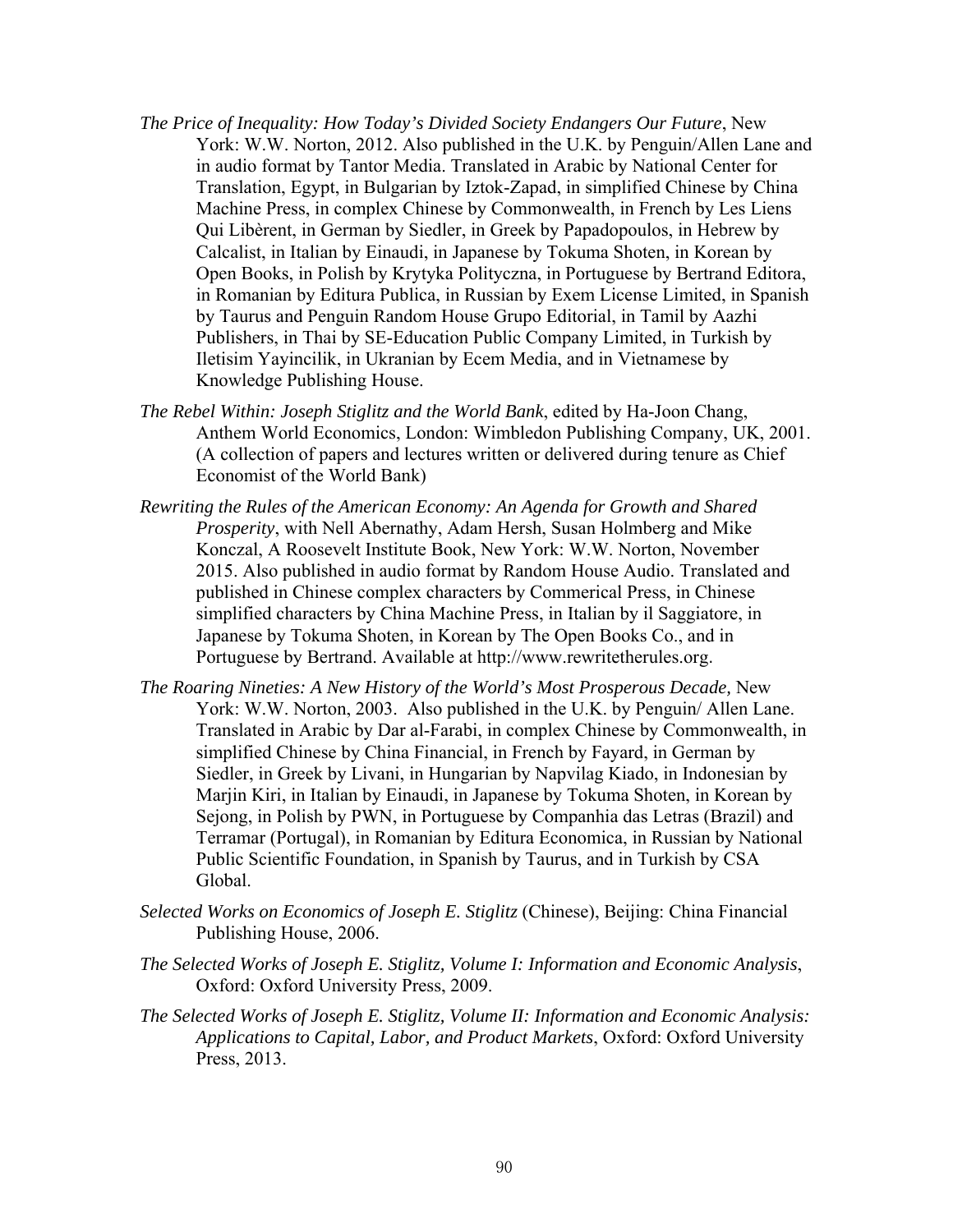*The Price of Inequality: How Today's Divided Society Endangers Our Future*, New York: W.W. Norton, 2012. Also published in the U.K. by Penguin/Allen Lane and in audio format by Tantor Media. Translated in Arabic by National Center for Translation, Egypt, in Bulgarian by Iztok-Zapad, in simplified Chinese by China Machine Press, in complex Chinese by Commonwealth, in French by Les Liens Qui Libèrent, in German by Siedler, in Greek by Papadopoulos, in Hebrew by Calcalist, in Italian by Einaudi, in Japanese by Tokuma Shoten, in Korean by Open Books, in Polish by Krytyka Polityczna, in Portuguese by Bertrand Editora, in Romanian by Editura Publica, in Russian by Exem License Limited, in Spanish by Taurus and Penguin Random House Grupo Editorial, in Tamil by Aazhi Publishers, in Thai by SE-Education Public Company Limited, in Turkish by Iletisim Yayincilik, in Ukranian by Ecem Media, and in Vietnamese by Knowledge Publishing House.

*The Rebel Within: Joseph Stiglitz and the World Bank*, edited by Ha-Joon Chang, Anthem World Economics, London: Wimbledon Publishing Company, UK, 2001. (A collection of papers and lectures written or delivered during tenure as Chief Economist of the World Bank)

*Rewriting the Rules of the American Economy: An Agenda for Growth and Shared Prosperity*, with Nell Abernathy, Adam Hersh, Susan Holmberg and Mike Konczal, A Roosevelt Institute Book, New York: W.W. Norton, November 2015. Also published in audio format by Random House Audio. Translated and published in Chinese complex characters by Commerical Press, in Chinese simplified characters by China Machine Press, in Italian by il Saggiatore, in Japanese by Tokuma Shoten, in Korean by The Open Books Co., and in Portuguese by Bertrand. Available at http://www.rewritetherules.org.

*The Roaring Nineties: A New History of the World's Most Prosperous Decade,* New York: W.W. Norton, 2003. Also published in the U.K. by Penguin/ Allen Lane. Translated in Arabic by Dar al-Farabi, in complex Chinese by Commonwealth, in simplified Chinese by China Financial, in French by Fayard, in German by Siedler, in Greek by Livani, in Hungarian by Napvilag Kiado, in Indonesian by Marjin Kiri, in Italian by Einaudi, in Japanese by Tokuma Shoten, in Korean by Sejong, in Polish by PWN, in Portuguese by Companhia das Letras (Brazil) and Terramar (Portugal), in Romanian by Editura Economica, in Russian by National Public Scientific Foundation, in Spanish by Taurus, and in Turkish by CSA Global.

*Selected Works on Economics of Joseph E. Stiglitz* (Chinese), Beijing: China Financial Publishing House, 2006.

*The Selected Works of Joseph E. Stiglitz, Volume I: Information and Economic Analysis*, Oxford: Oxford University Press, 2009.

*The Selected Works of Joseph E. Stiglitz, Volume II: Information and Economic Analysis: Applications to Capital, Labor, and Product Markets*, Oxford: Oxford University Press, 2013.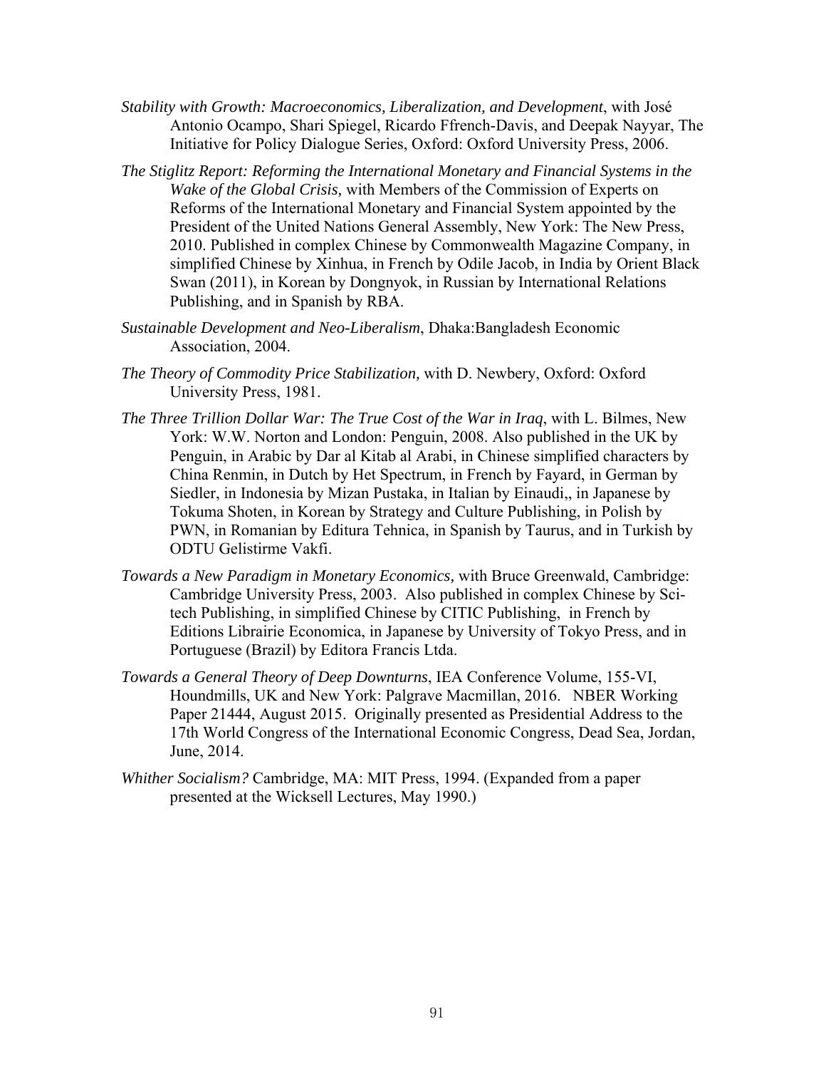*Stability with Growth: Macroeconomics, Liberalization, and Development*, with José Antonio Ocampo, Shari Spiegel, Ricardo Ffrench-Davis, and Deepak Nayyar, The Initiative for Policy Dialogue Series, Oxford: Oxford University Press, 2006.

*The Stiglitz Report: Reforming the International Monetary and Financial Systems in the Wake of the Global Crisis,* with Members of the Commission of Experts on Reforms of the International Monetary and Financial System appointed by the President of the United Nations General Assembly, New York: The New Press, 2010. Published in complex Chinese by Commonwealth Magazine Company, in simplified Chinese by Xinhua, in French by Odile Jacob, in India by Orient Black Swan (2011), in Korean by Dongnyok, in Russian by International Relations Publishing, and in Spanish by RBA.

*Sustainable Development and Neo-Liberalism*, Dhaka:Bangladesh Economic Association, 2004.

*The Theory of Commodity Price Stabilization,* with D. Newbery, Oxford: Oxford University Press, 1981.

*The Three Trillion Dollar War: The True Cost of the War in Iraq*, with L. Bilmes, New York: W.W. Norton and London: Penguin, 2008. Also published in the UK by Penguin, in Arabic by Dar al Kitab al Arabi, in Chinese simplified characters by China Renmin, in Dutch by Het Spectrum, in French by Fayard, in German by Siedler, in Indonesia by Mizan Pustaka, in Italian by Einaudi,, in Japanese by Tokuma Shoten, in Korean by Strategy and Culture Publishing, in Polish by PWN, in Romanian by Editura Tehnica, in Spanish by Taurus, and in Turkish by ODTU Gelistirme Vakfi.

*Towards a New Paradigm in Monetary Economics,* with Bruce Greenwald, Cambridge: Cambridge University Press, 2003. Also published in complex Chinese by Sci-tech Publishing, in simplified Chinese by CITIC Publishing, in French by Editions Librairie Economica, in Japanese by University of Tokyo Press, and in Portuguese (Brazil) by Editora Francis Ltda.

*Towards a General Theory of Deep Downturns*, IEA Conference Volume, 155-VI, Houndmills, UK and New York: Palgrave Macmillan, 2016. NBER Working Paper 21444, August 2015. Originally presented as Presidential Address to the 17th World Congress of the International Economic Congress, Dead Sea, Jordan, June, 2014.

*Whither Socialism?* Cambridge, MA: MIT Press, 1994. (Expanded from a paper presented at the Wicksell Lectures, May 1990.)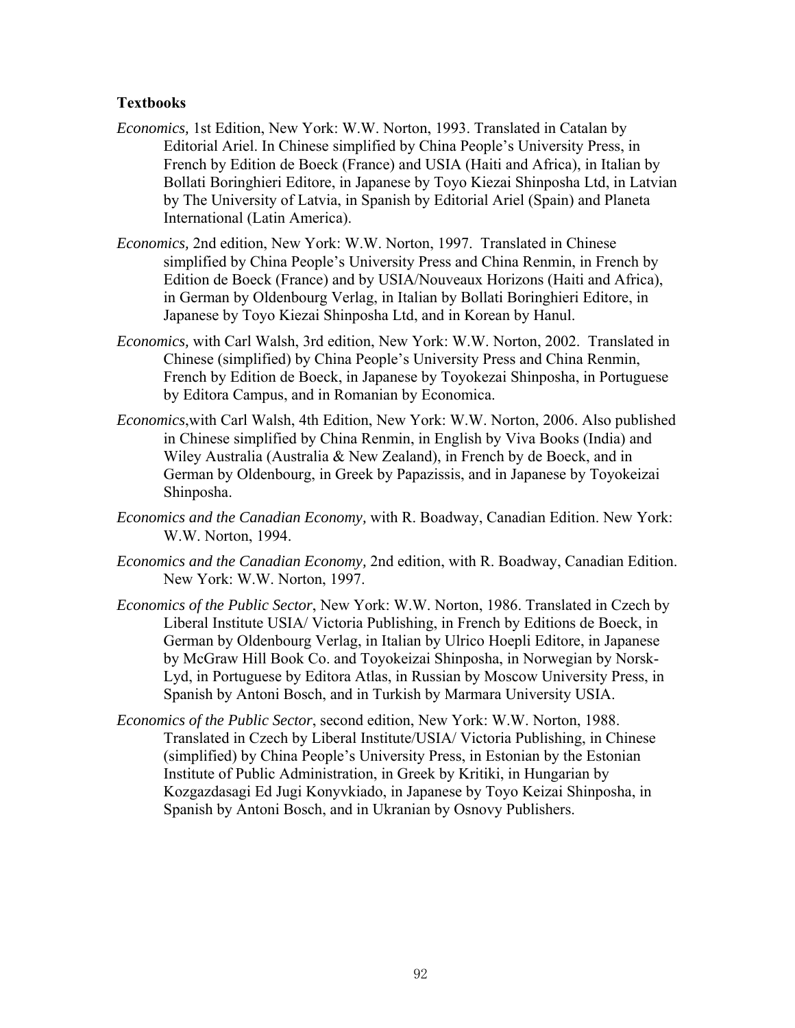**Textbooks**

*Economics,* 1st Edition, New York: W.W. Norton, 1993. Translated in Catalan by Editorial Ariel. In Chinese simplified by China People's University Press, in French by Edition de Boeck (France) and USIA (Haiti and Africa), in Italian by Bollati Boringhieri Editore, in Japanese by Toyo Kiezai Shinposha Ltd, in Latvian by The University of Latvia, in Spanish by Editorial Ariel (Spain) and Planeta International (Latin America).

*Economics,* 2nd edition, New York: W.W. Norton, 1997. Translated in Chinese simplified by China People's University Press and China Renmin, in French by Edition de Boeck (France) and by USIA/Nouveaux Horizons (Haiti and Africa), in German by Oldenbourg Verlag, in Italian by Bollati Boringhieri Editore, in Japanese by Toyo Kiezai Shinposha Ltd, and in Korean by Hanul.

*Economics,* with Carl Walsh, 3rd edition, New York: W.W. Norton, 2002. Translated in Chinese (simplified) by China People's University Press and China Renmin, French by Edition de Boeck, in Japanese by Toyokezai Shinposha, in Portuguese by Editora Campus, and in Romanian by Economica.

*Economics*,with Carl Walsh, 4th Edition, New York: W.W. Norton, 2006. Also published in Chinese simplified by China Renmin, in English by Viva Books (India) and Wiley Australia (Australia & New Zealand), in French by de Boeck, and in German by Oldenbourg, in Greek by Papazissis, and in Japanese by Toyokeizai Shinposha.

*Economics and the Canadian Economy,* with R. Boadway, Canadian Edition. New York: W.W. Norton, 1994.

*Economics and the Canadian Economy,* 2nd edition, with R. Boadway, Canadian Edition. New York: W.W. Norton, 1997.

*Economics of the Public Sector*, New York: W.W. Norton, 1986. Translated in Czech by Liberal Institute USIA/ Victoria Publishing, in French by Editions de Boeck, in German by Oldenbourg Verlag, in Italian by Ulrico Hoepli Editore, in Japanese by McGraw Hill Book Co. and Toyokeizai Shinposha, in Norwegian by Norsk-Lyd, in Portuguese by Editora Atlas, in Russian by Moscow University Press, in Spanish by Antoni Bosch, and in Turkish by Marmara University USIA.

*Economics of the Public Sector*, second edition, New York: W.W. Norton, 1988. Translated in Czech by Liberal Institute/USIA/ Victoria Publishing, in Chinese (simplified) by China People's University Press, in Estonian by the Estonian Institute of Public Administration, in Greek by Kritiki, in Hungarian by Kozgazdasagi Ed Jugi Konyvkiado, in Japanese by Toyo Keizai Shinposha, in Spanish by Antoni Bosch, and in Ukranian by Osnovy Publishers.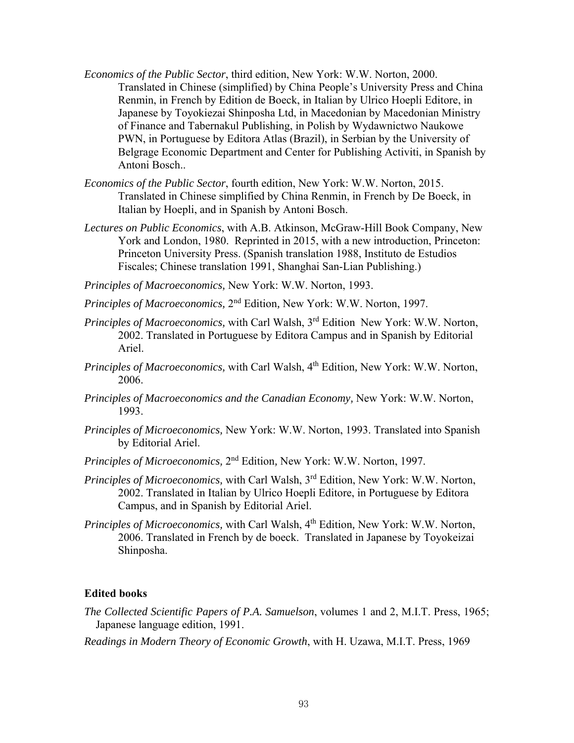*Economics of the Public Sector*, third edition, New York: W.W. Norton, 2000. Translated in Chinese (simplified) by China People's University Press and China Renmin, in French by Edition de Boeck, in Italian by Ulrico Hoepli Editore, in Japanese by Toyokiezai Shinposha Ltd, in Macedonian by Macedonian Ministry of Finance and Tabernakul Publishing, in Polish by Wydawnictwo Naukowe PWN, in Portuguese by Editora Atlas (Brazil), in Serbian by the University of Belgrage Economic Department and Center for Publishing Activiti, in Spanish by Antoni Bosch..

*Economics of the Public Sector*, fourth edition, New York: W.W. Norton, 2015. Translated in Chinese simplified by China Renmin, in French by De Boeck, in Italian by Hoepli, and in Spanish by Antoni Bosch.

*Lectures on Public Economics*, with A.B. Atkinson, McGraw-Hill Book Company, New York and London, 1980. Reprinted in 2015, with a new introduction, Princeton: Princeton University Press. (Spanish translation 1988, Instituto de Estudios Fiscales; Chinese translation 1991, Shanghai San-Lian Publishing.)

*Principles of Macroeconomics,* New York: W.W. Norton, 1993.

*Principles of Macroeconomics,* 2nd Edition, New York: W.W. Norton, 1997.

*Principles of Macroeconomics,* with Carl Walsh, 3rd Edition New York: W.W. Norton, 2002. Translated in Portuguese by Editora Campus and in Spanish by Editorial Ariel.

*Principles of Macroeconomics,* with Carl Walsh, 4th Edition, New York: W.W. Norton, 2006.

*Principles of Macroeconomics and the Canadian Economy,* New York: W.W. Norton, 1993.

*Principles of Microeconomics,* New York: W.W. Norton, 1993. Translated into Spanish by Editorial Ariel.

*Principles of Microeconomics,* 2nd Edition, New York: W.W. Norton, 1997.

*Principles of Microeconomics,* with Carl Walsh, 3rd Edition, New York: W.W. Norton, 2002. Translated in Italian by Ulrico Hoepli Editore, in Portuguese by Editora Campus, and in Spanish by Editorial Ariel.

*Principles of Microeconomics,* with Carl Walsh, 4th Edition, New York: W.W. Norton, 2006. Translated in French by de boeck. Translated in Japanese by Toyokeizai Shinposha.

**Edited books**

*The Collected Scientific Papers of P.A. Samuelson*, volumes 1 and 2, M.I.T. Press, 1965; Japanese language edition, 1991.

*Readings in Modern Theory of Economic Growth*, with H. Uzawa, M.I.T. Press, 1969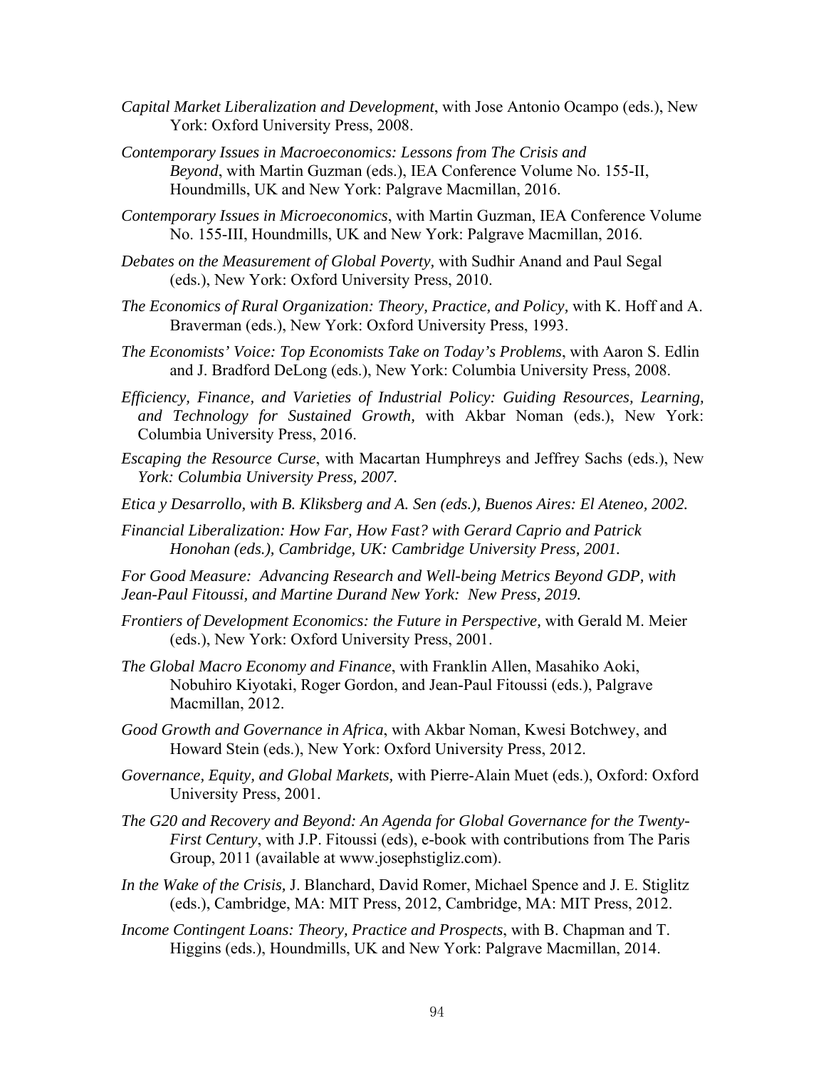*Capital Market Liberalization and Development*, with Jose Antonio Ocampo (eds.), New York: Oxford University Press, 2008.

*Contemporary Issues in Macroeconomics: Lessons from The Crisis and Beyond*, with Martin Guzman (eds.), IEA Conference Volume No. 155-II, Houndmills, UK and New York: Palgrave Macmillan, 2016.

*Contemporary Issues in Microeconomics*, with Martin Guzman, IEA Conference Volume No. 155-III, Houndmills, UK and New York: Palgrave Macmillan, 2016.

*Debates on the Measurement of Global Poverty,* with Sudhir Anand and Paul Segal (eds.), New York: Oxford University Press, 2010.

*The Economics of Rural Organization: Theory, Practice, and Policy,* with K. Hoff and A. Braverman (eds.), New York: Oxford University Press, 1993.

*The Economists' Voice: Top Economists Take on Today's Problems*, with Aaron S. Edlin and J. Bradford DeLong (eds.), New York: Columbia University Press, 2008.

*Efficiency, Finance, and Varieties of Industrial Policy: Guiding Resources, Learning, and Technology for Sustained Growth,* with Akbar Noman (eds.), New York: Columbia University Press, 2016.

*Escaping the Resource Curse*, with Macartan Humphreys and Jeffrey Sachs (eds.), New *York: Columbia University Press, 2007.*

*Etica y Desarrollo, with B. Kliksberg and A. Sen (eds.), Buenos Aires: El Ateneo, 2002.*

*Financial Liberalization: How Far, How Fast? with Gerard Caprio and Patrick Honohan (eds.), Cambridge, UK: Cambridge University Press, 2001.*

*For Good Measure: Advancing Research and Well-being Metrics Beyond GDP, with Jean-Paul Fitoussi, and Martine Durand New York: New Press, 2019.*

*Frontiers of Development Economics: the Future in Perspective,* with Gerald M. Meier (eds.), New York: Oxford University Press, 2001.

*The Global Macro Economy and Finance*, with Franklin Allen, Masahiko Aoki, Nobuhiro Kiyotaki, Roger Gordon, and Jean-Paul Fitoussi (eds.), Palgrave Macmillan, 2012.

*Good Growth and Governance in Africa*, with Akbar Noman, Kwesi Botchwey, and Howard Stein (eds.), New York: Oxford University Press, 2012.

*Governance, Equity, and Global Markets,* with Pierre-Alain Muet (eds.), Oxford: Oxford University Press, 2001.

*The G20 and Recovery and Beyond: An Agenda for Global Governance for the Twenty-First Century*, with J.P. Fitoussi (eds), e-book with contributions from The Paris Group, 2011 (available at www.josephstigliz.com).

*In the Wake of the Crisis,* J. Blanchard, David Romer, Michael Spence and J. E. Stiglitz (eds.), Cambridge, MA: MIT Press, 2012, Cambridge, MA: MIT Press, 2012.

*Income Contingent Loans: Theory, Practice and Prospects*, with B. Chapman and T. Higgins (eds.), Houndmills, UK and New York: Palgrave Macmillan, 2014.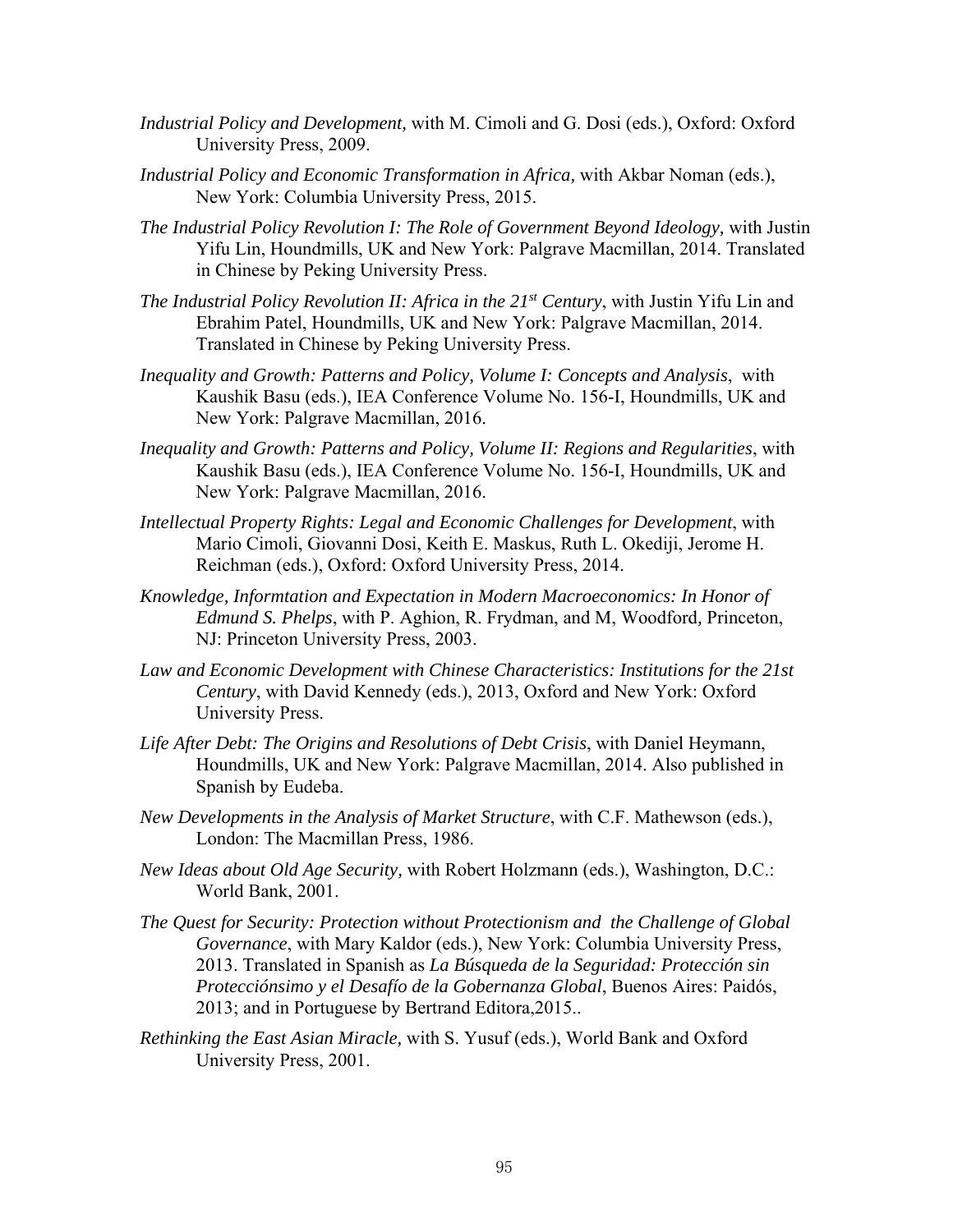*Industrial Policy and Development,* with M. Cimoli and G. Dosi (eds.), Oxford: Oxford University Press, 2009.

*Industrial Policy and Economic Transformation in Africa,* with Akbar Noman (eds.), New York: Columbia University Press, 2015.

*The Industrial Policy Revolution I: The Role of Government Beyond Ideology,* with Justin Yifu Lin, Houndmills, UK and New York: Palgrave Macmillan, 2014. Translated in Chinese by Peking University Press.

*The Industrial Policy Revolution II: Africa in the 21st Century*, with Justin Yifu Lin and Ebrahim Patel, Houndmills, UK and New York: Palgrave Macmillan, 2014. Translated in Chinese by Peking University Press.

*Inequality and Growth: Patterns and Policy, Volume I: Concepts and Analysis*, with Kaushik Basu (eds.), IEA Conference Volume No. 156-I, Houndmills, UK and New York: Palgrave Macmillan, 2016.

*Inequality and Growth: Patterns and Policy, Volume II: Regions and Regularities*, with Kaushik Basu (eds.), IEA Conference Volume No. 156-I, Houndmills, UK and New York: Palgrave Macmillan, 2016.

*Intellectual Property Rights: Legal and Economic Challenges for Development*, with Mario Cimoli, Giovanni Dosi, Keith E. Maskus, Ruth L. Okediji, Jerome H. Reichman (eds.), Oxford: Oxford University Press, 2014.

*Knowledge, Informtation and Expectation in Modern Macroeconomics: In Honor of Edmund S. Phelps*, with P. Aghion, R. Frydman, and M, Woodford, Princeton, NJ: Princeton University Press, 2003.

*Law and Economic Development with Chinese Characteristics: Institutions for the 21st Century*, with David Kennedy (eds.), 2013, Oxford and New York: Oxford University Press.

*Life After Debt: The Origins and Resolutions of Debt Crisis*, with Daniel Heymann, Houndmills, UK and New York: Palgrave Macmillan, 2014. Also published in Spanish by Eudeba.

*New Developments in the Analysis of Market Structure*, with C.F. Mathewson (eds.), London: The Macmillan Press, 1986.

*New Ideas about Old Age Security,* with Robert Holzmann (eds.), Washington, D.C.: World Bank, 2001.

*The Quest for Security: Protection without Protectionism and the Challenge of Global Governance*, with Mary Kaldor (eds.), New York: Columbia University Press, 2013. Translated in Spanish as *La Búsqueda de la Seguridad: Protección sin Protecciónsimo y el Desafío de la Gobernanza Global*, Buenos Aires: Paidós, 2013; and in Portuguese by Bertrand Editora,2015..

*Rethinking the East Asian Miracle,* with S. Yusuf (eds.), World Bank and Oxford University Press, 2001.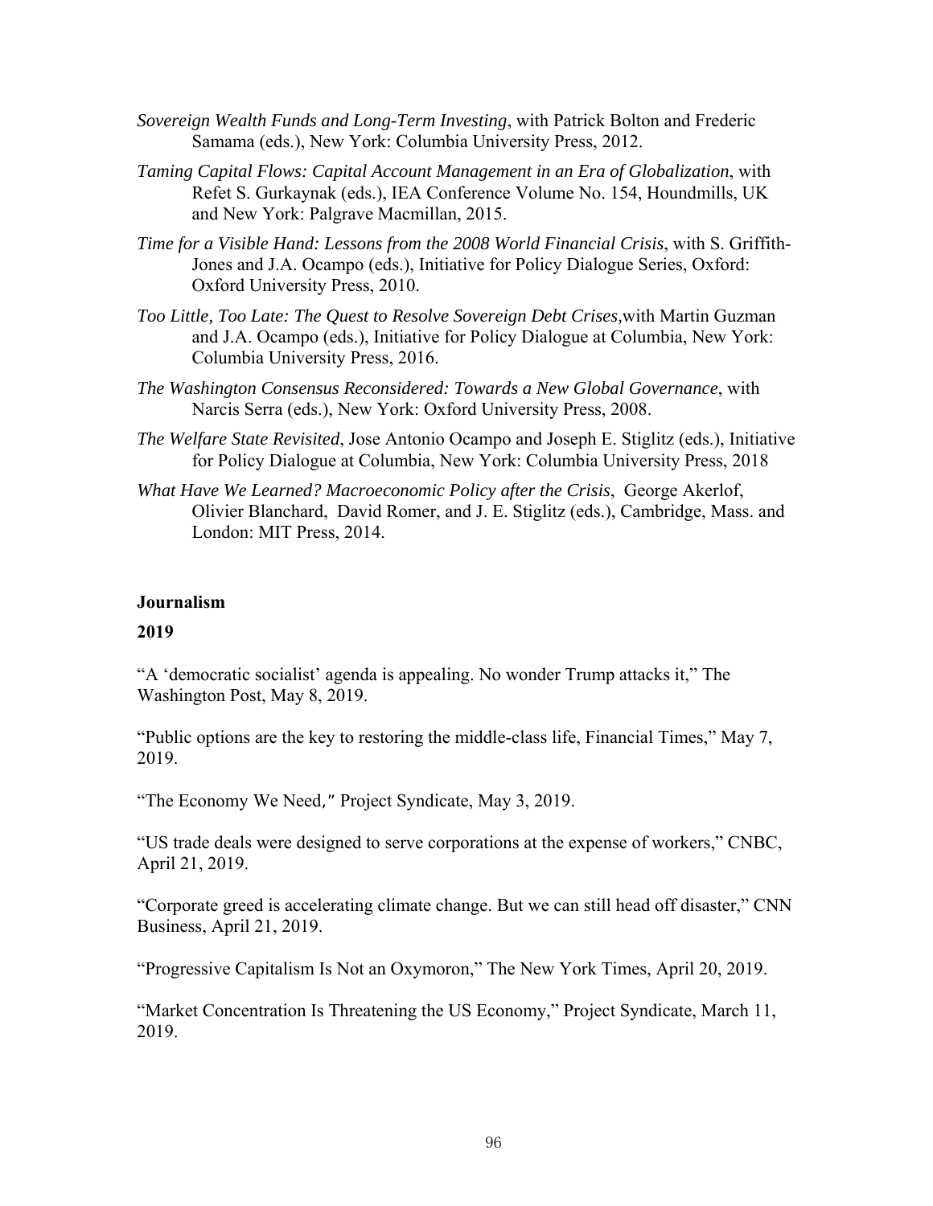*Sovereign Wealth Funds and Long-Term Investing*, with Patrick Bolton and Frederic Samama (eds.), New York: Columbia University Press, 2012.

*Taming Capital Flows: Capital Account Management in an Era of Globalization*, with Refet S. Gurkaynak (eds.), IEA Conference Volume No. 154, Houndmills, UK and New York: Palgrave Macmillan, 2015.

*Time for a Visible Hand: Lessons from the 2008 World Financial Crisis*, with S. Griffith-Jones and J.A. Ocampo (eds.), Initiative for Policy Dialogue Series, Oxford: Oxford University Press, 2010.

*Too Little, Too Late: The Quest to Resolve Sovereign Debt Crises,*with Martin Guzman and J.A. Ocampo (eds.), Initiative for Policy Dialogue at Columbia, New York: Columbia University Press, 2016.

*The Washington Consensus Reconsidered: Towards a New Global Governance*, with Narcis Serra (eds.), New York: Oxford University Press, 2008.

*The Welfare State Revisited*, Jose Antonio Ocampo and Joseph E. Stiglitz (eds.), Initiative for Policy Dialogue at Columbia, New York: Columbia University Press, 2018

*What Have We Learned? Macroeconomic Policy after the Crisis*, George Akerlof, Olivier Blanchard, David Romer, and J. E. Stiglitz (eds.), Cambridge, Mass. and London: MIT Press, 2014.

**Journalism**

**2019**

"A 'democratic socialist' agenda is appealing. No wonder Trump attacks it," The Washington Post, May 8, 2019.

"Public options are the key to restoring the middle-class life, Financial Times," May 7, 2019.

"The Economy We Need," Project Syndicate, May 3, 2019.

"US trade deals were designed to serve corporations at the expense of workers," CNBC, April 21, 2019.

"Corporate greed is accelerating climate change. But we can still head off disaster," CNN Business, April 21, 2019.

"Progressive Capitalism Is Not an Oxymoron," The New York Times, April 20, 2019.

"Market Concentration Is Threatening the US Economy," Project Syndicate, March 11, 2019.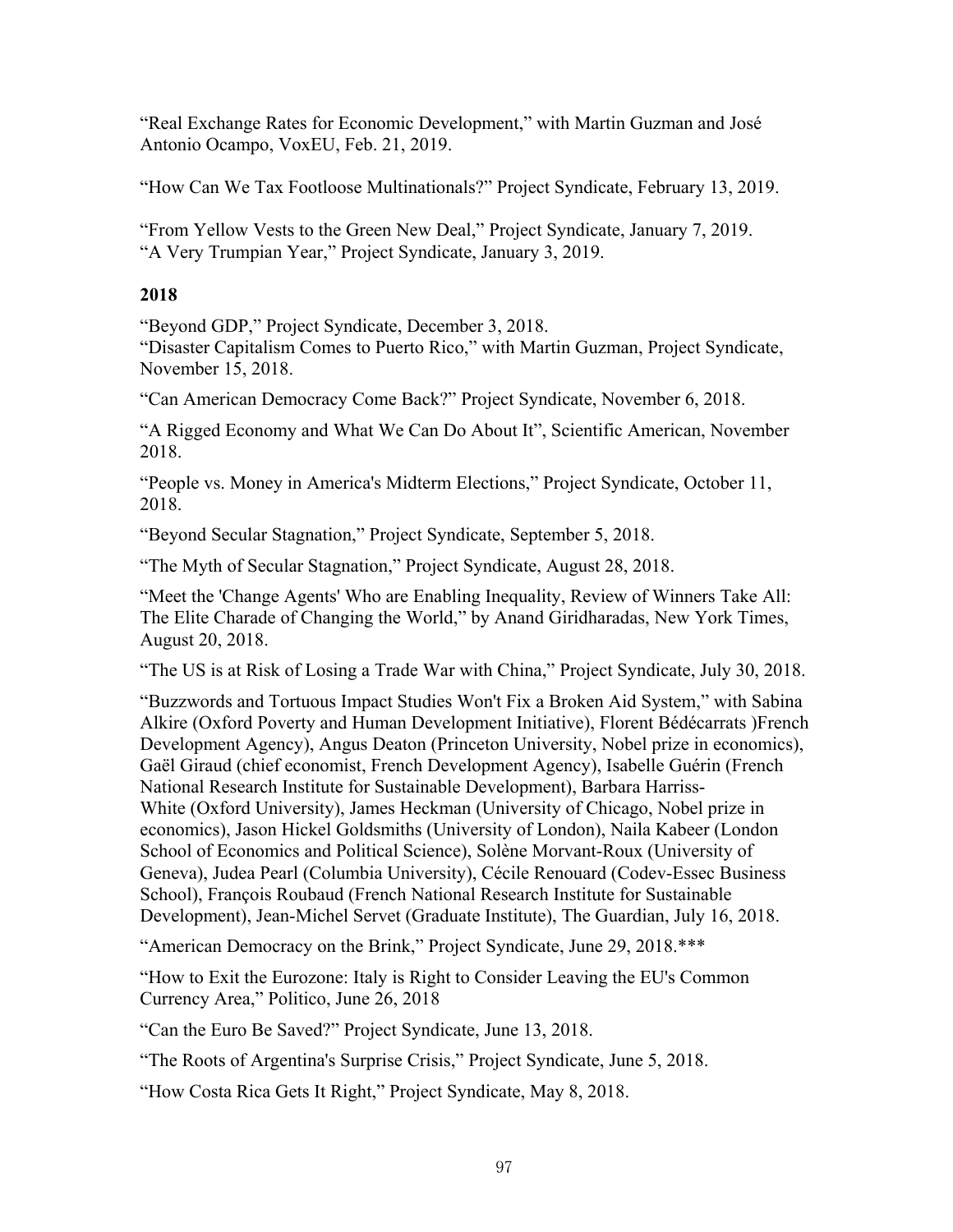"Real Exchange Rates for Economic Development," with Martin Guzman and José Antonio Ocampo, VoxEU, Feb. 21, 2019.

"How Can We Tax Footloose Multinationals?" Project Syndicate, February 13, 2019.

"From Yellow Vests to the Green New Deal," Project Syndicate, January 7, 2019.
"A Very Trumpian Year," Project Syndicate, January 3, 2019.

**2018**

"Beyond GDP," Project Syndicate, December 3, 2018.
"Disaster Capitalism Comes to Puerto Rico," with Martin Guzman, Project Syndicate, November 15, 2018.

"Can American Democracy Come Back?" Project Syndicate, November 6, 2018.

"A Rigged Economy and What We Can Do About It", Scientific American, November 2018.

"People vs. Money in America's Midterm Elections," Project Syndicate, October 11, 2018.

"Beyond Secular Stagnation," Project Syndicate, September 5, 2018.

"The Myth of Secular Stagnation," Project Syndicate, August 28, 2018.

"Meet the 'Change Agents' Who are Enabling Inequality, Review of Winners Take All: The Elite Charade of Changing the World," by Anand Giridharadas, New York Times, August 20, 2018.

"The US is at Risk of Losing a Trade War with China," Project Syndicate, July 30, 2018.

"Buzzwords and Tortuous Impact Studies Won't Fix a Broken Aid System," with Sabina Alkire (Oxford Poverty and Human Development Initiative), Florent Bédécarrats )French Development Agency), Angus Deaton (Princeton University, Nobel prize in economics), Gaël Giraud (chief economist, French Development Agency), Isabelle Guérin (French National Research Institute for Sustainable Development), Barbara Harriss-White (Oxford University), James Heckman (University of Chicago, Nobel prize in economics), Jason Hickel Goldsmiths (University of London), Naila Kabeer (London School of Economics and Political Science), Solène Morvant-Roux (University of Geneva), Judea Pearl (Columbia University), Cécile Renouard (Codev-Essec Business School), François Roubaud (French National Research Institute for Sustainable Development), Jean-Michel Servet (Graduate Institute), The Guardian, July 16, 2018.

"American Democracy on the Brink," Project Syndicate, June 29, 2018.***

"How to Exit the Eurozone: Italy is Right to Consider Leaving the EU's Common Currency Area," Politico, June 26, 2018

"Can the Euro Be Saved?" Project Syndicate, June 13, 2018.

"The Roots of Argentina's Surprise Crisis," Project Syndicate, June 5, 2018.

"How Costa Rica Gets It Right," Project Syndicate, May 8, 2018.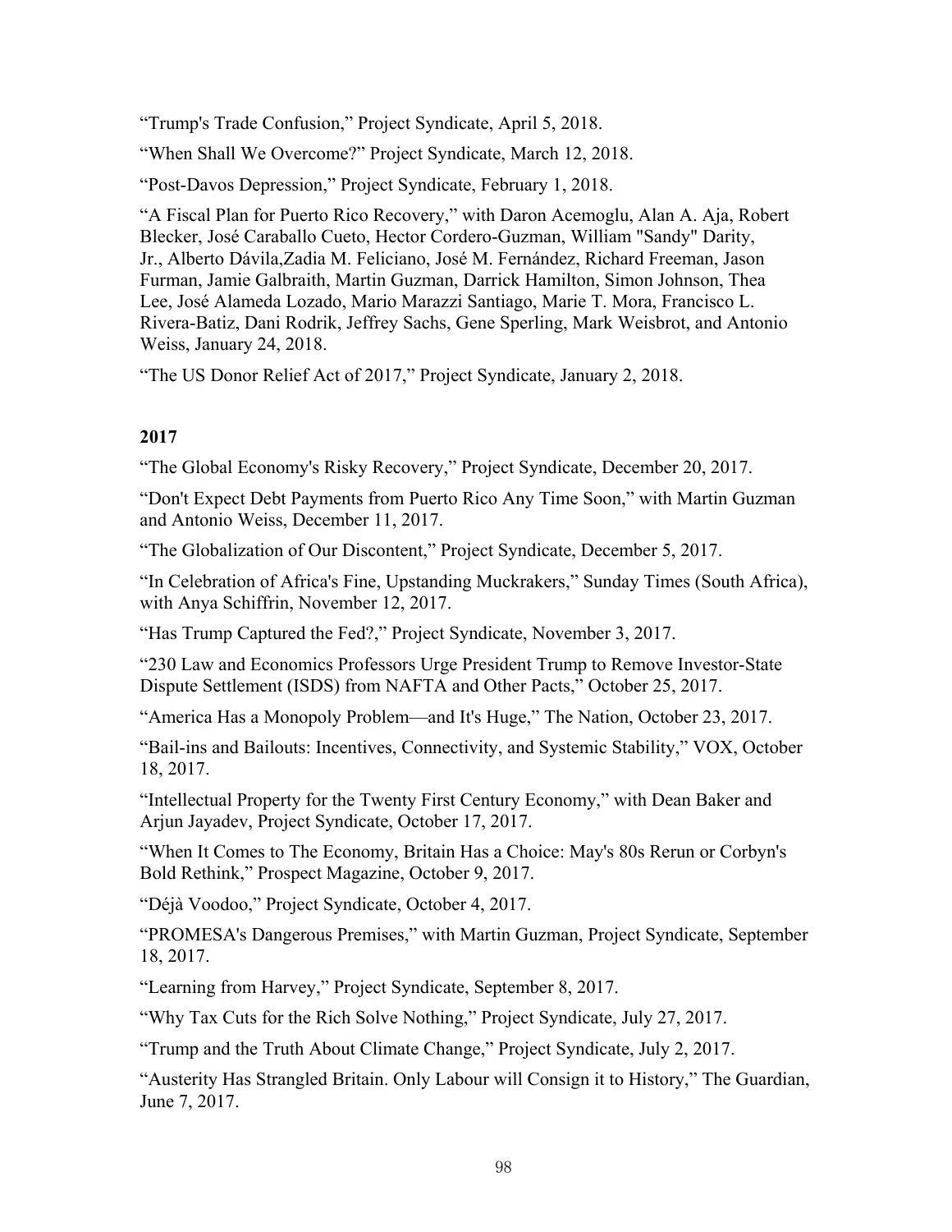"Trump's Trade Confusion," Project Syndicate, April 5, 2018.

"When Shall We Overcome?" Project Syndicate, March 12, 2018.

"Post-Davos Depression," Project Syndicate, February 1, 2018.

"A Fiscal Plan for Puerto Rico Recovery," with Daron Acemoglu, Alan A. Aja, Robert Blecker, José Caraballo Cueto, Hector Cordero-Guzman, William "Sandy" Darity, Jr., Alberto Dávila,Zadia M. Feliciano, José M. Fernández, Richard Freeman, Jason Furman, Jamie Galbraith, Martin Guzman, Darrick Hamilton, Simon Johnson, Thea Lee, José Alameda Lozado, Mario Marazzi Santiago, Marie T. Mora, Francisco L. Rivera-Batiz, Dani Rodrik, Jeffrey Sachs, Gene Sperling, Mark Weisbrot, and Antonio Weiss, January 24, 2018.

"The US Donor Relief Act of 2017," Project Syndicate, January 2, 2018.

**2017**

"The Global Economy's Risky Recovery," Project Syndicate, December 20, 2017.

"Don't Expect Debt Payments from Puerto Rico Any Time Soon," with Martin Guzman and Antonio Weiss, December 11, 2017.

"The Globalization of Our Discontent," Project Syndicate, December 5, 2017.

"In Celebration of Africa's Fine, Upstanding Muckrakers," Sunday Times (South Africa), with Anya Schiffrin, November 12, 2017.

"Has Trump Captured the Fed?," Project Syndicate, November 3, 2017.

"230 Law and Economics Professors Urge President Trump to Remove Investor-State Dispute Settlement (ISDS) from NAFTA and Other Pacts," October 25, 2017.

"America Has a Monopoly Problem—and It's Huge," The Nation, October 23, 2017.

"Bail-ins and Bailouts: Incentives, Connectivity, and Systemic Stability," VOX, October 18, 2017.

"Intellectual Property for the Twenty First Century Economy," with Dean Baker and Arjun Jayadev, Project Syndicate, October 17, 2017.

"When It Comes to The Economy, Britain Has a Choice: May's 80s Rerun or Corbyn's Bold Rethink," Prospect Magazine, October 9, 2017.

"Déjà Voodoo," Project Syndicate, October 4, 2017.

"PROMESA's Dangerous Premises," with Martin Guzman, Project Syndicate, September 18, 2017.

"Learning from Harvey," Project Syndicate, September 8, 2017.

"Why Tax Cuts for the Rich Solve Nothing," Project Syndicate, July 27, 2017.

"Trump and the Truth About Climate Change," Project Syndicate, July 2, 2017.

"Austerity Has Strangled Britain. Only Labour will Consign it to History," The Guardian, June 7, 2017.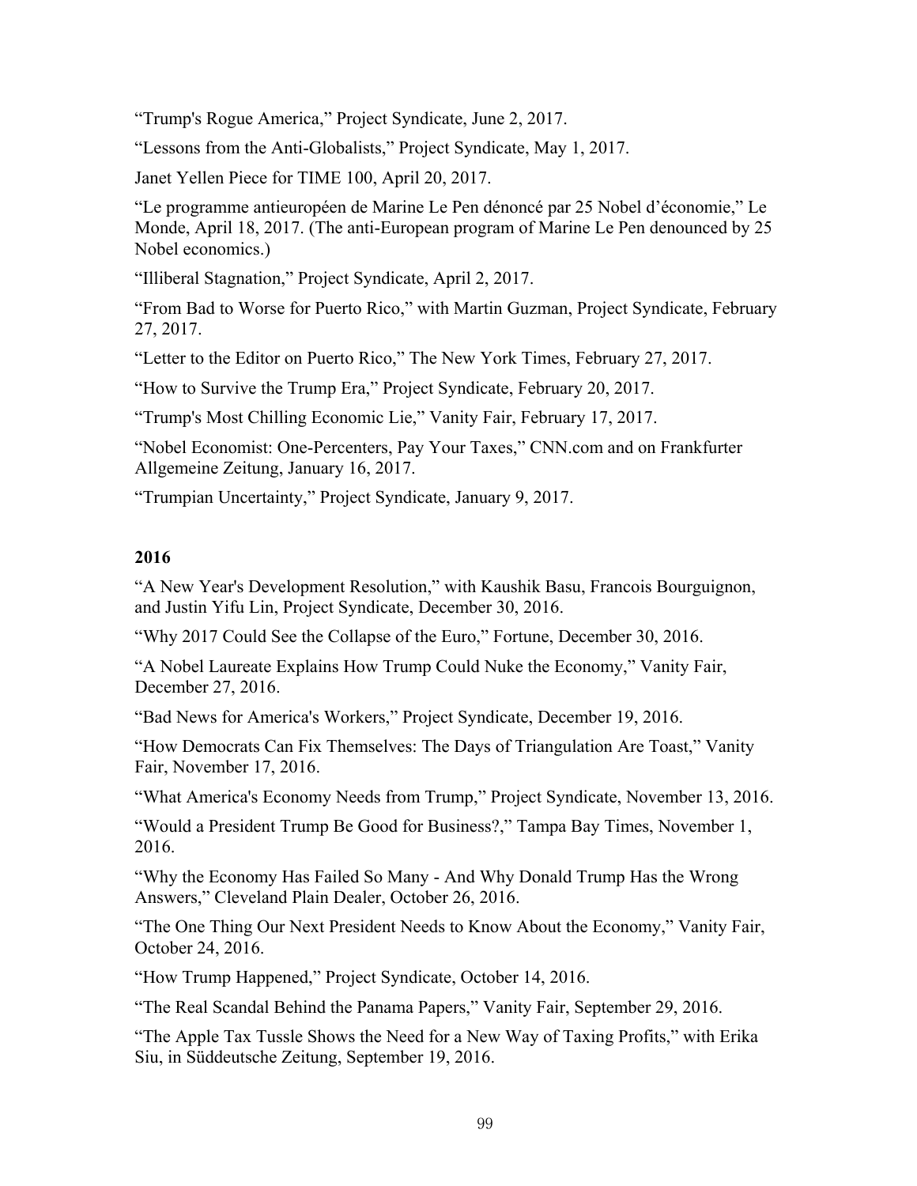"Trump's Rogue America," Project Syndicate, June 2, 2017.

"Lessons from the Anti-Globalists," Project Syndicate, May 1, 2017.

Janet Yellen Piece for TIME 100, April 20, 2017.

"Le programme antieuropéen de Marine Le Pen dénoncé par 25 Nobel d'économie," Le Monde, April 18, 2017. (The anti-European program of Marine Le Pen denounced by 25 Nobel economics.)

"Illiberal Stagnation," Project Syndicate, April 2, 2017.

"From Bad to Worse for Puerto Rico," with Martin Guzman, Project Syndicate, February 27, 2017.

"Letter to the Editor on Puerto Rico," The New York Times, February 27, 2017.

"How to Survive the Trump Era," Project Syndicate, February 20, 2017.

"Trump's Most Chilling Economic Lie," Vanity Fair, February 17, 2017.

"Nobel Economist: One-Percenters, Pay Your Taxes," CNN.com and on Frankfurter Allgemeine Zeitung, January 16, 2017.

"Trumpian Uncertainty," Project Syndicate, January 9, 2017.

**2016**

"A New Year's Development Resolution," with Kaushik Basu, Francois Bourguignon, and Justin Yifu Lin, Project Syndicate, December 30, 2016.

"Why 2017 Could See the Collapse of the Euro," Fortune, December 30, 2016.

"A Nobel Laureate Explains How Trump Could Nuke the Economy," Vanity Fair, December 27, 2016.

"Bad News for America's Workers," Project Syndicate, December 19, 2016.

"How Democrats Can Fix Themselves: The Days of Triangulation Are Toast," Vanity Fair, November 17, 2016.

"What America's Economy Needs from Trump," Project Syndicate, November 13, 2016.

"Would a President Trump Be Good for Business?," Tampa Bay Times, November 1, 2016.

"Why the Economy Has Failed So Many - And Why Donald Trump Has the Wrong Answers," Cleveland Plain Dealer, October 26, 2016.

"The One Thing Our Next President Needs to Know About the Economy," Vanity Fair, October 24, 2016.

"How Trump Happened," Project Syndicate, October 14, 2016.

"The Real Scandal Behind the Panama Papers," Vanity Fair, September 29, 2016.

"The Apple Tax Tussle Shows the Need for a New Way of Taxing Profits," with Erika Siu, in Süddeutsche Zeitung, September 19, 2016.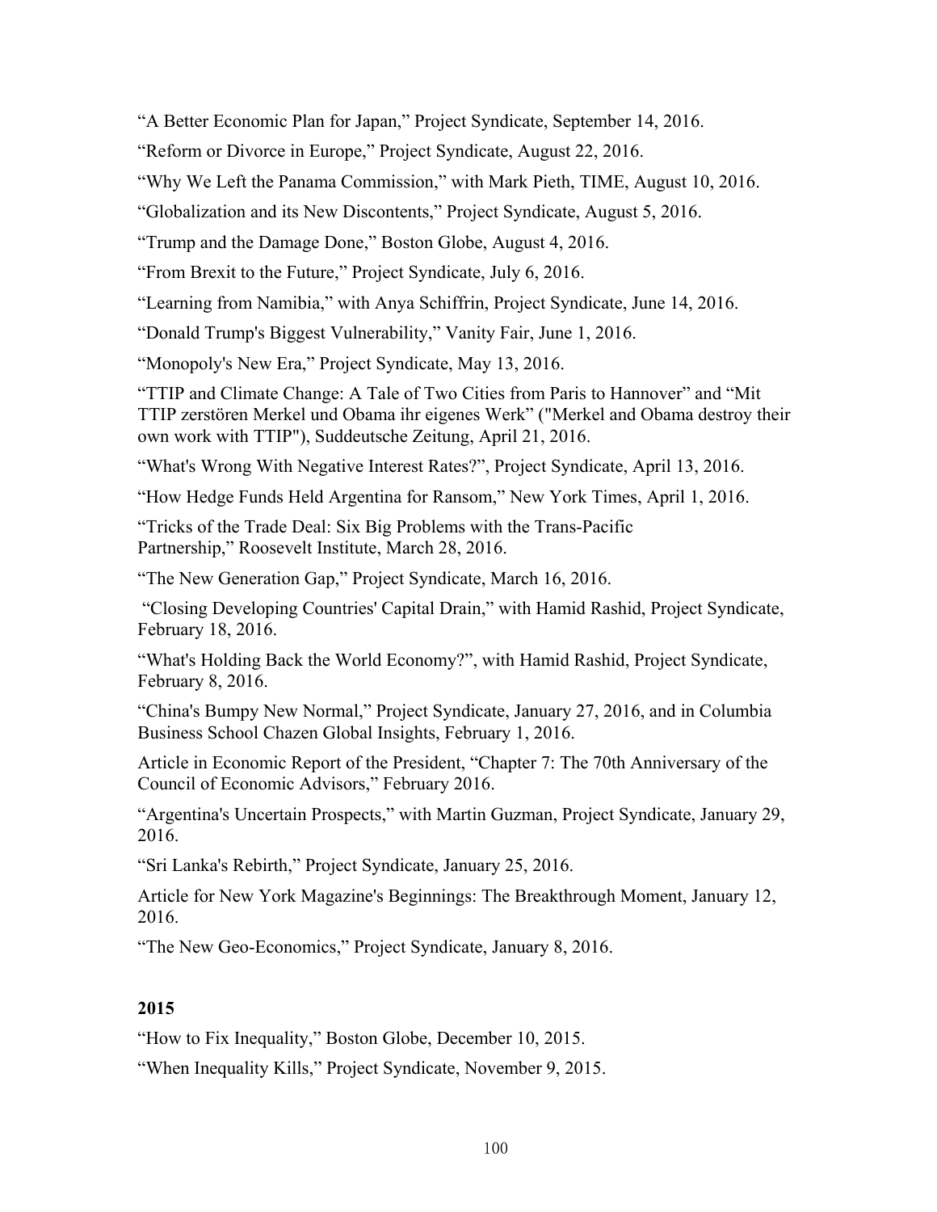"A Better Economic Plan for Japan," Project Syndicate, September 14, 2016.

"Reform or Divorce in Europe," Project Syndicate, August 22, 2016.

"Why We Left the Panama Commission," with Mark Pieth, TIME, August 10, 2016.

"Globalization and its New Discontents," Project Syndicate, August 5, 2016.

"Trump and the Damage Done," Boston Globe, August 4, 2016.

"From Brexit to the Future," Project Syndicate, July 6, 2016.

"Learning from Namibia," with Anya Schiffrin, Project Syndicate, June 14, 2016.

"Donald Trump's Biggest Vulnerability," Vanity Fair, June 1, 2016.

"Monopoly's New Era," Project Syndicate, May 13, 2016.

"TTIP and Climate Change: A Tale of Two Cities from Paris to Hannover" and "Mit TTIP zerstören Merkel und Obama ihr eigenes Werk" ("Merkel and Obama destroy their own work with TTIP"), Suddeutsche Zeitung, April 21, 2016.

"What's Wrong With Negative Interest Rates?", Project Syndicate, April 13, 2016.

"How Hedge Funds Held Argentina for Ransom," New York Times, April 1, 2016.

"Tricks of the Trade Deal: Six Big Problems with the Trans-Pacific Partnership," Roosevelt Institute, March 28, 2016.

"The New Generation Gap," Project Syndicate, March 16, 2016.

"Closing Developing Countries' Capital Drain," with Hamid Rashid, Project Syndicate, February 18, 2016.

"What's Holding Back the World Economy?", with Hamid Rashid, Project Syndicate, February 8, 2016.

"China's Bumpy New Normal," Project Syndicate, January 27, 2016, and in Columbia Business School Chazen Global Insights, February 1, 2016.

Article in Economic Report of the President, "Chapter 7: The 70th Anniversary of the Council of Economic Advisors," February 2016.

"Argentina's Uncertain Prospects," with Martin Guzman, Project Syndicate, January 29, 2016.

"Sri Lanka's Rebirth," Project Syndicate, January 25, 2016.

Article for New York Magazine's Beginnings: The Breakthrough Moment, January 12, 2016.

"The New Geo-Economics," Project Syndicate, January 8, 2016.

**2015**

"How to Fix Inequality," Boston Globe, December 10, 2015.

"When Inequality Kills," Project Syndicate, November 9, 2015.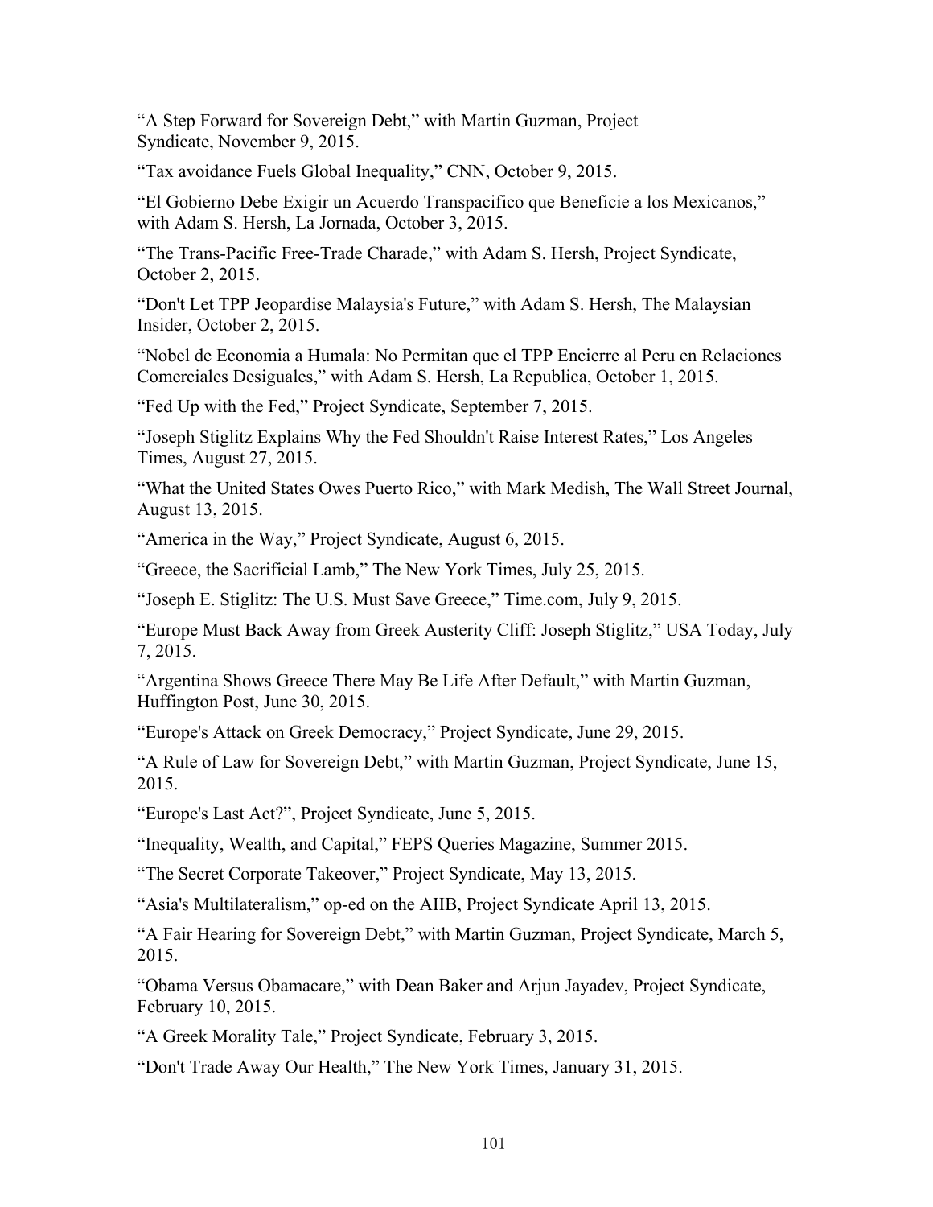"A Step Forward for Sovereign Debt," with Martin Guzman, Project Syndicate, November 9, 2015.

"Tax avoidance Fuels Global Inequality," CNN, October 9, 2015.

"El Gobierno Debe Exigir un Acuerdo Transpacifico que Beneficie a los Mexicanos," with Adam S. Hersh, La Jornada, October 3, 2015.

"The Trans-Pacific Free-Trade Charade," with Adam S. Hersh, Project Syndicate, October 2, 2015.

"Don't Let TPP Jeopardise Malaysia's Future," with Adam S. Hersh, The Malaysian Insider, October 2, 2015.

"Nobel de Economia a Humala: No Permitan que el TPP Encierre al Peru en Relaciones Comerciales Desiguales," with Adam S. Hersh, La Republica, October 1, 2015.

"Fed Up with the Fed," Project Syndicate, September 7, 2015.

"Joseph Stiglitz Explains Why the Fed Shouldn't Raise Interest Rates," Los Angeles Times, August 27, 2015.

"What the United States Owes Puerto Rico," with Mark Medish, The Wall Street Journal, August 13, 2015.

"America in the Way," Project Syndicate, August 6, 2015.

"Greece, the Sacrificial Lamb," The New York Times, July 25, 2015.

"Joseph E. Stiglitz: The U.S. Must Save Greece," Time.com, July 9, 2015.

"Europe Must Back Away from Greek Austerity Cliff: Joseph Stiglitz," USA Today, July 7, 2015.

"Argentina Shows Greece There May Be Life After Default," with Martin Guzman, Huffington Post, June 30, 2015.

"Europe's Attack on Greek Democracy," Project Syndicate, June 29, 2015.

"A Rule of Law for Sovereign Debt," with Martin Guzman, Project Syndicate, June 15, 2015.

"Europe's Last Act?", Project Syndicate, June 5, 2015.

"Inequality, Wealth, and Capital," FEPS Queries Magazine, Summer 2015.

"The Secret Corporate Takeover," Project Syndicate, May 13, 2015.

"Asia's Multilateralism," op-ed on the AIIB, Project Syndicate April 13, 2015.

"A Fair Hearing for Sovereign Debt," with Martin Guzman, Project Syndicate, March 5, 2015.

"Obama Versus Obamacare," with Dean Baker and Arjun Jayadev, Project Syndicate, February 10, 2015.

"A Greek Morality Tale," Project Syndicate, February 3, 2015.

"Don't Trade Away Our Health," The New York Times, January 31, 2015.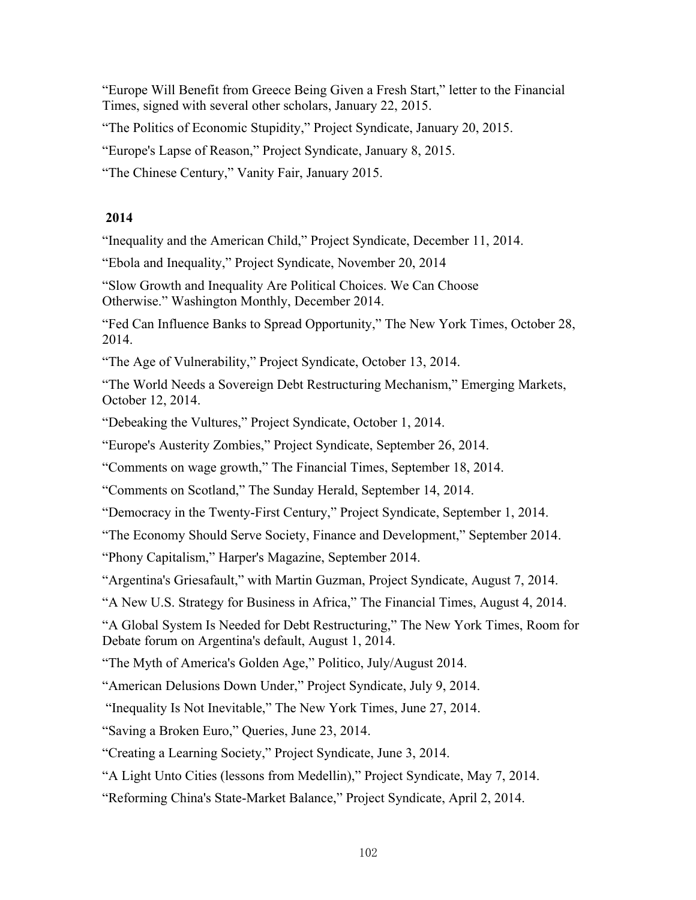“Europe Will Benefit from Greece Being Given a Fresh Start,” letter to the Financial Times, signed with several other scholars, January 22, 2015.

“The Politics of Economic Stupidity,” Project Syndicate, January 20, 2015.

“Europe's Lapse of Reason,” Project Syndicate, January 8, 2015.

“The Chinese Century,” Vanity Fair, January 2015.

**2014**

“Inequality and the American Child,” Project Syndicate, December 11, 2014.

“Ebola and Inequality,” Project Syndicate, November 20, 2014

“Slow Growth and Inequality Are Political Choices. We Can Choose Otherwise.” Washington Monthly, December 2014.

“Fed Can Influence Banks to Spread Opportunity,” The New York Times, October 28, 2014.

“The Age of Vulnerability,” Project Syndicate, October 13, 2014.

“The World Needs a Sovereign Debt Restructuring Mechanism,” Emerging Markets, October 12, 2014.

“Debeaking the Vultures,” Project Syndicate, October 1, 2014.

“Europe's Austerity Zombies,” Project Syndicate, September 26, 2014.

“Comments on wage growth,” The Financial Times, September 18, 2014.

“Comments on Scotland,” The Sunday Herald, September 14, 2014.

“Democracy in the Twenty-First Century,” Project Syndicate, September 1, 2014.

“The Economy Should Serve Society, Finance and Development,” September 2014.

“Phony Capitalism,” Harper's Magazine, September 2014.

“Argentina's Griesafault,” with Martin Guzman, Project Syndicate, August 7, 2014.

“A New U.S. Strategy for Business in Africa,” The Financial Times, August 4, 2014.

“A Global System Is Needed for Debt Restructuring,” The New York Times, Room for Debate forum on Argentina's default, August 1, 2014.

“The Myth of America's Golden Age,” Politico, July/August 2014.

“American Delusions Down Under,” Project Syndicate, July 9, 2014.

“Inequality Is Not Inevitable,” The New York Times, June 27, 2014.

“Saving a Broken Euro,” Queries, June 23, 2014.

“Creating a Learning Society,” Project Syndicate, June 3, 2014.

“A Light Unto Cities (lessons from Medellin),” Project Syndicate, May 7, 2014.

“Reforming China's State-Market Balance,” Project Syndicate, April 2, 2014.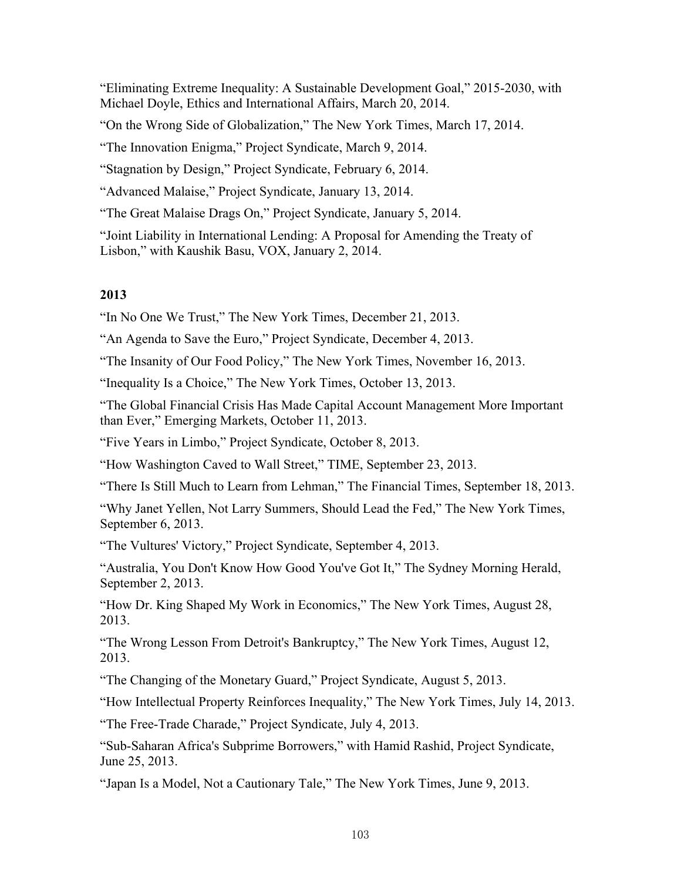"Eliminating Extreme Inequality: A Sustainable Development Goal," 2015-2030, with Michael Doyle, Ethics and International Affairs, March 20, 2014.

"On the Wrong Side of Globalization," The New York Times, March 17, 2014.

"The Innovation Enigma," Project Syndicate, March 9, 2014.

"Stagnation by Design," Project Syndicate, February 6, 2014.

"Advanced Malaise," Project Syndicate, January 13, 2014.

"The Great Malaise Drags On," Project Syndicate, January 5, 2014.

"Joint Liability in International Lending: A Proposal for Amending the Treaty of Lisbon," with Kaushik Basu, VOX, January 2, 2014.

**2013**

"In No One We Trust," The New York Times, December 21, 2013.

"An Agenda to Save the Euro," Project Syndicate, December 4, 2013.

"The Insanity of Our Food Policy," The New York Times, November 16, 2013.

"Inequality Is a Choice," The New York Times, October 13, 2013.

"The Global Financial Crisis Has Made Capital Account Management More Important than Ever," Emerging Markets, October 11, 2013.

"Five Years in Limbo," Project Syndicate, October 8, 2013.

"How Washington Caved to Wall Street," TIME, September 23, 2013.

"There Is Still Much to Learn from Lehman," The Financial Times, September 18, 2013.

"Why Janet Yellen, Not Larry Summers, Should Lead the Fed," The New York Times, September 6, 2013.

"The Vultures' Victory," Project Syndicate, September 4, 2013.

"Australia, You Don't Know How Good You've Got It," The Sydney Morning Herald, September 2, 2013.

"How Dr. King Shaped My Work in Economics," The New York Times, August 28, 2013.

"The Wrong Lesson From Detroit's Bankruptcy," The New York Times, August 12, 2013.

"The Changing of the Monetary Guard," Project Syndicate, August 5, 2013.

"How Intellectual Property Reinforces Inequality," The New York Times, July 14, 2013.

"The Free-Trade Charade," Project Syndicate, July 4, 2013.

"Sub-Saharan Africa's Subprime Borrowers," with Hamid Rashid, Project Syndicate, June 25, 2013.

"Japan Is a Model, Not a Cautionary Tale," The New York Times, June 9, 2013.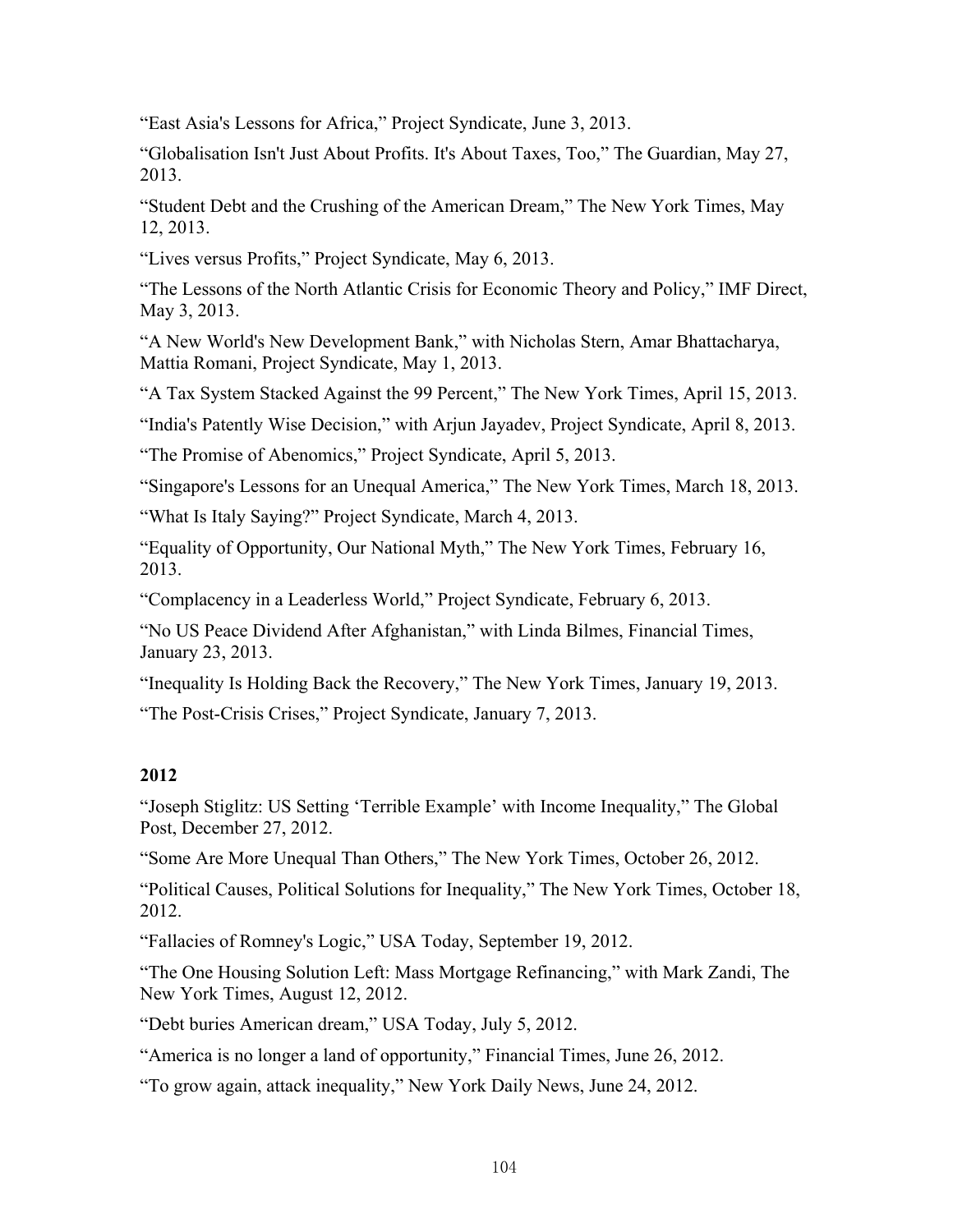“East Asia's Lessons for Africa,” Project Syndicate, June 3, 2013.

“Globalisation Isn't Just About Profits. It's About Taxes, Too,” The Guardian, May 27, 2013.

“Student Debt and the Crushing of the American Dream,” The New York Times, May 12, 2013.

“Lives versus Profits,” Project Syndicate, May 6, 2013.

“The Lessons of the North Atlantic Crisis for Economic Theory and Policy,” IMF Direct, May 3, 2013.

“A New World's New Development Bank,” with Nicholas Stern, Amar Bhattacharya, Mattia Romani, Project Syndicate, May 1, 2013.

“A Tax System Stacked Against the 99 Percent,” The New York Times, April 15, 2013.

“India's Patently Wise Decision,” with Arjun Jayadev, Project Syndicate, April 8, 2013.

“The Promise of Abenomics,” Project Syndicate, April 5, 2013.

“Singapore's Lessons for an Unequal America,” The New York Times, March 18, 2013.

“What Is Italy Saying?” Project Syndicate, March 4, 2013.

“Equality of Opportunity, Our National Myth,” The New York Times, February 16, 2013.

“Complacency in a Leaderless World,” Project Syndicate, February 6, 2013.

“No US Peace Dividend After Afghanistan,” with Linda Bilmes, Financial Times, January 23, 2013.

“Inequality Is Holding Back the Recovery,” The New York Times, January 19, 2013.

“The Post-Crisis Crises,” Project Syndicate, January 7, 2013.

**2012**

“Joseph Stiglitz: US Setting ‘Terrible Example’ with Income Inequality,” The Global Post, December 27, 2012.

“Some Are More Unequal Than Others,” The New York Times, October 26, 2012.

“Political Causes, Political Solutions for Inequality,” The New York Times, October 18, 2012.

“Fallacies of Romney's Logic,” USA Today, September 19, 2012.

“The One Housing Solution Left: Mass Mortgage Refinancing,” with Mark Zandi, The New York Times, August 12, 2012.

“Debt buries American dream,” USA Today, July 5, 2012.

“America is no longer a land of opportunity,” Financial Times, June 26, 2012.

“To grow again, attack inequality,” New York Daily News, June 24, 2012.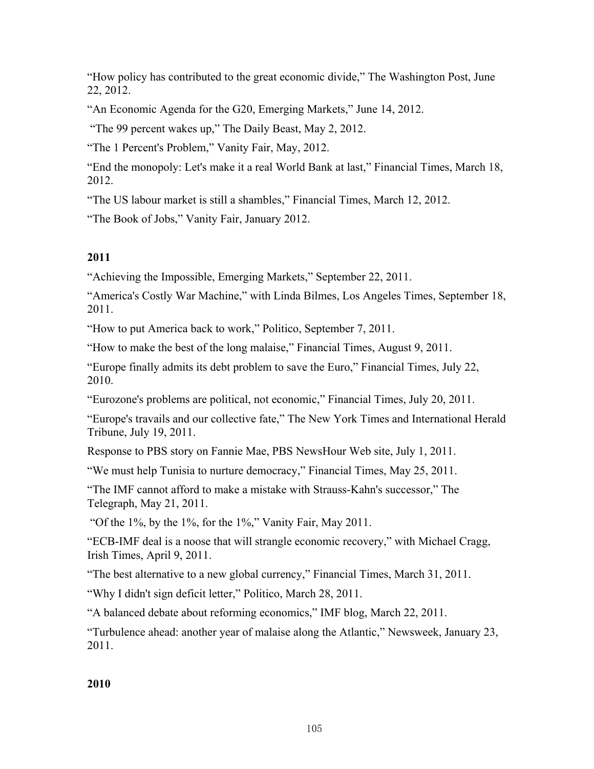"How policy has contributed to the great economic divide," The Washington Post, June 22, 2012.

"An Economic Agenda for the G20, Emerging Markets," June 14, 2012.

"The 99 percent wakes up," The Daily Beast, May 2, 2012.

"The 1 Percent's Problem," Vanity Fair, May, 2012.

"End the monopoly: Let's make it a real World Bank at last," Financial Times, March 18, 2012.

"The US labour market is still a shambles," Financial Times, March 12, 2012.

"The Book of Jobs," Vanity Fair, January 2012.

**2011**

"Achieving the Impossible, Emerging Markets," September 22, 2011.

"America's Costly War Machine," with Linda Bilmes, Los Angeles Times, September 18, 2011.

"How to put America back to work," Politico, September 7, 2011.

"How to make the best of the long malaise," Financial Times, August 9, 2011.

"Europe finally admits its debt problem to save the Euro," Financial Times, July 22, 2010.

"Eurozone's problems are political, not economic," Financial Times, July 20, 2011.

"Europe's travails and our collective fate," The New York Times and International Herald Tribune, July 19, 2011.

Response to PBS story on Fannie Mae, PBS NewsHour Web site, July 1, 2011.

"We must help Tunisia to nurture democracy," Financial Times, May 25, 2011.

"The IMF cannot afford to make a mistake with Strauss-Kahn's successor," The Telegraph, May 21, 2011.

"Of the 1%, by the 1%, for the 1%," Vanity Fair, May 2011.

"ECB-IMF deal is a noose that will strangle economic recovery," with Michael Cragg, Irish Times, April 9, 2011.

"The best alternative to a new global currency," Financial Times, March 31, 2011.

"Why I didn't sign deficit letter," Politico, March 28, 2011.

"A balanced debate about reforming economics," IMF blog, March 22, 2011.

"Turbulence ahead: another year of malaise along the Atlantic," Newsweek, January 23, 2011.

**2010**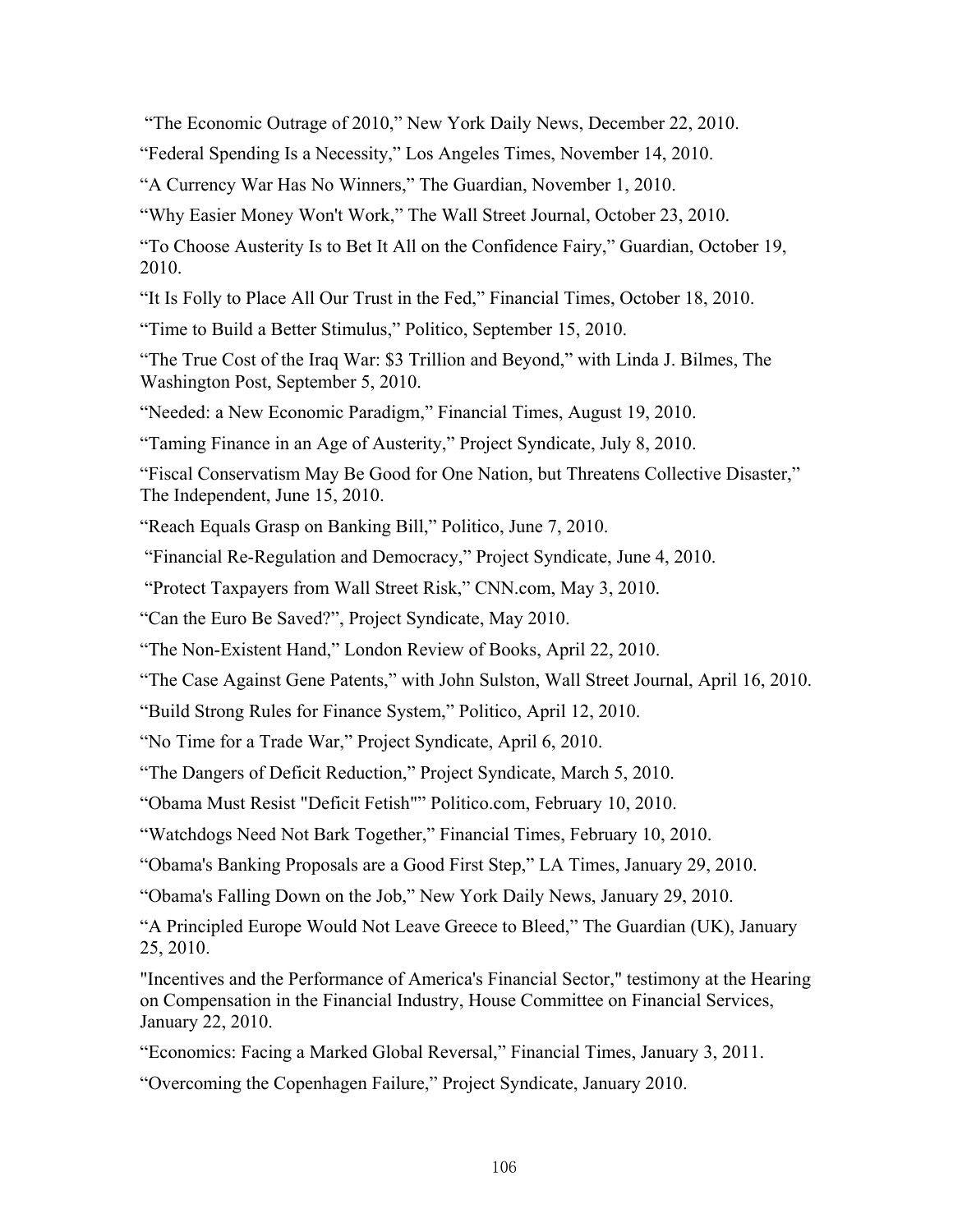"The Economic Outrage of 2010," New York Daily News, December 22, 2010.

"Federal Spending Is a Necessity," Los Angeles Times, November 14, 2010.

"A Currency War Has No Winners," The Guardian, November 1, 2010.

"Why Easier Money Won't Work," The Wall Street Journal, October 23, 2010.

"To Choose Austerity Is to Bet It All on the Confidence Fairy," Guardian, October 19, 2010.

"It Is Folly to Place All Our Trust in the Fed," Financial Times, October 18, 2010.

"Time to Build a Better Stimulus," Politico, September 15, 2010.

"The True Cost of the Iraq War: $3 Trillion and Beyond," with Linda J. Bilmes, The Washington Post, September 5, 2010.

"Needed: a New Economic Paradigm," Financial Times, August 19, 2010.

"Taming Finance in an Age of Austerity," Project Syndicate, July 8, 2010.

"Fiscal Conservatism May Be Good for One Nation, but Threatens Collective Disaster," The Independent, June 15, 2010.

"Reach Equals Grasp on Banking Bill," Politico, June 7, 2010.

"Financial Re-Regulation and Democracy," Project Syndicate, June 4, 2010.

"Protect Taxpayers from Wall Street Risk," CNN.com, May 3, 2010.

"Can the Euro Be Saved?", Project Syndicate, May 2010.

"The Non-Existent Hand," London Review of Books, April 22, 2010.

"The Case Against Gene Patents," with John Sulston, Wall Street Journal, April 16, 2010.

"Build Strong Rules for Finance System," Politico, April 12, 2010.

"No Time for a Trade War," Project Syndicate, April 6, 2010.

"The Dangers of Deficit Reduction," Project Syndicate, March 5, 2010.

"Obama Must Resist "Deficit Fetish"" Politico.com, February 10, 2010.

"Watchdogs Need Not Bark Together," Financial Times, February 10, 2010.

"Obama's Banking Proposals are a Good First Step," LA Times, January 29, 2010.

"Obama's Falling Down on the Job," New York Daily News, January 29, 2010.

"A Principled Europe Would Not Leave Greece to Bleed," The Guardian (UK), January 25, 2010.

"Incentives and the Performance of America's Financial Sector," testimony at the Hearing on Compensation in the Financial Industry, House Committee on Financial Services, January 22, 2010.

"Economics: Facing a Marked Global Reversal," Financial Times, January 3, 2011.

"Overcoming the Copenhagen Failure," Project Syndicate, January 2010.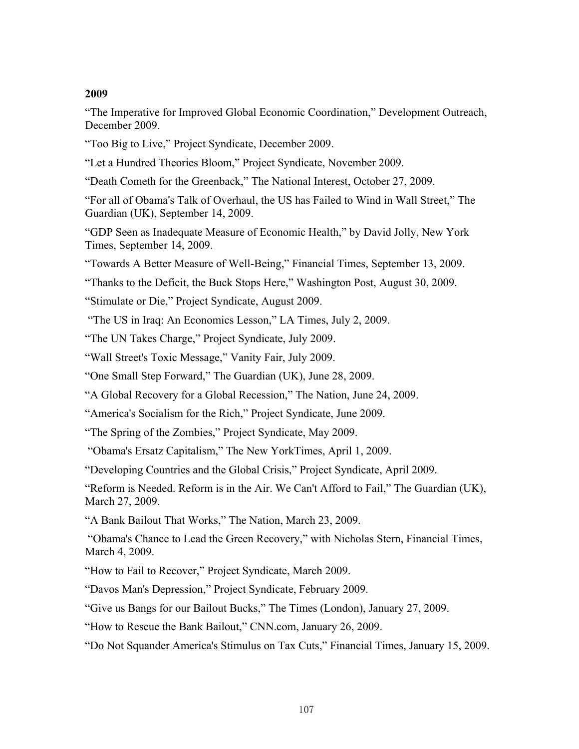**2009**

"The Imperative for Improved Global Economic Coordination," Development Outreach, December 2009.

"Too Big to Live," Project Syndicate, December 2009.

"Let a Hundred Theories Bloom," Project Syndicate, November 2009.

"Death Cometh for the Greenback," The National Interest, October 27, 2009.

"For all of Obama's Talk of Overhaul, the US has Failed to Wind in Wall Street," The Guardian (UK), September 14, 2009.

"GDP Seen as Inadequate Measure of Economic Health," by David Jolly, New York Times, September 14, 2009.

"Towards A Better Measure of Well-Being," Financial Times, September 13, 2009.

"Thanks to the Deficit, the Buck Stops Here," Washington Post, August 30, 2009.

"Stimulate or Die," Project Syndicate, August 2009.

"The US in Iraq: An Economics Lesson," LA Times, July 2, 2009.

"The UN Takes Charge," Project Syndicate, July 2009.

"Wall Street's Toxic Message," Vanity Fair, July 2009.

"One Small Step Forward," The Guardian (UK), June 28, 2009.

"A Global Recovery for a Global Recession," The Nation, June 24, 2009.

"America's Socialism for the Rich," Project Syndicate, June 2009.

"The Spring of the Zombies," Project Syndicate, May 2009.

"Obama's Ersatz Capitalism," The New YorkTimes, April 1, 2009.

"Developing Countries and the Global Crisis," Project Syndicate, April 2009.

"Reform is Needed. Reform is in the Air. We Can't Afford to Fail," The Guardian (UK), March 27, 2009.

"A Bank Bailout That Works," The Nation, March 23, 2009.

"Obama's Chance to Lead the Green Recovery," with Nicholas Stern, Financial Times, March 4, 2009.

"How to Fail to Recover," Project Syndicate, March 2009.

"Davos Man's Depression," Project Syndicate, February 2009.

"Give us Bangs for our Bailout Bucks," The Times (London), January 27, 2009.

"How to Rescue the Bank Bailout," CNN.com, January 26, 2009.

"Do Not Squander America's Stimulus on Tax Cuts," Financial Times, January 15, 2009.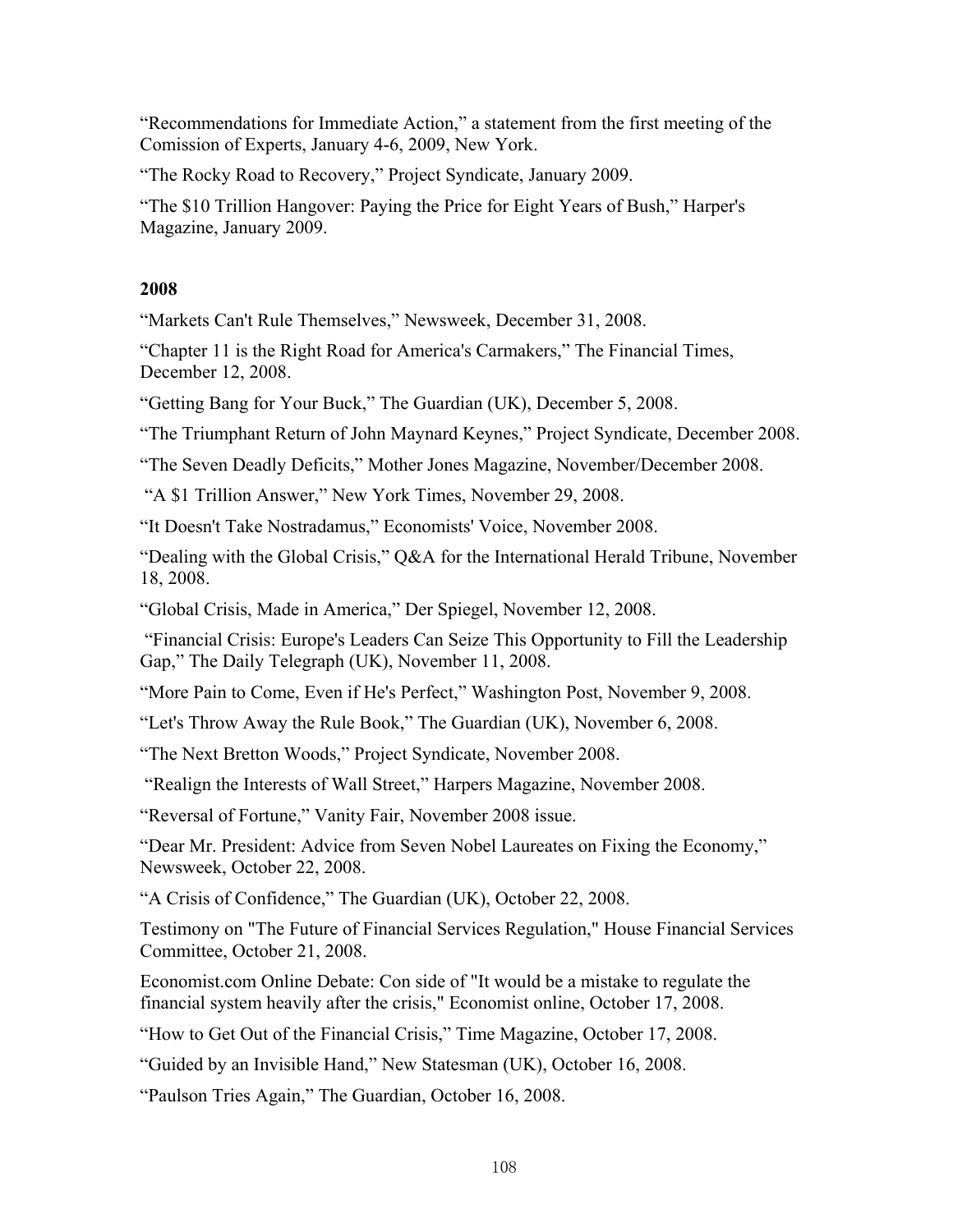"Recommendations for Immediate Action," a statement from the first meeting of the Comission of Experts, January 4-6, 2009, New York.

"The Rocky Road to Recovery," Project Syndicate, January 2009.

"The $10 Trillion Hangover: Paying the Price for Eight Years of Bush," Harper's Magazine, January 2009.

**2008**

"Markets Can't Rule Themselves," Newsweek, December 31, 2008.

"Chapter 11 is the Right Road for America's Carmakers," The Financial Times, December 12, 2008.

"Getting Bang for Your Buck," The Guardian (UK), December 5, 2008.

"The Triumphant Return of John Maynard Keynes," Project Syndicate, December 2008.

"The Seven Deadly Deficits," Mother Jones Magazine, November/December 2008.

"A $1 Trillion Answer," New York Times, November 29, 2008.

"It Doesn't Take Nostradamus," Economists' Voice, November 2008.

"Dealing with the Global Crisis," Q&A for the International Herald Tribune, November 18, 2008.

"Global Crisis, Made in America," Der Spiegel, November 12, 2008.

"Financial Crisis: Europe's Leaders Can Seize This Opportunity to Fill the Leadership Gap," The Daily Telegraph (UK), November 11, 2008.

"More Pain to Come, Even if He's Perfect," Washington Post, November 9, 2008.

"Let's Throw Away the Rule Book," The Guardian (UK), November 6, 2008.

"The Next Bretton Woods," Project Syndicate, November 2008.

"Realign the Interests of Wall Street," Harpers Magazine, November 2008.

"Reversal of Fortune," Vanity Fair, November 2008 issue.

"Dear Mr. President: Advice from Seven Nobel Laureates on Fixing the Economy," Newsweek, October 22, 2008.

"A Crisis of Confidence," The Guardian (UK), October 22, 2008.

Testimony on "The Future of Financial Services Regulation," House Financial Services Committee, October 21, 2008.

Economist.com Online Debate: Con side of "It would be a mistake to regulate the financial system heavily after the crisis," Economist online, October 17, 2008.

"How to Get Out of the Financial Crisis," Time Magazine, October 17, 2008.

"Guided by an Invisible Hand," New Statesman (UK), October 16, 2008.

"Paulson Tries Again," The Guardian, October 16, 2008.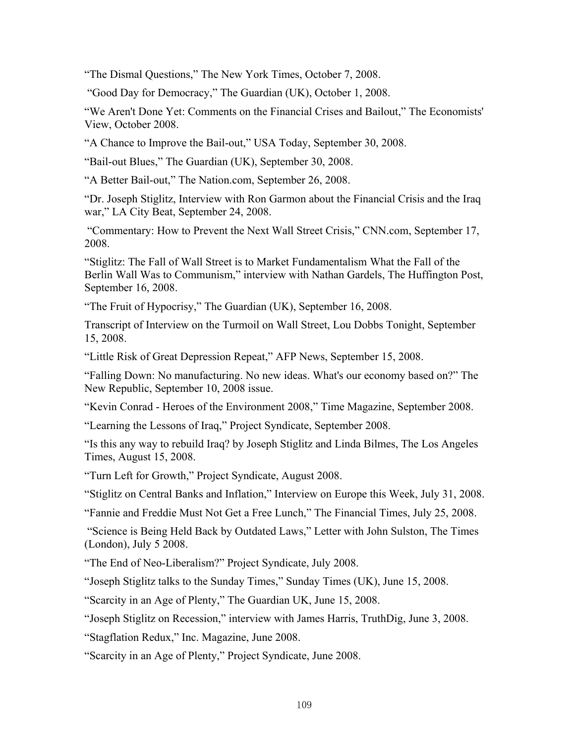"The Dismal Questions," The New York Times, October 7, 2008.

"Good Day for Democracy," The Guardian (UK), October 1, 2008.

"We Aren't Done Yet: Comments on the Financial Crises and Bailout," The Economists' View, October 2008.

"A Chance to Improve the Bail-out," USA Today, September 30, 2008.

"Bail-out Blues," The Guardian (UK), September 30, 2008.

"A Better Bail-out," The Nation.com, September 26, 2008.

"Dr. Joseph Stiglitz, Interview with Ron Garmon about the Financial Crisis and the Iraq war," LA City Beat, September 24, 2008.

"Commentary: How to Prevent the Next Wall Street Crisis," CNN.com, September 17, 2008.

"Stiglitz: The Fall of Wall Street is to Market Fundamentalism What the Fall of the Berlin Wall Was to Communism," interview with Nathan Gardels, The Huffington Post, September 16, 2008.

"The Fruit of Hypocrisy," The Guardian (UK), September 16, 2008.

Transcript of Interview on the Turmoil on Wall Street, Lou Dobbs Tonight, September 15, 2008.

"Little Risk of Great Depression Repeat," AFP News, September 15, 2008.

"Falling Down: No manufacturing. No new ideas. What's our economy based on?" The New Republic, September 10, 2008 issue.

"Kevin Conrad - Heroes of the Environment 2008," Time Magazine, September 2008.

"Learning the Lessons of Iraq," Project Syndicate, September 2008.

"Is this any way to rebuild Iraq? by Joseph Stiglitz and Linda Bilmes, The Los Angeles Times, August 15, 2008.

"Turn Left for Growth," Project Syndicate, August 2008.

"Stiglitz on Central Banks and Inflation," Interview on Europe this Week, July 31, 2008.

"Fannie and Freddie Must Not Get a Free Lunch," The Financial Times, July 25, 2008.

"Science is Being Held Back by Outdated Laws," Letter with John Sulston, The Times (London), July 5 2008.

"The End of Neo-Liberalism?" Project Syndicate, July 2008.

"Joseph Stiglitz talks to the Sunday Times," Sunday Times (UK), June 15, 2008.

"Scarcity in an Age of Plenty," The Guardian UK, June 15, 2008.

"Joseph Stiglitz on Recession," interview with James Harris, TruthDig, June 3, 2008.

"Stagflation Redux," Inc. Magazine, June 2008.

"Scarcity in an Age of Plenty," Project Syndicate, June 2008.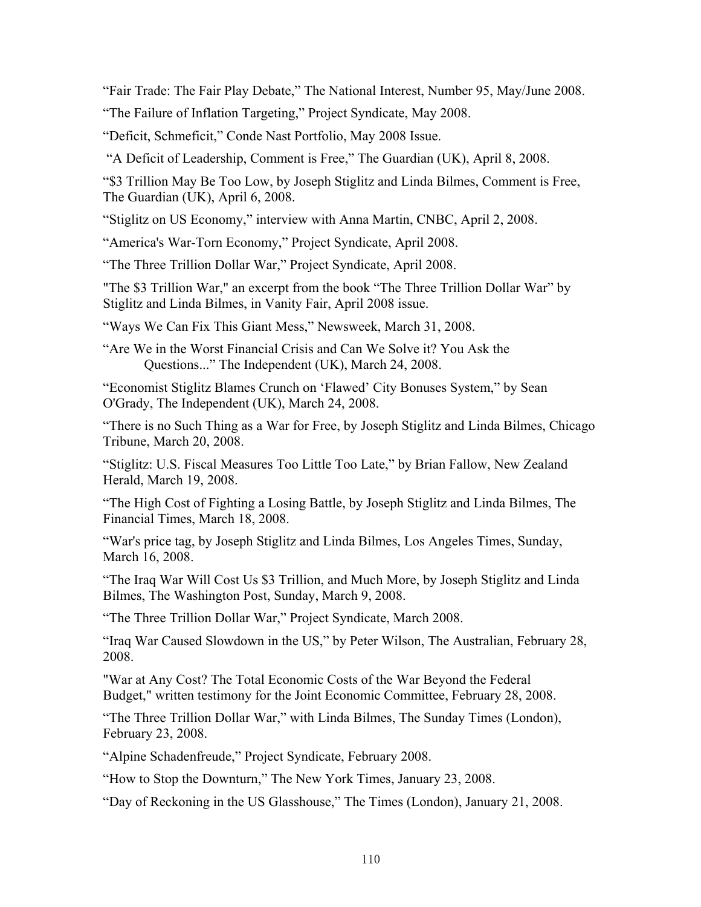“Fair Trade: The Fair Play Debate,” The National Interest, Number 95, May/June 2008.

“The Failure of Inflation Targeting,” Project Syndicate, May 2008.

“Deficit, Schmeficit,” Conde Nast Portfolio, May 2008 Issue.

“A Deficit of Leadership, Comment is Free,” The Guardian (UK), April 8, 2008.

“$3 Trillion May Be Too Low, by Joseph Stiglitz and Linda Bilmes, Comment is Free, The Guardian (UK), April 6, 2008.

“Stiglitz on US Economy,” interview with Anna Martin, CNBC, April 2, 2008.

“America's War-Torn Economy,” Project Syndicate, April 2008.

“The Three Trillion Dollar War,” Project Syndicate, April 2008.

"The $3 Trillion War," an excerpt from the book “The Three Trillion Dollar War” by Stiglitz and Linda Bilmes, in Vanity Fair, April 2008 issue.

“Ways We Can Fix This Giant Mess,” Newsweek, March 31, 2008.

“Are We in the Worst Financial Crisis and Can We Solve it? You Ask the Questions...” The Independent (UK), March 24, 2008.

“Economist Stiglitz Blames Crunch on ‘Flawed’ City Bonuses System,” by Sean O'Grady, The Independent (UK), March 24, 2008.

“There is no Such Thing as a War for Free, by Joseph Stiglitz and Linda Bilmes, Chicago Tribune, March 20, 2008.

“Stiglitz: U.S. Fiscal Measures Too Little Too Late,” by Brian Fallow, New Zealand Herald, March 19, 2008.

“The High Cost of Fighting a Losing Battle, by Joseph Stiglitz and Linda Bilmes, The Financial Times, March 18, 2008.

“War's price tag, by Joseph Stiglitz and Linda Bilmes, Los Angeles Times, Sunday, March 16, 2008.

“The Iraq War Will Cost Us $3 Trillion, and Much More, by Joseph Stiglitz and Linda Bilmes, The Washington Post, Sunday, March 9, 2008.

“The Three Trillion Dollar War,” Project Syndicate, March 2008.

“Iraq War Caused Slowdown in the US,” by Peter Wilson, The Australian, February 28, 2008.

"War at Any Cost? The Total Economic Costs of the War Beyond the Federal Budget," written testimony for the Joint Economic Committee, February 28, 2008.

“The Three Trillion Dollar War,” with Linda Bilmes, The Sunday Times (London), February 23, 2008.

“Alpine Schadenfreude,” Project Syndicate, February 2008.

“How to Stop the Downturn,” The New York Times, January 23, 2008.

“Day of Reckoning in the US Glasshouse,” The Times (London), January 21, 2008.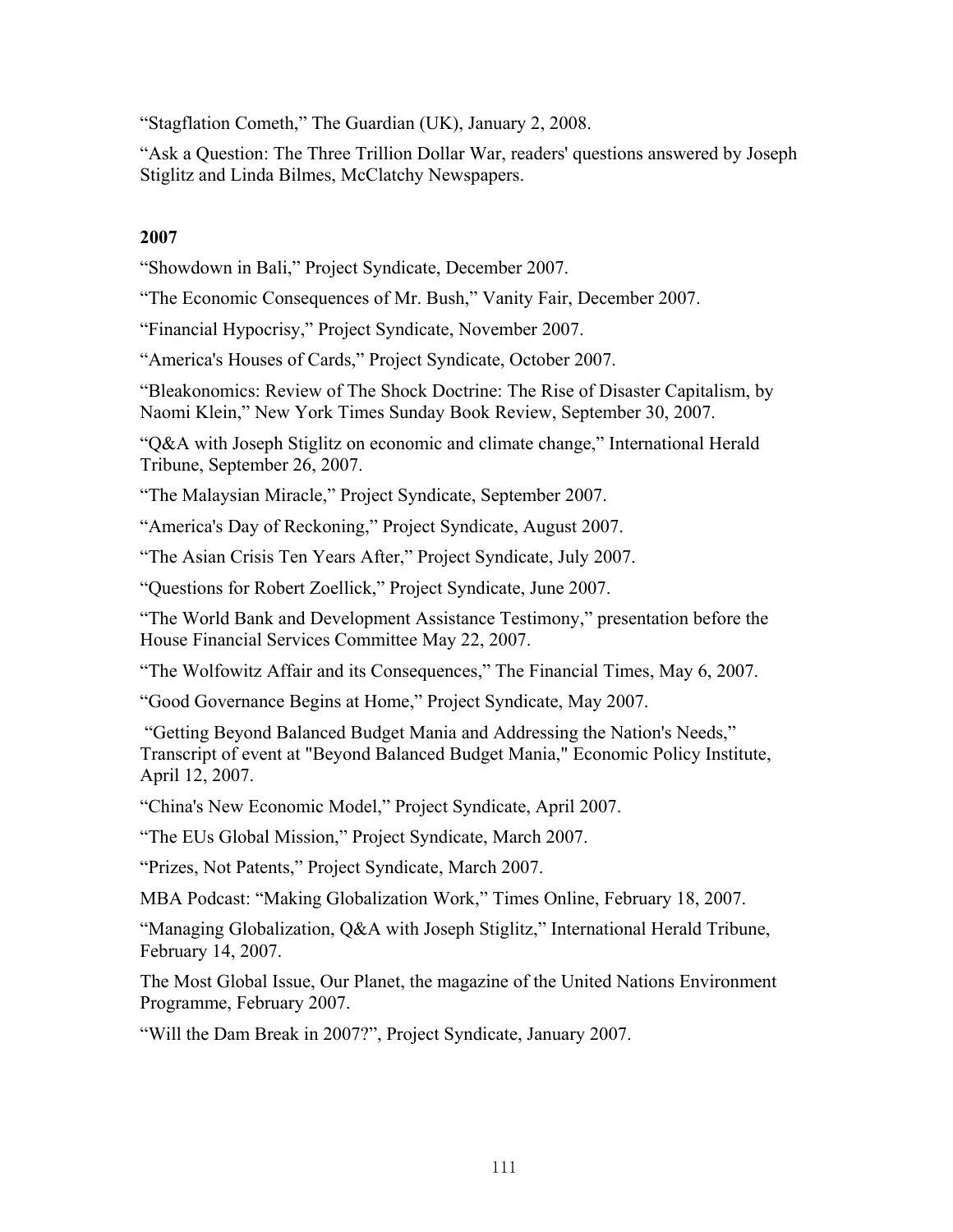"Stagflation Cometh," The Guardian (UK), January 2, 2008.

"Ask a Question: The Three Trillion Dollar War, readers' questions answered by Joseph Stiglitz and Linda Bilmes, McClatchy Newspapers.

**2007**

"Showdown in Bali," Project Syndicate, December 2007.

"The Economic Consequences of Mr. Bush," Vanity Fair, December 2007.

"Financial Hypocrisy," Project Syndicate, November 2007.

"America's Houses of Cards," Project Syndicate, October 2007.

"Bleakonomics: Review of The Shock Doctrine: The Rise of Disaster Capitalism, by Naomi Klein," New York Times Sunday Book Review, September 30, 2007.

"Q&A with Joseph Stiglitz on economic and climate change," International Herald Tribune, September 26, 2007.

"The Malaysian Miracle," Project Syndicate, September 2007.

"America's Day of Reckoning," Project Syndicate, August 2007.

"The Asian Crisis Ten Years After," Project Syndicate, July 2007.

"Questions for Robert Zoellick," Project Syndicate, June 2007.

"The World Bank and Development Assistance Testimony," presentation before the House Financial Services Committee May 22, 2007.

"The Wolfowitz Affair and its Consequences," The Financial Times, May 6, 2007.

"Good Governance Begins at Home," Project Syndicate, May 2007.

"Getting Beyond Balanced Budget Mania and Addressing the Nation's Needs," Transcript of event at "Beyond Balanced Budget Mania," Economic Policy Institute, April 12, 2007.

"China's New Economic Model," Project Syndicate, April 2007.

"The EUs Global Mission," Project Syndicate, March 2007.

"Prizes, Not Patents," Project Syndicate, March 2007.

MBA Podcast: "Making Globalization Work," Times Online, February 18, 2007.

"Managing Globalization, Q&A with Joseph Stiglitz," International Herald Tribune, February 14, 2007.

The Most Global Issue, Our Planet, the magazine of the United Nations Environment Programme, February 2007.

"Will the Dam Break in 2007?", Project Syndicate, January 2007.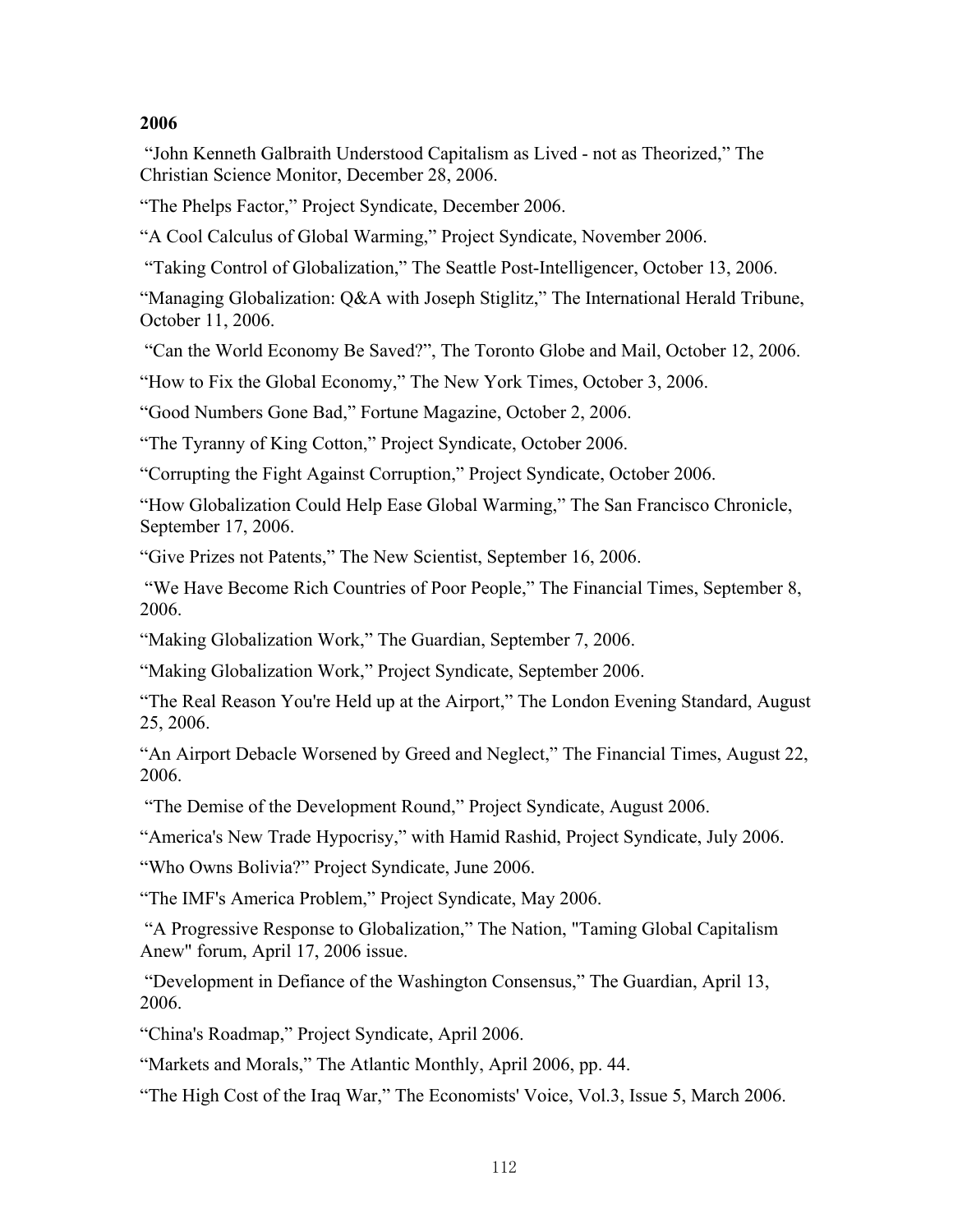**2006**

"John Kenneth Galbraith Understood Capitalism as Lived - not as Theorized," The Christian Science Monitor, December 28, 2006.

"The Phelps Factor," Project Syndicate, December 2006.

"A Cool Calculus of Global Warming," Project Syndicate, November 2006.

"Taking Control of Globalization," The Seattle Post-Intelligencer, October 13, 2006.

"Managing Globalization: Q&A with Joseph Stiglitz," The International Herald Tribune, October 11, 2006.

"Can the World Economy Be Saved?", The Toronto Globe and Mail, October 12, 2006.

"How to Fix the Global Economy," The New York Times, October 3, 2006.

"Good Numbers Gone Bad," Fortune Magazine, October 2, 2006.

"The Tyranny of King Cotton," Project Syndicate, October 2006.

"Corrupting the Fight Against Corruption," Project Syndicate, October 2006.

"How Globalization Could Help Ease Global Warming," The San Francisco Chronicle, September 17, 2006.

"Give Prizes not Patents," The New Scientist, September 16, 2006.

"We Have Become Rich Countries of Poor People," The Financial Times, September 8, 2006.

"Making Globalization Work," The Guardian, September 7, 2006.

"Making Globalization Work," Project Syndicate, September 2006.

"The Real Reason You're Held up at the Airport," The London Evening Standard, August 25, 2006.

"An Airport Debacle Worsened by Greed and Neglect," The Financial Times, August 22, 2006.

"The Demise of the Development Round," Project Syndicate, August 2006.

"America's New Trade Hypocrisy," with Hamid Rashid, Project Syndicate, July 2006.

"Who Owns Bolivia?" Project Syndicate, June 2006.

"The IMF's America Problem," Project Syndicate, May 2006.

"A Progressive Response to Globalization," The Nation, "Taming Global Capitalism Anew" forum, April 17, 2006 issue.

"Development in Defiance of the Washington Consensus," The Guardian, April 13, 2006.

"China's Roadmap," Project Syndicate, April 2006.

"Markets and Morals," The Atlantic Monthly, April 2006, pp. 44.

"The High Cost of the Iraq War," The Economists' Voice, Vol.3, Issue 5, March 2006.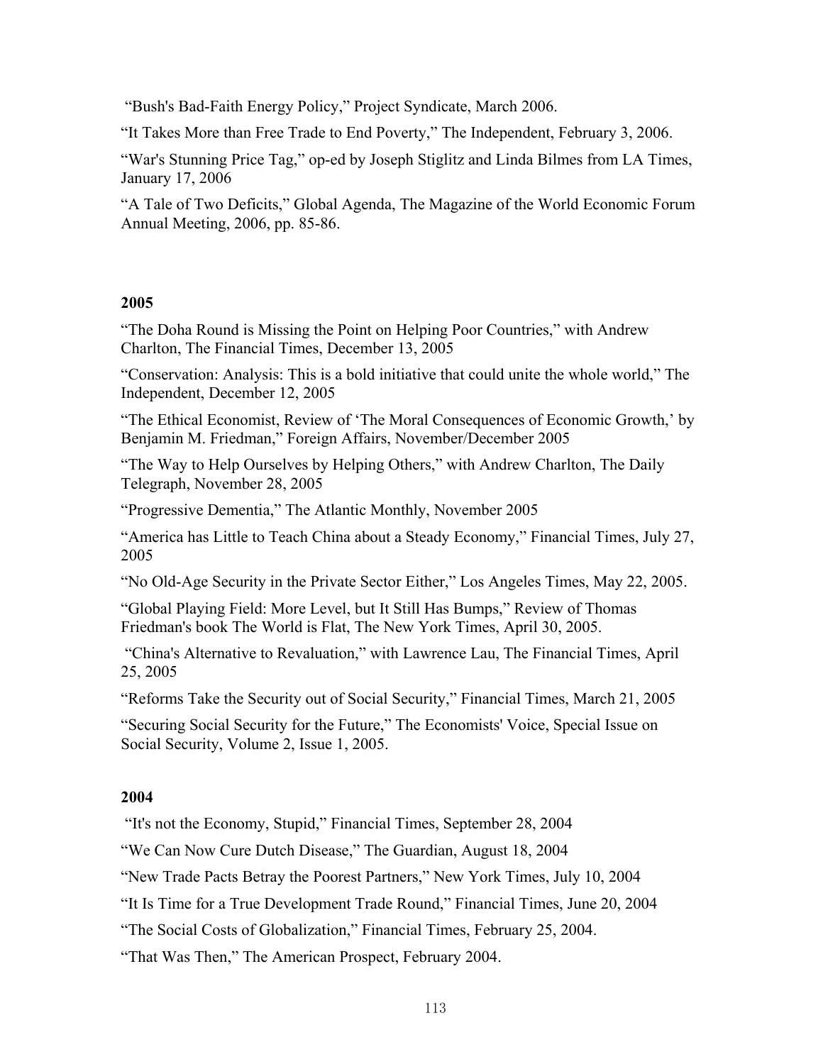"Bush's Bad-Faith Energy Policy," Project Syndicate, March 2006.

"It Takes More than Free Trade to End Poverty," The Independent, February 3, 2006.

"War's Stunning Price Tag," op-ed by Joseph Stiglitz and Linda Bilmes from LA Times, January 17, 2006

"A Tale of Two Deficits," Global Agenda, The Magazine of the World Economic Forum Annual Meeting, 2006, pp. 85-86.

**2005**

"The Doha Round is Missing the Point on Helping Poor Countries," with Andrew Charlton, The Financial Times, December 13, 2005

"Conservation: Analysis: This is a bold initiative that could unite the whole world," The Independent, December 12, 2005

"The Ethical Economist, Review of 'The Moral Consequences of Economic Growth,' by Benjamin M. Friedman," Foreign Affairs, November/December 2005

"The Way to Help Ourselves by Helping Others," with Andrew Charlton, The Daily Telegraph, November 28, 2005

"Progressive Dementia," The Atlantic Monthly, November 2005

"America has Little to Teach China about a Steady Economy," Financial Times, July 27, 2005

"No Old-Age Security in the Private Sector Either," Los Angeles Times, May 22, 2005.

"Global Playing Field: More Level, but It Still Has Bumps," Review of Thomas Friedman's book The World is Flat, The New York Times, April 30, 2005.

"China's Alternative to Revaluation," with Lawrence Lau, The Financial Times, April 25, 2005

"Reforms Take the Security out of Social Security," Financial Times, March 21, 2005

"Securing Social Security for the Future," The Economists' Voice, Special Issue on Social Security, Volume 2, Issue 1, 2005.

**2004**

"It's not the Economy, Stupid," Financial Times, September 28, 2004

"We Can Now Cure Dutch Disease," The Guardian, August 18, 2004

"New Trade Pacts Betray the Poorest Partners," New York Times, July 10, 2004

"It Is Time for a True Development Trade Round," Financial Times, June 20, 2004

"The Social Costs of Globalization," Financial Times, February 25, 2004.

"That Was Then," The American Prospect, February 2004.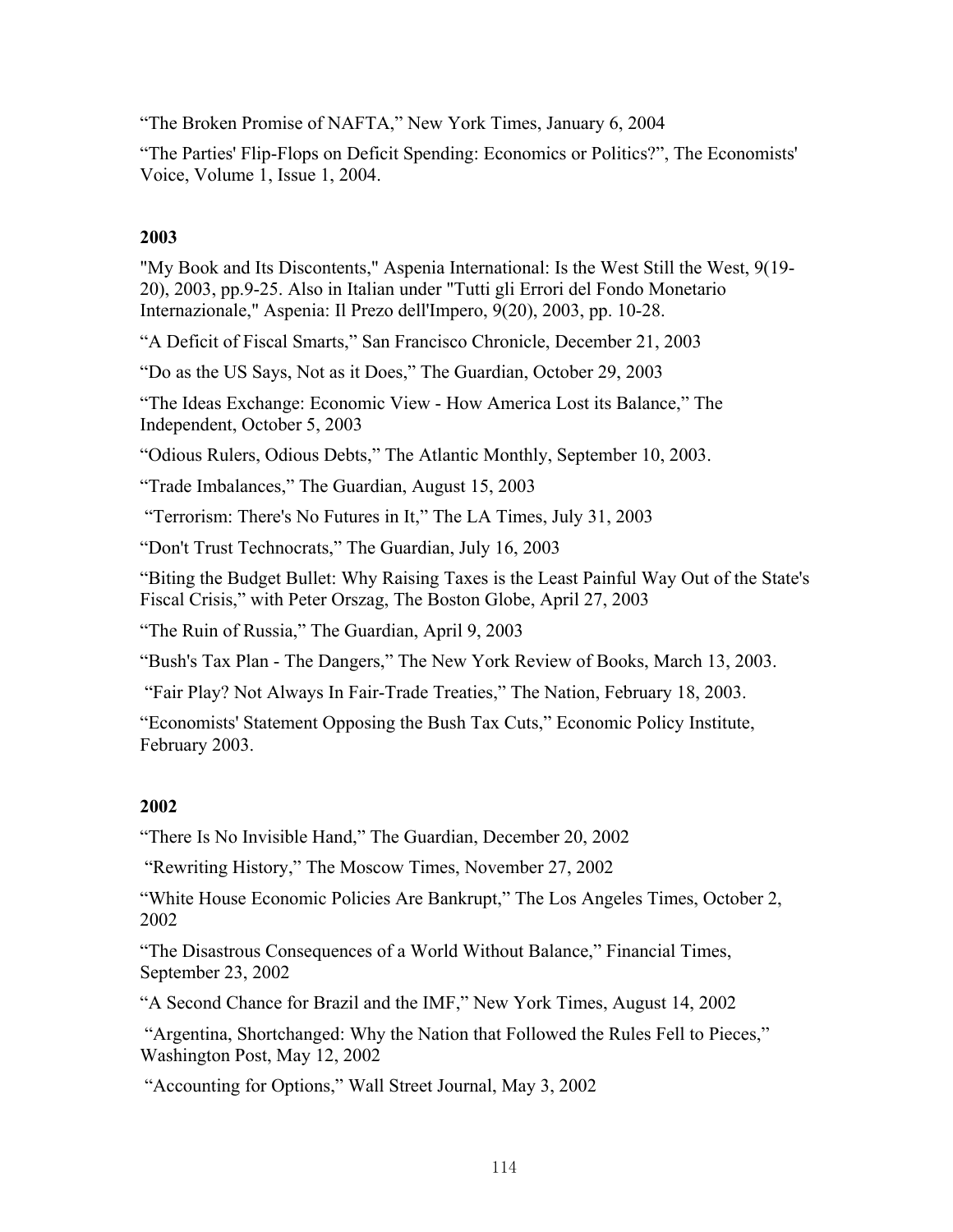“The Broken Promise of NAFTA,” New York Times, January 6, 2004

“The Parties' Flip-Flops on Deficit Spending: Economics or Politics?”, The Economists' Voice, Volume 1, Issue 1, 2004.

**2003**

"My Book and Its Discontents," Aspenia International: Is the West Still the West, 9(19-20), 2003, pp.9-25. Also in Italian under "Tutti gli Errori del Fondo Monetario Internazionale," Aspenia: Il Prezo dell'Impero, 9(20), 2003, pp. 10-28.

“A Deficit of Fiscal Smarts,” San Francisco Chronicle, December 21, 2003

“Do as the US Says, Not as it Does,” The Guardian, October 29, 2003

“The Ideas Exchange: Economic View - How America Lost its Balance,” The Independent, October 5, 2003

“Odious Rulers, Odious Debts,” The Atlantic Monthly, September 10, 2003.

“Trade Imbalances,” The Guardian, August 15, 2003

“Terrorism: There's No Futures in It,” The LA Times, July 31, 2003

“Don't Trust Technocrats,” The Guardian, July 16, 2003

“Biting the Budget Bullet: Why Raising Taxes is the Least Painful Way Out of the State's Fiscal Crisis,” with Peter Orszag, The Boston Globe, April 27, 2003

“The Ruin of Russia,” The Guardian, April 9, 2003

“Bush's Tax Plan - The Dangers,” The New York Review of Books, March 13, 2003.

“Fair Play? Not Always In Fair-Trade Treaties,” The Nation, February 18, 2003.

“Economists' Statement Opposing the Bush Tax Cuts,” Economic Policy Institute, February 2003.

**2002**

“There Is No Invisible Hand,” The Guardian, December 20, 2002

“Rewriting History,” The Moscow Times, November 27, 2002

“White House Economic Policies Are Bankrupt,” The Los Angeles Times, October 2, 2002

“The Disastrous Consequences of a World Without Balance,” Financial Times, September 23, 2002

“A Second Chance for Brazil and the IMF,” New York Times, August 14, 2002

“Argentina, Shortchanged: Why the Nation that Followed the Rules Fell to Pieces,” Washington Post, May 12, 2002

“Accounting for Options,” Wall Street Journal, May 3, 2002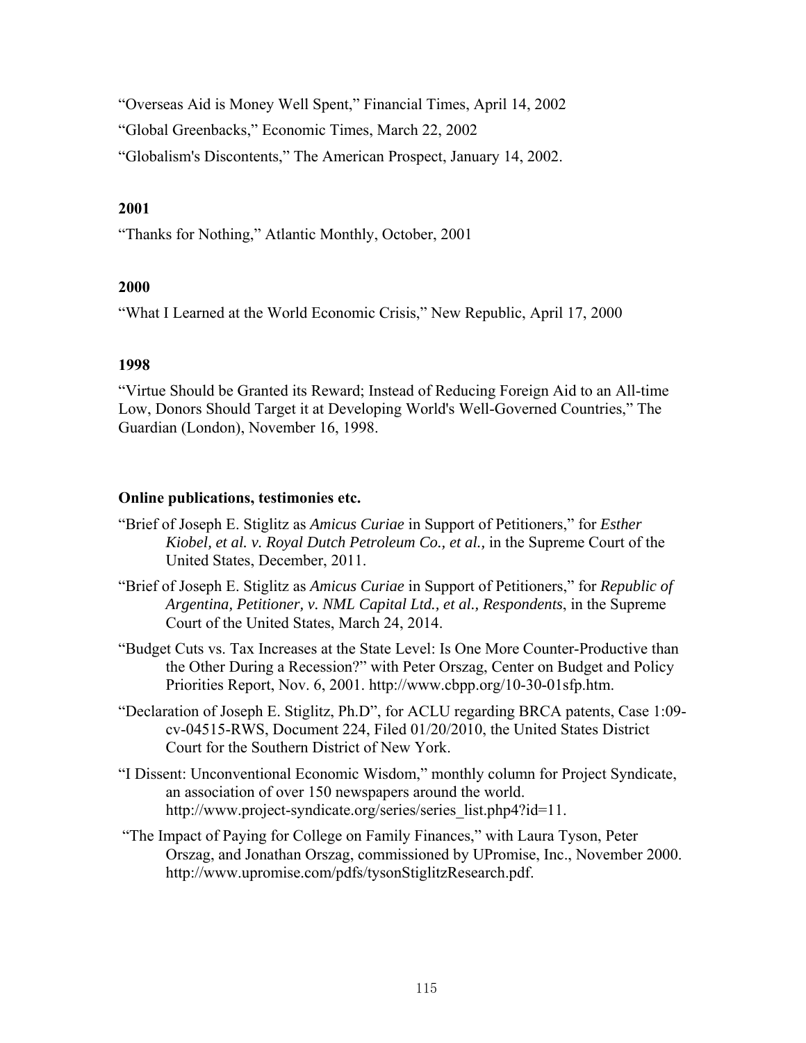"Overseas Aid is Money Well Spent," Financial Times, April 14, 2002

"Global Greenbacks," Economic Times, March 22, 2002

"Globalism's Discontents," The American Prospect, January 14, 2002.

**2001**

"Thanks for Nothing," Atlantic Monthly, October, 2001

**2000**

"What I Learned at the World Economic Crisis," New Republic, April 17, 2000

**1998**

"Virtue Should be Granted its Reward; Instead of Reducing Foreign Aid to an All-time Low, Donors Should Target it at Developing World's Well-Governed Countries," The Guardian (London), November 16, 1998.

**Online publications, testimonies etc.**

"Brief of Joseph E. Stiglitz as *Amicus Curiae* in Support of Petitioners," for *Esther Kiobel, et al. v. Royal Dutch Petroleum Co., et al.,* in the Supreme Court of the United States, December, 2011.

"Brief of Joseph E. Stiglitz as *Amicus Curiae* in Support of Petitioners," for *Republic of Argentina, Petitioner, v. NML Capital Ltd., et al., Respondents*, in the Supreme Court of the United States, March 24, 2014.

"Budget Cuts vs. Tax Increases at the State Level: Is One More Counter-Productive than the Other During a Recession?" with Peter Orszag, Center on Budget and Policy Priorities Report, Nov. 6, 2001. http://www.cbpp.org/10-30-01sfp.htm.

"Declaration of Joseph E. Stiglitz, Ph.D", for ACLU regarding BRCA patents, Case 1:09-cv-04515-RWS, Document 224, Filed 01/20/2010, the United States District Court for the Southern District of New York.

"I Dissent: Unconventional Economic Wisdom," monthly column for Project Syndicate, an association of over 150 newspapers around the world. http://www.project-syndicate.org/series/series_list.php4?id=11.

"The Impact of Paying for College on Family Finances," with Laura Tyson, Peter Orszag, and Jonathan Orszag, commissioned by UPromise, Inc., November 2000. http://www.upromise.com/pdfs/tysonStiglitzResearch.pdf.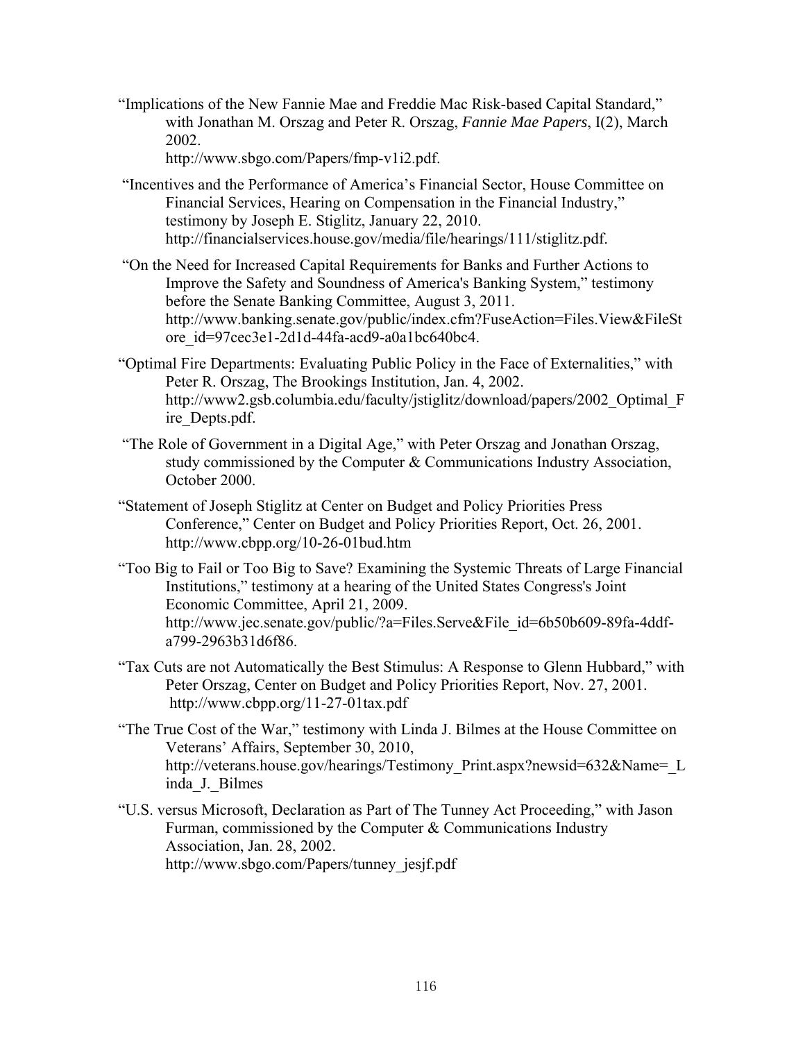"Implications of the New Fannie Mae and Freddie Mac Risk-based Capital Standard," with Jonathan M. Orszag and Peter R. Orszag, *Fannie Mae Papers*, I(2), March 2002. http://www.sbgo.com/Papers/fmp-v1i2.pdf.

"Incentives and the Performance of America's Financial Sector, House Committee on Financial Services, Hearing on Compensation in the Financial Industry," testimony by Joseph E. Stiglitz, January 22, 2010. http://financialservices.house.gov/media/file/hearings/111/stiglitz.pdf.

"On the Need for Increased Capital Requirements for Banks and Further Actions to Improve the Safety and Soundness of America's Banking System," testimony before the Senate Banking Committee, August 3, 2011. http://www.banking.senate.gov/public/index.cfm?FuseAction=Files.View&FileStore_id=97cec3e1-2d1d-44fa-acd9-a0a1bc640bc4.

"Optimal Fire Departments: Evaluating Public Policy in the Face of Externalities," with Peter R. Orszag, The Brookings Institution, Jan. 4, 2002. http://www2.gsb.columbia.edu/faculty/jstiglitz/download/papers/2002_Optimal_Fire_Depts.pdf.

"The Role of Government in a Digital Age," with Peter Orszag and Jonathan Orszag, study commissioned by the Computer & Communications Industry Association, October 2000.

"Statement of Joseph Stiglitz at Center on Budget and Policy Priorities Press Conference," Center on Budget and Policy Priorities Report, Oct. 26, 2001. http://www.cbpp.org/10-26-01bud.htm

"Too Big to Fail or Too Big to Save? Examining the Systemic Threats of Large Financial Institutions," testimony at a hearing of the United States Congress's Joint Economic Committee, April 21, 2009. http://www.jec.senate.gov/public/?a=Files.Serve&File_id=6b50b609-89fa-4ddf-a799-2963b31d6f86.

"Tax Cuts are not Automatically the Best Stimulus: A Response to Glenn Hubbard," with Peter Orszag, Center on Budget and Policy Priorities Report, Nov. 27, 2001. http://www.cbpp.org/11-27-01tax.pdf

"The True Cost of the War," testimony with Linda J. Bilmes at the House Committee on Veterans' Affairs, September 30, 2010, http://veterans.house.gov/hearings/Testimony_Print.aspx?newsid=632&Name=_Linda_J._Bilmes

"U.S. versus Microsoft, Declaration as Part of The Tunney Act Proceeding," with Jason Furman, commissioned by the Computer & Communications Industry Association, Jan. 28, 2002. http://www.sbgo.com/Papers/tunney_jesjf.pdf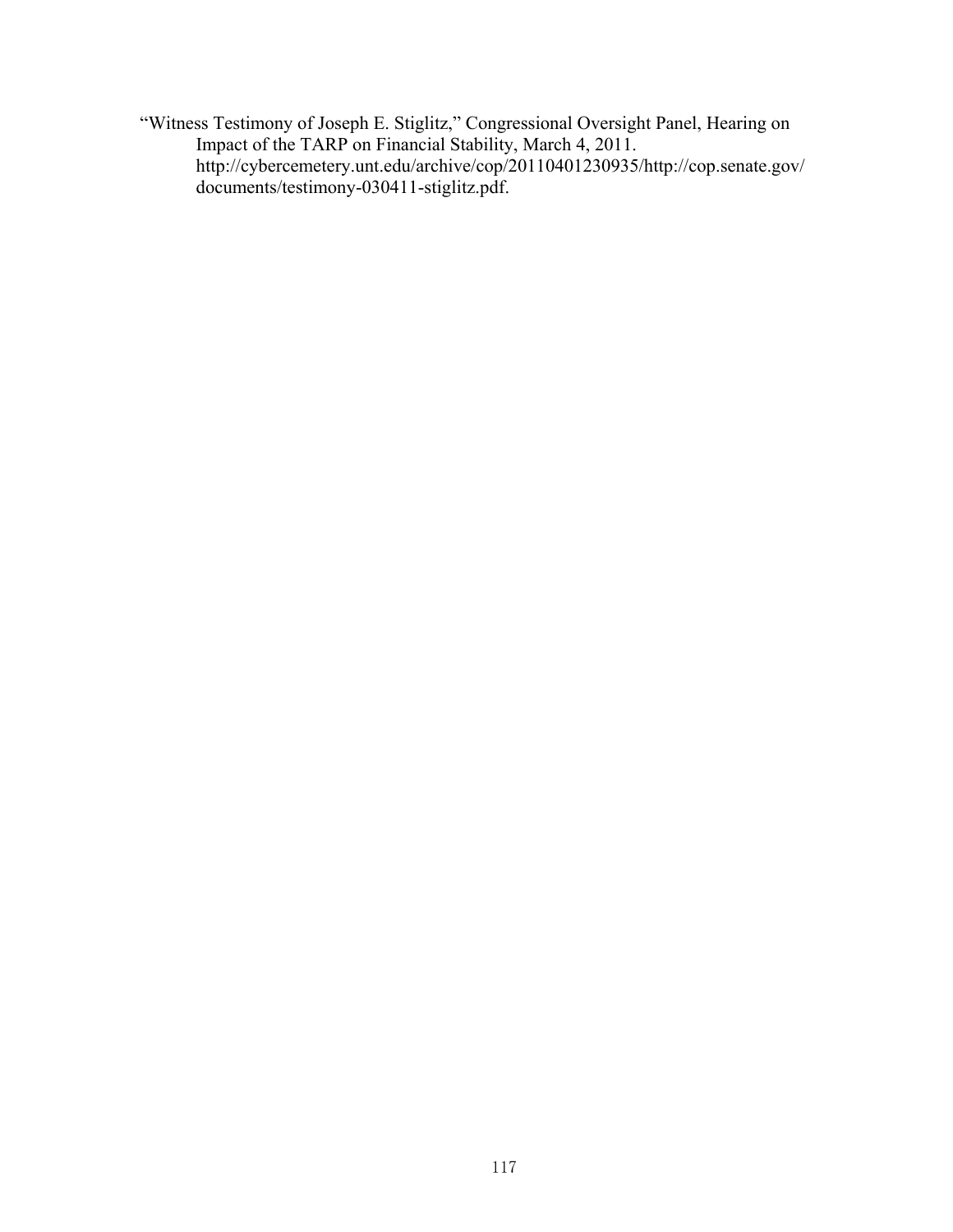"Witness Testimony of Joseph E. Stiglitz," Congressional Oversight Panel, Hearing on Impact of the TARP on Financial Stability, March 4, 2011. http://cybercemetery.unt.edu/archive/cop/20110401230935/http://cop.senate.gov/documents/testimony-030411-stiglitz.pdf.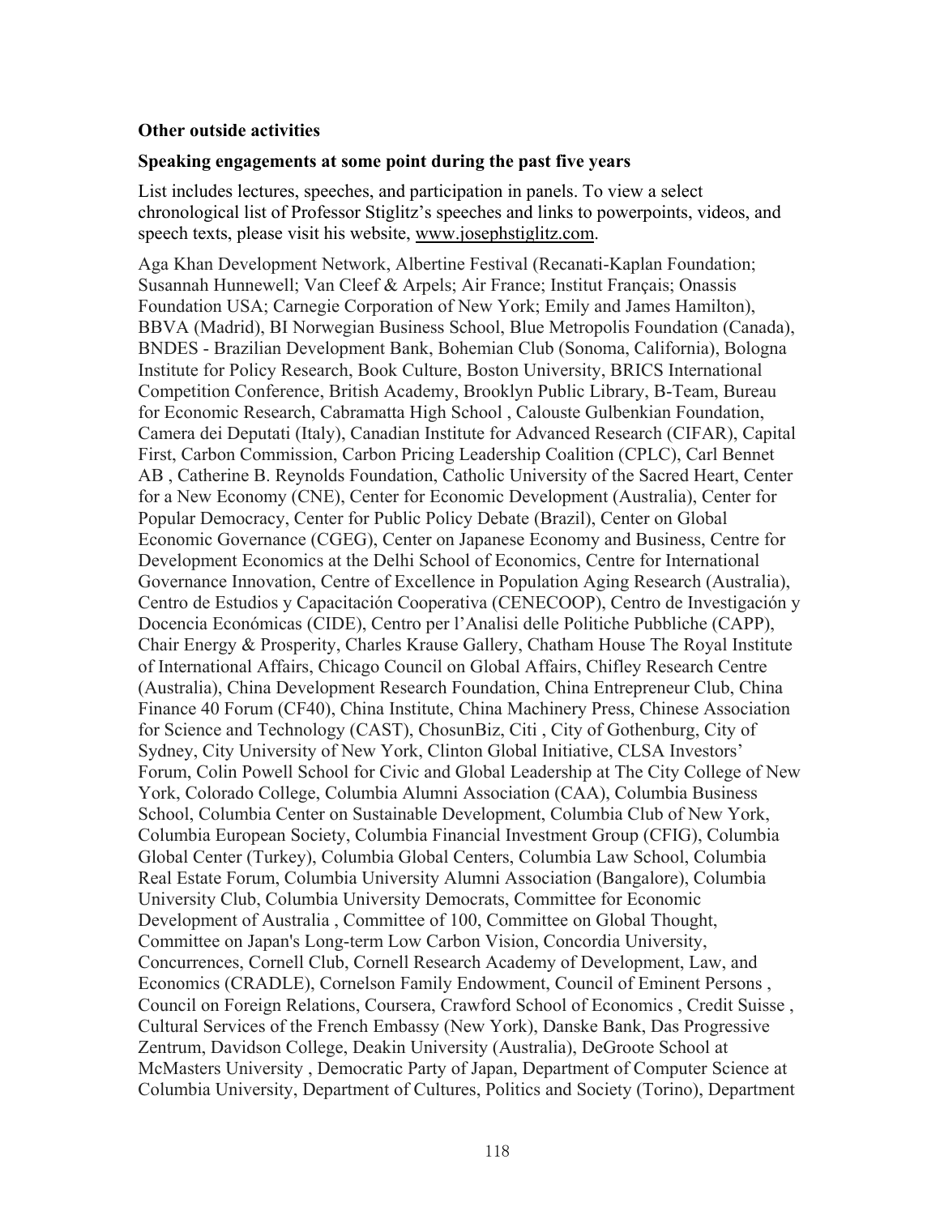### Other outside activities

### Speaking engagements at some point during the past five years

List includes lectures, speeches, and participation in panels. To view a select chronological list of Professor Stiglitz's speeches and links to powerpoints, videos, and speech texts, please visit his website, www.josephstiglitz.com.

Aga Khan Development Network, Albertine Festival (Recanati-Kaplan Foundation; Susannah Hunnewell; Van Cleef & Arpels; Air France; Institut Français; Onassis Foundation USA; Carnegie Corporation of New York; Emily and James Hamilton), BBVA (Madrid), BI Norwegian Business School, Blue Metropolis Foundation (Canada), BNDES - Brazilian Development Bank, Bohemian Club (Sonoma, California), Bologna Institute for Policy Research, Book Culture, Boston University, BRICS International Competition Conference, British Academy, Brooklyn Public Library, B-Team, Bureau for Economic Research, Cabramatta High School , Calouste Gulbenkian Foundation, Camera dei Deputati (Italy), Canadian Institute for Advanced Research (CIFAR), Capital First, Carbon Commission, Carbon Pricing Leadership Coalition (CPLC), Carl Bennet AB , Catherine B. Reynolds Foundation, Catholic University of the Sacred Heart, Center for a New Economy (CNE), Center for Economic Development (Australia), Center for Popular Democracy, Center for Public Policy Debate (Brazil), Center on Global Economic Governance (CGEG), Center on Japanese Economy and Business, Centre for Development Economics at the Delhi School of Economics, Centre for International Governance Innovation, Centre of Excellence in Population Aging Research (Australia), Centro de Estudios y Capacitación Cooperativa (CENECOOP), Centro de Investigación y Docencia Económicas (CIDE), Centro per l'Analisi delle Politiche Pubbliche (CAPP), Chair Energy & Prosperity, Charles Krause Gallery, Chatham House The Royal Institute of International Affairs, Chicago Council on Global Affairs, Chifley Research Centre (Australia), China Development Research Foundation, China Entrepreneur Club, China Finance 40 Forum (CF40), China Institute, China Machinery Press, Chinese Association for Science and Technology (CAST), ChosunBiz, Citi , City of Gothenburg, City of Sydney, City University of New York, Clinton Global Initiative, CLSA Investors' Forum, Colin Powell School for Civic and Global Leadership at The City College of New York, Colorado College, Columbia Alumni Association (CAA), Columbia Business School, Columbia Center on Sustainable Development, Columbia Club of New York, Columbia European Society, Columbia Financial Investment Group (CFIG), Columbia Global Center (Turkey), Columbia Global Centers, Columbia Law School, Columbia Real Estate Forum, Columbia University Alumni Association (Bangalore), Columbia University Club, Columbia University Democrats, Committee for Economic Development of Australia , Committee of 100, Committee on Global Thought, Committee on Japan's Long-term Low Carbon Vision, Concordia University, Concurrences, Cornell Club, Cornell Research Academy of Development, Law, and Economics (CRADLE), Cornelson Family Endowment, Council of Eminent Persons , Council on Foreign Relations, Coursera, Crawford School of Economics , Credit Suisse , Cultural Services of the French Embassy (New York), Danske Bank, Das Progressive Zentrum, Davidson College, Deakin University (Australia), DeGroote School at McMasters University , Democratic Party of Japan, Department of Computer Science at Columbia University, Department of Cultures, Politics and Society (Torino), Department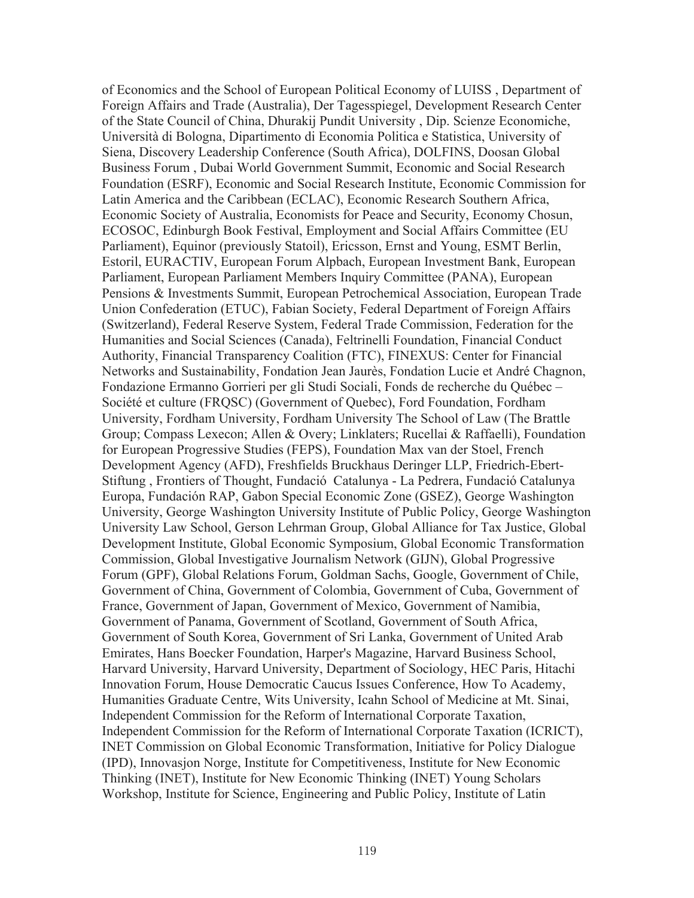of Economics and the School of European Political Economy of LUISS , Department of Foreign Affairs and Trade (Australia), Der Tagesspiegel, Development Research Center of the State Council of China, Dhurakij Pundit University , Dip. Scienze Economiche, Università di Bologna, Dipartimento di Economia Politica e Statistica, University of Siena, Discovery Leadership Conference (South Africa), DOLFINS, Doosan Global Business Forum , Dubai World Government Summit, Economic and Social Research Foundation (ESRF), Economic and Social Research Institute, Economic Commission for Latin America and the Caribbean (ECLAC), Economic Research Southern Africa, Economic Society of Australia, Economists for Peace and Security, Economy Chosun, ECOSOC, Edinburgh Book Festival, Employment and Social Affairs Committee (EU Parliament), Equinor (previously Statoil), Ericsson, Ernst and Young, ESMT Berlin, Estoril, EURACTIV, European Forum Alpbach, European Investment Bank, European Parliament, European Parliament Members Inquiry Committee (PANA), European Pensions & Investments Summit, European Petrochemical Association, European Trade Union Confederation (ETUC), Fabian Society, Federal Department of Foreign Affairs (Switzerland), Federal Reserve System, Federal Trade Commission, Federation for the Humanities and Social Sciences (Canada), Feltrinelli Foundation, Financial Conduct Authority, Financial Transparency Coalition (FTC), FINEXUS: Center for Financial Networks and Sustainability, Fondation Jean Jaurès, Fondation Lucie et André Chagnon, Fondazione Ermanno Gorrieri per gli Studi Sociali, Fonds de recherche du Québec – Société et culture (FRQSC) (Government of Quebec), Ford Foundation, Fordham University, Fordham University, Fordham University The School of Law (The Brattle Group; Compass Lexecon; Allen & Overy; Linklaters; Rucellai & Raffaelli), Foundation for European Progressive Studies (FEPS), Foundation Max van der Stoel, French Development Agency (AFD), Freshfields Bruckhaus Deringer LLP, Friedrich-Ebert-Stiftung , Frontiers of Thought, Fundació Catalunya - La Pedrera, Fundació Catalunya Europa, Fundación RAP, Gabon Special Economic Zone (GSEZ), George Washington University, George Washington University Institute of Public Policy, George Washington University Law School, Gerson Lehrman Group, Global Alliance for Tax Justice, Global Development Institute, Global Economic Symposium, Global Economic Transformation Commission, Global Investigative Journalism Network (GIJN), Global Progressive Forum (GPF), Global Relations Forum, Goldman Sachs, Google, Government of Chile, Government of China, Government of Colombia, Government of Cuba, Government of France, Government of Japan, Government of Mexico, Government of Namibia, Government of Panama, Government of Scotland, Government of South Africa, Government of South Korea, Government of Sri Lanka, Government of United Arab Emirates, Hans Boecker Foundation, Harper's Magazine, Harvard Business School, Harvard University, Harvard University, Department of Sociology, HEC Paris, Hitachi Innovation Forum, House Democratic Caucus Issues Conference, How To Academy, Humanities Graduate Centre, Wits University, Icahn School of Medicine at Mt. Sinai, Independent Commission for the Reform of International Corporate Taxation, Independent Commission for the Reform of International Corporate Taxation (ICRICT), INET Commission on Global Economic Transformation, Initiative for Policy Dialogue (IPD), Innovasjon Norge, Institute for Competitiveness, Institute for New Economic Thinking (INET), Institute for New Economic Thinking (INET) Young Scholars Workshop, Institute for Science, Engineering and Public Policy, Institute of Latin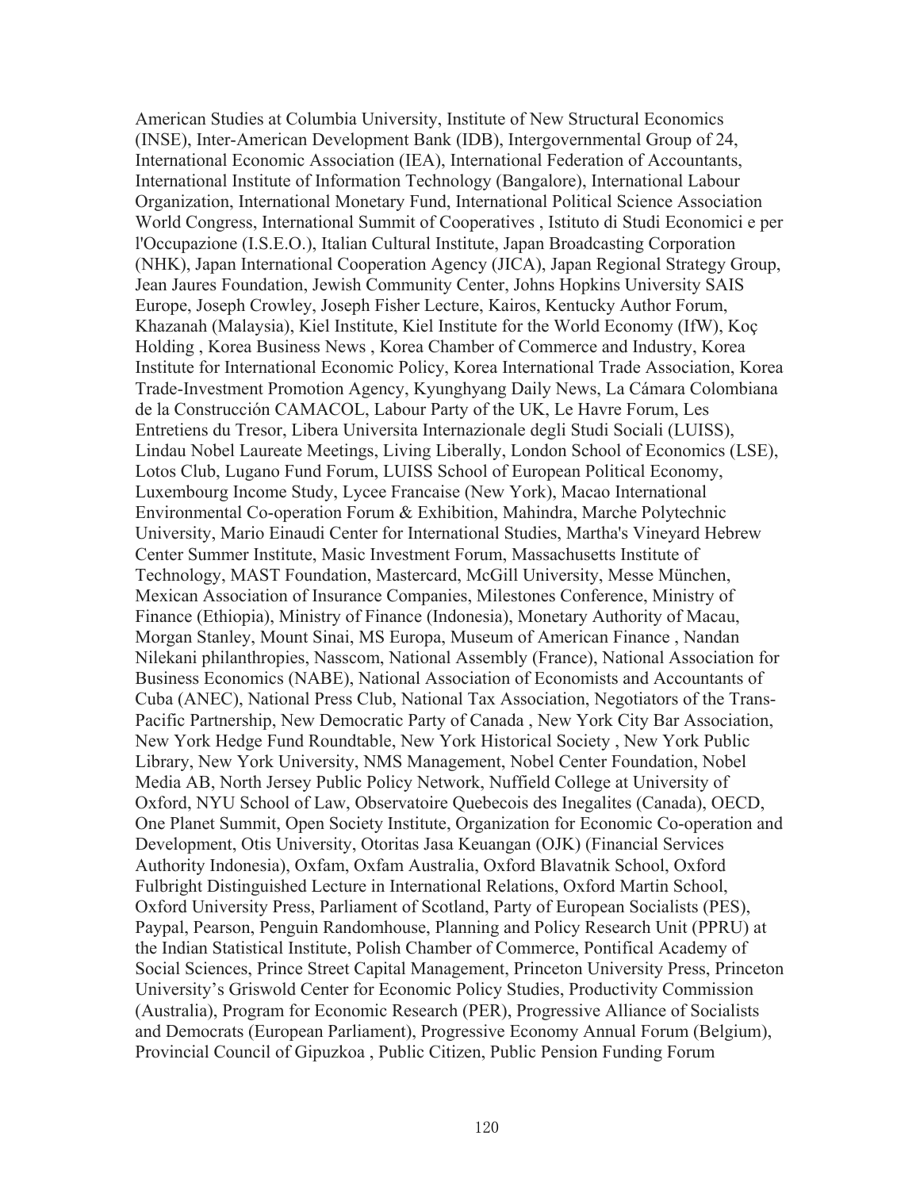American Studies at Columbia University, Institute of New Structural Economics (INSE), Inter-American Development Bank (IDB), Intergovernmental Group of 24, International Economic Association (IEA), International Federation of Accountants, International Institute of Information Technology (Bangalore), International Labour Organization, International Monetary Fund, International Political Science Association World Congress, International Summit of Cooperatives , Istituto di Studi Economici e per l'Occupazione (I.S.E.O.), Italian Cultural Institute, Japan Broadcasting Corporation (NHK), Japan International Cooperation Agency (JICA), Japan Regional Strategy Group, Jean Jaures Foundation, Jewish Community Center, Johns Hopkins University SAIS Europe, Joseph Crowley, Joseph Fisher Lecture, Kairos, Kentucky Author Forum, Khazanah (Malaysia), Kiel Institute, Kiel Institute for the World Economy (IfW), Koç Holding , Korea Business News , Korea Chamber of Commerce and Industry, Korea Institute for International Economic Policy, Korea International Trade Association, Korea Trade-Investment Promotion Agency, Kyunghyang Daily News, La Cámara Colombiana de la Construcción CAMACOL, Labour Party of the UK, Le Havre Forum, Les Entretiens du Tresor, Libera Universita Internazionale degli Studi Sociali (LUISS), Lindau Nobel Laureate Meetings, Living Liberally, London School of Economics (LSE), Lotos Club, Lugano Fund Forum, LUISS School of European Political Economy, Luxembourg Income Study, Lycee Francaise (New York), Macao International Environmental Co-operation Forum & Exhibition, Mahindra, Marche Polytechnic University, Mario Einaudi Center for International Studies, Martha's Vineyard Hebrew Center Summer Institute, Masic Investment Forum, Massachusetts Institute of Technology, MAST Foundation, Mastercard, McGill University, Messe München, Mexican Association of Insurance Companies, Milestones Conference, Ministry of Finance (Ethiopia), Ministry of Finance (Indonesia), Monetary Authority of Macau, Morgan Stanley, Mount Sinai, MS Europa, Museum of American Finance , Nandan Nilekani philanthropies, Nasscom, National Assembly (France), National Association for Business Economics (NABE), National Association of Economists and Accountants of Cuba (ANEC), National Press Club, National Tax Association, Negotiators of the Trans-Pacific Partnership, New Democratic Party of Canada , New York City Bar Association, New York Hedge Fund Roundtable, New York Historical Society , New York Public Library, New York University, NMS Management, Nobel Center Foundation, Nobel Media AB, North Jersey Public Policy Network, Nuffield College at University of Oxford, NYU School of Law, Observatoire Quebecois des Inegalites (Canada), OECD, One Planet Summit, Open Society Institute, Organization for Economic Co-operation and Development, Otis University, Otoritas Jasa Keuangan (OJK) (Financial Services Authority Indonesia), Oxfam, Oxfam Australia, Oxford Blavatnik School, Oxford Fulbright Distinguished Lecture in International Relations, Oxford Martin School, Oxford University Press, Parliament of Scotland, Party of European Socialists (PES), Paypal, Pearson, Penguin Randomhouse, Planning and Policy Research Unit (PPRU) at the Indian Statistical Institute, Polish Chamber of Commerce, Pontifical Academy of Social Sciences, Prince Street Capital Management, Princeton University Press, Princeton University's Griswold Center for Economic Policy Studies, Productivity Commission (Australia), Program for Economic Research (PER), Progressive Alliance of Socialists and Democrats (European Parliament), Progressive Economy Annual Forum (Belgium), Provincial Council of Gipuzkoa , Public Citizen, Public Pension Funding Forum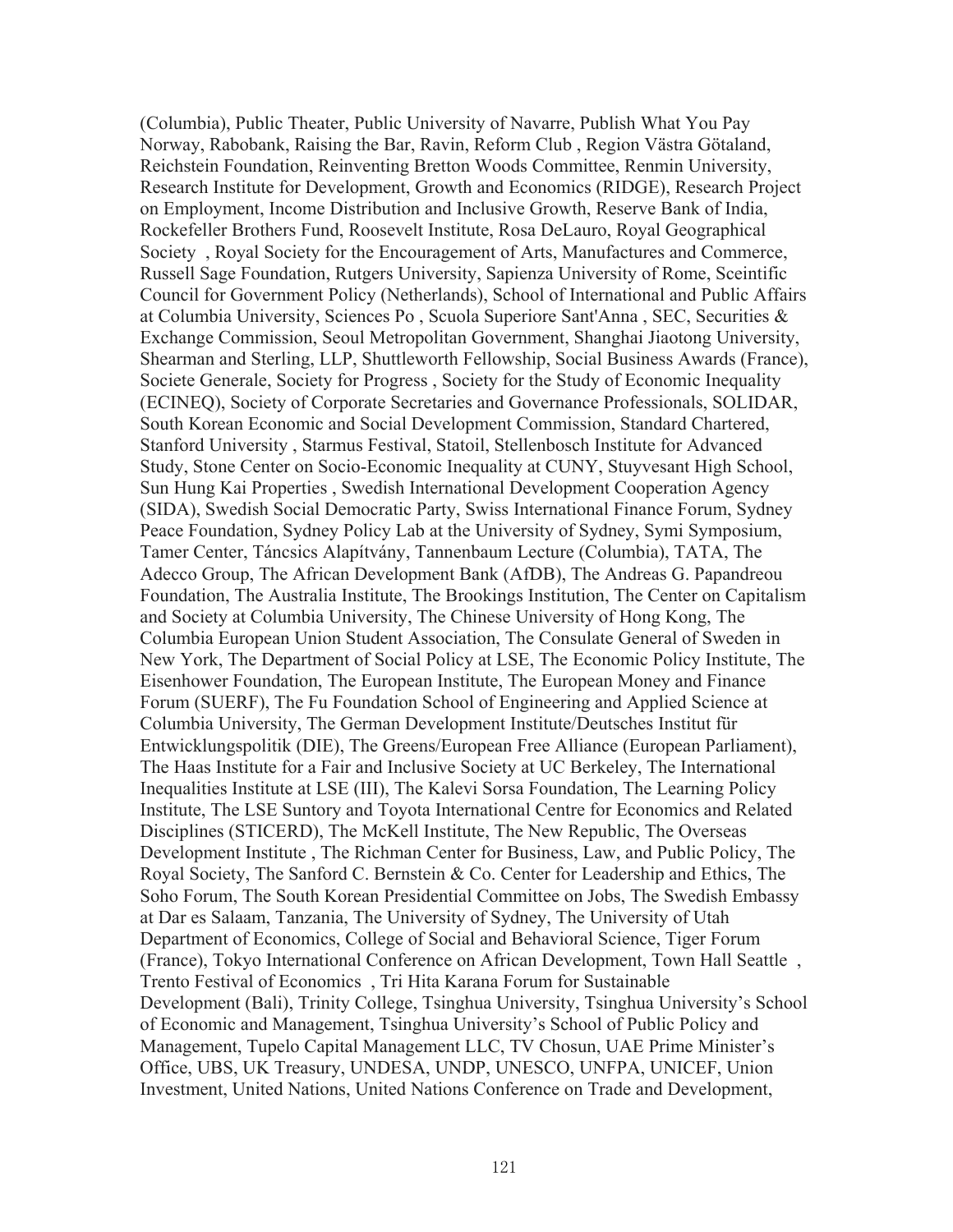(Columbia), Public Theater, Public University of Navarre, Publish What You Pay Norway, Rabobank, Raising the Bar, Ravin, Reform Club , Region Västra Götaland, Reichstein Foundation, Reinventing Bretton Woods Committee, Renmin University, Research Institute for Development, Growth and Economics (RIDGE), Research Project on Employment, Income Distribution and Inclusive Growth, Reserve Bank of India, Rockefeller Brothers Fund, Roosevelt Institute, Rosa DeLauro, Royal Geographical Society , Royal Society for the Encouragement of Arts, Manufactures and Commerce, Russell Sage Foundation, Rutgers University, Sapienza University of Rome, Sceintific Council for Government Policy (Netherlands), School of International and Public Affairs at Columbia University, Sciences Po , Scuola Superiore Sant'Anna , SEC, Securities & Exchange Commission, Seoul Metropolitan Government, Shanghai Jiaotong University, Shearman and Sterling, LLP, Shuttleworth Fellowship, Social Business Awards (France), Societe Generale, Society for Progress , Society for the Study of Economic Inequality (ECINEQ), Society of Corporate Secretaries and Governance Professionals, SOLIDAR, South Korean Economic and Social Development Commission, Standard Chartered, Stanford University , Starmus Festival, Statoil, Stellenbosch Institute for Advanced Study, Stone Center on Socio-Economic Inequality at CUNY, Stuyvesant High School, Sun Hung Kai Properties , Swedish International Development Cooperation Agency (SIDA), Swedish Social Democratic Party, Swiss International Finance Forum, Sydney Peace Foundation, Sydney Policy Lab at the University of Sydney, Symi Symposium, Tamer Center, Táncsics Alapítvány, Tannenbaum Lecture (Columbia), TATA, The Adecco Group, The African Development Bank (AfDB), The Andreas G. Papandreou Foundation, The Australia Institute, The Brookings Institution, The Center on Capitalism and Society at Columbia University, The Chinese University of Hong Kong, The Columbia European Union Student Association, The Consulate General of Sweden in New York, The Department of Social Policy at LSE, The Economic Policy Institute, The Eisenhower Foundation, The European Institute, The European Money and Finance Forum (SUERF), The Fu Foundation School of Engineering and Applied Science at Columbia University, The German Development Institute/Deutsches Institut für Entwicklungspolitik (DIE), The Greens/European Free Alliance (European Parliament), The Haas Institute for a Fair and Inclusive Society at UC Berkeley, The International Inequalities Institute at LSE (III), The Kalevi Sorsa Foundation, The Learning Policy Institute, The LSE Suntory and Toyota International Centre for Economics and Related Disciplines (STICERD), The McKell Institute, The New Republic, The Overseas Development Institute , The Richman Center for Business, Law, and Public Policy, The Royal Society, The Sanford C. Bernstein & Co. Center for Leadership and Ethics, The Soho Forum, The South Korean Presidential Committee on Jobs, The Swedish Embassy at Dar es Salaam, Tanzania, The University of Sydney, The University of Utah Department of Economics, College of Social and Behavioral Science, Tiger Forum (France), Tokyo International Conference on African Development, Town Hall Seattle , Trento Festival of Economics , Tri Hita Karana Forum for Sustainable Development (Bali), Trinity College, Tsinghua University, Tsinghua University's School of Economic and Management, Tsinghua University's School of Public Policy and Management, Tupelo Capital Management LLC, TV Chosun, UAE Prime Minister's Office, UBS, UK Treasury, UNDESA, UNDP, UNESCO, UNFPA, UNICEF, Union Investment, United Nations, United Nations Conference on Trade and Development,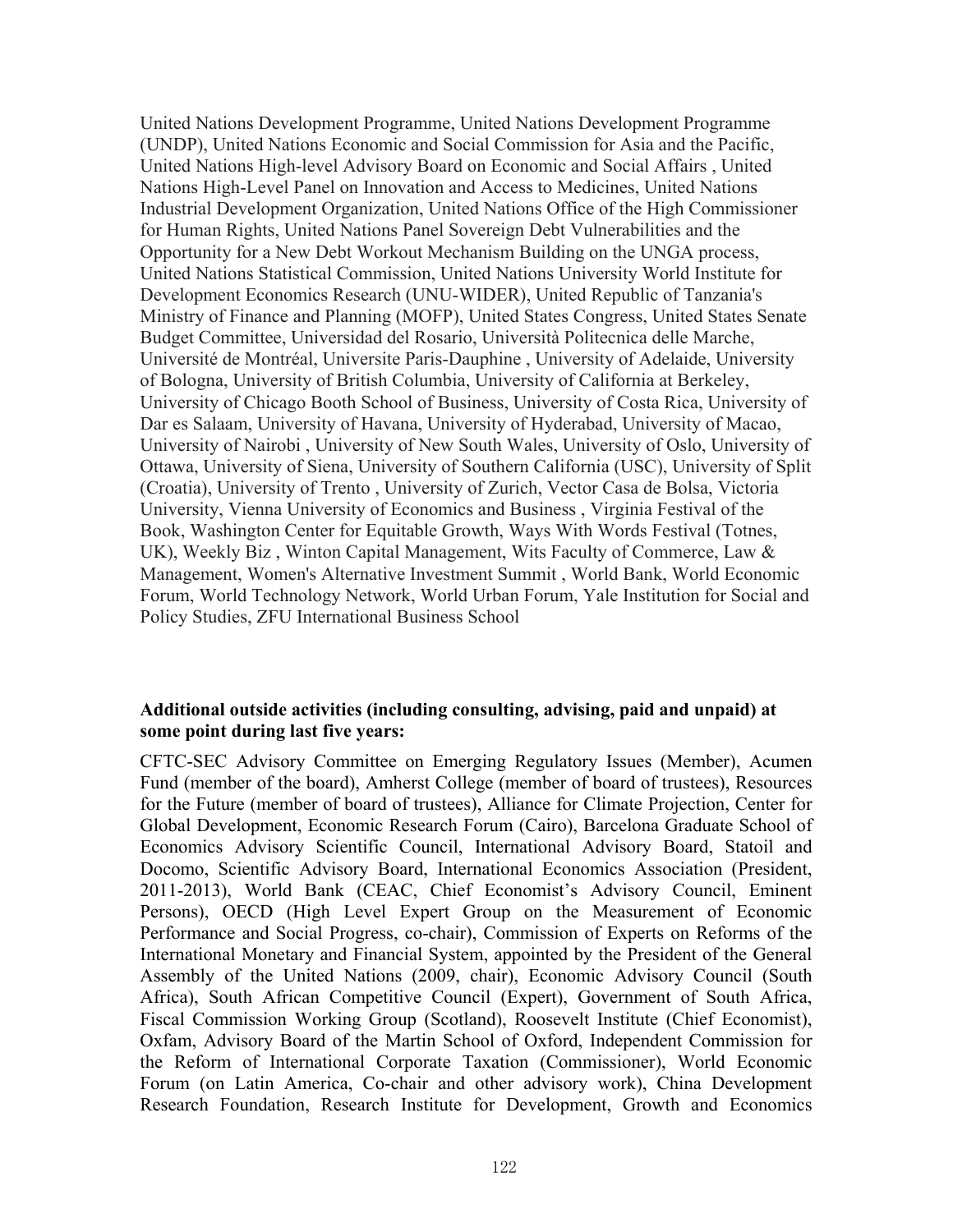United Nations Development Programme, United Nations Development Programme (UNDP), United Nations Economic and Social Commission for Asia and the Pacific, United Nations High-level Advisory Board on Economic and Social Affairs , United Nations High-Level Panel on Innovation and Access to Medicines, United Nations Industrial Development Organization, United Nations Office of the High Commissioner for Human Rights, United Nations Panel Sovereign Debt Vulnerabilities and the Opportunity for a New Debt Workout Mechanism Building on the UNGA process, United Nations Statistical Commission, United Nations University World Institute for Development Economics Research (UNU-WIDER), United Republic of Tanzania's Ministry of Finance and Planning (MOFP), United States Congress, United States Senate Budget Committee, Universidad del Rosario, Università Politecnica delle Marche, Université de Montréal, Universite Paris-Dauphine , University of Adelaide, University of Bologna, University of British Columbia, University of California at Berkeley, University of Chicago Booth School of Business, University of Costa Rica, University of Dar es Salaam, University of Havana, University of Hyderabad, University of Macao, University of Nairobi , University of New South Wales, University of Oslo, University of Ottawa, University of Siena, University of Southern California (USC), University of Split (Croatia), University of Trento , University of Zurich, Vector Casa de Bolsa, Victoria University, Vienna University of Economics and Business , Virginia Festival of the Book, Washington Center for Equitable Growth, Ways With Words Festival (Totnes, UK), Weekly Biz , Winton Capital Management, Wits Faculty of Commerce, Law & Management, Women's Alternative Investment Summit , World Bank, World Economic Forum, World Technology Network, World Urban Forum, Yale Institution for Social and Policy Studies, ZFU International Business School

**Additional outside activities (including consulting, advising, paid and unpaid) at some point during last five years:**

CFTC-SEC Advisory Committee on Emerging Regulatory Issues (Member), Acumen Fund (member of the board), Amherst College (member of board of trustees), Resources for the Future (member of board of trustees), Alliance for Climate Projection, Center for Global Development, Economic Research Forum (Cairo), Barcelona Graduate School of Economics Advisory Scientific Council, International Advisory Board, Statoil and Docomo, Scientific Advisory Board, International Economics Association (President, 2011-2013), World Bank (CEAC, Chief Economist's Advisory Council, Eminent Persons), OECD (High Level Expert Group on the Measurement of Economic Performance and Social Progress, co-chair), Commission of Experts on Reforms of the International Monetary and Financial System, appointed by the President of the General Assembly of the United Nations (2009, chair), Economic Advisory Council (South Africa), South African Competitive Council (Expert), Government of South Africa, Fiscal Commission Working Group (Scotland), Roosevelt Institute (Chief Economist), Oxfam, Advisory Board of the Martin School of Oxford, Independent Commission for the Reform of International Corporate Taxation (Commissioner), World Economic Forum (on Latin America, Co-chair and other advisory work), China Development Research Foundation, Research Institute for Development, Growth and Economics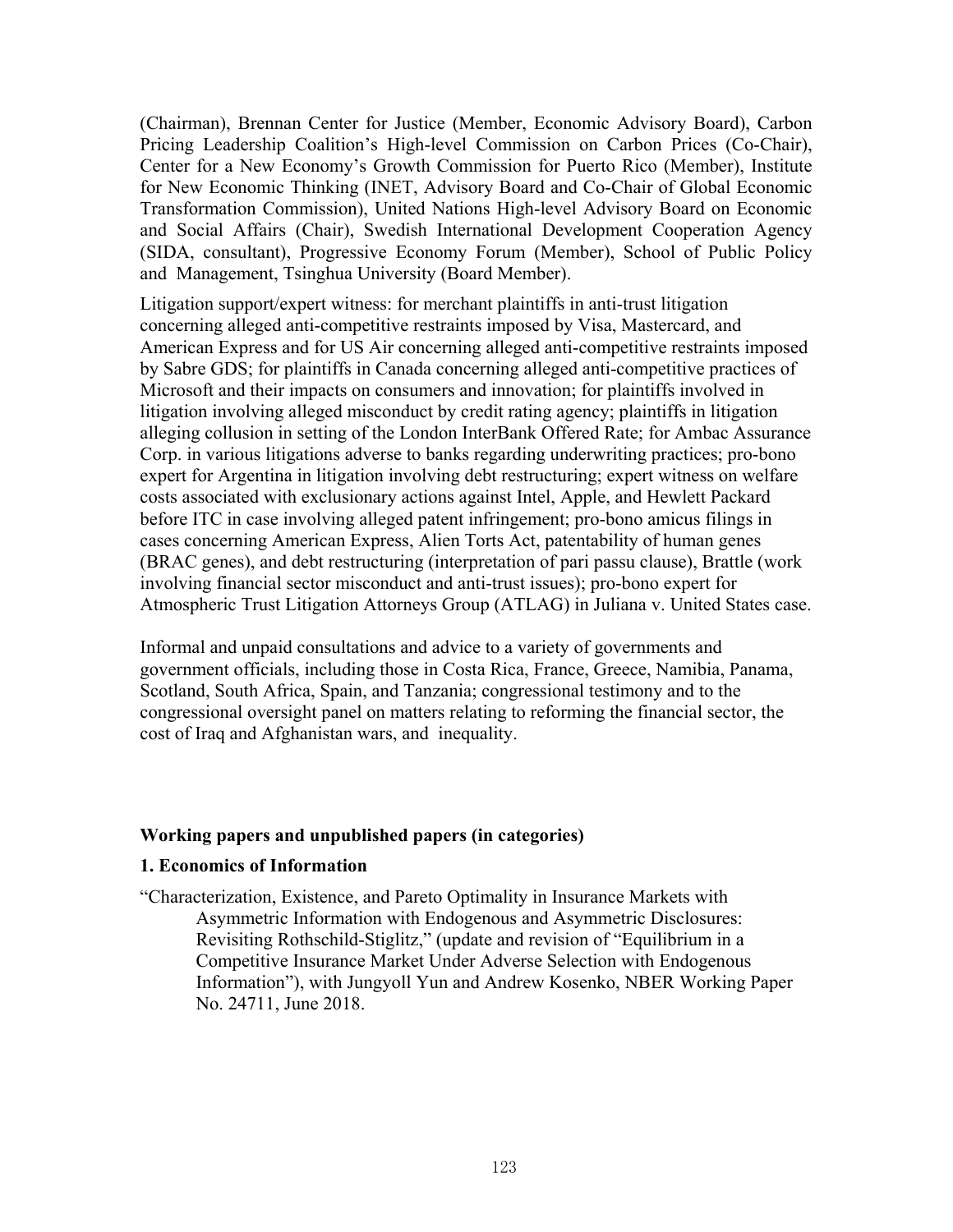(Chairman), Brennan Center for Justice (Member, Economic Advisory Board), Carbon Pricing Leadership Coalition's High-level Commission on Carbon Prices (Co-Chair), Center for a New Economy's Growth Commission for Puerto Rico (Member), Institute for New Economic Thinking (INET, Advisory Board and Co-Chair of Global Economic Transformation Commission), United Nations High-level Advisory Board on Economic and Social Affairs (Chair), Swedish International Development Cooperation Agency (SIDA, consultant), Progressive Economy Forum (Member), School of Public Policy and Management, Tsinghua University (Board Member).

Litigation support/expert witness: for merchant plaintiffs in anti-trust litigation concerning alleged anti-competitive restraints imposed by Visa, Mastercard, and American Express and for US Air concerning alleged anti-competitive restraints imposed by Sabre GDS; for plaintiffs in Canada concerning alleged anti-competitive practices of Microsoft and their impacts on consumers and innovation; for plaintiffs involved in litigation involving alleged misconduct by credit rating agency; plaintiffs in litigation alleging collusion in setting of the London InterBank Offered Rate; for Ambac Assurance Corp. in various litigations adverse to banks regarding underwriting practices; pro-bono expert for Argentina in litigation involving debt restructuring; expert witness on welfare costs associated with exclusionary actions against Intel, Apple, and Hewlett Packard before ITC in case involving alleged patent infringement; pro-bono amicus filings in cases concerning American Express, Alien Torts Act, patentability of human genes (BRAC genes), and debt restructuring (interpretation of pari passu clause), Brattle (work involving financial sector misconduct and anti-trust issues); pro-bono expert for Atmospheric Trust Litigation Attorneys Group (ATLAG) in Juliana v. United States case.

Informal and unpaid consultations and advice to a variety of governments and government officials, including those in Costa Rica, France, Greece, Namibia, Panama, Scotland, South Africa, Spain, and Tanzania; congressional testimony and to the congressional oversight panel on matters relating to reforming the financial sector, the cost of Iraq and Afghanistan wars, and inequality.

**Working papers and unpublished papers (in categories)**

**1. Economics of Information**

"Characterization, Existence, and Pareto Optimality in Insurance Markets with Asymmetric Information with Endogenous and Asymmetric Disclosures: Revisiting Rothschild-Stiglitz," (update and revision of "Equilibrium in a Competitive Insurance Market Under Adverse Selection with Endogenous Information"), with Jungyoll Yun and Andrew Kosenko, NBER Working Paper No. 24711, June 2018.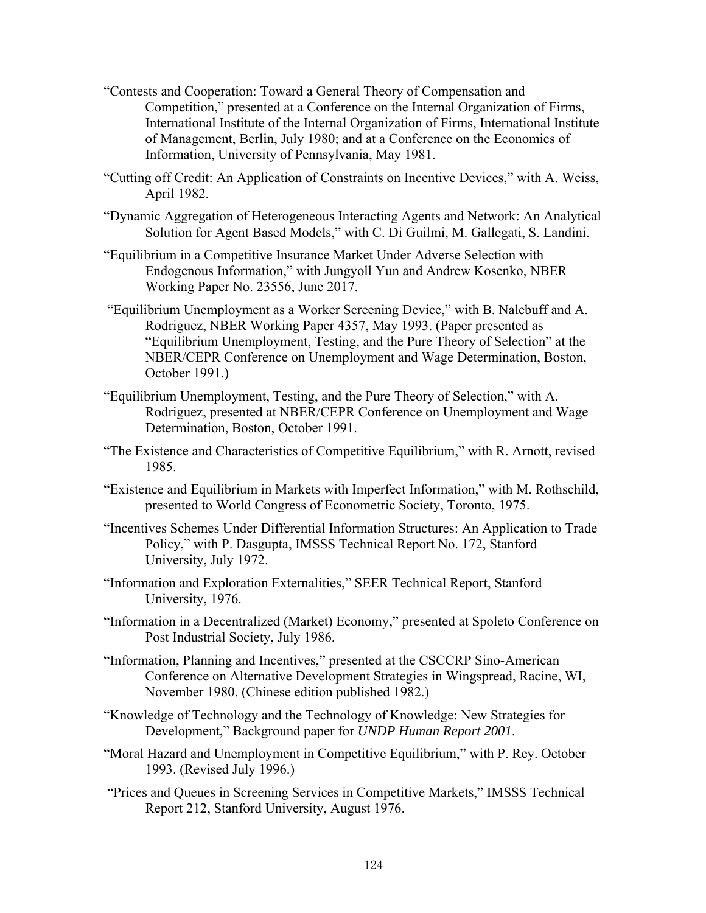"Contests and Cooperation: Toward a General Theory of Compensation and Competition," presented at a Conference on the Internal Organization of Firms, International Institute of the Internal Organization of Firms, International Institute of Management, Berlin, July 1980; and at a Conference on the Economics of Information, University of Pennsylvania, May 1981.

"Cutting off Credit: An Application of Constraints on Incentive Devices," with A. Weiss, April 1982.

"Dynamic Aggregation of Heterogeneous Interacting Agents and Network: An Analytical Solution for Agent Based Models," with C. Di Guilmi, M. Gallegati, S. Landini.

"Equilibrium in a Competitive Insurance Market Under Adverse Selection with Endogenous Information," with Jungyoll Yun and Andrew Kosenko, NBER Working Paper No. 23556, June 2017.

"Equilibrium Unemployment as a Worker Screening Device," with B. Nalebuff and A. Rodriguez, NBER Working Paper 4357, May 1993. (Paper presented as "Equilibrium Unemployment, Testing, and the Pure Theory of Selection" at the NBER/CEPR Conference on Unemployment and Wage Determination, Boston, October 1991.)

"Equilibrium Unemployment, Testing, and the Pure Theory of Selection," with A. Rodriguez, presented at NBER/CEPR Conference on Unemployment and Wage Determination, Boston, October 1991.

"The Existence and Characteristics of Competitive Equilibrium," with R. Arnott, revised 1985.

"Existence and Equilibrium in Markets with Imperfect Information," with M. Rothschild, presented to World Congress of Econometric Society, Toronto, 1975.

"Incentives Schemes Under Differential Information Structures: An Application to Trade Policy," with P. Dasgupta, IMSSS Technical Report No. 172, Stanford University, July 1972.

"Information and Exploration Externalities," SEER Technical Report, Stanford University, 1976.

"Information in a Decentralized (Market) Economy," presented at Spoleto Conference on Post Industrial Society, July 1986.

"Information, Planning and Incentives," presented at the CSCCRP Sino-American Conference on Alternative Development Strategies in Wingspread, Racine, WI, November 1980. (Chinese edition published 1982.)

"Knowledge of Technology and the Technology of Knowledge: New Strategies for Development," Background paper for *UNDP Human Report 2001*.

"Moral Hazard and Unemployment in Competitive Equilibrium," with P. Rey. October 1993. (Revised July 1996.)

"Prices and Queues in Screening Services in Competitive Markets," IMSSS Technical Report 212, Stanford University, August 1976.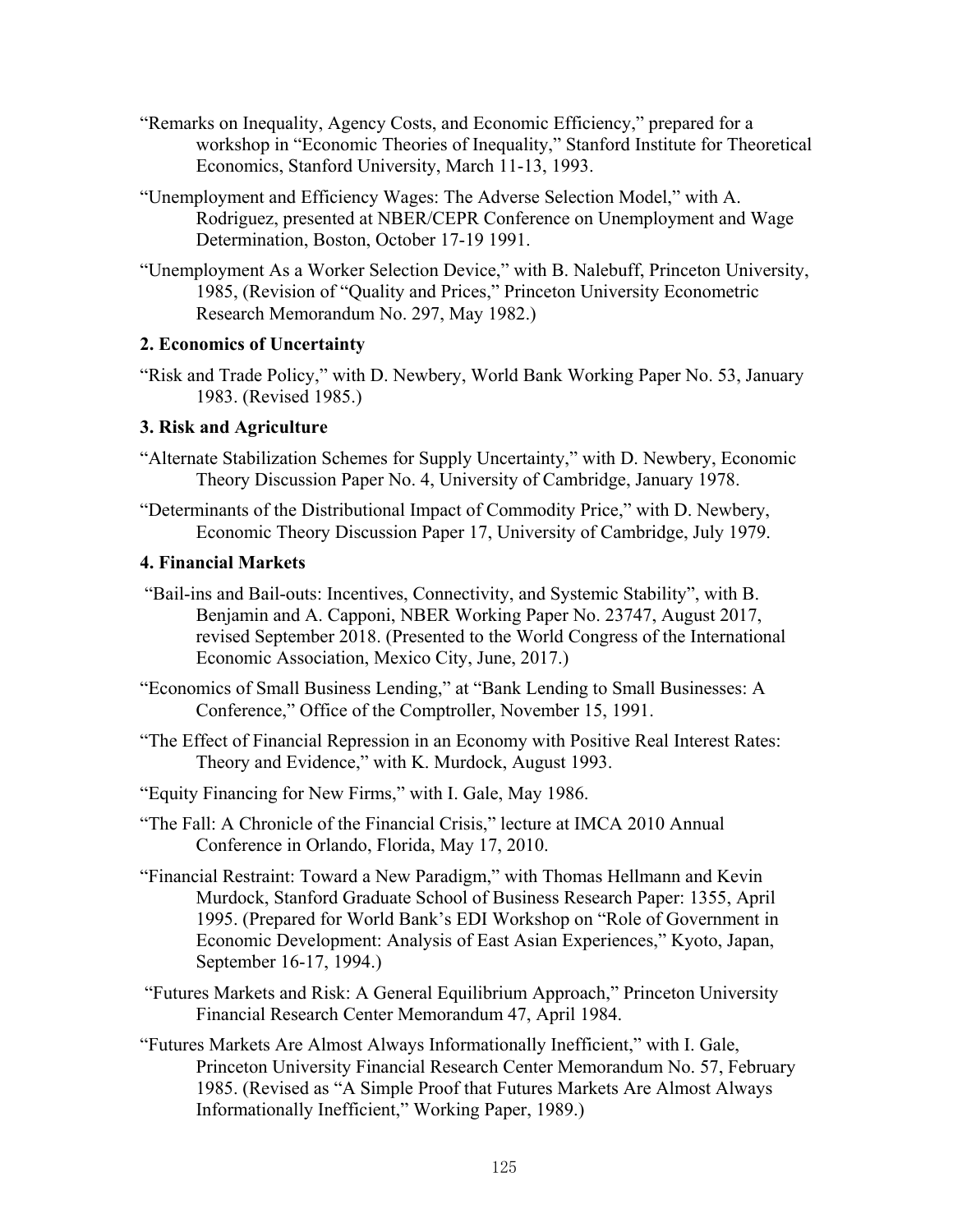"Remarks on Inequality, Agency Costs, and Economic Efficiency," prepared for a workshop in "Economic Theories of Inequality," Stanford Institute for Theoretical Economics, Stanford University, March 11-13, 1993.

"Unemployment and Efficiency Wages: The Adverse Selection Model," with A. Rodriguez, presented at NBER/CEPR Conference on Unemployment and Wage Determination, Boston, October 17-19 1991.

"Unemployment As a Worker Selection Device," with B. Nalebuff, Princeton University, 1985, (Revision of "Quality and Prices," Princeton University Econometric Research Memorandum No. 297, May 1982.)

**2. Economics of Uncertainty**

"Risk and Trade Policy," with D. Newbery, World Bank Working Paper No. 53, January 1983. (Revised 1985.)

**3. Risk and Agriculture**

"Alternate Stabilization Schemes for Supply Uncertainty," with D. Newbery, Economic Theory Discussion Paper No. 4, University of Cambridge, January 1978.

"Determinants of the Distributional Impact of Commodity Price," with D. Newbery, Economic Theory Discussion Paper 17, University of Cambridge, July 1979.

**4. Financial Markets**

"Bail-ins and Bail-outs: Incentives, Connectivity, and Systemic Stability", with B. Benjamin and A. Capponi, NBER Working Paper No. 23747, August 2017, revised September 2018. (Presented to the World Congress of the International Economic Association, Mexico City, June, 2017.)

"Economics of Small Business Lending," at "Bank Lending to Small Businesses: A Conference," Office of the Comptroller, November 15, 1991.

"The Effect of Financial Repression in an Economy with Positive Real Interest Rates: Theory and Evidence," with K. Murdock, August 1993.

"Equity Financing for New Firms," with I. Gale, May 1986.

"The Fall: A Chronicle of the Financial Crisis," lecture at IMCA 2010 Annual Conference in Orlando, Florida, May 17, 2010.

"Financial Restraint: Toward a New Paradigm," with Thomas Hellmann and Kevin Murdock, Stanford Graduate School of Business Research Paper: 1355, April 1995. (Prepared for World Bank's EDI Workshop on "Role of Government in Economic Development: Analysis of East Asian Experiences," Kyoto, Japan, September 16-17, 1994.)

"Futures Markets and Risk: A General Equilibrium Approach," Princeton University Financial Research Center Memorandum 47, April 1984.

"Futures Markets Are Almost Always Informationally Inefficient," with I. Gale, Princeton University Financial Research Center Memorandum No. 57, February 1985. (Revised as "A Simple Proof that Futures Markets Are Almost Always Informationally Inefficient," Working Paper, 1989.)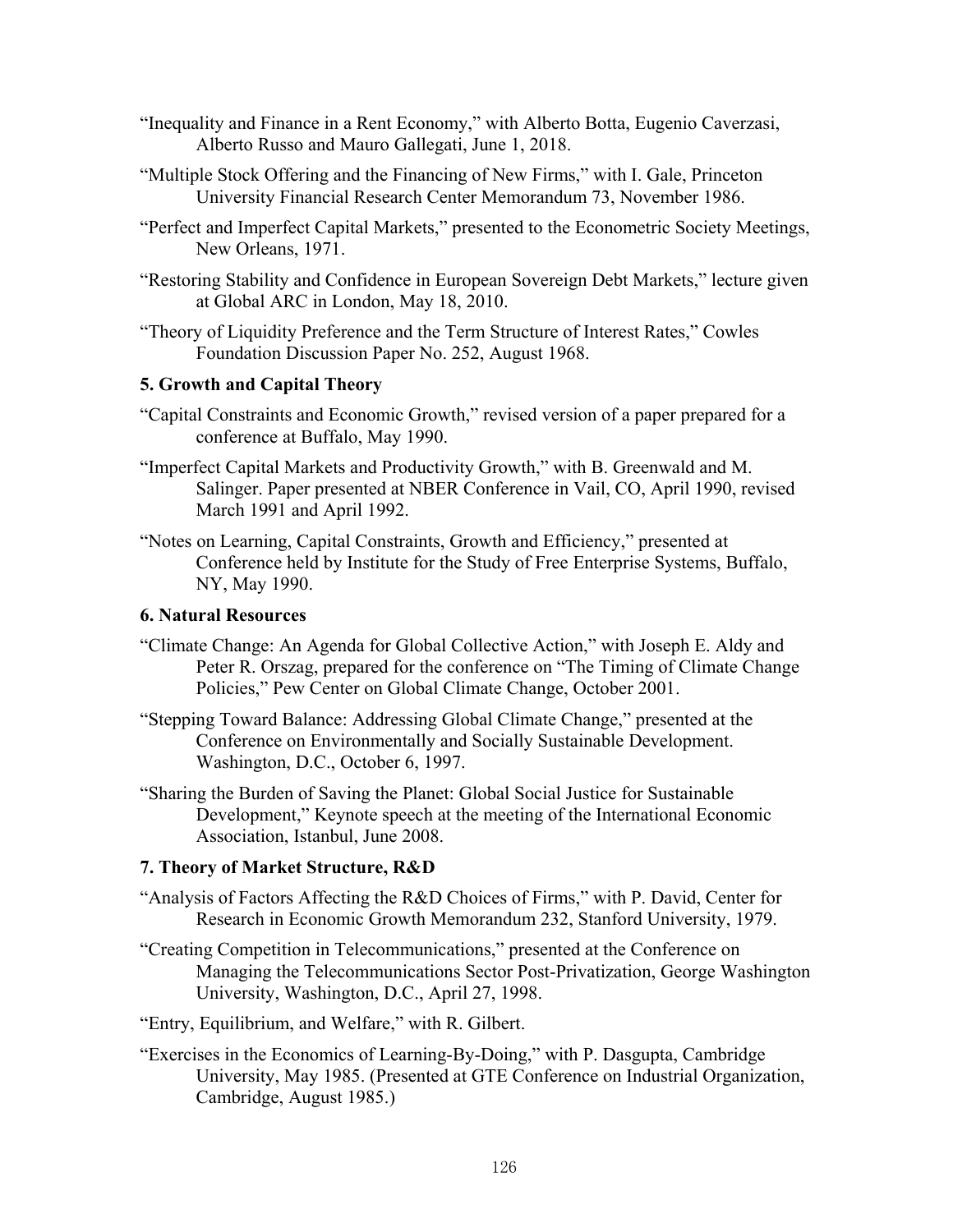"Inequality and Finance in a Rent Economy," with Alberto Botta, Eugenio Caverzasi, Alberto Russo and Mauro Gallegati, June 1, 2018.

"Multiple Stock Offering and the Financing of New Firms," with I. Gale, Princeton University Financial Research Center Memorandum 73, November 1986.

"Perfect and Imperfect Capital Markets," presented to the Econometric Society Meetings, New Orleans, 1971.

"Restoring Stability and Confidence in European Sovereign Debt Markets," lecture given at Global ARC in London, May 18, 2010.

"Theory of Liquidity Preference and the Term Structure of Interest Rates," Cowles Foundation Discussion Paper No. 252, August 1968.

### 5. Growth and Capital Theory

"Capital Constraints and Economic Growth," revised version of a paper prepared for a conference at Buffalo, May 1990.

"Imperfect Capital Markets and Productivity Growth," with B. Greenwald and M. Salinger. Paper presented at NBER Conference in Vail, CO, April 1990, revised March 1991 and April 1992.

"Notes on Learning, Capital Constraints, Growth and Efficiency," presented at Conference held by Institute for the Study of Free Enterprise Systems, Buffalo, NY, May 1990.

### 6. Natural Resources

"Climate Change: An Agenda for Global Collective Action," with Joseph E. Aldy and Peter R. Orszag, prepared for the conference on "The Timing of Climate Change Policies," Pew Center on Global Climate Change, October 2001.

"Stepping Toward Balance: Addressing Global Climate Change," presented at the Conference on Environmentally and Socially Sustainable Development. Washington, D.C., October 6, 1997.

"Sharing the Burden of Saving the Planet: Global Social Justice for Sustainable Development," Keynote speech at the meeting of the International Economic Association, Istanbul, June 2008.

### 7. Theory of Market Structure, R&D

"Analysis of Factors Affecting the R&D Choices of Firms," with P. David, Center for Research in Economic Growth Memorandum 232, Stanford University, 1979.

"Creating Competition in Telecommunications," presented at the Conference on Managing the Telecommunications Sector Post-Privatization, George Washington University, Washington, D.C., April 27, 1998.

"Entry, Equilibrium, and Welfare," with R. Gilbert.

"Exercises in the Economics of Learning-By-Doing," with P. Dasgupta, Cambridge University, May 1985. (Presented at GTE Conference on Industrial Organization, Cambridge, August 1985.)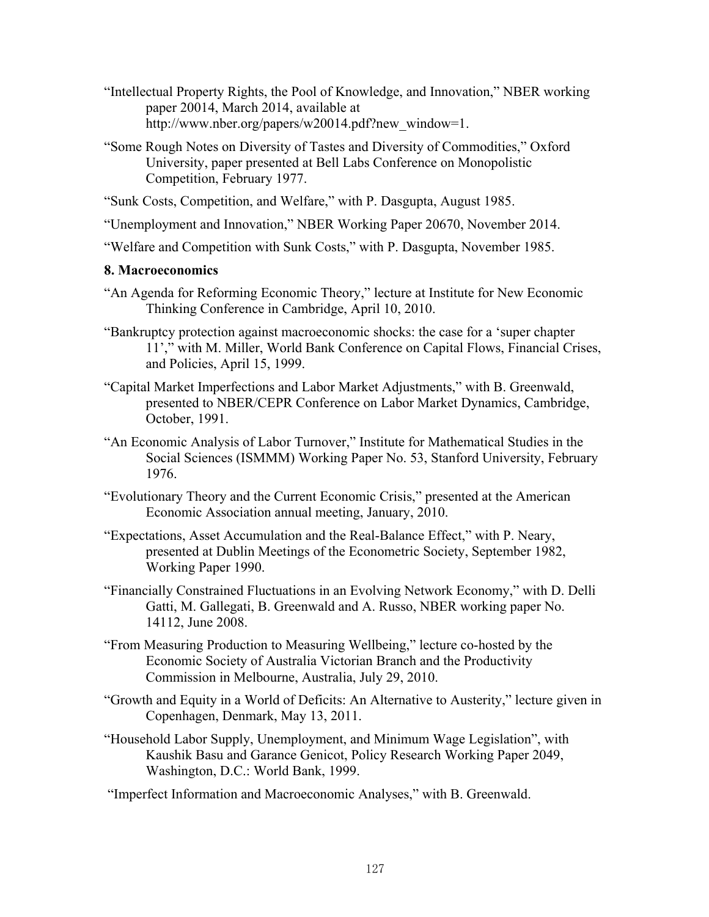"Intellectual Property Rights, the Pool of Knowledge, and Innovation," NBER working paper 20014, March 2014, available at http://www.nber.org/papers/w20014.pdf?new_window=1.

"Some Rough Notes on Diversity of Tastes and Diversity of Commodities," Oxford University, paper presented at Bell Labs Conference on Monopolistic Competition, February 1977.

"Sunk Costs, Competition, and Welfare," with P. Dasgupta, August 1985.

"Unemployment and Innovation," NBER Working Paper 20670, November 2014.

"Welfare and Competition with Sunk Costs," with P. Dasgupta, November 1985.

**8. Macroeconomics**

"An Agenda for Reforming Economic Theory," lecture at Institute for New Economic Thinking Conference in Cambridge, April 10, 2010.

"Bankruptcy protection against macroeconomic shocks: the case for a 'super chapter 11'," with M. Miller, World Bank Conference on Capital Flows, Financial Crises, and Policies, April 15, 1999.

"Capital Market Imperfections and Labor Market Adjustments," with B. Greenwald, presented to NBER/CEPR Conference on Labor Market Dynamics, Cambridge, October, 1991.

"An Economic Analysis of Labor Turnover," Institute for Mathematical Studies in the Social Sciences (ISMMM) Working Paper No. 53, Stanford University, February 1976.

"Evolutionary Theory and the Current Economic Crisis," presented at the American Economic Association annual meeting, January, 2010.

"Expectations, Asset Accumulation and the Real-Balance Effect," with P. Neary, presented at Dublin Meetings of the Econometric Society, September 1982, Working Paper 1990.

"Financially Constrained Fluctuations in an Evolving Network Economy," with D. Delli Gatti, M. Gallegati, B. Greenwald and A. Russo, NBER working paper No. 14112, June 2008.

"From Measuring Production to Measuring Wellbeing," lecture co-hosted by the Economic Society of Australia Victorian Branch and the Productivity Commission in Melbourne, Australia, July 29, 2010.

"Growth and Equity in a World of Deficits: An Alternative to Austerity," lecture given in Copenhagen, Denmark, May 13, 2011.

"Household Labor Supply, Unemployment, and Minimum Wage Legislation", with Kaushik Basu and Garance Genicot, Policy Research Working Paper 2049, Washington, D.C.: World Bank, 1999.

"Imperfect Information and Macroeconomic Analyses," with B. Greenwald.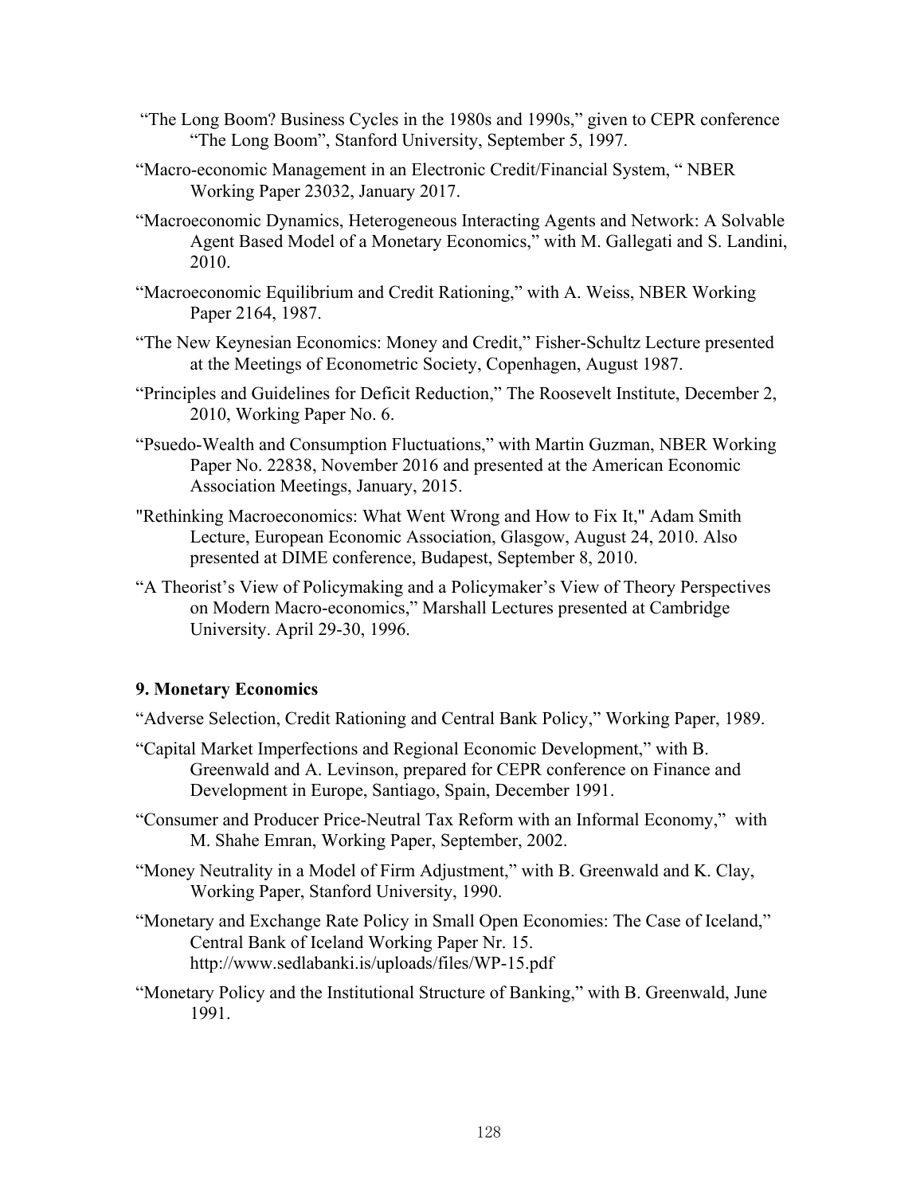"The Long Boom? Business Cycles in the 1980s and 1990s," given to CEPR conference "The Long Boom", Stanford University, September 5, 1997.

"Macro-economic Management in an Electronic Credit/Financial System, " NBER Working Paper 23032, January 2017.

"Macroeconomic Dynamics, Heterogeneous Interacting Agents and Network: A Solvable Agent Based Model of a Monetary Economics," with M. Gallegati and S. Landini, 2010.

"Macroeconomic Equilibrium and Credit Rationing," with A. Weiss, NBER Working Paper 2164, 1987.

"The New Keynesian Economics: Money and Credit," Fisher-Schultz Lecture presented at the Meetings of Econometric Society, Copenhagen, August 1987.

"Principles and Guidelines for Deficit Reduction," The Roosevelt Institute, December 2, 2010, Working Paper No. 6.

"Psuedo-Wealth and Consumption Fluctuations," with Martin Guzman, NBER Working Paper No. 22838, November 2016 and presented at the American Economic Association Meetings, January, 2015.

"Rethinking Macroeconomics: What Went Wrong and How to Fix It," Adam Smith Lecture, European Economic Association, Glasgow, August 24, 2010. Also presented at DIME conference, Budapest, September 8, 2010.

"A Theorist's View of Policymaking and a Policymaker's View of Theory Perspectives on Modern Macro-economics," Marshall Lectures presented at Cambridge University. April 29-30, 1996.

### 9. Monetary Economics

"Adverse Selection, Credit Rationing and Central Bank Policy," Working Paper, 1989.

"Capital Market Imperfections and Regional Economic Development," with B. Greenwald and A. Levinson, prepared for CEPR conference on Finance and Development in Europe, Santiago, Spain, December 1991.

"Consumer and Producer Price-Neutral Tax Reform with an Informal Economy," with M. Shahe Emran, Working Paper, September, 2002.

"Money Neutrality in a Model of Firm Adjustment," with B. Greenwald and K. Clay, Working Paper, Stanford University, 1990.

"Monetary and Exchange Rate Policy in Small Open Economies: The Case of Iceland," Central Bank of Iceland Working Paper Nr. 15. http://www.sedlabanki.is/uploads/files/WP-15.pdf

"Monetary Policy and the Institutional Structure of Banking," with B. Greenwald, June 1991.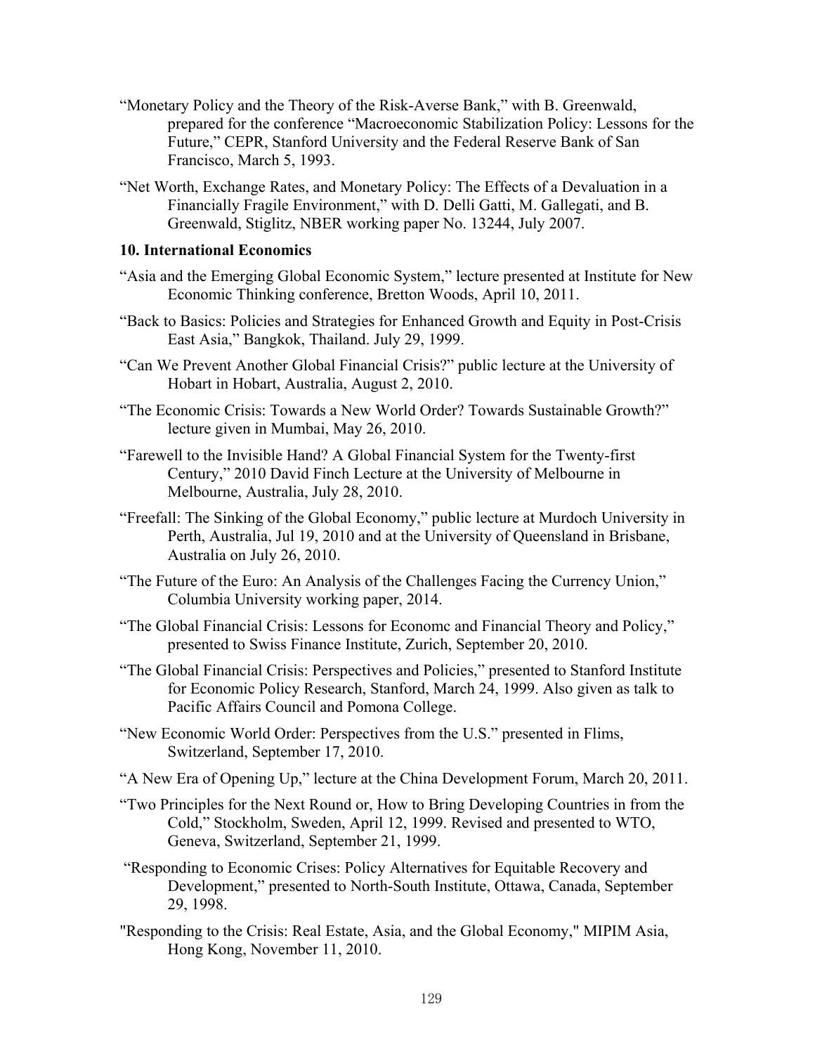"Monetary Policy and the Theory of the Risk-Averse Bank," with B. Greenwald, prepared for the conference "Macroeconomic Stabilization Policy: Lessons for the Future," CEPR, Stanford University and the Federal Reserve Bank of San Francisco, March 5, 1993.

"Net Worth, Exchange Rates, and Monetary Policy: The Effects of a Devaluation in a Financially Fragile Environment," with D. Delli Gatti, M. Gallegati, and B. Greenwald, Stiglitz, NBER working paper No. 13244, July 2007.

**10. International Economics**

"Asia and the Emerging Global Economic System," lecture presented at Institute for New Economic Thinking conference, Bretton Woods, April 10, 2011.

"Back to Basics: Policies and Strategies for Enhanced Growth and Equity in Post-Crisis East Asia," Bangkok, Thailand. July 29, 1999.

"Can We Prevent Another Global Financial Crisis?" public lecture at the University of Hobart in Hobart, Australia, August 2, 2010.

"The Economic Crisis: Towards a New World Order? Towards Sustainable Growth?" lecture given in Mumbai, May 26, 2010.

"Farewell to the Invisible Hand? A Global Financial System for the Twenty-first Century," 2010 David Finch Lecture at the University of Melbourne in Melbourne, Australia, July 28, 2010.

"Freefall: The Sinking of the Global Economy," public lecture at Murdoch University in Perth, Australia, Jul 19, 2010 and at the University of Queensland in Brisbane, Australia on July 26, 2010.

"The Future of the Euro: An Analysis of the Challenges Facing the Currency Union," Columbia University working paper, 2014.

"The Global Financial Crisis: Lessons for Economc and Financial Theory and Policy," presented to Swiss Finance Institute, Zurich, September 20, 2010.

"The Global Financial Crisis: Perspectives and Policies," presented to Stanford Institute for Economic Policy Research, Stanford, March 24, 1999. Also given as talk to Pacific Affairs Council and Pomona College.

"New Economic World Order: Perspectives from the U.S." presented in Flims, Switzerland, September 17, 2010.

"A New Era of Opening Up," lecture at the China Development Forum, March 20, 2011.

"Two Principles for the Next Round or, How to Bring Developing Countries in from the Cold," Stockholm, Sweden, April 12, 1999. Revised and presented to WTO, Geneva, Switzerland, September 21, 1999.

"Responding to Economic Crises: Policy Alternatives for Equitable Recovery and Development," presented to North-South Institute, Ottawa, Canada, September 29, 1998.

"Responding to the Crisis: Real Estate, Asia, and the Global Economy," MIPIM Asia, Hong Kong, November 11, 2010.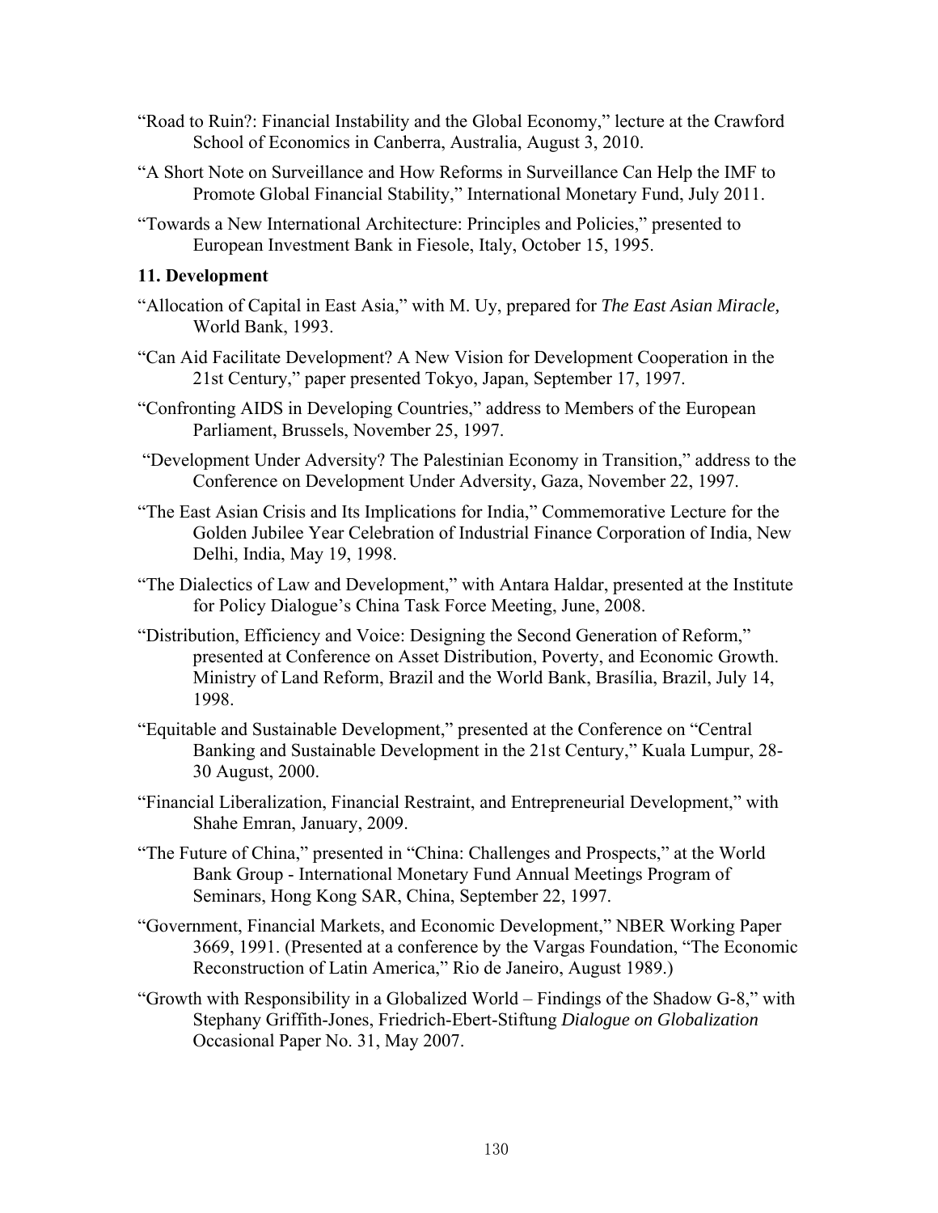"Road to Ruin?: Financial Instability and the Global Economy," lecture at the Crawford School of Economics in Canberra, Australia, August 3, 2010.

"A Short Note on Surveillance and How Reforms in Surveillance Can Help the IMF to Promote Global Financial Stability," International Monetary Fund, July 2011.

"Towards a New International Architecture: Principles and Policies," presented to European Investment Bank in Fiesole, Italy, October 15, 1995.

### 11. Development

"Allocation of Capital in East Asia," with M. Uy, prepared for *The East Asian Miracle,* World Bank, 1993.

"Can Aid Facilitate Development? A New Vision for Development Cooperation in the 21st Century," paper presented Tokyo, Japan, September 17, 1997.

"Confronting AIDS in Developing Countries," address to Members of the European Parliament, Brussels, November 25, 1997.

"Development Under Adversity? The Palestinian Economy in Transition," address to the Conference on Development Under Adversity, Gaza, November 22, 1997.

"The East Asian Crisis and Its Implications for India," Commemorative Lecture for the Golden Jubilee Year Celebration of Industrial Finance Corporation of India, New Delhi, India, May 19, 1998.

"The Dialectics of Law and Development," with Antara Haldar, presented at the Institute for Policy Dialogue's China Task Force Meeting, June, 2008.

"Distribution, Efficiency and Voice: Designing the Second Generation of Reform," presented at Conference on Asset Distribution, Poverty, and Economic Growth. Ministry of Land Reform, Brazil and the World Bank, Brasília, Brazil, July 14, 1998.

"Equitable and Sustainable Development," presented at the Conference on "Central Banking and Sustainable Development in the 21st Century," Kuala Lumpur, 28-30 August, 2000.

"Financial Liberalization, Financial Restraint, and Entrepreneurial Development," with Shahe Emran, January, 2009.

"The Future of China," presented in "China: Challenges and Prospects," at the World Bank Group - International Monetary Fund Annual Meetings Program of Seminars, Hong Kong SAR, China, September 22, 1997.

"Government, Financial Markets, and Economic Development," NBER Working Paper 3669, 1991. (Presented at a conference by the Vargas Foundation, "The Economic Reconstruction of Latin America," Rio de Janeiro, August 1989.)

"Growth with Responsibility in a Globalized World – Findings of the Shadow G-8," with Stephany Griffith-Jones, Friedrich-Ebert-Stiftung *Dialogue on Globalization* Occasional Paper No. 31, May 2007.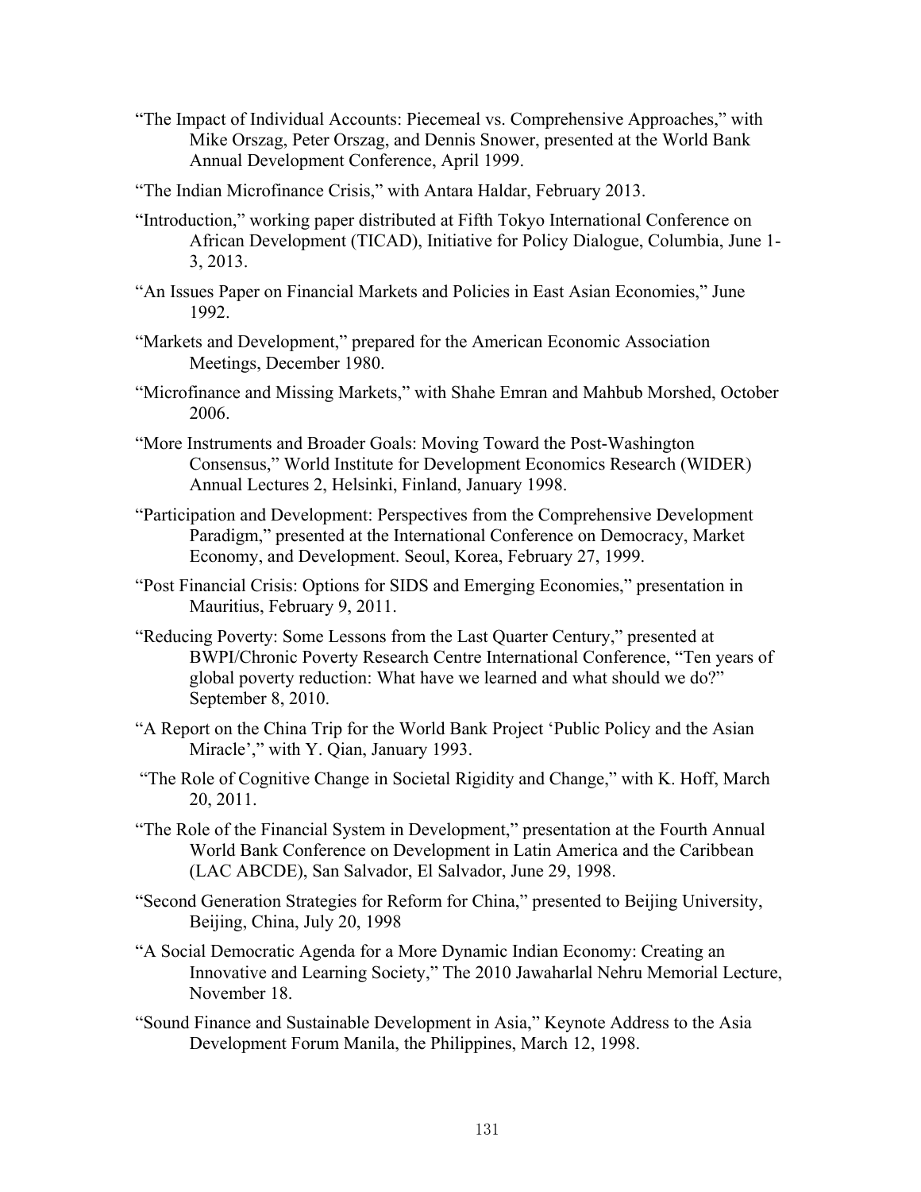"The Impact of Individual Accounts: Piecemeal vs. Comprehensive Approaches," with Mike Orszag, Peter Orszag, and Dennis Snower, presented at the World Bank Annual Development Conference, April 1999.

"The Indian Microfinance Crisis," with Antara Haldar, February 2013.

"Introduction," working paper distributed at Fifth Tokyo International Conference on African Development (TICAD), Initiative for Policy Dialogue, Columbia, June 1-3, 2013.

"An Issues Paper on Financial Markets and Policies in East Asian Economies," June 1992.

"Markets and Development," prepared for the American Economic Association Meetings, December 1980.

"Microfinance and Missing Markets," with Shahe Emran and Mahbub Morshed, October 2006.

"More Instruments and Broader Goals: Moving Toward the Post-Washington Consensus," World Institute for Development Economics Research (WIDER) Annual Lectures 2, Helsinki, Finland, January 1998.

"Participation and Development: Perspectives from the Comprehensive Development Paradigm," presented at the International Conference on Democracy, Market Economy, and Development. Seoul, Korea, February 27, 1999.

"Post Financial Crisis: Options for SIDS and Emerging Economies," presentation in Mauritius, February 9, 2011.

"Reducing Poverty: Some Lessons from the Last Quarter Century," presented at BWPI/Chronic Poverty Research Centre International Conference, "Ten years of global poverty reduction: What have we learned and what should we do?" September 8, 2010.

"A Report on the China Trip for the World Bank Project 'Public Policy and the Asian Miracle'," with Y. Qian, January 1993.

"The Role of Cognitive Change in Societal Rigidity and Change," with K. Hoff, March 20, 2011.

"The Role of the Financial System in Development," presentation at the Fourth Annual World Bank Conference on Development in Latin America and the Caribbean (LAC ABCDE), San Salvador, El Salvador, June 29, 1998.

"Second Generation Strategies for Reform for China," presented to Beijing University, Beijing, China, July 20, 1998

"A Social Democratic Agenda for a More Dynamic Indian Economy: Creating an Innovative and Learning Society," The 2010 Jawaharlal Nehru Memorial Lecture, November 18.

"Sound Finance and Sustainable Development in Asia," Keynote Address to the Asia Development Forum Manila, the Philippines, March 12, 1998.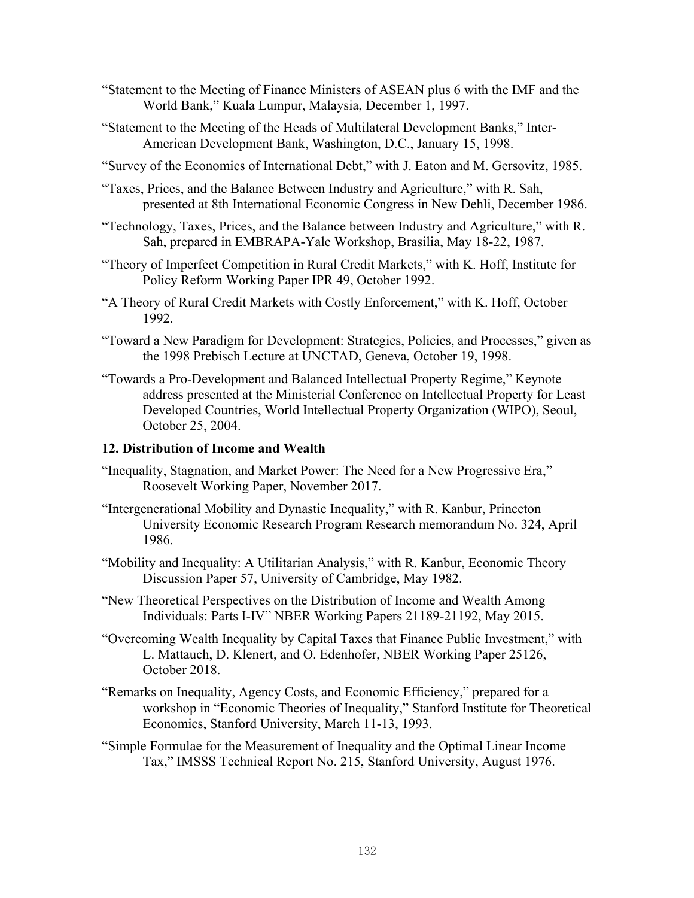"Statement to the Meeting of Finance Ministers of ASEAN plus 6 with the IMF and the World Bank," Kuala Lumpur, Malaysia, December 1, 1997.

"Statement to the Meeting of the Heads of Multilateral Development Banks," Inter-American Development Bank, Washington, D.C., January 15, 1998.

"Survey of the Economics of International Debt," with J. Eaton and M. Gersovitz, 1985.

"Taxes, Prices, and the Balance Between Industry and Agriculture," with R. Sah, presented at 8th International Economic Congress in New Dehli, December 1986.

"Technology, Taxes, Prices, and the Balance between Industry and Agriculture," with R. Sah, prepared in EMBRAPA-Yale Workshop, Brasilia, May 18-22, 1987.

"Theory of Imperfect Competition in Rural Credit Markets," with K. Hoff, Institute for Policy Reform Working Paper IPR 49, October 1992.

"A Theory of Rural Credit Markets with Costly Enforcement," with K. Hoff, October 1992.

"Toward a New Paradigm for Development: Strategies, Policies, and Processes," given as the 1998 Prebisch Lecture at UNCTAD, Geneva, October 19, 1998.

"Towards a Pro-Development and Balanced Intellectual Property Regime," Keynote address presented at the Ministerial Conference on Intellectual Property for Least Developed Countries, World Intellectual Property Organization (WIPO), Seoul, October 25, 2004.

**12. Distribution of Income and Wealth**

"Inequality, Stagnation, and Market Power: The Need for a New Progressive Era," Roosevelt Working Paper, November 2017.

"Intergenerational Mobility and Dynastic Inequality," with R. Kanbur, Princeton University Economic Research Program Research memorandum No. 324, April 1986.

"Mobility and Inequality: A Utilitarian Analysis," with R. Kanbur, Economic Theory Discussion Paper 57, University of Cambridge, May 1982.

"New Theoretical Perspectives on the Distribution of Income and Wealth Among Individuals: Parts I-IV" NBER Working Papers 21189-21192, May 2015.

"Overcoming Wealth Inequality by Capital Taxes that Finance Public Investment," with L. Mattauch, D. Klenert, and O. Edenhofer, NBER Working Paper 25126, October 2018.

"Remarks on Inequality, Agency Costs, and Economic Efficiency," prepared for a workshop in "Economic Theories of Inequality," Stanford Institute for Theoretical Economics, Stanford University, March 11-13, 1993.

"Simple Formulae for the Measurement of Inequality and the Optimal Linear Income Tax," IMSSS Technical Report No. 215, Stanford University, August 1976.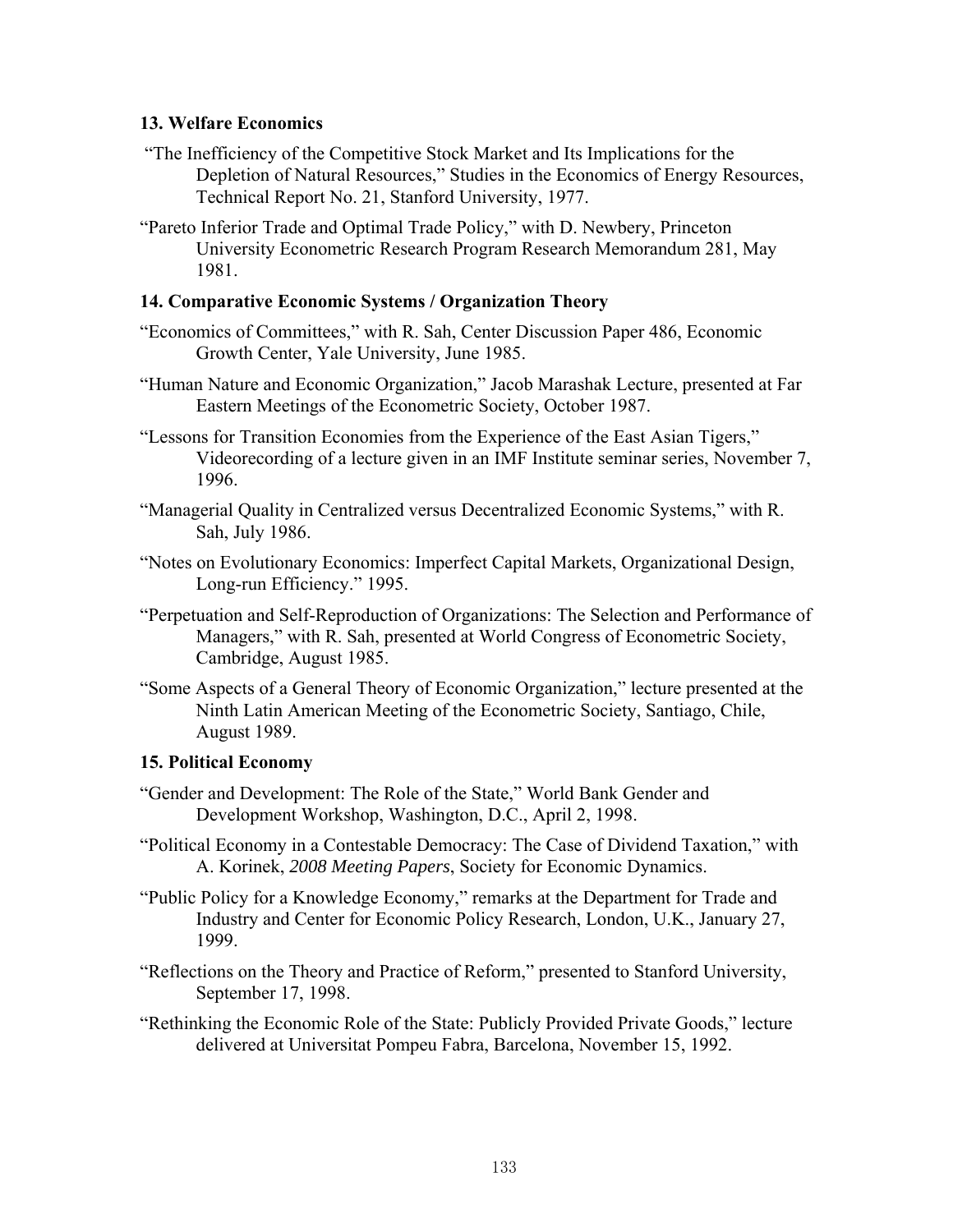### 13. Welfare Economics

"The Inefficiency of the Competitive Stock Market and Its Implications for the Depletion of Natural Resources," Studies in the Economics of Energy Resources, Technical Report No. 21, Stanford University, 1977.

"Pareto Inferior Trade and Optimal Trade Policy," with D. Newbery, Princeton University Econometric Research Program Research Memorandum 281, May 1981.

### 14. Comparative Economic Systems / Organization Theory

"Economics of Committees," with R. Sah, Center Discussion Paper 486, Economic Growth Center, Yale University, June 1985.

"Human Nature and Economic Organization," Jacob Marashak Lecture, presented at Far Eastern Meetings of the Econometric Society, October 1987.

"Lessons for Transition Economies from the Experience of the East Asian Tigers," Videorecording of a lecture given in an IMF Institute seminar series, November 7, 1996.

"Managerial Quality in Centralized versus Decentralized Economic Systems," with R. Sah, July 1986.

"Notes on Evolutionary Economics: Imperfect Capital Markets, Organizational Design, Long-run Efficiency." 1995.

"Perpetuation and Self-Reproduction of Organizations: The Selection and Performance of Managers," with R. Sah, presented at World Congress of Econometric Society, Cambridge, August 1985.

"Some Aspects of a General Theory of Economic Organization," lecture presented at the Ninth Latin American Meeting of the Econometric Society, Santiago, Chile, August 1989.

### 15. Political Economy

"Gender and Development: The Role of the State," World Bank Gender and Development Workshop, Washington, D.C., April 2, 1998.

"Political Economy in a Contestable Democracy: The Case of Dividend Taxation," with A. Korinek, *2008 Meeting Papers*, Society for Economic Dynamics.

"Public Policy for a Knowledge Economy," remarks at the Department for Trade and Industry and Center for Economic Policy Research, London, U.K., January 27, 1999.

"Reflections on the Theory and Practice of Reform," presented to Stanford University, September 17, 1998.

"Rethinking the Economic Role of the State: Publicly Provided Private Goods," lecture delivered at Universitat Pompeu Fabra, Barcelona, November 15, 1992.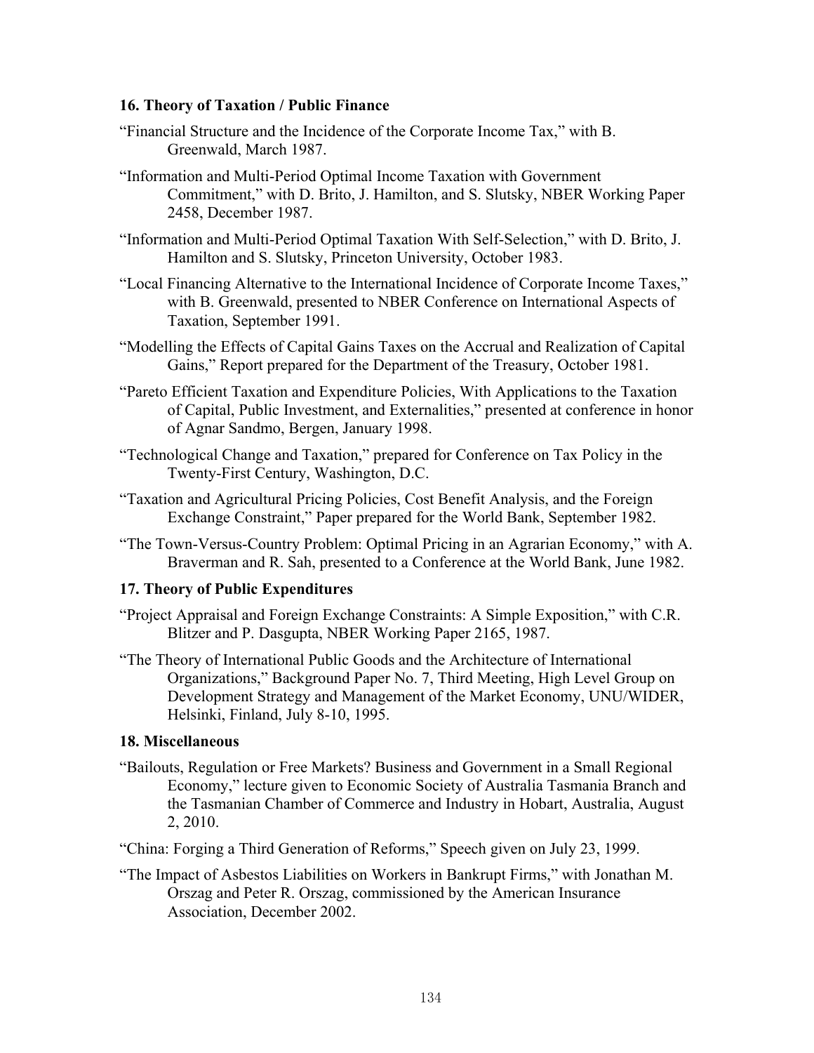### 16. Theory of Taxation / Public Finance

"Financial Structure and the Incidence of the Corporate Income Tax," with B. Greenwald, March 1987.

"Information and Multi-Period Optimal Income Taxation with Government Commitment," with D. Brito, J. Hamilton, and S. Slutsky, NBER Working Paper 2458, December 1987.

"Information and Multi-Period Optimal Taxation With Self-Selection," with D. Brito, J. Hamilton and S. Slutsky, Princeton University, October 1983.

"Local Financing Alternative to the International Incidence of Corporate Income Taxes," with B. Greenwald, presented to NBER Conference on International Aspects of Taxation, September 1991.

"Modelling the Effects of Capital Gains Taxes on the Accrual and Realization of Capital Gains," Report prepared for the Department of the Treasury, October 1981.

"Pareto Efficient Taxation and Expenditure Policies, With Applications to the Taxation of Capital, Public Investment, and Externalities," presented at conference in honor of Agnar Sandmo, Bergen, January 1998.

"Technological Change and Taxation," prepared for Conference on Tax Policy in the Twenty-First Century, Washington, D.C.

"Taxation and Agricultural Pricing Policies, Cost Benefit Analysis, and the Foreign Exchange Constraint," Paper prepared for the World Bank, September 1982.

"The Town-Versus-Country Problem: Optimal Pricing in an Agrarian Economy," with A. Braverman and R. Sah, presented to a Conference at the World Bank, June 1982.

### 17. Theory of Public Expenditures

"Project Appraisal and Foreign Exchange Constraints: A Simple Exposition," with C.R. Blitzer and P. Dasgupta, NBER Working Paper 2165, 1987.

"The Theory of International Public Goods and the Architecture of International Organizations," Background Paper No. 7, Third Meeting, High Level Group on Development Strategy and Management of the Market Economy, UNU/WIDER, Helsinki, Finland, July 8-10, 1995.

### 18. Miscellaneous

"Bailouts, Regulation or Free Markets? Business and Government in a Small Regional Economy," lecture given to Economic Society of Australia Tasmania Branch and the Tasmanian Chamber of Commerce and Industry in Hobart, Australia, August 2, 2010.

"China: Forging a Third Generation of Reforms," Speech given on July 23, 1999.

"The Impact of Asbestos Liabilities on Workers in Bankrupt Firms," with Jonathan M. Orszag and Peter R. Orszag, commissioned by the American Insurance Association, December 2002.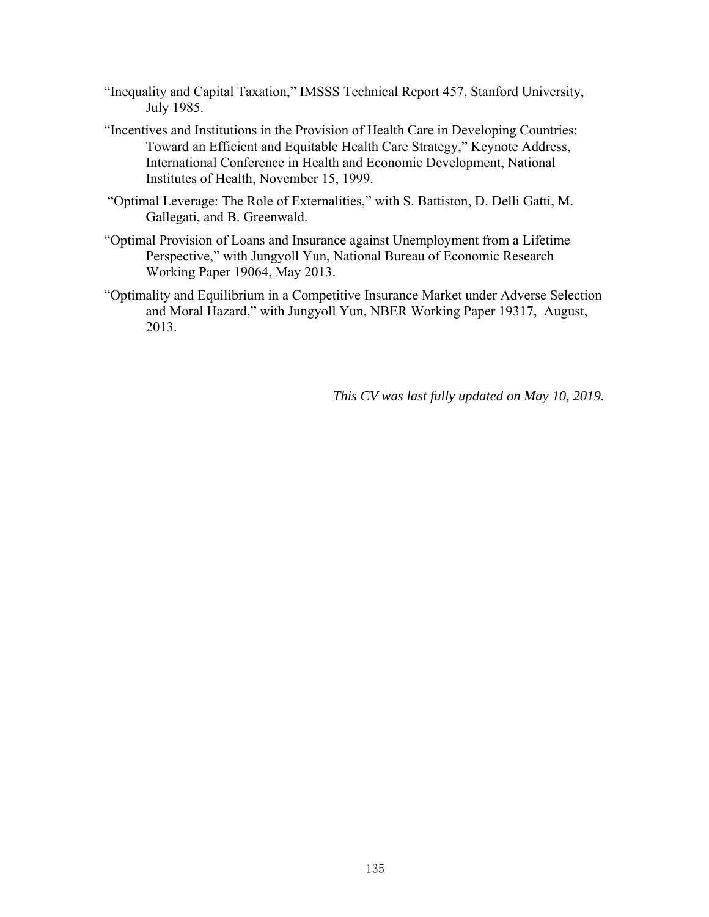"Inequality and Capital Taxation," IMSSS Technical Report 457, Stanford University, July 1985.

"Incentives and Institutions in the Provision of Health Care in Developing Countries: Toward an Efficient and Equitable Health Care Strategy," Keynote Address, International Conference in Health and Economic Development, National Institutes of Health, November 15, 1999.

"Optimal Leverage: The Role of Externalities," with S. Battiston, D. Delli Gatti, M. Gallegati, and B. Greenwald.

"Optimal Provision of Loans and Insurance against Unemployment from a Lifetime Perspective," with Jungyoll Yun, National Bureau of Economic Research Working Paper 19064, May 2013.

"Optimality and Equilibrium in a Competitive Insurance Market under Adverse Selection and Moral Hazard," with Jungyoll Yun, NBER Working Paper 19317, August, 2013.

*This CV was last fully updated on May 10, 2019.*